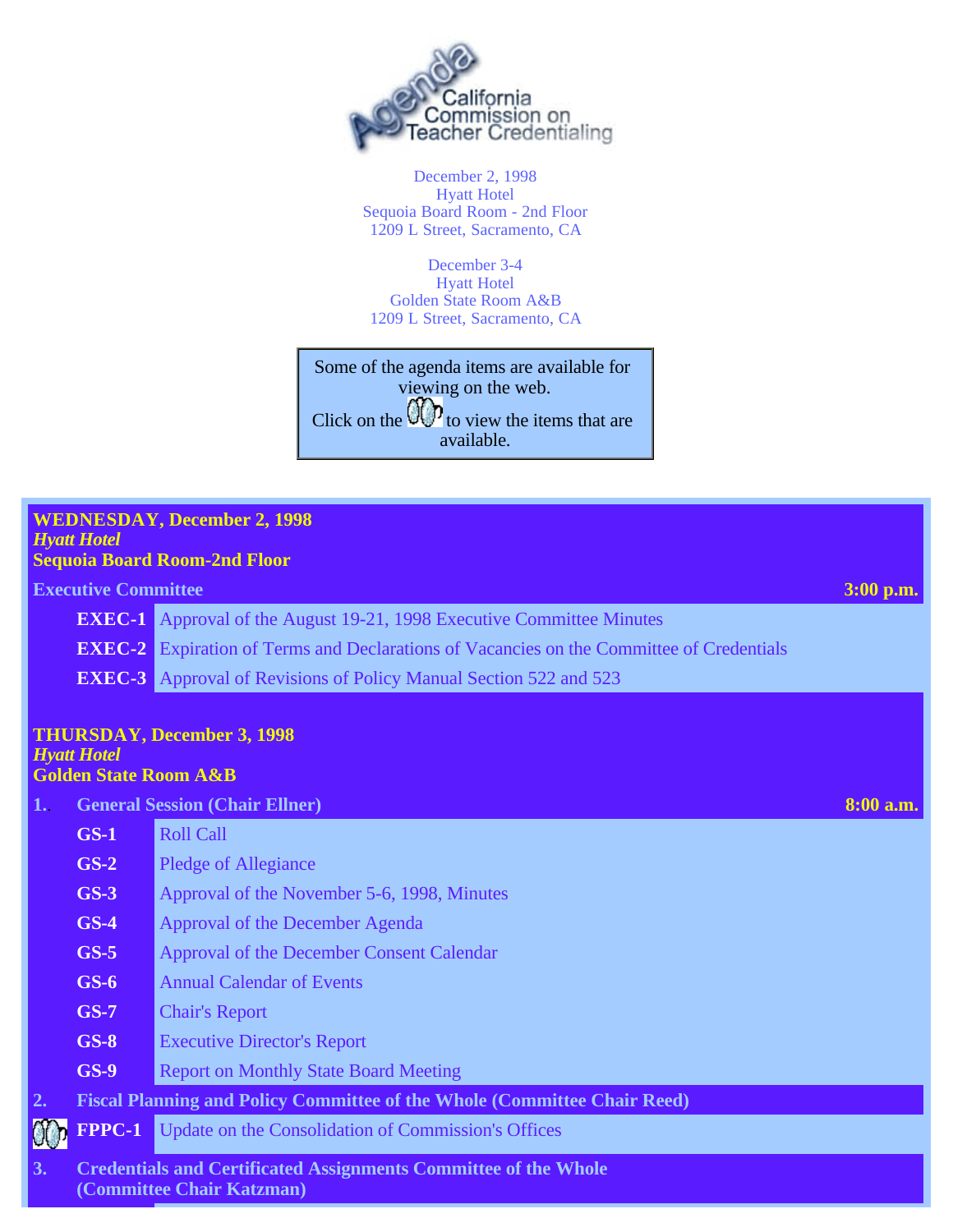# Agenda — California Commission on Teacher Credentialing

December 2, 1998
Hyatt Hotel
Sequoia Board Room - 2nd Floor
1209 L Street, Sacramento, CA

December 3-4
Hyatt Hotel
Golden State Room A&B
1209 L Street, Sacramento, CA

Some of the agenda items are available for viewing on the web.
Click on the [icon] to view the items that are available.

## WEDNESDAY, December 2, 1998
*Hyatt Hotel*
**Sequoia Board Room-2nd Floor**

**Executive Committee** — **3:00 p.m.**

| | |
|---|---|
| **EXEC-1** | Approval of the August 19-21, 1998 Executive Committee Minutes |
| **EXEC-2** | Expiration of Terms and Declarations of Vacancies on the Committee of Credentials |
| **EXEC-3** | Approval of Revisions of Policy Manual Section 522 and 523 |

## THURSDAY, December 3, 1998
*Hyatt Hotel*
**Golden State Room A&B**

**1. General Session (Chair Ellner)** — **8:00 a.m.**

| | |
|---|---|
| **GS-1** | Roll Call |
| **GS-2** | Pledge of Allegiance |
| **GS-3** | Approval of the November 5-6, 1998, Minutes |
| **GS-4** | Approval of the December Agenda |
| **GS-5** | Approval of the December Consent Calendar |
| **GS-6** | Annual Calendar of Events |
| **GS-7** | Chair's Report |
| **GS-8** | Executive Director's Report |
| **GS-9** | Report on Monthly State Board Meeting |

**2. Fiscal Planning and Policy Committee of the Whole (Committee Chair Reed)**

| | |
|---|---|
| **FPPC-1** | Update on the Consolidation of Commission's Offices |

**3. Credentials and Certificated Assignments Committee of the Whole (Committee Chair Katzman)**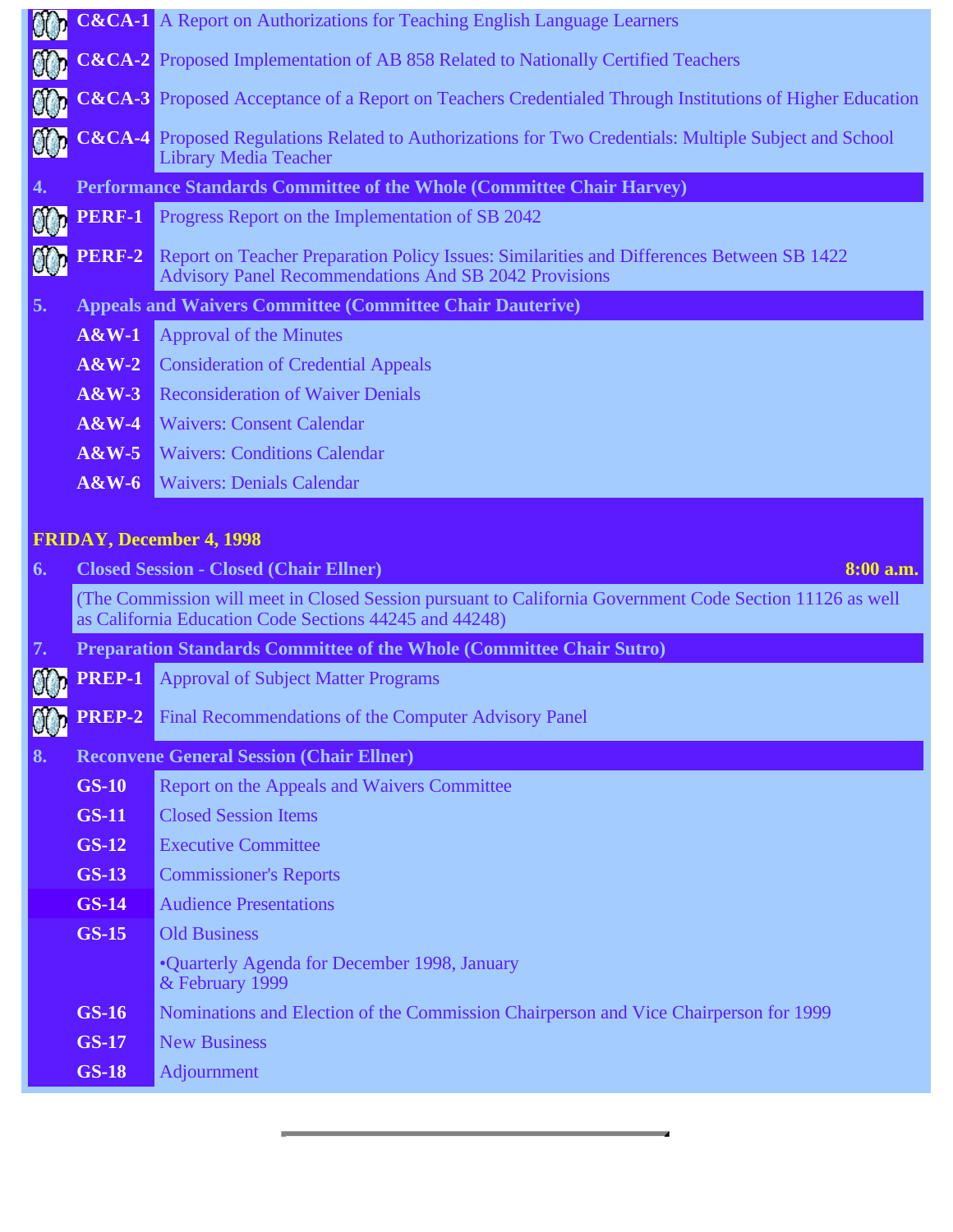| | |
|---|---|
| **C&CA-1** | A Report on Authorizations for Teaching English Language Learners |
| **C&CA-2** | Proposed Implementation of AB 858 Related to Nationally Certified Teachers |
| **C&CA-3** | Proposed Acceptance of a Report on Teachers Credentialed Through Institutions of Higher Education |
| **C&CA-4** | Proposed Regulations Related to Authorizations for Two Credentials: Multiple Subject and School Library Media Teacher |
| **4.** | **Performance Standards Committee of the Whole (Committee Chair Harvey)** |
| **PERF-1** | Progress Report on the Implementation of SB 2042 |
| **PERF-2** | Report on Teacher Preparation Policy Issues: Similarities and Differences Between SB 1422 Advisory Panel Recommendations And SB 2042 Provisions |
| **5.** | **Appeals and Waivers Committee (Committee Chair Dauterive)** |
| **A&W-1** | Approval of the Minutes |
| **A&W-2** | Consideration of Credential Appeals |
| **A&W-3** | Reconsideration of Waiver Denials |
| **A&W-4** | Waivers: Consent Calendar |
| **A&W-5** | Waivers: Conditions Calendar |
| **A&W-6** | Waivers: Denials Calendar |

**FRIDAY, December 4, 1998**

| | |
|---|---|
| **6.** | **Closed Session - Closed (Chair Ellner)** **8:00 a.m.** |
| | (The Commission will meet in Closed Session pursuant to California Government Code Section 11126 as well as California Education Code Sections 44245 and 44248) |
| **7.** | **Preparation Standards Committee of the Whole (Committee Chair Sutro)** |
| **PREP-1** | Approval of Subject Matter Programs |
| **PREP-2** | Final Recommendations of the Computer Advisory Panel |
| **8.** | **Reconvene General Session (Chair Ellner)** |
| **GS-10** | Report on the Appeals and Waivers Committee |
| **GS-11** | Closed Session Items |
| **GS-12** | Executive Committee |
| **GS-13** | Commissioner's Reports |
| **GS-14** | Audience Presentations |
| **GS-15** | Old Business |
| | •Quarterly Agenda for December 1998, January & February 1999 |
| **GS-16** | Nominations and Election of the Commission Chairperson and Vice Chairperson for 1999 |
| **GS-17** | New Business |
| **GS-18** | Adjournment |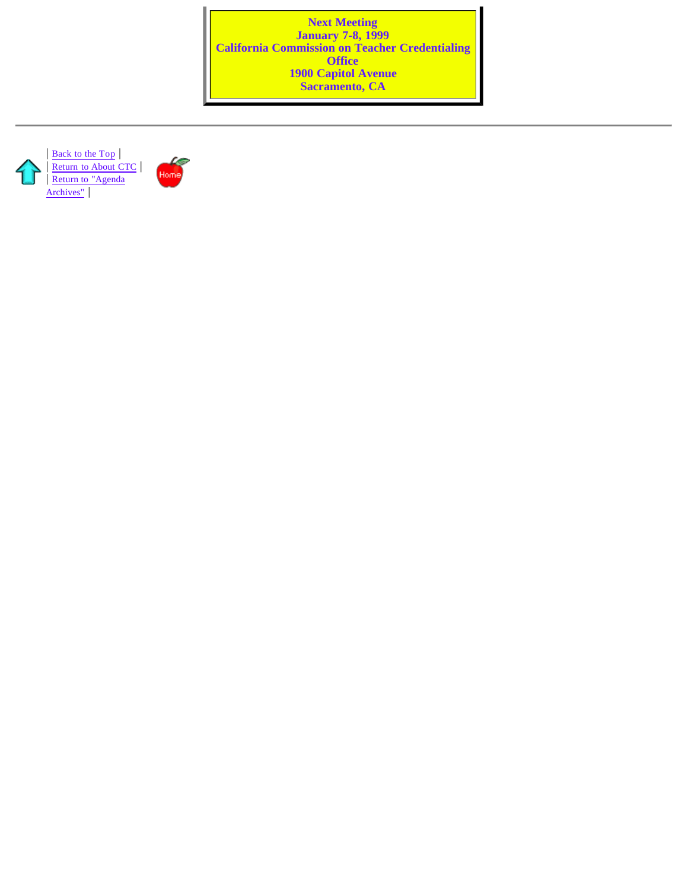**Next Meeting**
**January 7-8, 1999**
**California Commission on Teacher Credentialing Office**
**1900 Capitol Avenue**
**Sacramento, CA**

---

| Back to the Top |
| Return to About CTC |
| Return to "Agenda Archives" |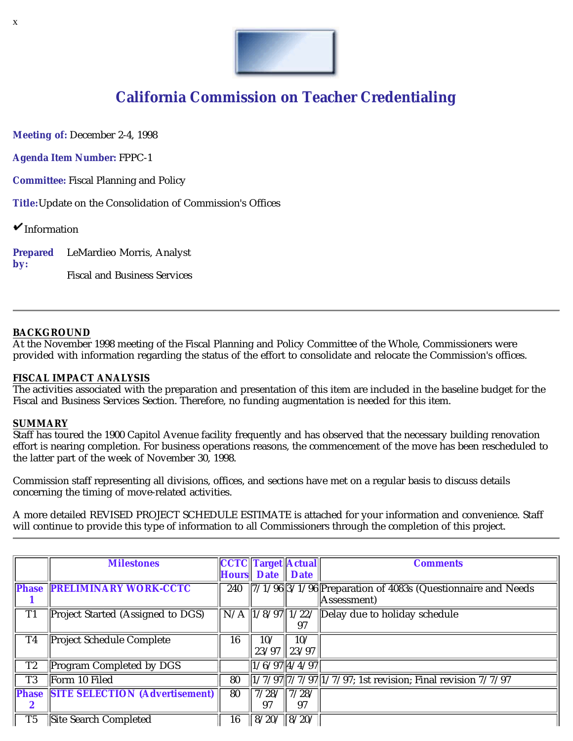x

# California Commission on Teacher Credentialing

**Meeting of:** December 2-4, 1998

**Agenda Item Number:** FPPC-1

**Committee:** Fiscal Planning and Policy

**Title:** Update on the Consolidation of Commission's Offices

✔ Information

**Prepared by:** LeMardieo Morris, Analyst

Fiscal and Business Services

---

**BACKGROUND**
At the November 1998 meeting of the Fiscal Planning and Policy Committee of the Whole, Commissioners were provided with information regarding the status of the effort to consolidate and relocate the Commission's offices.

**FISCAL IMPACT ANALYSIS**
The activities associated with the preparation and presentation of this item are included in the baseline budget for the Fiscal and Business Services Section. Therefore, no funding augmentation is needed for this item.

**SUMMARY**
Staff has toured the 1900 Capitol Avenue facility frequently and has observed that the necessary building renovation effort is nearing completion. For business operations reasons, the commencement of the move has been rescheduled to the latter part of the week of November 30, 1998.

Commission staff representing all divisions, offices, and sections have met on a regular basis to discuss details concerning the timing of move-related activities.

A more detailed REVISED PROJECT SCHEDULE ESTIMATE is attached for your information and convenience. Staff will continue to provide this type of information to all Commissioners through the completion of this project.

---

| | Milestones | CCTC Hours | Target Date | Actual Date | Comments |
|---|---|---|---|---|---|
| **Phase 1** | **PRELIMINARY WORK-CCTC** | 240 | 7/1/96 | 3/1/96 | Preparation of 4083s (Questionnaire and Needs Assessment) |
| T1 | Project Started (Assigned to DGS) | N/A | 1/8/97 | 1/22/97 | Delay due to holiday schedule |
| T4 | Project Schedule Complete | 16 | 10/23/97 | 10/23/97 | |
| T2 | Program Completed by DGS | | 1/6/97 | 4/4/97 | |
| T3 | Form 10 Filed | 80 | 1/7/97 | 7/7/97 | 1/7/97; 1st revision; Final revision 7/7/97 |
| **Phase 2** | **SITE SELECTION (Advertisement)** | 80 | 7/28/97 | 7/28/97 | |
| T5 | Site Search Completed | 16 | 8/20/ | 8/20/ | |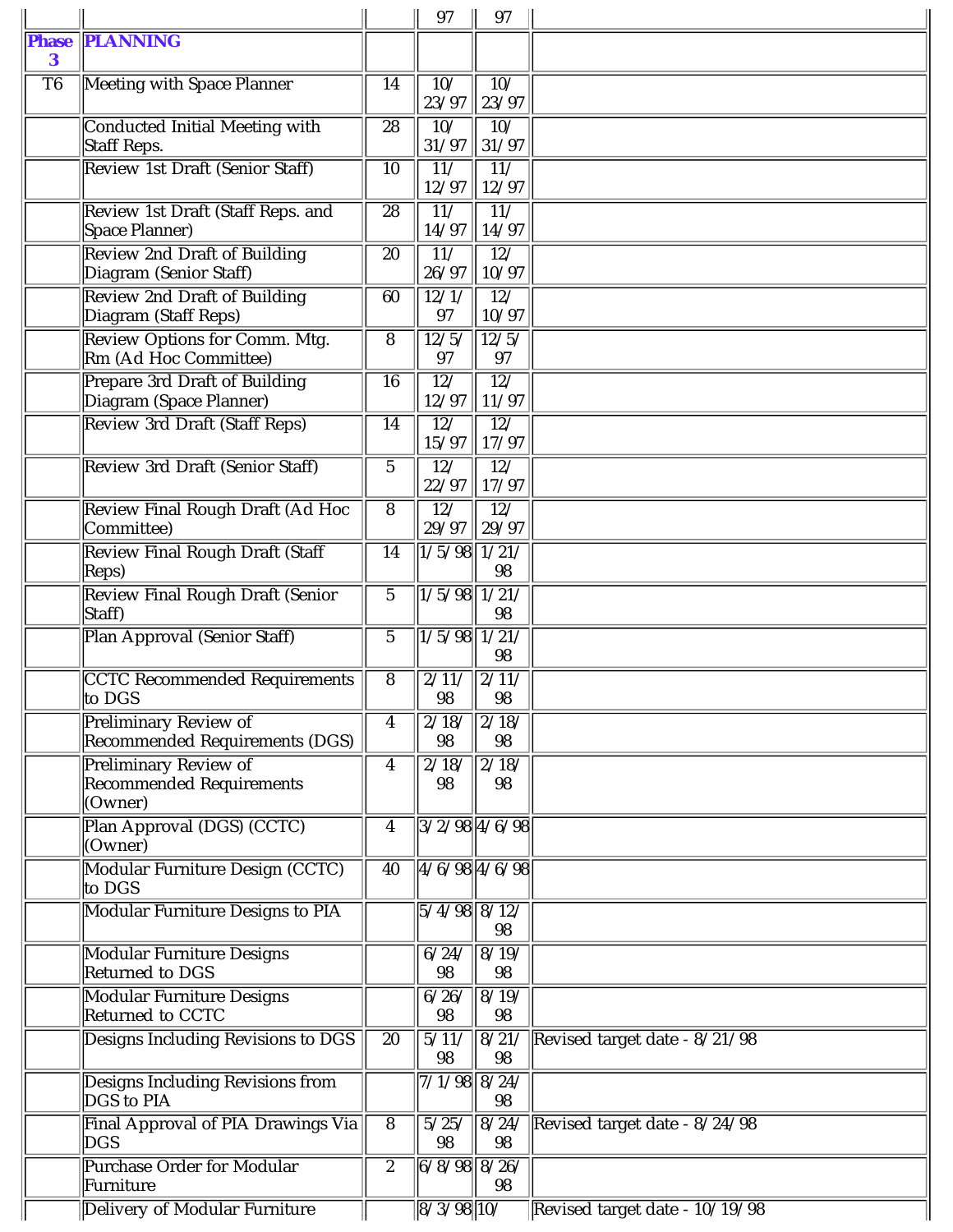| | | | 97 | 97 | |
|---|---|---|---|---|---|
| **Phase 3** | **PLANNING** | | | | |
| T6 | Meeting with Space Planner | 14 | 10/23/97 | 10/23/97 | |
| | Conducted Initial Meeting with Staff Reps. | 28 | 10/31/97 | 10/31/97 | |
| | Review 1st Draft (Senior Staff) | 10 | 11/12/97 | 11/12/97 | |
| | Review 1st Draft (Staff Reps. and Space Planner) | 28 | 11/14/97 | 11/14/97 | |
| | Review 2nd Draft of Building Diagram (Senior Staff) | 20 | 11/26/97 | 12/10/97 | |
| | Review 2nd Draft of Building Diagram (Staff Reps) | 60 | 12/1/97 | 12/10/97 | |
| | Review Options for Comm. Mtg. Rm (Ad Hoc Committee) | 8 | 12/5/97 | 12/5/97 | |
| | Prepare 3rd Draft of Building Diagram (Space Planner) | 16 | 12/12/97 | 12/11/97 | |
| | Review 3rd Draft (Staff Reps) | 14 | 12/15/97 | 12/17/97 | |
| | Review 3rd Draft (Senior Staff) | 5 | 12/22/97 | 12/17/97 | |
| | Review Final Rough Draft (Ad Hoc Committee) | 8 | 12/29/97 | 12/29/97 | |
| | Review Final Rough Draft (Staff Reps) | 14 | 1/5/98 | 1/21/98 | |
| | Review Final Rough Draft (Senior Staff) | 5 | 1/5/98 | 1/21/98 | |
| | Plan Approval (Senior Staff) | 5 | 1/5/98 | 1/21/98 | |
| | CCTC Recommended Requirements to DGS | 8 | 2/11/98 | 2/11/98 | |
| | Preliminary Review of Recommended Requirements (DGS) | 4 | 2/18/98 | 2/18/98 | |
| | Preliminary Review of Recommended Requirements (Owner) | 4 | 2/18/98 | 2/18/98 | |
| | Plan Approval (DGS) (CCTC) (Owner) | 4 | 3/2/98 | 4/6/98 | |
| | Modular Furniture Design (CCTC) to DGS | 40 | 4/6/98 | 4/6/98 | |
| | Modular Furniture Designs to PIA | | 5/4/98 | 8/12/98 | |
| | Modular Furniture Designs Returned to DGS | | 6/24/98 | 8/19/98 | |
| | Modular Furniture Designs Returned to CCTC | | 6/26/98 | 8/19/98 | |
| | Designs Including Revisions to DGS | 20 | 5/11/98 | 8/21/98 | Revised target date - 8/21/98 |
| | Designs Including Revisions from DGS to PIA | | 7/1/98 | 8/24/98 | |
| | Final Approval of PIA Drawings Via DGS | 8 | 5/25/98 | 8/24/98 | Revised target date - 8/24/98 |
| | Purchase Order for Modular Furniture | 2 | 6/8/98 | 8/26/98 | |
| | Delivery of Modular Furniture | | 8/3/98 | 10/ | Revised target date - 10/19/98 |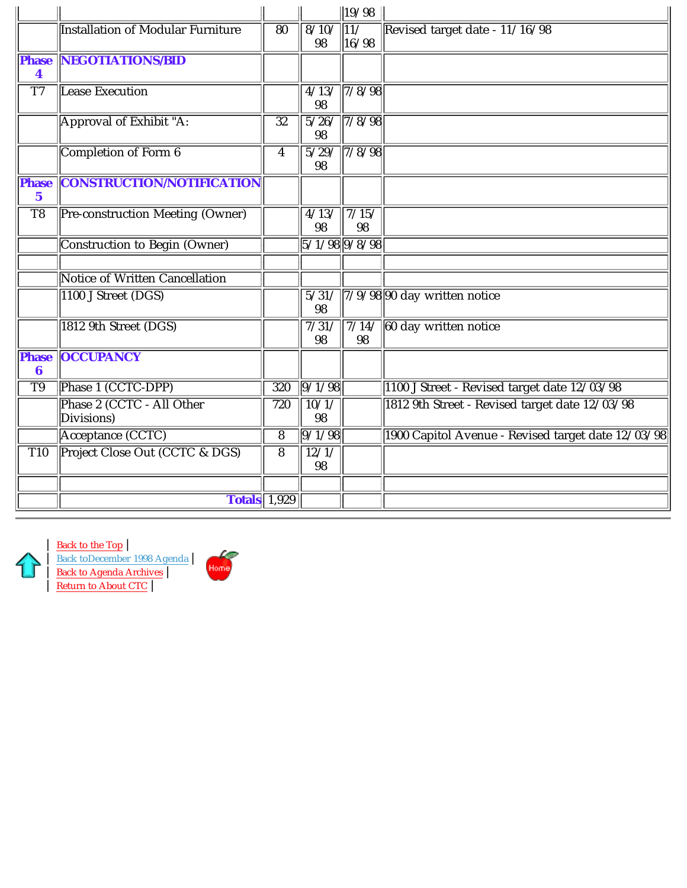| | | | | | |
|---|---|---|---|---|---|
| | | | | 19/98 | |
| | Installation of Modular Furniture | 80 | 8/10/98 | 11/16/98 | Revised target date - 11/16/98 |
| **Phase 4** | **NEGOTIATIONS/BID** | | | | |
| T7 | Lease Execution | | 4/13/98 | 7/8/98 | |
| | Approval of Exhibit "A: | 32 | 5/26/98 | 7/8/98 | |
| | Completion of Form 6 | 4 | 5/29/98 | 7/8/98 | |
| **Phase 5** | **CONSTRUCTION/NOTIFICATION** | | | | |
| T8 | Pre-construction Meeting (Owner) | | 4/13/98 | 7/15/98 | |
| | Construction to Begin (Owner) | | 5/1/98 | 9/8/98 | |
| | | | | | |
| | Notice of Written Cancellation | | | | |
| | 1100 J Street (DGS) | | 5/31/98 | 7/9/98 | 90 day written notice |
| | 1812 9th Street (DGS) | | 7/31/98 | 7/14/98 | 60 day written notice |
| **Phase 6** | **OCCUPANCY** | | | | |
| T9 | Phase 1 (CCTC-DPP) | 320 | 9/1/98 | | 1100 J Street - Revised target date 12/03/98 |
| | Phase 2 (CCTC - All Other Divisions) | 720 | 10/1/98 | | 1812 9th Street - Revised target date 12/03/98 |
| | Acceptance (CCTC) | 8 | 9/1/98 | | 1900 Capitol Avenue - Revised target date 12/03/98 |
| T10 | Project Close Out (CCTC & DGS) | 8 | 12/1/98 | | |
| | | | | | |
| | **Totals** | 1,929 | | | |

| Back to the Top |
| Back toDecember 1998 Agenda |
| Back to Agenda Archives |
| Return to About CTC |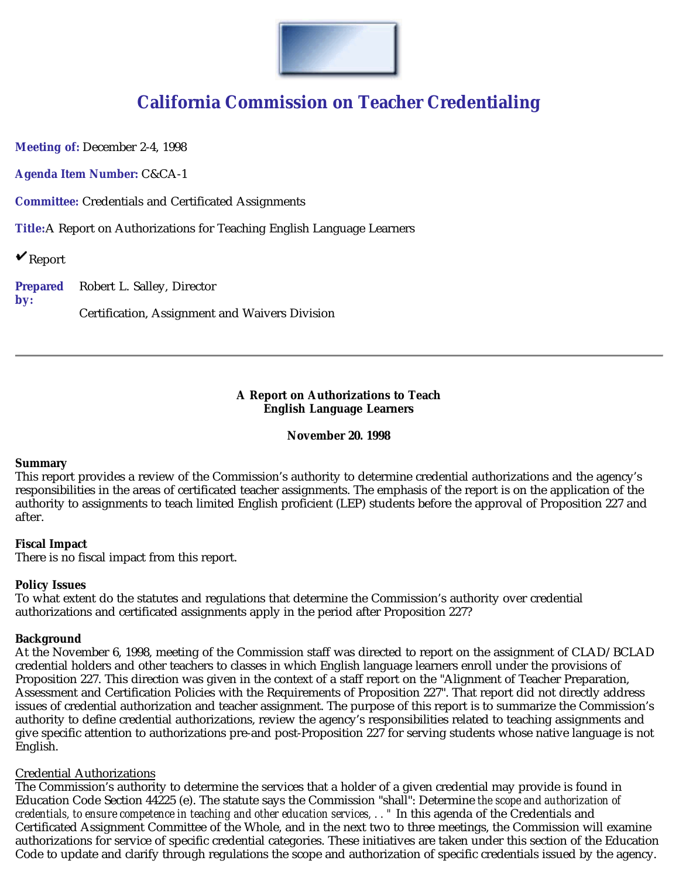# California Commission on Teacher Credentialing

**Meeting of:** December 2-4, 1998

**Agenda Item Number:** C&CA-1

**Committee:** Credentials and Certificated Assignments

**Title:** A Report on Authorizations for Teaching English Language Learners

✔ Report

**Prepared by:** Robert L. Salley, Director

Certification, Assignment and Waivers Division

---

**A Report on Authorizations to Teach English Language Learners**

**November 20. 1998**

**Summary**
This report provides a review of the Commission's authority to determine credential authorizations and the agency's responsibilities in the areas of certificated teacher assignments. The emphasis of the report is on the application of the authority to assignments to teach limited English proficient (LEP) students before the approval of Proposition 227 and after.

**Fiscal Impact**
There is no fiscal impact from this report.

**Policy Issues**
To what extent do the statutes and regulations that determine the Commission's authority over credential authorizations and certificated assignments apply in the period after Proposition 227?

**Background**
At the November 6, 1998, meeting of the Commission staff was directed to report on the assignment of CLAD/BCLAD credential holders and other teachers to classes in which English language learners enroll under the provisions of Proposition 227. This direction was given in the context of a staff report on the "Alignment of Teacher Preparation, Assessment and Certification Policies with the Requirements of Proposition 227". That report did not directly address issues of credential authorization and teacher assignment. The purpose of this report is to summarize the Commission's authority to define credential authorizations, review the agency's responsibilities related to teaching assignments and give specific attention to authorizations pre-and post-Proposition 227 for serving students whose native language is not English.

Credential Authorizations
The Commission's authority to determine the services that a holder of a given credential may provide is found in Education Code Section 44225 (e). The statute says the Commission "shall": Determine *the scope and authorization of credentials, to ensure competence in teaching and other education services, . . "* In this agenda of the Credentials and Certificated Assignment Committee of the Whole, and in the next two to three meetings, the Commission will examine authorizations for service of specific credential categories. These initiatives are taken under this section of the Education Code to update and clarify through regulations the scope and authorization of specific credentials issued by the agency.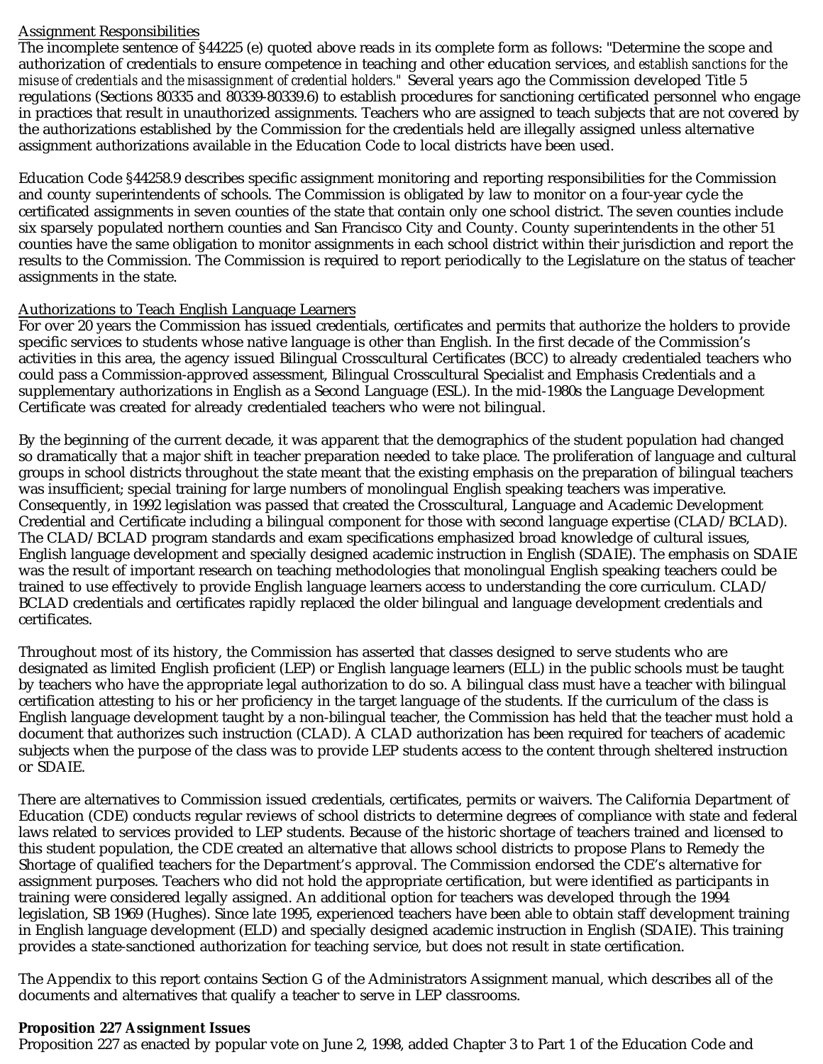Assignment Responsibilities

The incomplete sentence of §44225 (e) quoted above reads in its complete form as follows: "Determine the scope and authorization of credentials to ensure competence in teaching and other education services, *and establish sanctions for the misuse of credentials and the misassignment of credential holders."* Several years ago the Commission developed Title 5 regulations (Sections 80335 and 80339-80339.6) to establish procedures for sanctioning certificated personnel who engage in practices that result in unauthorized assignments. Teachers who are assigned to teach subjects that are not covered by the authorizations established by the Commission for the credentials held are illegally assigned unless alternative assignment authorizations available in the Education Code to local districts have been used.

Education Code §44258.9 describes specific assignment monitoring and reporting responsibilities for the Commission and county superintendents of schools. The Commission is obligated by law to monitor on a four-year cycle the certificated assignments in seven counties of the state that contain only one school district. The seven counties include six sparsely populated northern counties and San Francisco City and County. County superintendents in the other 51 counties have the same obligation to monitor assignments in each school district within their jurisdiction and report the results to the Commission. The Commission is required to report periodically to the Legislature on the status of teacher assignments in the state.

Authorizations to Teach English Language Learners

For over 20 years the Commission has issued credentials, certificates and permits that authorize the holders to provide specific services to students whose native language is other than English. In the first decade of the Commission's activities in this area, the agency issued Bilingual Crosscultural Certificates (BCC) to already credentialed teachers who could pass a Commission-approved assessment, Bilingual Crosscultural Specialist and Emphasis Credentials and a supplementary authorizations in English as a Second Language (ESL). In the mid-1980s the Language Development Certificate was created for already credentialed teachers who were not bilingual.

By the beginning of the current decade, it was apparent that the demographics of the student population had changed so dramatically that a major shift in teacher preparation needed to take place. The proliferation of language and cultural groups in school districts throughout the state meant that the existing emphasis on the preparation of bilingual teachers was insufficient; special training for large numbers of monolingual English speaking teachers was imperative. Consequently, in 1992 legislation was passed that created the Crosscultural, Language and Academic Development Credential and Certificate including a bilingual component for those with second language expertise (CLAD/BCLAD). The CLAD/BCLAD program standards and exam specifications emphasized broad knowledge of cultural issues, English language development and specially designed academic instruction in English (SDAIE). The emphasis on SDAIE was the result of important research on teaching methodologies that monolingual English speaking teachers could be trained to use effectively to provide English language learners access to understanding the core curriculum. CLAD/BCLAD credentials and certificates rapidly replaced the older bilingual and language development credentials and certificates.

Throughout most of its history, the Commission has asserted that classes designed to serve students who are designated as limited English proficient (LEP) or English language learners (ELL) in the public schools must be taught by teachers who have the appropriate legal authorization to do so. A bilingual class must have a teacher with bilingual certification attesting to his or her proficiency in the target language of the students. If the curriculum of the class is English language development taught by a non-bilingual teacher, the Commission has held that the teacher must hold a document that authorizes such instruction (CLAD). A CLAD authorization has been required for teachers of academic subjects when the purpose of the class was to provide LEP students access to the content through sheltered instruction or SDAIE.

There are alternatives to Commission issued credentials, certificates, permits or waivers. The California Department of Education (CDE) conducts regular reviews of school districts to determine degrees of compliance with state and federal laws related to services provided to LEP students. Because of the historic shortage of teachers trained and licensed to this student population, the CDE created an alternative that allows school districts to propose Plans to Remedy the Shortage of qualified teachers for the Department's approval. The Commission endorsed the CDE's alternative for assignment purposes. Teachers who did not hold the appropriate certification, but were identified as participants in training were considered legally assigned. An additional option for teachers was developed through the 1994 legislation, SB 1969 (Hughes). Since late 1995, experienced teachers have been able to obtain staff development training in English language development (ELD) and specially designed academic instruction in English (SDAIE). This training provides a state-sanctioned authorization for teaching service, but does not result in state certification.

The Appendix to this report contains Section G of the Administrators Assignment manual, which describes all of the documents and alternatives that qualify a teacher to serve in LEP classrooms.

**Proposition 227 Assignment Issues**

Proposition 227 as enacted by popular vote on June 2, 1998, added Chapter 3 to Part 1 of the Education Code and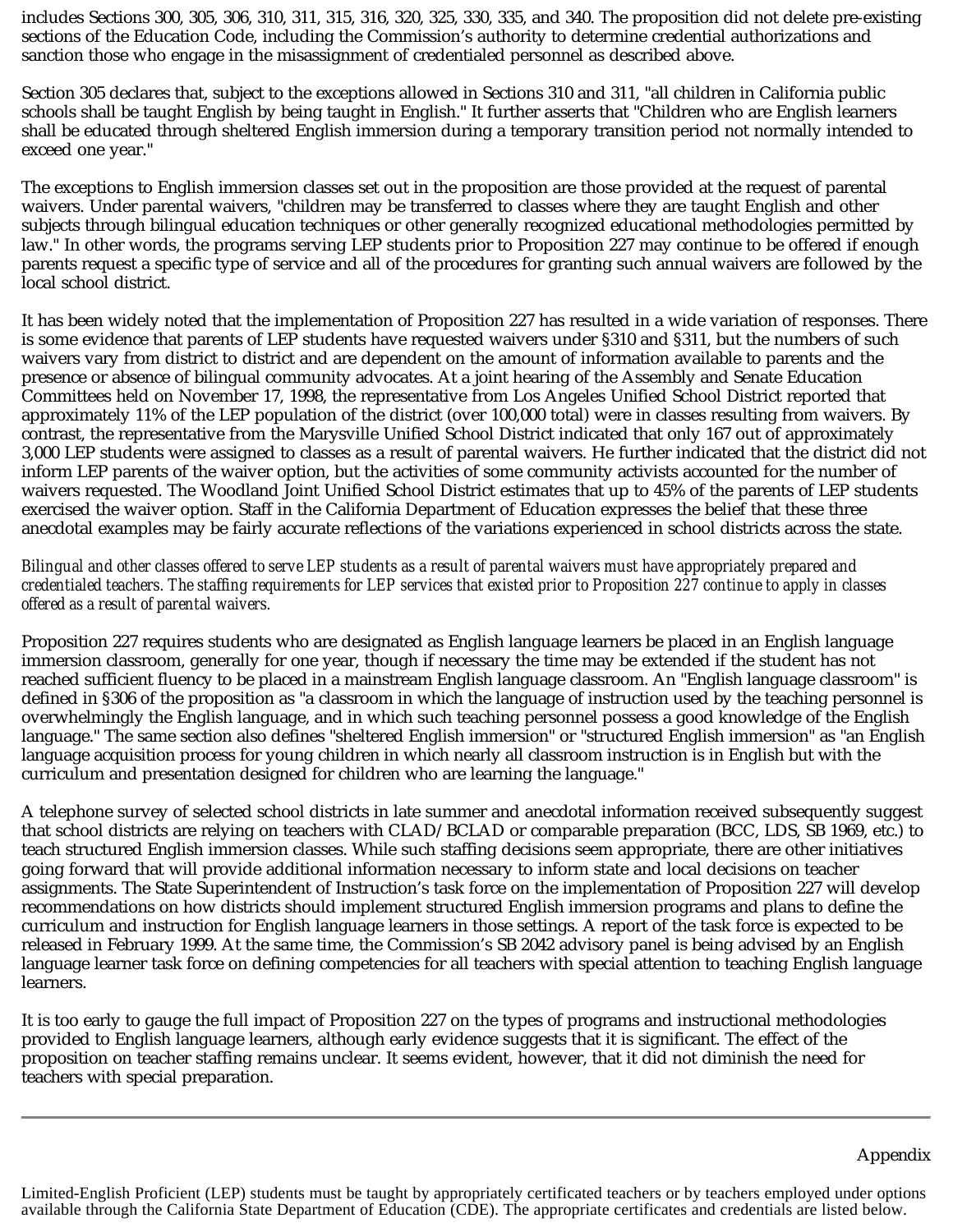includes Sections 300, 305, 306, 310, 311, 315, 316, 320, 325, 330, 335, and 340. The proposition did not delete pre-existing sections of the Education Code, including the Commission's authority to determine credential authorizations and sanction those who engage in the misassignment of credentialed personnel as described above.

Section 305 declares that, subject to the exceptions allowed in Sections 310 and 311, "all children in California public schools shall be taught English by being taught in English." It further asserts that "Children who are English learners shall be educated through sheltered English immersion during a temporary transition period not normally intended to exceed one year."

The exceptions to English immersion classes set out in the proposition are those provided at the request of parental waivers. Under parental waivers, "children may be transferred to classes where they are taught English and other subjects through bilingual education techniques or other generally recognized educational methodologies permitted by law." In other words, the programs serving LEP students prior to Proposition 227 may continue to be offered if enough parents request a specific type of service and all of the procedures for granting such annual waivers are followed by the local school district.

It has been widely noted that the implementation of Proposition 227 has resulted in a wide variation of responses. There is some evidence that parents of LEP students have requested waivers under §310 and §311, but the numbers of such waivers vary from district to district and are dependent on the amount of information available to parents and the presence or absence of bilingual community advocates. At a joint hearing of the Assembly and Senate Education Committees held on November 17, 1998, the representative from Los Angeles Unified School District reported that approximately 11% of the LEP population of the district (over 100,000 total) were in classes resulting from waivers. By contrast, the representative from the Marysville Unified School District indicated that only 167 out of approximately 3,000 LEP students were assigned to classes as a result of parental waivers. He further indicated that the district did not inform LEP parents of the waiver option, but the activities of some community activists accounted for the number of waivers requested. The Woodland Joint Unified School District estimates that up to 45% of the parents of LEP students exercised the waiver option. Staff in the California Department of Education expresses the belief that these three anecdotal examples may be fairly accurate reflections of the variations experienced in school districts across the state.

*Bilingual and other classes offered to serve LEP students as a result of parental waivers must have appropriately prepared and credentialed teachers. The staffing requirements for LEP services that existed prior to Proposition 227 continue to apply in classes offered as a result of parental waivers.*

Proposition 227 requires students who are designated as English language learners be placed in an English language immersion classroom, generally for one year, though if necessary the time may be extended if the student has not reached sufficient fluency to be placed in a mainstream English language classroom. An "English language classroom" is defined in §306 of the proposition as "a classroom in which the language of instruction used by the teaching personnel is overwhelmingly the English language, and in which such teaching personnel possess a good knowledge of the English language." The same section also defines "sheltered English immersion" or "structured English immersion" as "an English language acquisition process for young children in which nearly all classroom instruction is in English but with the curriculum and presentation designed for children who are learning the language."

A telephone survey of selected school districts in late summer and anecdotal information received subsequently suggest that school districts are relying on teachers with CLAD/BCLAD or comparable preparation (BCC, LDS, SB 1969, etc.) to teach structured English immersion classes. While such staffing decisions seem appropriate, there are other initiatives going forward that will provide additional information necessary to inform state and local decisions on teacher assignments. The State Superintendent of Instruction's task force on the implementation of Proposition 227 will develop recommendations on how districts should implement structured English immersion programs and plans to define the curriculum and instruction for English language learners in those settings. A report of the task force is expected to be released in February 1999. At the same time, the Commission's SB 2042 advisory panel is being advised by an English language learner task force on defining competencies for all teachers with special attention to teaching English language learners.

It is too early to gauge the full impact of Proposition 227 on the types of programs and instructional methodologies provided to English language learners, although early evidence suggests that it is significant. The effect of the proposition on teacher staffing remains unclear. It seems evident, however, that it did not diminish the need for teachers with special preparation.

---

Appendix

Limited-English Proficient (LEP) students must be taught by appropriately certificated teachers or by teachers employed under options available through the California State Department of Education (CDE). The appropriate certificates and credentials are listed below.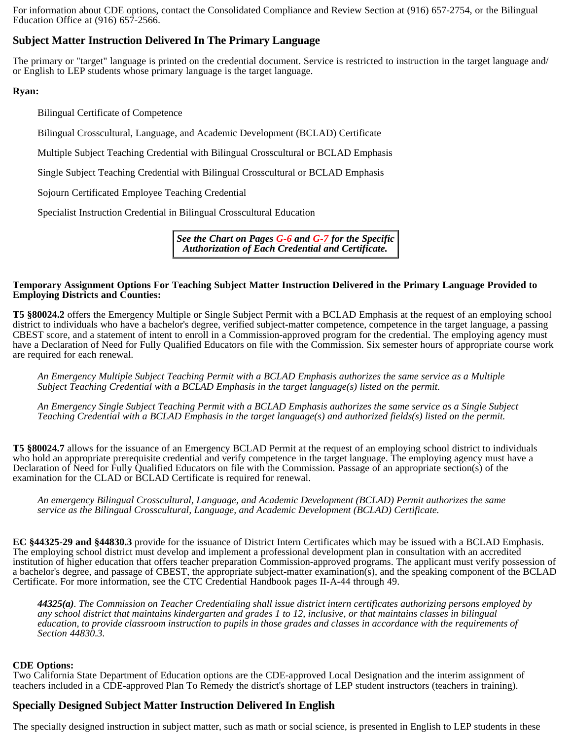For information about CDE options, contact the Consolidated Compliance and Review Section at (916) 657-2754, or the Bilingual Education Office at (916) 657-2566.

## Subject Matter Instruction Delivered In The Primary Language

The primary or "target" language is printed on the credential document. Service is restricted to instruction in the target language and/ or English to LEP students whose primary language is the target language.

**Ryan:**

Bilingual Certificate of Competence

Bilingual Crosscultural, Language, and Academic Development (BCLAD) Certificate

Multiple Subject Teaching Credential with Bilingual Crosscultural or BCLAD Emphasis

Single Subject Teaching Credential with Bilingual Crosscultural or BCLAD Emphasis

Sojourn Certificated Employee Teaching Credential

Specialist Instruction Credential in Bilingual Crosscultural Education

***See the Chart on Pages G-6 and G-7 for the Specific Authorization of Each Credential and Certificate.***

**Temporary Assignment Options For Teaching Subject Matter Instruction Delivered in the Primary Language Provided to Employing Districts and Counties:**

**T5 §80024.2** offers the Emergency Multiple or Single Subject Permit with a BCLAD Emphasis at the request of an employing school district to individuals who have a bachelor's degree, verified subject-matter competence, competence in the target language, a passing CBEST score, and a statement of intent to enroll in a Commission-approved program for the credential. The employing agency must have a Declaration of Need for Fully Qualified Educators on file with the Commission. Six semester hours of appropriate course work are required for each renewal.

*An Emergency Multiple Subject Teaching Permit with a BCLAD Emphasis authorizes the same service as a Multiple Subject Teaching Credential with a BCLAD Emphasis in the target language(s) listed on the permit.*

*An Emergency Single Subject Teaching Permit with a BCLAD Emphasis authorizes the same service as a Single Subject Teaching Credential with a BCLAD Emphasis in the target language(s) and authorized fields(s) listed on the permit.*

**T5 §80024.7** allows for the issuance of an Emergency BCLAD Permit at the request of an employing school district to individuals who hold an appropriate prerequisite credential and verify competence in the target language. The employing agency must have a Declaration of Need for Fully Qualified Educators on file with the Commission. Passage of an appropriate section(s) of the examination for the CLAD or BCLAD Certificate is required for renewal.

*An emergency Bilingual Crosscultural, Language, and Academic Development (BCLAD) Permit authorizes the same service as the Bilingual Crosscultural, Language, and Academic Development (BCLAD) Certificate.*

**EC §44325-29 and §44830.3** provide for the issuance of District Intern Certificates which may be issued with a BCLAD Emphasis. The employing school district must develop and implement a professional development plan in consultation with an accredited institution of higher education that offers teacher preparation Commission-approved programs. The applicant must verify possession of a bachelor's degree, and passage of CBEST, the appropriate subject-matter examination(s), and the speaking component of the BCLAD Certificate. For more information, see the CTC Credential Handbook pages II-A-44 through 49.

***44325(a)***. *The Commission on Teacher Credentialing shall issue district intern certificates authorizing persons employed by any school district that maintains kindergarten and grades 1 to 12, inclusive, or that maintains classes in bilingual education, to provide classroom instruction to pupils in those grades and classes in accordance with the requirements of Section 44830.3.*

**CDE Options:**
Two California State Department of Education options are the CDE-approved Local Designation and the interim assignment of teachers included in a CDE-approved Plan To Remedy the district's shortage of LEP student instructors (teachers in training).

## Specially Designed Subject Matter Instruction Delivered In English

The specially designed instruction in subject matter, such as math or social science, is presented in English to LEP students in these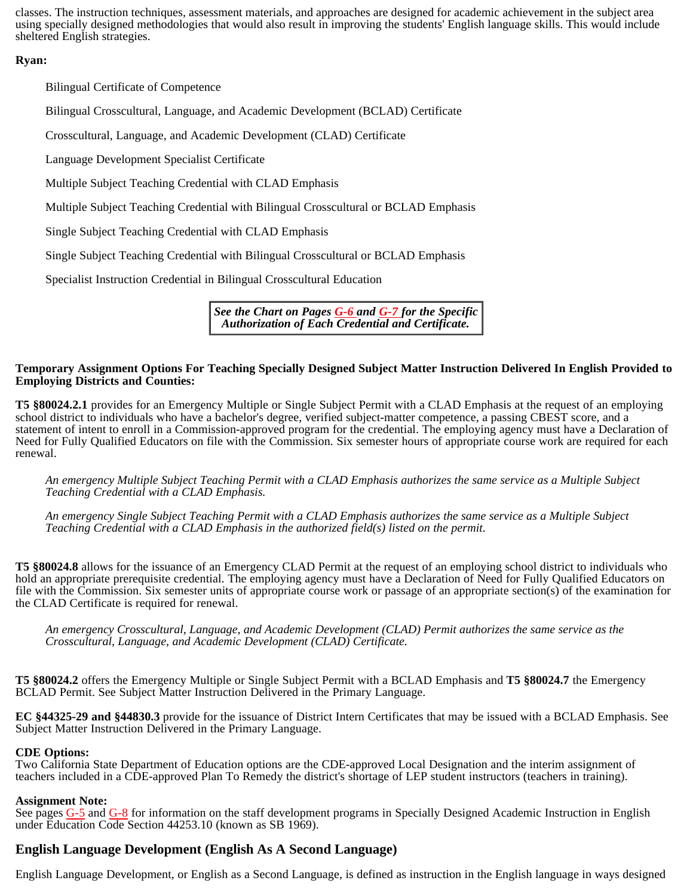classes. The instruction techniques, assessment materials, and approaches are designed for academic achievement in the subject area using specially designed methodologies that would also result in improving the students' English language skills. This would include sheltered English strategies.

**Ryan:**

Bilingual Certificate of Competence

Bilingual Crosscultural, Language, and Academic Development (BCLAD) Certificate

Crosscultural, Language, and Academic Development (CLAD) Certificate

Language Development Specialist Certificate

Multiple Subject Teaching Credential with CLAD Emphasis

Multiple Subject Teaching Credential with Bilingual Crosscultural or BCLAD Emphasis

Single Subject Teaching Credential with CLAD Emphasis

Single Subject Teaching Credential with Bilingual Crosscultural or BCLAD Emphasis

Specialist Instruction Credential in Bilingual Crosscultural Education

***See the Chart on Pages G-6 and G-7 for the Specific Authorization of Each Credential and Certificate.***

**Temporary Assignment Options For Teaching Specially Designed Subject Matter Instruction Delivered In English Provided to Employing Districts and Counties:**

**T5 §80024.2.1** provides for an Emergency Multiple or Single Subject Permit with a CLAD Emphasis at the request of an employing school district to individuals who have a bachelor's degree, verified subject-matter competence, a passing CBEST score, and a statement of intent to enroll in a Commission-approved program for the credential. The employing agency must have a Declaration of Need for Fully Qualified Educators on file with the Commission. Six semester hours of appropriate course work are required for each renewal.

*An emergency Multiple Subject Teaching Permit with a CLAD Emphasis authorizes the same service as a Multiple Subject Teaching Credential with a CLAD Emphasis.*

*An emergency Single Subject Teaching Permit with a CLAD Emphasis authorizes the same service as a Multiple Subject Teaching Credential with a CLAD Emphasis in the authorized field(s) listed on the permit.*

**T5 §80024.8** allows for the issuance of an Emergency CLAD Permit at the request of an employing school district to individuals who hold an appropriate prerequisite credential. The employing agency must have a Declaration of Need for Fully Qualified Educators on file with the Commission. Six semester units of appropriate course work or passage of an appropriate section(s) of the examination for the CLAD Certificate is required for renewal.

*An emergency Crosscultural, Language, and Academic Development (CLAD) Permit authorizes the same service as the Crosscultural, Language, and Academic Development (CLAD) Certificate.*

**T5 §80024.2** offers the Emergency Multiple or Single Subject Permit with a BCLAD Emphasis and **T5 §80024.7** the Emergency BCLAD Permit. See Subject Matter Instruction Delivered in the Primary Language.

**EC §44325-29 and §44830.3** provide for the issuance of District Intern Certificates that may be issued with a BCLAD Emphasis. See Subject Matter Instruction Delivered in the Primary Language.

**CDE Options:**
Two California State Department of Education options are the CDE-approved Local Designation and the interim assignment of teachers included in a CDE-approved Plan To Remedy the district's shortage of LEP student instructors (teachers in training).

**Assignment Note:**
See pages G-5 and G-8 for information on the staff development programs in Specially Designed Academic Instruction in English under Education Code Section 44253.10 (known as SB 1969).

## English Language Development (English As A Second Language)

English Language Development, or English as a Second Language, is defined as instruction in the English language in ways designed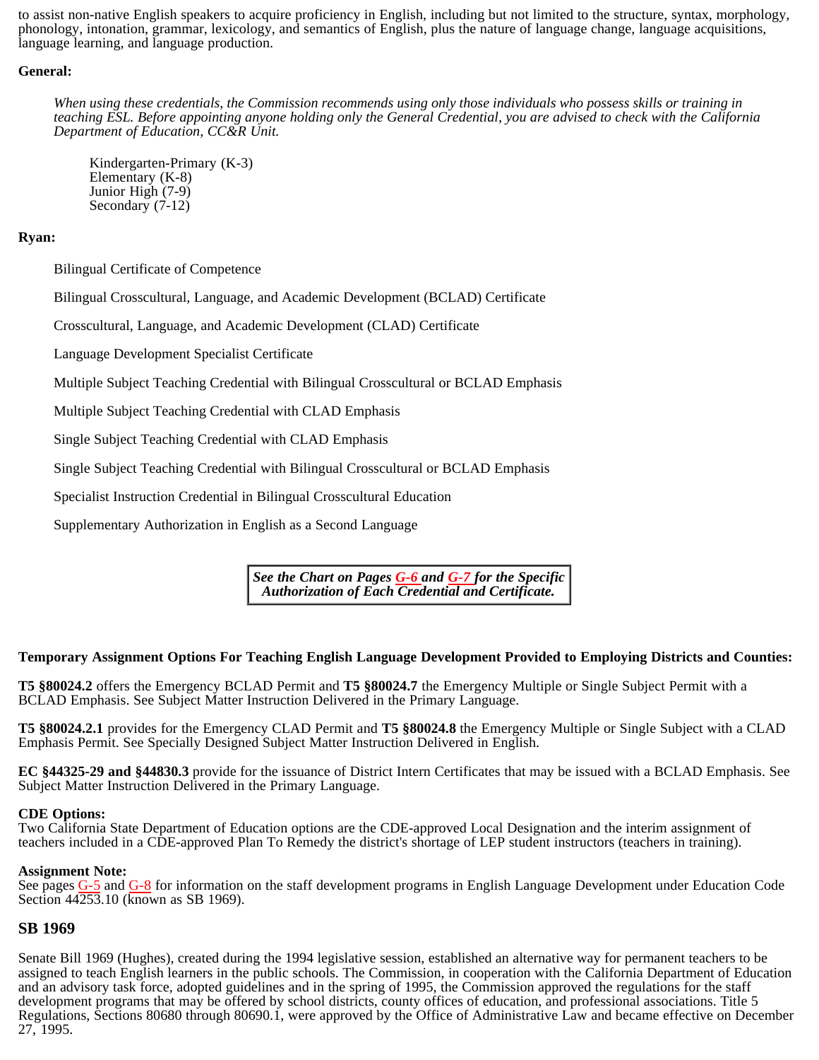to assist non-native English speakers to acquire proficiency in English, including but not limited to the structure, syntax, morphology, phonology, intonation, grammar, lexicology, and semantics of English, plus the nature of language change, language acquisitions, language learning, and language production.

**General:**

*When using these credentials, the Commission recommends using only those individuals who possess skills or training in teaching ESL. Before appointing anyone holding only the General Credential, you are advised to check with the California Department of Education, CC&R Unit.*

Kindergarten-Primary (K-3)
Elementary (K-8)
Junior High (7-9)
Secondary (7-12)

**Ryan:**

Bilingual Certificate of Competence

Bilingual Crosscultural, Language, and Academic Development (BCLAD) Certificate

Crosscultural, Language, and Academic Development (CLAD) Certificate

Language Development Specialist Certificate

Multiple Subject Teaching Credential with Bilingual Crosscultural or BCLAD Emphasis

Multiple Subject Teaching Credential with CLAD Emphasis

Single Subject Teaching Credential with CLAD Emphasis

Single Subject Teaching Credential with Bilingual Crosscultural or BCLAD Emphasis

Specialist Instruction Credential in Bilingual Crosscultural Education

Supplementary Authorization in English as a Second Language

***See the Chart on Pages G-6 and G-7 for the Specific Authorization of Each Credential and Certificate.***

**Temporary Assignment Options For Teaching English Language Development Provided to Employing Districts and Counties:**

**T5 §80024.2** offers the Emergency BCLAD Permit and **T5 §80024.7** the Emergency Multiple or Single Subject Permit with a BCLAD Emphasis. See Subject Matter Instruction Delivered in the Primary Language.

**T5 §80024.2.1** provides for the Emergency CLAD Permit and **T5 §80024.8** the Emergency Multiple or Single Subject with a CLAD Emphasis Permit. See Specially Designed Subject Matter Instruction Delivered in English.

**EC §44325-29 and §44830.3** provide for the issuance of District Intern Certificates that may be issued with a BCLAD Emphasis. See Subject Matter Instruction Delivered in the Primary Language.

**CDE Options:**
Two California State Department of Education options are the CDE-approved Local Designation and the interim assignment of teachers included in a CDE-approved Plan To Remedy the district's shortage of LEP student instructors (teachers in training).

**Assignment Note:**
See pages G-5 and G-8 for information on the staff development programs in English Language Development under Education Code Section 44253.10 (known as SB 1969).

## SB 1969

Senate Bill 1969 (Hughes), created during the 1994 legislative session, established an alternative way for permanent teachers to be assigned to teach English learners in the public schools. The Commission, in cooperation with the California Department of Education and an advisory task force, adopted guidelines and in the spring of 1995, the Commission approved the regulations for the staff development programs that may be offered by school districts, county offices of education, and professional associations. Title 5 Regulations, Sections 80680 through 80690.1, were approved by the Office of Administrative Law and became effective on December 27, 1995.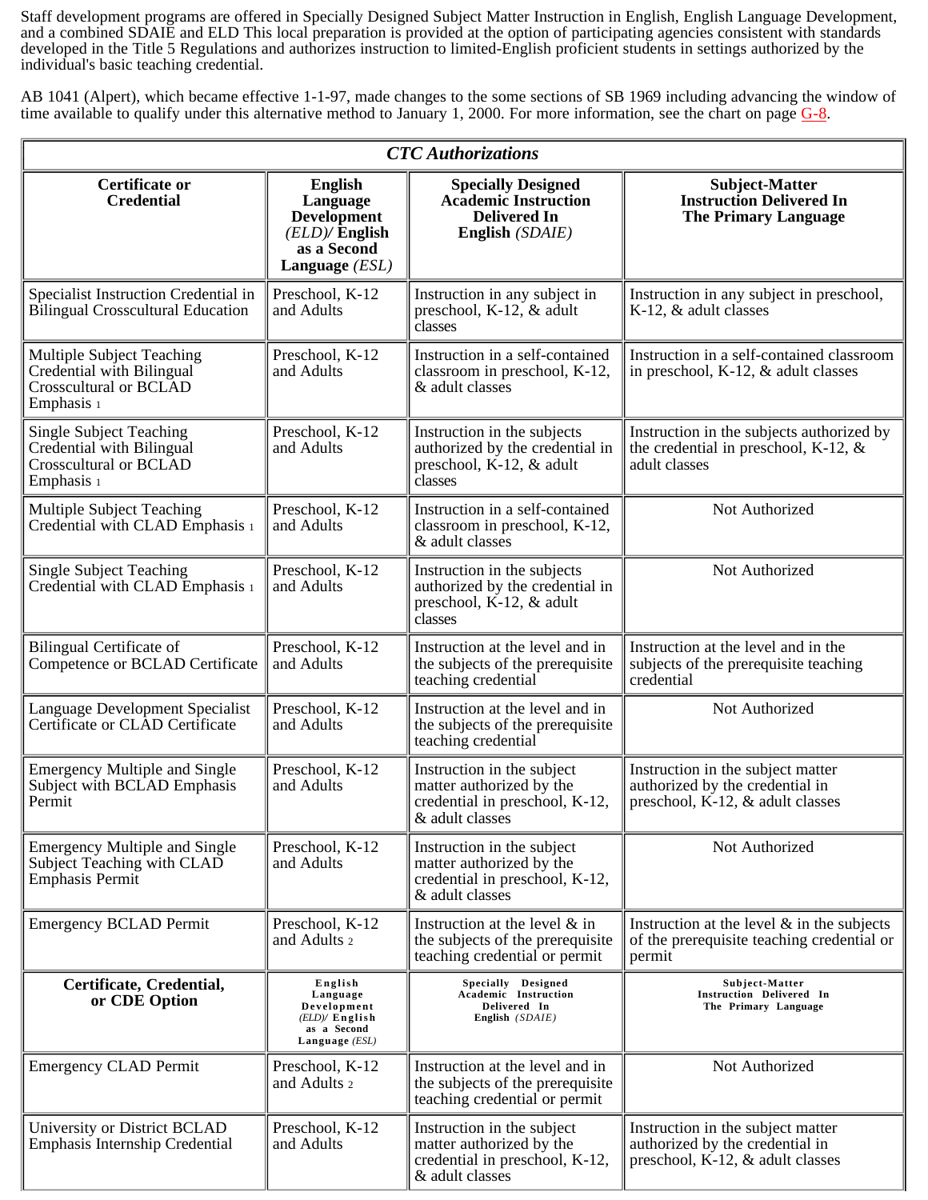Staff development programs are offered in Specially Designed Subject Matter Instruction in English, English Language Development, and a combined SDAIE and ELD This local preparation is provided at the option of participating agencies consistent with standards developed in the Title 5 Regulations and authorizes instruction to limited-English proficient students in settings authorized by the individual's basic teaching credential.

AB 1041 (Alpert), which became effective 1-1-97, made changes to the some sections of SB 1969 including advancing the window of time available to qualify under this alternative method to January 1, 2000. For more information, see the chart on page G-8.

| ***CTC Authorizations*** | | | |
|---|---|---|---|
| **Certificate or Credential** | **English Language Development** *(ELD)*/ **English as a Second Language** *(ESL)* | **Specially Designed Academic Instruction Delivered In English** *(SDAIE)* | **Subject-Matter Instruction Delivered In The Primary Language** |
| Specialist Instruction Credential in Bilingual Crosscultural Education | Preschool, K-12 and Adults | Instruction in any subject in preschool, K-12, & adult classes | Instruction in any subject in preschool, K-12, & adult classes |
| Multiple Subject Teaching Credential with Bilingual Crosscultural or BCLAD Emphasis [1] | Preschool, K-12 and Adults | Instruction in a self-contained classroom in preschool, K-12, & adult classes | Instruction in a self-contained classroom in preschool, K-12, & adult classes |
| Single Subject Teaching Credential with Bilingual Crosscultural or BCLAD Emphasis [1] | Preschool, K-12 and Adults | Instruction in the subjects authorized by the credential in preschool, K-12, & adult classes | Instruction in the subjects authorized by the credential in preschool, K-12, & adult classes |
| Multiple Subject Teaching Credential with CLAD Emphasis [1] | Preschool, K-12 and Adults | Instruction in a self-contained classroom in preschool, K-12, & adult classes | Not Authorized |
| Single Subject Teaching Credential with CLAD Emphasis [1] | Preschool, K-12 and Adults | Instruction in the subjects authorized by the credential in preschool, K-12, & adult classes | Not Authorized |
| Bilingual Certificate of Competence or BCLAD Certificate | Preschool, K-12 and Adults | Instruction at the level and in the subjects of the prerequisite teaching credential | Instruction at the level and in the subjects of the prerequisite teaching credential |
| Language Development Specialist Certificate or CLAD Certificate | Preschool, K-12 and Adults | Instruction at the level and in the subjects of the prerequisite teaching credential | Not Authorized |
| Emergency Multiple and Single Subject with BCLAD Emphasis Permit | Preschool, K-12 and Adults | Instruction in the subject matter authorized by the credential in preschool, K-12, & adult classes | Instruction in the subject matter authorized by the credential in preschool, K-12, & adult classes |
| Emergency Multiple and Single Subject Teaching with CLAD Emphasis Permit | Preschool, K-12 and Adults | Instruction in the subject matter authorized by the credential in preschool, K-12, & adult classes | Not Authorized |
| Emergency BCLAD Permit | Preschool, K-12 and Adults [2] | Instruction at the level & in the subjects of the prerequisite teaching credential or permit | Instruction at the level & in the subjects of the prerequisite teaching credential or permit |
| **Certificate, Credential, or CDE Option** | **English Language Development** *(ELD)*/ **English as a Second Language** *(ESL)* | **Specially Designed Academic Instruction Delivered In English** *(SDAIE)* | **Subject-Matter Instruction Delivered In The Primary Language** |
| Emergency CLAD Permit | Preschool, K-12 and Adults [2] | Instruction at the level and in the subjects of the prerequisite teaching credential or permit | Not Authorized |
| University or District BCLAD Emphasis Internship Credential | Preschool, K-12 and Adults | Instruction in the subject matter authorized by the credential in preschool, K-12, & adult classes | Instruction in the subject matter authorized by the credential in preschool, K-12, & adult classes |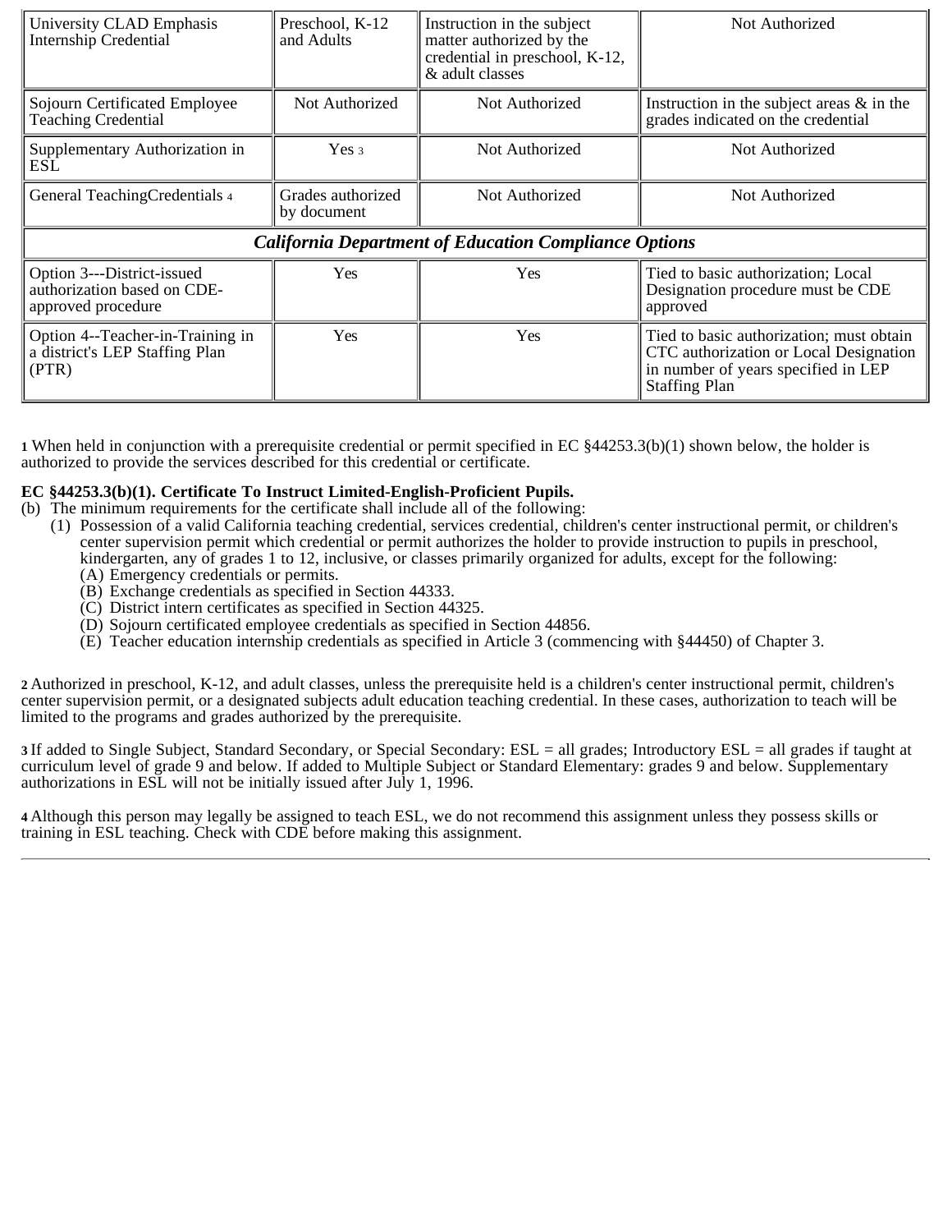| | | | |
|---|---|---|---|
| University CLAD Emphasis Internship Credential | Preschool, K-12 and Adults | Instruction in the subject matter authorized by the credential in preschool, K-12, & adult classes | Not Authorized |
| Sojourn Certificated Employee Teaching Credential | Not Authorized | Not Authorized | Instruction in the subject areas & in the grades indicated on the credential |
| Supplementary Authorization in ESL | Yes [3] | Not Authorized | Not Authorized |
| General TeachingCredentials [4] | Grades authorized by document | Not Authorized | Not Authorized |
| ***California Department of Education Compliance Options*** | | | |
| Option 3---District-issued authorization based on CDE-approved procedure | Yes | Yes | Tied to basic authorization; Local Designation procedure must be CDE approved |
| Option 4--Teacher-in-Training in a district's LEP Staffing Plan (PTR) | Yes | Yes | Tied to basic authorization; must obtain CTC authorization or Local Designation in number of years specified in LEP Staffing Plan |

**1** When held in conjunction with a prerequisite credential or permit specified in EC §44253.3(b)(1) shown below, the holder is authorized to provide the services described for this credential or certificate.

**EC §44253.3(b)(1). Certificate To Instruct Limited-English-Proficient Pupils.**

(b) The minimum requirements for the certificate shall include all of the following:

(1) Possession of a valid California teaching credential, services credential, children's center instructional permit, or children's center supervision permit which credential or permit authorizes the holder to provide instruction to pupils in preschool, kindergarten, any of grades 1 to 12, inclusive, or classes primarily organized for adults, except for the following:

(A) Emergency credentials or permits.
(B) Exchange credentials as specified in Section 44333.
(C) District intern certificates as specified in Section 44325.
(D) Sojourn certificated employee credentials as specified in Section 44856.
(E) Teacher education internship credentials as specified in Article 3 (commencing with §44450) of Chapter 3.

**2** Authorized in preschool, K-12, and adult classes, unless the prerequisite held is a children's center instructional permit, children's center supervision permit, or a designated subjects adult education teaching credential. In these cases, authorization to teach will be limited to the programs and grades authorized by the prerequisite.

**3** If added to Single Subject, Standard Secondary, or Special Secondary: ESL = all grades; Introductory ESL = all grades if taught at curriculum level of grade 9 and below. If added to Multiple Subject or Standard Elementary: grades 9 and below. Supplementary authorizations in ESL will not be initially issued after July 1, 1996.

**4** Although this person may legally be assigned to teach ESL, we do not recommend this assignment unless they possess skills or training in ESL teaching. Check with CDE before making this assignment.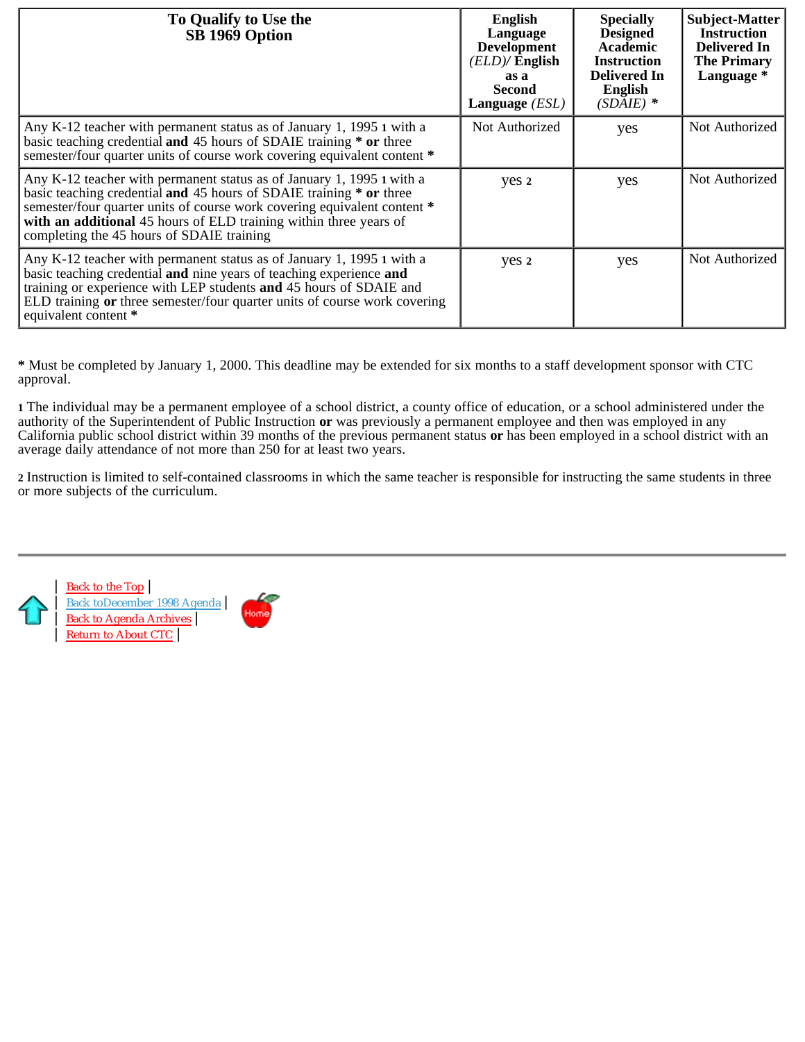| To Qualify to Use the SB 1969 Option | English Language Development *(ELD)*/ English as a Second Language *(ESL)* | Specially Designed Academic Instruction Delivered In English *(SDAIE)* * | Subject-Matter Instruction Delivered In The Primary Language * |
|---|---|---|---|
| Any K-12 teacher with permanent status as of January 1, 1995 [1] with a basic teaching credential **and** 45 hours of SDAIE training * **or** three semester/four quarter units of course work covering equivalent content * | Not Authorized | yes | Not Authorized |
| Any K-12 teacher with permanent status as of January 1, 1995 [1] with a basic teaching credential **and** 45 hours of SDAIE training * **or** three semester/four quarter units of course work covering equivalent content * **with an additional** 45 hours of ELD training within three years of completing the 45 hours of SDAIE training | yes [2] | yes | Not Authorized |
| Any K-12 teacher with permanent status as of January 1, 1995 [1] with a basic teaching credential **and** nine years of teaching experience **and** training or experience with LEP students **and** 45 hours of SDAIE and ELD training **or** three semester/four quarter units of course work covering equivalent content * | yes [2] | yes | Not Authorized |

**\*** Must be completed by January 1, 2000. This deadline may be extended for six months to a staff development sponsor with CTC approval.

**1** The individual may be a permanent employee of a school district, a county office of education, or a school administered under the authority of the Superintendent of Public Instruction **or** was previously a permanent employee and then was employed in any California public school district within 39 months of the previous permanent status **or** has been employed in a school district with an average daily attendance of not more than 250 for at least two years.

**2** Instruction is limited to self-contained classrooms in which the same teacher is responsible for instructing the same students in three or more subjects of the curriculum.

---

| Back to the Top |
| Back toDecember 1998 Agenda |
| Back to Agenda Archives |
| Return to About CTC |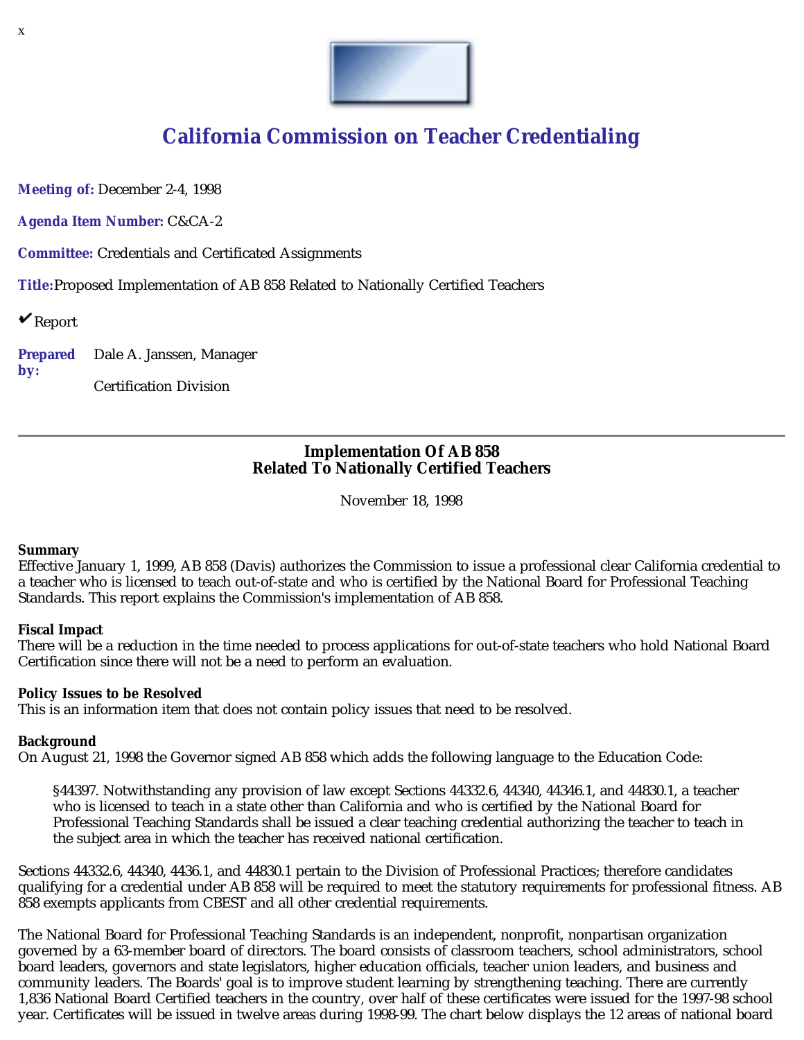x

# California Commission on Teacher Credentialing

**Meeting of:** December 2-4, 1998

**Agenda Item Number:** C&CA-2

**Committee:** Credentials and Certificated Assignments

**Title:** Proposed Implementation of AB 858 Related to Nationally Certified Teachers

✔ Report

**Prepared by:** Dale A. Janssen, Manager

Certification Division

---

## Implementation Of AB 858 Related To Nationally Certified Teachers

November 18, 1998

**Summary**
Effective January 1, 1999, AB 858 (Davis) authorizes the Commission to issue a professional clear California credential to a teacher who is licensed to teach out-of-state and who is certified by the National Board for Professional Teaching Standards. This report explains the Commission's implementation of AB 858.

**Fiscal Impact**
There will be a reduction in the time needed to process applications for out-of-state teachers who hold National Board Certification since there will not be a need to perform an evaluation.

**Policy Issues to be Resolved**
This is an information item that does not contain policy issues that need to be resolved.

**Background**
On August 21, 1998 the Governor signed AB 858 which adds the following language to the Education Code:

> §44397. Notwithstanding any provision of law except Sections 44332.6, 44340, 44346.1, and 44830.1, a teacher who is licensed to teach in a state other than California and who is certified by the National Board for Professional Teaching Standards shall be issued a clear teaching credential authorizing the teacher to teach in the subject area in which the teacher has received national certification.

Sections 44332.6, 44340, 4436.1, and 44830.1 pertain to the Division of Professional Practices; therefore candidates qualifying for a credential under AB 858 will be required to meet the statutory requirements for professional fitness. AB 858 exempts applicants from CBEST and all other credential requirements.

The National Board for Professional Teaching Standards is an independent, nonprofit, nonpartisan organization governed by a 63-member board of directors. The board consists of classroom teachers, school administrators, school board leaders, governors and state legislators, higher education officials, teacher union leaders, and business and community leaders. The Boards' goal is to improve student learning by strengthening teaching. There are currently 1,836 National Board Certified teachers in the country, over half of these certificates were issued for the 1997-98 school year. Certificates will be issued in twelve areas during 1998-99. The chart below displays the 12 areas of national board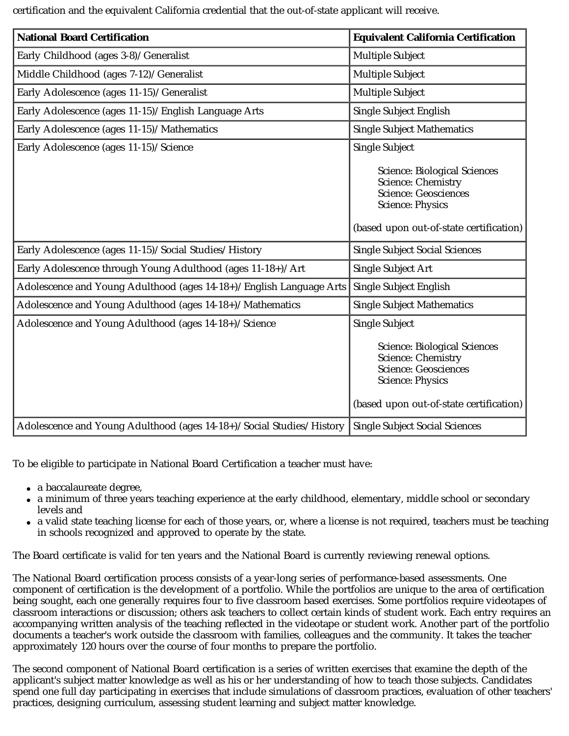certification and the equivalent California credential that the out-of-state applicant will receive.

| National Board Certification | Equivalent California Certification |
| --- | --- |
| Early Childhood (ages 3-8)/ Generalist | Multiple Subject |
| Middle Childhood (ages 7-12)/ Generalist | Multiple Subject |
| Early Adolescence (ages 11-15)/ Generalist | Multiple Subject |
| Early Adolescence (ages 11-15)/ English Language Arts | Single Subject English |
| Early Adolescence (ages 11-15)/ Mathematics | Single Subject Mathematics |
| Early Adolescence (ages 11-15)/ Science | Single Subject<br>Science: Biological Sciences<br>Science: Chemistry<br>Science: Geosciences<br>Science: Physics<br>(based upon out-of-state certification) |
| Early Adolescence (ages 11-15)/ Social Studies/ History | Single Subject Social Sciences |
| Early Adolescence through Young Adulthood (ages 11-18+)/ Art | Single Subject Art |
| Adolescence and Young Adulthood (ages 14-18+)/ English Language Arts | Single Subject English |
| Adolescence and Young Adulthood (ages 14-18+)/ Mathematics | Single Subject Mathematics |
| Adolescence and Young Adulthood (ages 14-18+)/ Science | Single Subject<br>Science: Biological Sciences<br>Science: Chemistry<br>Science: Geosciences<br>Science: Physics<br>(based upon out-of-state certification) |
| Adolescence and Young Adulthood (ages 14-18+)/ Social Studies/ History | Single Subject Social Sciences |

To be eligible to participate in National Board Certification a teacher must have:

- a baccalaureate degree,
- a minimum of three years teaching experience at the early childhood, elementary, middle school or secondary levels and
- a valid state teaching license for each of those years, or, where a license is not required, teachers must be teaching in schools recognized and approved to operate by the state.

The Board certificate is valid for ten years and the National Board is currently reviewing renewal options.

The National Board certification process consists of a year-long series of performance-based assessments. One component of certification is the development of a portfolio. While the portfolios are unique to the area of certification being sought, each one generally requires four to five classroom based exercises. Some portfolios require videotapes of classroom interactions or discussion; others ask teachers to collect certain kinds of student work. Each entry requires an accompanying written analysis of the teaching reflected in the videotape or student work. Another part of the portfolio documents a teacher's work outside the classroom with families, colleagues and the community. It takes the teacher approximately 120 hours over the course of four months to prepare the portfolio.

The second component of National Board certification is a series of written exercises that examine the depth of the applicant's subject matter knowledge as well as his or her understanding of how to teach those subjects. Candidates spend one full day participating in exercises that include simulations of classroom practices, evaluation of other teachers' practices, designing curriculum, assessing student learning and subject matter knowledge.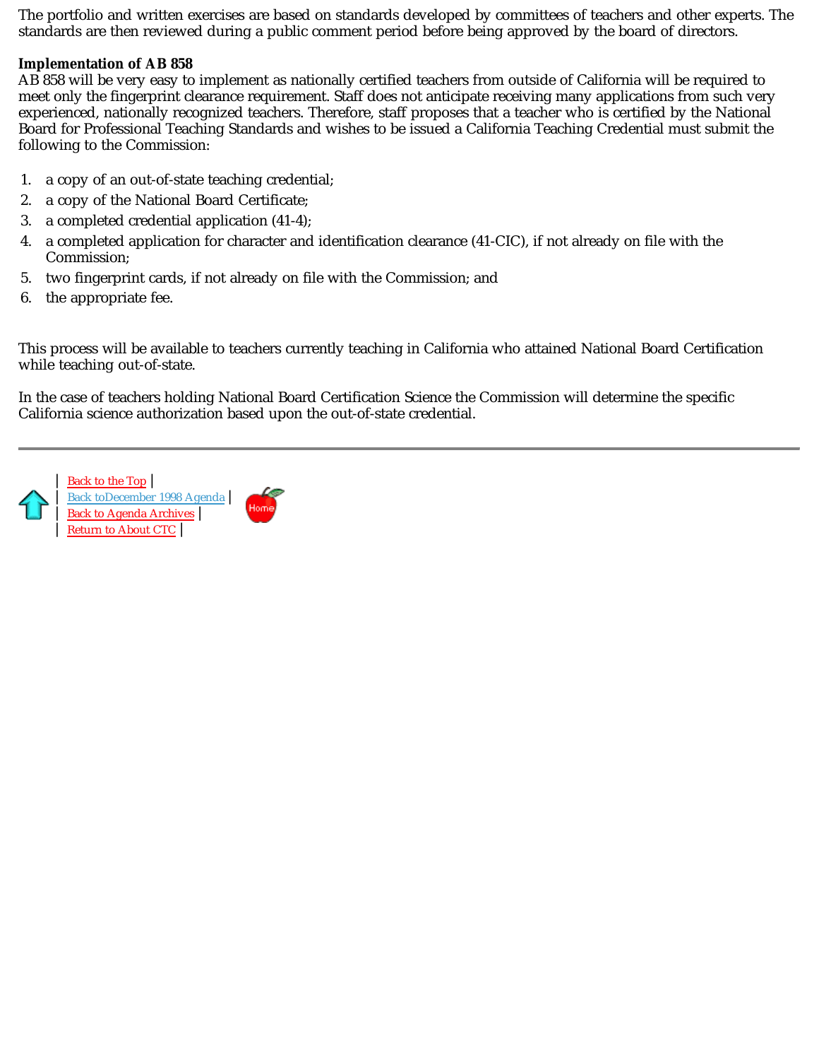The portfolio and written exercises are based on standards developed by committees of teachers and other experts. The standards are then reviewed during a public comment period before being approved by the board of directors.

**Implementation of AB 858**

AB 858 will be very easy to implement as nationally certified teachers from outside of California will be required to meet only the fingerprint clearance requirement. Staff does not anticipate receiving many applications from such very experienced, nationally recognized teachers. Therefore, staff proposes that a teacher who is certified by the National Board for Professional Teaching Standards and wishes to be issued a California Teaching Credential must submit the following to the Commission:

1. a copy of an out-of-state teaching credential;
2. a copy of the National Board Certificate;
3. a completed credential application (41-4);
4. a completed application for character and identification clearance (41-CIC), if not already on file with the Commission;
5. two fingerprint cards, if not already on file with the Commission; and
6. the appropriate fee.

This process will be available to teachers currently teaching in California who attained National Board Certification while teaching out-of-state.

In the case of teachers holding National Board Certification Science the Commission will determine the specific California science authorization based upon the out-of-state credential.

---

| Back to the Top |
| Back toDecember 1998 Agenda |
| Back to Agenda Archives |
| Return to About CTC |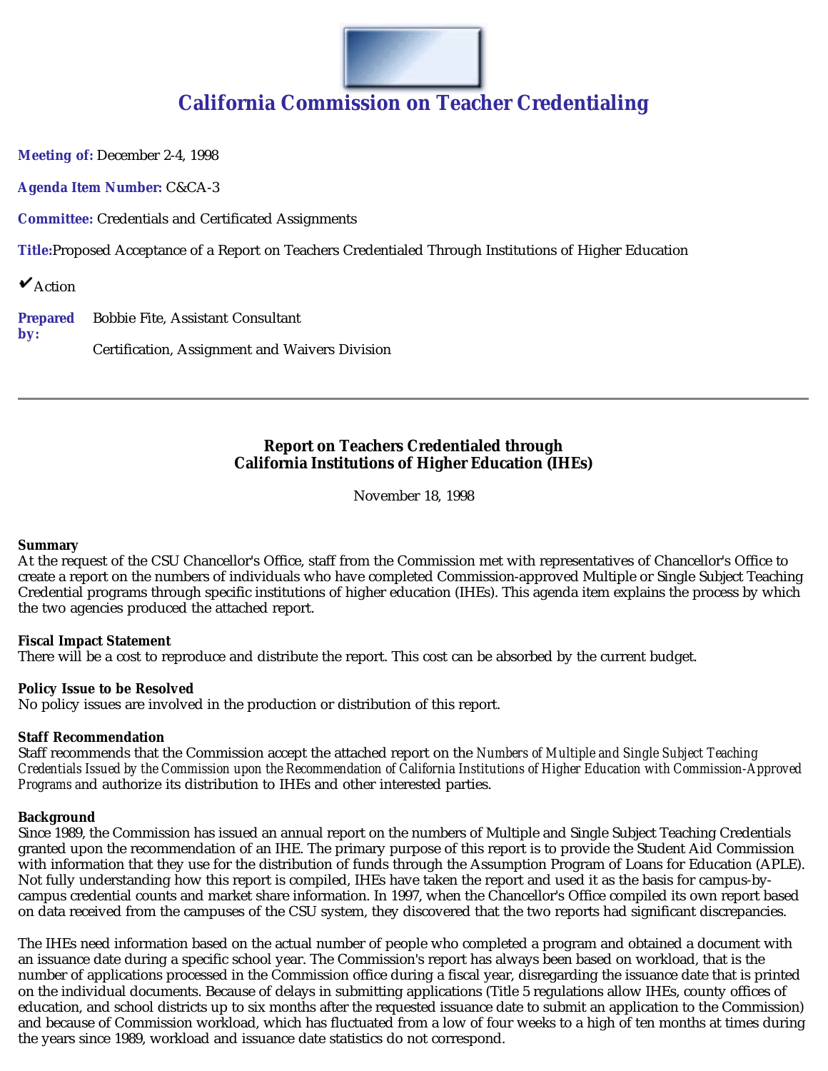# California Commission on Teacher Credentialing

**Meeting of:** December 2-4, 1998

**Agenda Item Number:** C&CA-3

**Committee:** Credentials and Certificated Assignments

**Title:** Proposed Acceptance of a Report on Teachers Credentialed Through Institutions of Higher Education

✔Action

**Prepared by:** Bobbie Fite, Assistant Consultant

Certification, Assignment and Waivers Division

---

## Report on Teachers Credentialed through California Institutions of Higher Education (IHEs)

November 18, 1998

**Summary**
At the request of the CSU Chancellor's Office, staff from the Commission met with representatives of Chancellor's Office to create a report on the numbers of individuals who have completed Commission-approved Multiple or Single Subject Teaching Credential programs through specific institutions of higher education (IHEs). This agenda item explains the process by which the two agencies produced the attached report.

**Fiscal Impact Statement**
There will be a cost to reproduce and distribute the report. This cost can be absorbed by the current budget.

**Policy Issue to be Resolved**
No policy issues are involved in the production or distribution of this report.

**Staff Recommendation**
Staff recommends that the Commission accept the attached report on the *Numbers of Multiple and Single Subject Teaching Credentials Issued by the Commission upon the Recommendation of California Institutions of Higher Education with Commission-Approved Programs* and authorize its distribution to IHEs and other interested parties.

**Background**
Since 1989, the Commission has issued an annual report on the numbers of Multiple and Single Subject Teaching Credentials granted upon the recommendation of an IHE. The primary purpose of this report is to provide the Student Aid Commission with information that they use for the distribution of funds through the Assumption Program of Loans for Education (APLE). Not fully understanding how this report is compiled, IHEs have taken the report and used it as the basis for campus-by-campus credential counts and market share information. In 1997, when the Chancellor's Office compiled its own report based on data received from the campuses of the CSU system, they discovered that the two reports had significant discrepancies.

The IHEs need information based on the actual number of people who completed a program and obtained a document with an issuance date during a specific school year. The Commission's report has always been based on workload, that is the number of applications processed in the Commission office during a fiscal year, disregarding the issuance date that is printed on the individual documents. Because of delays in submitting applications (Title 5 regulations allow IHEs, county offices of education, and school districts up to six months after the requested issuance date to submit an application to the Commission) and because of Commission workload, which has fluctuated from a low of four weeks to a high of ten months at times during the years since 1989, workload and issuance date statistics do not correspond.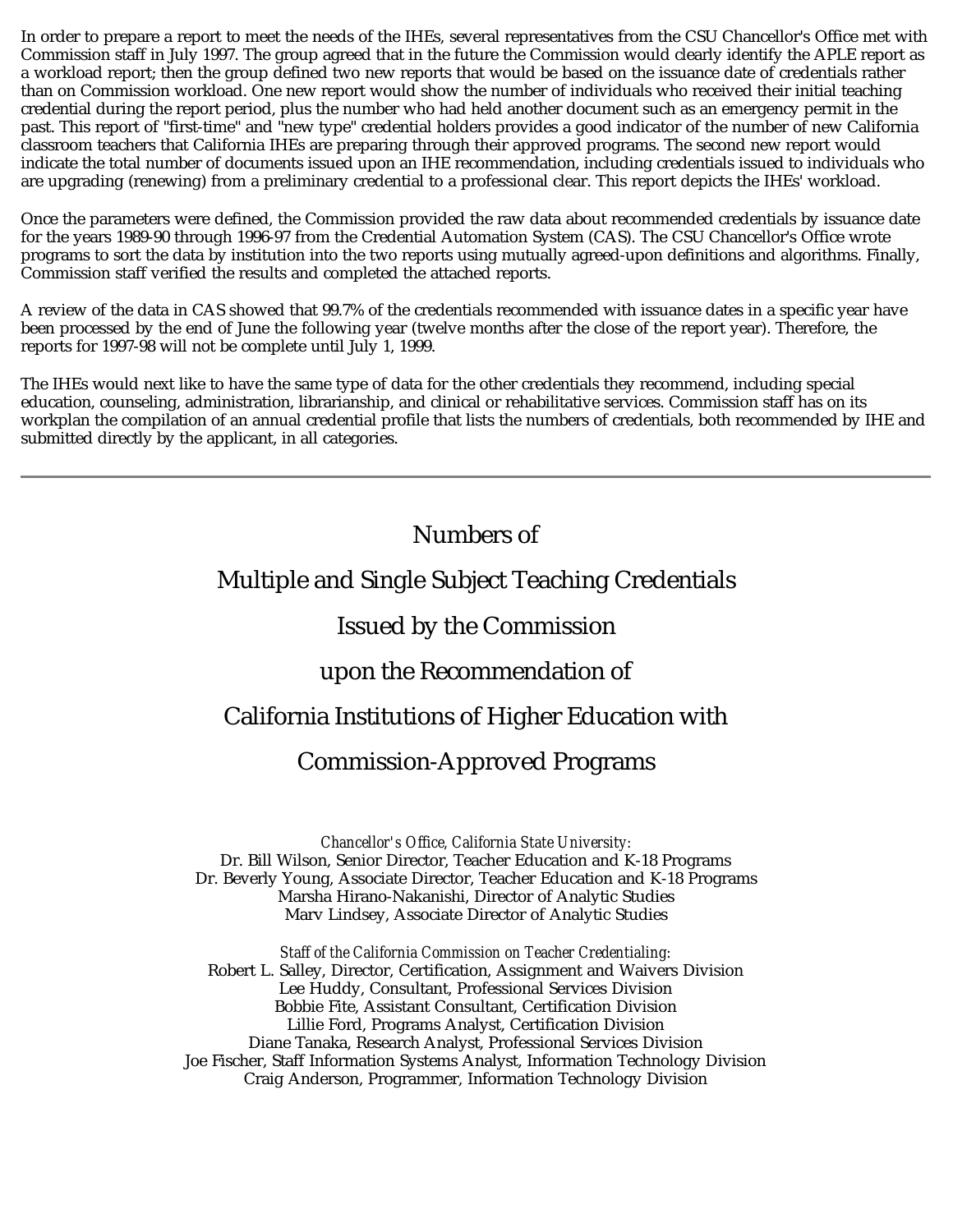In order to prepare a report to meet the needs of the IHEs, several representatives from the CSU Chancellor's Office met with Commission staff in July 1997. The group agreed that in the future the Commission would clearly identify the APLE report as a workload report; then the group defined two new reports that would be based on the issuance date of credentials rather than on Commission workload. One new report would show the number of individuals who received their initial teaching credential during the report period, plus the number who had held another document such as an emergency permit in the past. This report of "first-time" and "new type" credential holders provides a good indicator of the number of new California classroom teachers that California IHEs are preparing through their approved programs. The second new report would indicate the total number of documents issued upon an IHE recommendation, including credentials issued to individuals who are upgrading (renewing) from a preliminary credential to a professional clear. This report depicts the IHEs' workload.

Once the parameters were defined, the Commission provided the raw data about recommended credentials by issuance date for the years 1989-90 through 1996-97 from the Credential Automation System (CAS). The CSU Chancellor's Office wrote programs to sort the data by institution into the two reports using mutually agreed-upon definitions and algorithms. Finally, Commission staff verified the results and completed the attached reports.

A review of the data in CAS showed that 99.7% of the credentials recommended with issuance dates in a specific year have been processed by the end of June the following year (twelve months after the close of the report year). Therefore, the reports for 1997-98 will not be complete until July 1, 1999.

The IHEs would next like to have the same type of data for the other credentials they recommend, including special education, counseling, administration, librarianship, and clinical or rehabilitative services. Commission staff has on its workplan the compilation of an annual credential profile that lists the numbers of credentials, both recommended by IHE and submitted directly by the applicant, in all categories.

---

## Numbers of Multiple and Single Subject Teaching Credentials Issued by the Commission upon the Recommendation of California Institutions of Higher Education with Commission-Approved Programs

*Chancellor's Office, California State University:*
Dr. Bill Wilson, Senior Director, Teacher Education and K-18 Programs
Dr. Beverly Young, Associate Director, Teacher Education and K-18 Programs
Marsha Hirano-Nakanishi, Director of Analytic Studies
Marv Lindsey, Associate Director of Analytic Studies

*Staff of the California Commission on Teacher Credentialing:*
Robert L. Salley, Director, Certification, Assignment and Waivers Division
Lee Huddy, Consultant, Professional Services Division
Bobbie Fite, Assistant Consultant, Certification Division
Lillie Ford, Programs Analyst, Certification Division
Diane Tanaka, Research Analyst, Professional Services Division
Joe Fischer, Staff Information Systems Analyst, Information Technology Division
Craig Anderson, Programmer, Information Technology Division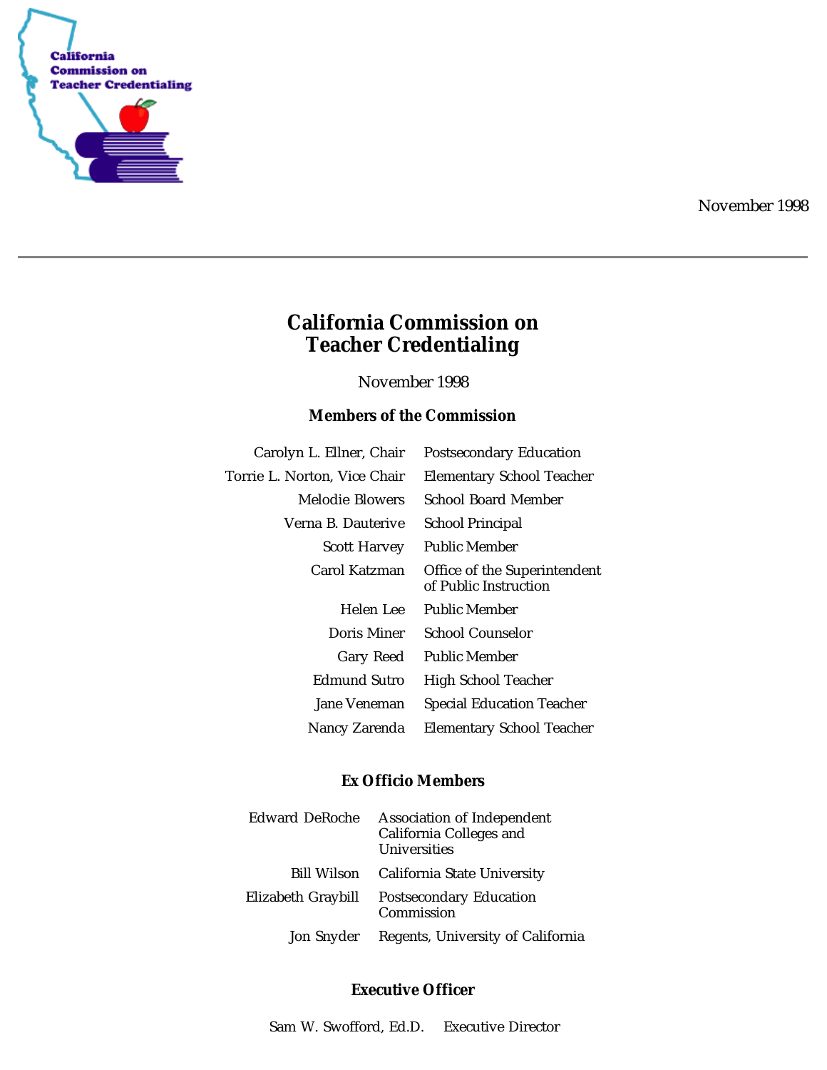California Commission on Teacher Credentialing

November 1998

# California Commission on Teacher Credentialing

November 1998

## Members of the Commission

| | |
|---|---|
| Carolyn L. Ellner, Chair | Postsecondary Education |
| Torrie L. Norton, Vice Chair | Elementary School Teacher |
| Melodie Blowers | School Board Member |
| Verna B. Dauterive | School Principal |
| Scott Harvey | Public Member |
| Carol Katzman | Office of the Superintendent of Public Instruction |
| Helen Lee | Public Member |
| Doris Miner | School Counselor |
| Gary Reed | Public Member |
| Edmund Sutro | High School Teacher |
| Jane Veneman | Special Education Teacher |
| Nancy Zarenda | Elementary School Teacher |

## Ex Officio Members

| | |
|---|---|
| Edward DeRoche | Association of Independent California Colleges and Universities |
| Bill Wilson | California State University |
| Elizabeth Graybill | Postsecondary Education Commission |
| Jon Snyder | Regents, University of California |

## Executive Officer

Sam W. Swofford, Ed.D. Executive Director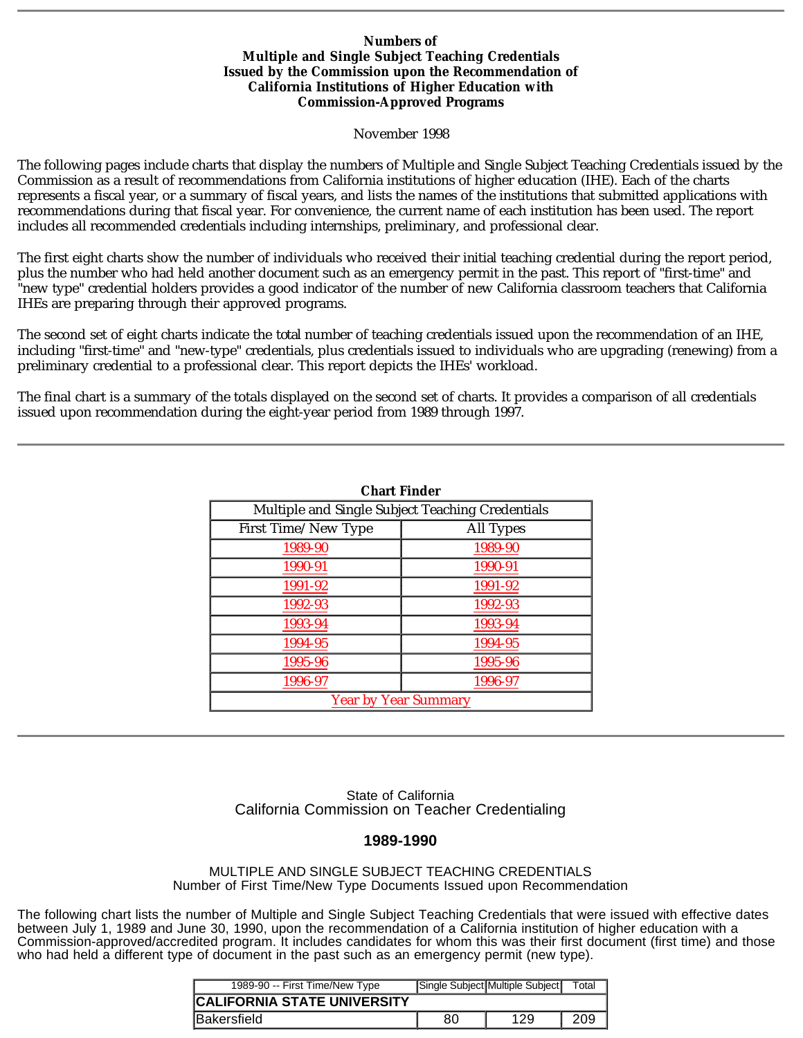**Numbers of**
**Multiple and Single Subject Teaching Credentials**
**Issued by the Commission upon the Recommendation of**
**California Institutions of Higher Education with**
**Commission-Approved Programs**

November 1998

The following pages include charts that display the numbers of Multiple and Single Subject Teaching Credentials issued by the Commission as a result of recommendations from California institutions of higher education (IHE). Each of the charts represents a fiscal year, or a summary of fiscal years, and lists the names of the institutions that submitted applications with recommendations during that fiscal year. For convenience, the current name of each institution has been used. The report includes all recommended credentials including internships, preliminary, and professional clear.

The first eight charts show the number of individuals who received their initial teaching credential during the report period, plus the number who had held another document such as an emergency permit in the past. This report of "first-time" and "new type" credential holders provides a good indicator of the number of new California classroom teachers that California IHEs are preparing through their approved programs.

The second set of eight charts indicate the total number of teaching credentials issued upon the recommendation of an IHE, including "first-time" and "new-type" credentials, plus credentials issued to individuals who are upgrading (renewing) from a preliminary credential to a professional clear. This report depicts the IHEs' workload.

The final chart is a summary of the totals displayed on the second set of charts. It provides a comparison of all credentials issued upon recommendation during the eight-year period from 1989 through 1997.

---

**Chart Finder**

| Multiple and Single Subject Teaching Credentials | |
|---|---|
| First Time/ New Type | All Types |
| 1989-90 | 1989-90 |
| 1990-91 | 1990-91 |
| 1991-92 | 1991-92 |
| 1992-93 | 1992-93 |
| 1993-94 | 1993-94 |
| 1994-95 | 1994-95 |
| 1995-96 | 1995-96 |
| 1996-97 | 1996-97 |
| Year by Year Summary | |

---

State of California
California Commission on Teacher Credentialing

## 1989-1990

MULTIPLE AND SINGLE SUBJECT TEACHING CREDENTIALS
Number of First Time/New Type Documents Issued upon Recommendation

The following chart lists the number of Multiple and Single Subject Teaching Credentials that were issued with effective dates between July 1, 1989 and June 30, 1990, upon the recommendation of a California institution of higher education with a Commission-approved/accredited program. It includes candidates for whom this was their first document (first time) and those who had held a different type of document in the past such as an emergency permit (new type).

| 1989-90 -- First Time/New Type | Single Subject | Multiple Subject | Total |
|---|---|---|---|
| **CALIFORNIA STATE UNIVERSITY** | | | |
| Bakersfield | 80 | 129 | 209 |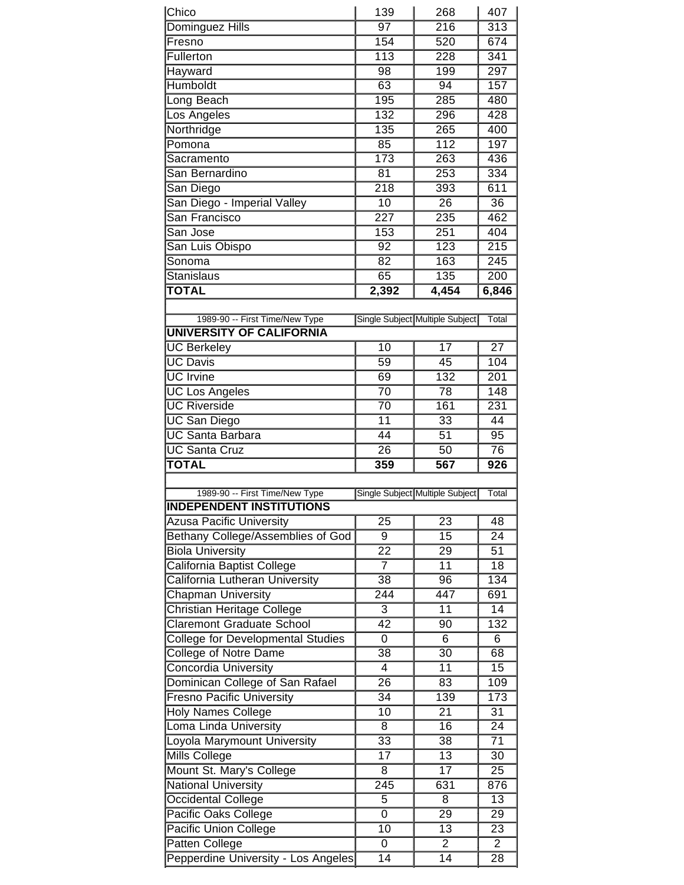| | | | |
|---|---|---|---|
| Chico | 139 | 268 | 407 |
| Dominguez Hills | 97 | 216 | 313 |
| Fresno | 154 | 520 | 674 |
| Fullerton | 113 | 228 | 341 |
| Hayward | 98 | 199 | 297 |
| Humboldt | 63 | 94 | 157 |
| Long Beach | 195 | 285 | 480 |
| Los Angeles | 132 | 296 | 428 |
| Northridge | 135 | 265 | 400 |
| Pomona | 85 | 112 | 197 |
| Sacramento | 173 | 263 | 436 |
| San Bernardino | 81 | 253 | 334 |
| San Diego | 218 | 393 | 611 |
| San Diego - Imperial Valley | 10 | 26 | 36 |
| San Francisco | 227 | 235 | 462 |
| San Jose | 153 | 251 | 404 |
| San Luis Obispo | 92 | 123 | 215 |
| Sonoma | 82 | 163 | 245 |
| Stanislaus | 65 | 135 | 200 |
| **TOTAL** | **2,392** | **4,454** | **6,846** |

| 1989-90 -- First Time/New Type | Single Subject | Multiple Subject | Total |
|---|---|---|---|
| **UNIVERSITY OF CALIFORNIA** | | | |
| UC Berkeley | 10 | 17 | 27 |
| UC Davis | 59 | 45 | 104 |
| UC Irvine | 69 | 132 | 201 |
| UC Los Angeles | 70 | 78 | 148 |
| UC Riverside | 70 | 161 | 231 |
| UC San Diego | 11 | 33 | 44 |
| UC Santa Barbara | 44 | 51 | 95 |
| UC Santa Cruz | 26 | 50 | 76 |
| **TOTAL** | **359** | **567** | **926** |

| 1989-90 -- First Time/New Type | Single Subject | Multiple Subject | Total |
|---|---|---|---|
| **INDEPENDENT INSTITUTIONS** | | | |
| Azusa Pacific University | 25 | 23 | 48 |
| Bethany College/Assemblies of God | 9 | 15 | 24 |
| Biola University | 22 | 29 | 51 |
| California Baptist College | 7 | 11 | 18 |
| California Lutheran University | 38 | 96 | 134 |
| Chapman University | 244 | 447 | 691 |
| Christian Heritage College | 3 | 11 | 14 |
| Claremont Graduate School | 42 | 90 | 132 |
| College for Developmental Studies | 0 | 6 | 6 |
| College of Notre Dame | 38 | 30 | 68 |
| Concordia University | 4 | 11 | 15 |
| Dominican College of San Rafael | 26 | 83 | 109 |
| Fresno Pacific University | 34 | 139 | 173 |
| Holy Names College | 10 | 21 | 31 |
| Loma Linda University | 8 | 16 | 24 |
| Loyola Marymount University | 33 | 38 | 71 |
| Mills College | 17 | 13 | 30 |
| Mount St. Mary's College | 8 | 17 | 25 |
| National University | 245 | 631 | 876 |
| Occidental College | 5 | 8 | 13 |
| Pacific Oaks College | 0 | 29 | 29 |
| Pacific Union College | 10 | 13 | 23 |
| Patten College | 0 | 2 | 2 |
| Pepperdine University - Los Angeles | 14 | 14 | 28 |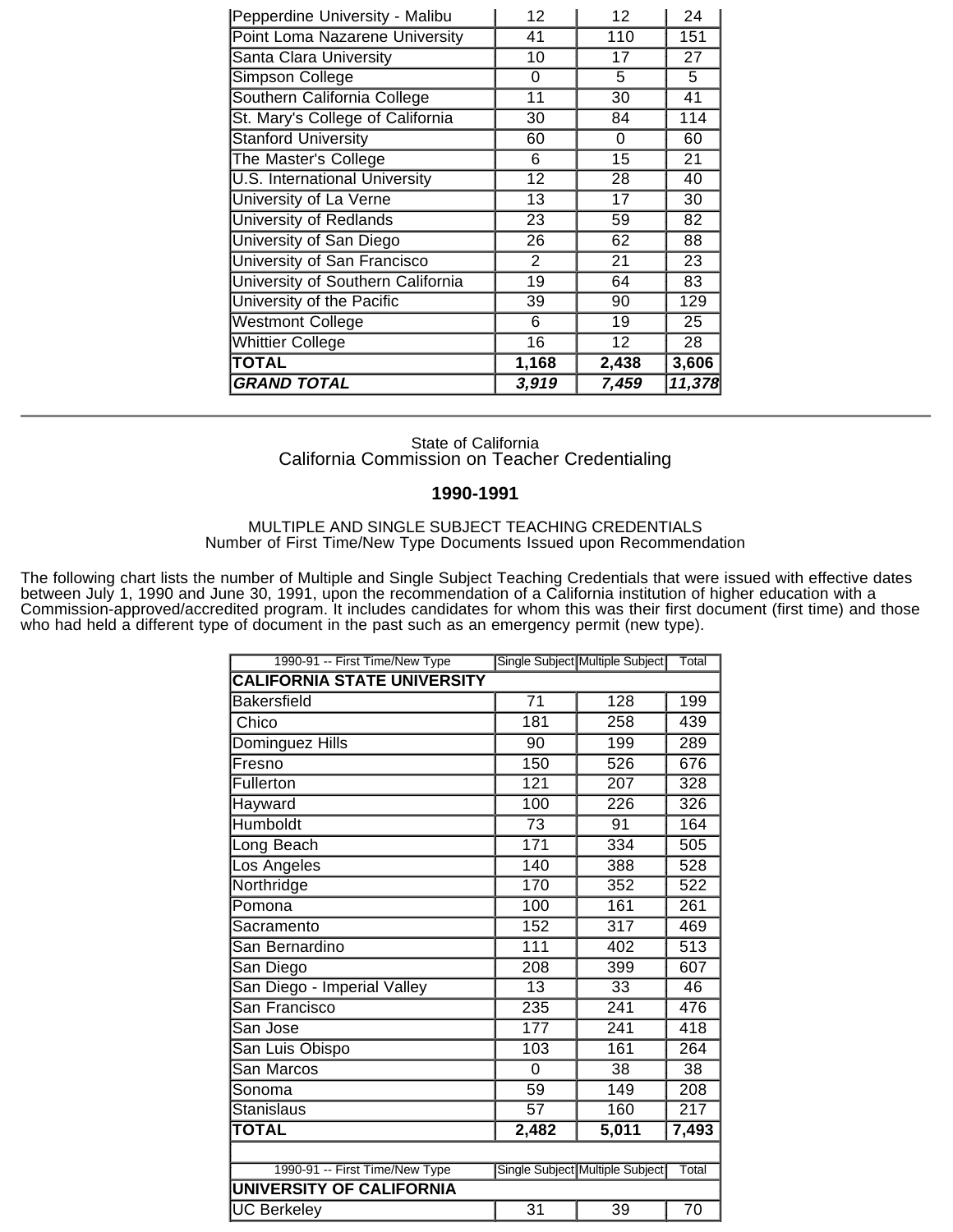| | | | |
|---|---|---|---|
| Pepperdine University - Malibu | 12 | 12 | 24 |
| Point Loma Nazarene University | 41 | 110 | 151 |
| Santa Clara University | 10 | 17 | 27 |
| Simpson College | 0 | 5 | 5 |
| Southern California College | 11 | 30 | 41 |
| St. Mary's College of California | 30 | 84 | 114 |
| Stanford University | 60 | 0 | 60 |
| The Master's College | 6 | 15 | 21 |
| U.S. International University | 12 | 28 | 40 |
| University of La Verne | 13 | 17 | 30 |
| University of Redlands | 23 | 59 | 82 |
| University of San Diego | 26 | 62 | 88 |
| University of San Francisco | 2 | 21 | 23 |
| University of Southern California | 19 | 64 | 83 |
| University of the Pacific | 39 | 90 | 129 |
| Westmont College | 6 | 19 | 25 |
| Whittier College | 16 | 12 | 28 |
| **TOTAL** | **1,168** | **2,438** | **3,606** |
| ***GRAND TOTAL*** | ***3,919*** | ***7,459*** | ***11,378*** |

---

State of California
California Commission on Teacher Credentialing

**1990-1991**

MULTIPLE AND SINGLE SUBJECT TEACHING CREDENTIALS
Number of First Time/New Type Documents Issued upon Recommendation

The following chart lists the number of Multiple and Single Subject Teaching Credentials that were issued with effective dates between July 1, 1990 and June 30, 1991, upon the recommendation of a California institution of higher education with a Commission-approved/accredited program. It includes candidates for whom this was their first document (first time) and those who had held a different type of document in the past such as an emergency permit (new type).

| 1990-91 -- First Time/New Type | Single Subject | Multiple Subject | Total |
|---|---|---|---|
| **CALIFORNIA STATE UNIVERSITY** | | | |
| Bakersfield | 71 | 128 | 199 |
| Chico | 181 | 258 | 439 |
| Dominguez Hills | 90 | 199 | 289 |
| Fresno | 150 | 526 | 676 |
| Fullerton | 121 | 207 | 328 |
| Hayward | 100 | 226 | 326 |
| Humboldt | 73 | 91 | 164 |
| Long Beach | 171 | 334 | 505 |
| Los Angeles | 140 | 388 | 528 |
| Northridge | 170 | 352 | 522 |
| Pomona | 100 | 161 | 261 |
| Sacramento | 152 | 317 | 469 |
| San Bernardino | 111 | 402 | 513 |
| San Diego | 208 | 399 | 607 |
| San Diego - Imperial Valley | 13 | 33 | 46 |
| San Francisco | 235 | 241 | 476 |
| San Jose | 177 | 241 | 418 |
| San Luis Obispo | 103 | 161 | 264 |
| San Marcos | 0 | 38 | 38 |
| Sonoma | 59 | 149 | 208 |
| Stanislaus | 57 | 160 | 217 |
| **TOTAL** | **2,482** | **5,011** | **7,493** |

| 1990-91 -- First Time/New Type | Single Subject | Multiple Subject | Total |
|---|---|---|---|
| **UNIVERSITY OF CALIFORNIA** | | | |
| UC Berkeley | 31 | 39 | 70 |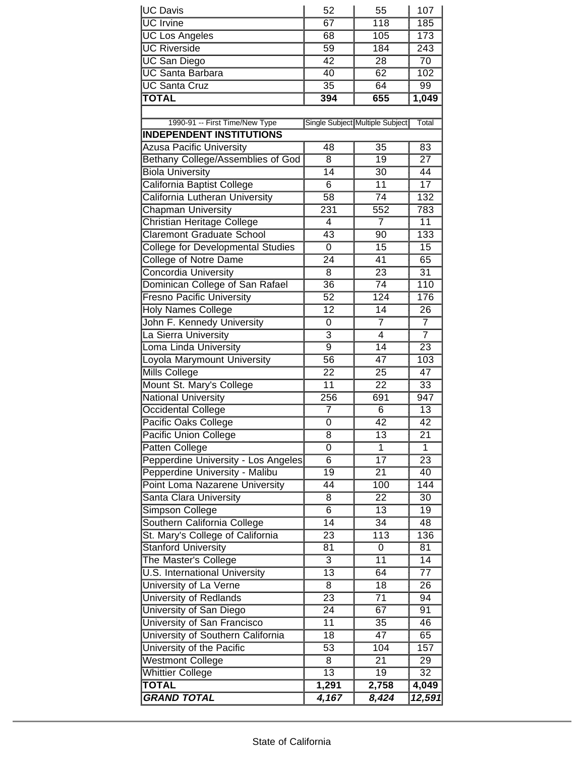| UC Davis | 52 | 55 | 107 |
|---|---|---|---|
| UC Irvine | 67 | 118 | 185 |
| UC Los Angeles | 68 | 105 | 173 |
| UC Riverside | 59 | 184 | 243 |
| UC San Diego | 42 | 28 | 70 |
| UC Santa Barbara | 40 | 62 | 102 |
| UC Santa Cruz | 35 | 64 | 99 |
| **TOTAL** | **394** | **655** | **1,049** |

| 1990-91 -- First Time/New Type | Single Subject | Multiple Subject | Total |
|---|---|---|---|
| **INDEPENDENT INSTITUTIONS** | | | |
| Azusa Pacific University | 48 | 35 | 83 |
| Bethany College/Assemblies of God | 8 | 19 | 27 |
| Biola University | 14 | 30 | 44 |
| California Baptist College | 6 | 11 | 17 |
| California Lutheran University | 58 | 74 | 132 |
| Chapman University | 231 | 552 | 783 |
| Christian Heritage College | 4 | 7 | 11 |
| Claremont Graduate School | 43 | 90 | 133 |
| College for Developmental Studies | 0 | 15 | 15 |
| College of Notre Dame | 24 | 41 | 65 |
| Concordia University | 8 | 23 | 31 |
| Dominican College of San Rafael | 36 | 74 | 110 |
| Fresno Pacific University | 52 | 124 | 176 |
| Holy Names College | 12 | 14 | 26 |
| John F. Kennedy University | 0 | 7 | 7 |
| La Sierra University | 3 | 4 | 7 |
| Loma Linda University | 9 | 14 | 23 |
| Loyola Marymount University | 56 | 47 | 103 |
| Mills College | 22 | 25 | 47 |
| Mount St. Mary's College | 11 | 22 | 33 |
| National University | 256 | 691 | 947 |
| Occidental College | 7 | 6 | 13 |
| Pacific Oaks College | 0 | 42 | 42 |
| Pacific Union College | 8 | 13 | 21 |
| Patten College | 0 | 1 | 1 |
| Pepperdine University - Los Angeles | 6 | 17 | 23 |
| Pepperdine University - Malibu | 19 | 21 | 40 |
| Point Loma Nazarene University | 44 | 100 | 144 |
| Santa Clara University | 8 | 22 | 30 |
| Simpson College | 6 | 13 | 19 |
| Southern California College | 14 | 34 | 48 |
| St. Mary's College of California | 23 | 113 | 136 |
| Stanford University | 81 | 0 | 81 |
| The Master's College | 3 | 11 | 14 |
| U.S. International University | 13 | 64 | 77 |
| University of La Verne | 8 | 18 | 26 |
| University of Redlands | 23 | 71 | 94 |
| University of San Diego | 24 | 67 | 91 |
| University of San Francisco | 11 | 35 | 46 |
| University of Southern California | 18 | 47 | 65 |
| University of the Pacific | 53 | 104 | 157 |
| Westmont College | 8 | 21 | 29 |
| Whittier College | 13 | 19 | 32 |
| **TOTAL** | **1,291** | **2,758** | **4,049** |
| ***GRAND TOTAL*** | ***4,167*** | ***8,424*** | ***12,591*** |

State of California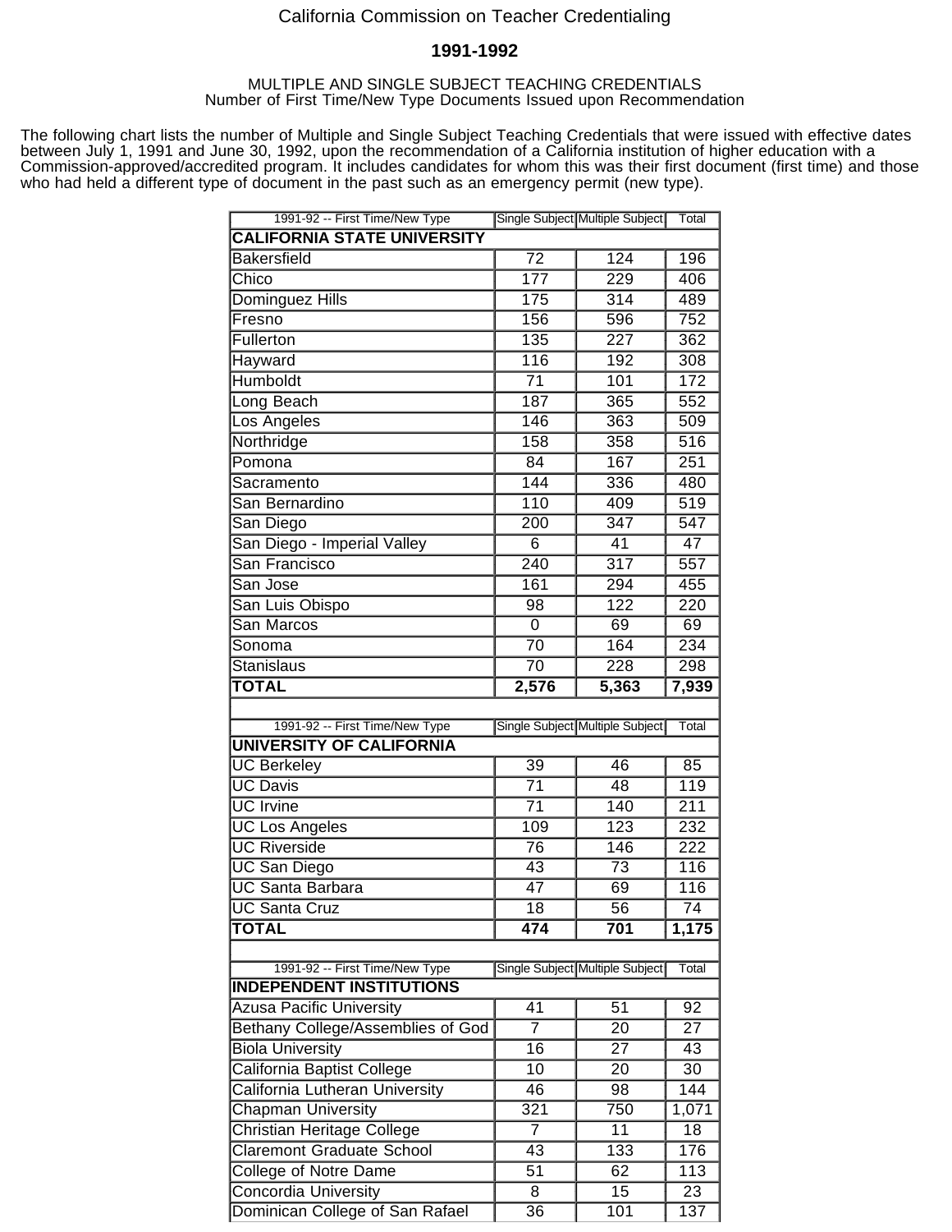California Commission on Teacher Credentialing

**1991-1992**

MULTIPLE AND SINGLE SUBJECT TEACHING CREDENTIALS
Number of First Time/New Type Documents Issued upon Recommendation

The following chart lists the number of Multiple and Single Subject Teaching Credentials that were issued with effective dates between July 1, 1991 and June 30, 1992, upon the recommendation of a California institution of higher education with a Commission-approved/accredited program. It includes candidates for whom this was their first document (first time) and those who had held a different type of document in the past such as an emergency permit (new type).

| 1991-92 -- First Time/New Type | Single Subject | Multiple Subject | Total |
|---|---|---|---|
| **CALIFORNIA STATE UNIVERSITY** | | | |
| Bakersfield | 72 | 124 | 196 |
| Chico | 177 | 229 | 406 |
| Dominguez Hills | 175 | 314 | 489 |
| Fresno | 156 | 596 | 752 |
| Fullerton | 135 | 227 | 362 |
| Hayward | 116 | 192 | 308 |
| Humboldt | 71 | 101 | 172 |
| Long Beach | 187 | 365 | 552 |
| Los Angeles | 146 | 363 | 509 |
| Northridge | 158 | 358 | 516 |
| Pomona | 84 | 167 | 251 |
| Sacramento | 144 | 336 | 480 |
| San Bernardino | 110 | 409 | 519 |
| San Diego | 200 | 347 | 547 |
| San Diego - Imperial Valley | 6 | 41 | 47 |
| San Francisco | 240 | 317 | 557 |
| San Jose | 161 | 294 | 455 |
| San Luis Obispo | 98 | 122 | 220 |
| San Marcos | 0 | 69 | 69 |
| Sonoma | 70 | 164 | 234 |
| Stanislaus | 70 | 228 | 298 |
| **TOTAL** | **2,576** | **5,363** | **7,939** |

| 1991-92 -- First Time/New Type | Single Subject | Multiple Subject | Total |
|---|---|---|---|
| **UNIVERSITY OF CALIFORNIA** | | | |
| UC Berkeley | 39 | 46 | 85 |
| UC Davis | 71 | 48 | 119 |
| UC Irvine | 71 | 140 | 211 |
| UC Los Angeles | 109 | 123 | 232 |
| UC Riverside | 76 | 146 | 222 |
| UC San Diego | 43 | 73 | 116 |
| UC Santa Barbara | 47 | 69 | 116 |
| UC Santa Cruz | 18 | 56 | 74 |
| **TOTAL** | **474** | **701** | **1,175** |

| 1991-92 -- First Time/New Type | Single Subject | Multiple Subject | Total |
|---|---|---|---|
| **INDEPENDENT INSTITUTIONS** | | | |
| Azusa Pacific University | 41 | 51 | 92 |
| Bethany College/Assemblies of God | 7 | 20 | 27 |
| Biola University | 16 | 27 | 43 |
| California Baptist College | 10 | 20 | 30 |
| California Lutheran University | 46 | 98 | 144 |
| Chapman University | 321 | 750 | 1,071 |
| Christian Heritage College | 7 | 11 | 18 |
| Claremont Graduate School | 43 | 133 | 176 |
| College of Notre Dame | 51 | 62 | 113 |
| Concordia University | 8 | 15 | 23 |
| Dominican College of San Rafael | 36 | 101 | 137 |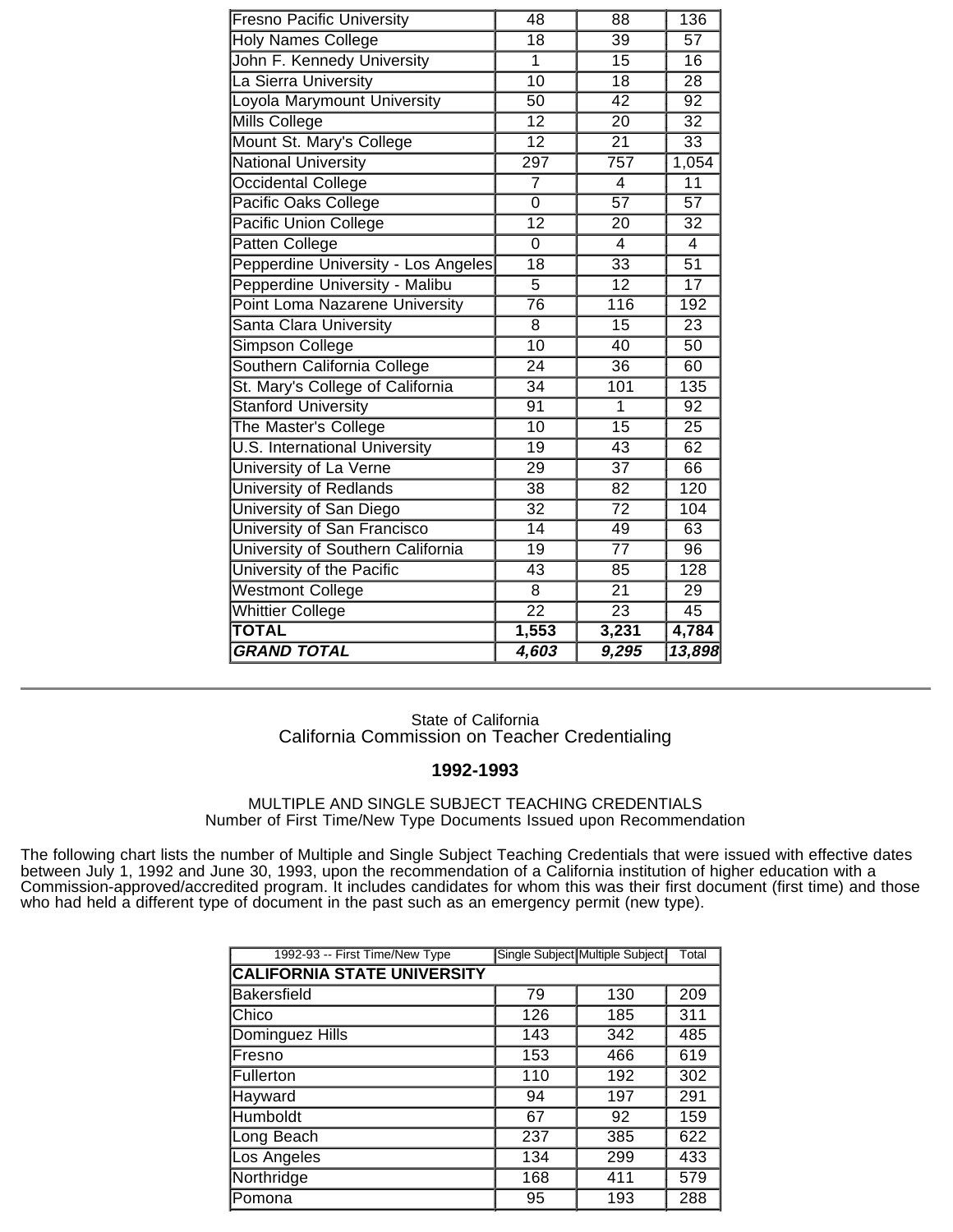| | | | |
|---|---|---|---|
| Fresno Pacific University | 48 | 88 | 136 |
| Holy Names College | 18 | 39 | 57 |
| John F. Kennedy University | 1 | 15 | 16 |
| La Sierra University | 10 | 18 | 28 |
| Loyola Marymount University | 50 | 42 | 92 |
| Mills College | 12 | 20 | 32 |
| Mount St. Mary's College | 12 | 21 | 33 |
| National University | 297 | 757 | 1,054 |
| Occidental College | 7 | 4 | 11 |
| Pacific Oaks College | 0 | 57 | 57 |
| Pacific Union College | 12 | 20 | 32 |
| Patten College | 0 | 4 | 4 |
| Pepperdine University - Los Angeles | 18 | 33 | 51 |
| Pepperdine University - Malibu | 5 | 12 | 17 |
| Point Loma Nazarene University | 76 | 116 | 192 |
| Santa Clara University | 8 | 15 | 23 |
| Simpson College | 10 | 40 | 50 |
| Southern California College | 24 | 36 | 60 |
| St. Mary's College of California | 34 | 101 | 135 |
| Stanford University | 91 | 1 | 92 |
| The Master's College | 10 | 15 | 25 |
| U.S. International University | 19 | 43 | 62 |
| University of La Verne | 29 | 37 | 66 |
| University of Redlands | 38 | 82 | 120 |
| University of San Diego | 32 | 72 | 104 |
| University of San Francisco | 14 | 49 | 63 |
| University of Southern California | 19 | 77 | 96 |
| University of the Pacific | 43 | 85 | 128 |
| Westmont College | 8 | 21 | 29 |
| Whittier College | 22 | 23 | 45 |
| **TOTAL** | **1,553** | **3,231** | **4,784** |
| ***GRAND TOTAL*** | ***4,603*** | ***9,295*** | ***13,898*** |

---

State of California
California Commission on Teacher Credentialing

**1992-1993**

MULTIPLE AND SINGLE SUBJECT TEACHING CREDENTIALS
Number of First Time/New Type Documents Issued upon Recommendation

The following chart lists the number of Multiple and Single Subject Teaching Credentials that were issued with effective dates between July 1, 1992 and June 30, 1993, upon the recommendation of a California institution of higher education with a Commission-approved/accredited program. It includes candidates for whom this was their first document (first time) and those who had held a different type of document in the past such as an emergency permit (new type).

| 1992-93 -- First Time/New Type | Single Subject | Multiple Subject | Total |
|---|---|---|---|
| **CALIFORNIA STATE UNIVERSITY** | | | |
| Bakersfield | 79 | 130 | 209 |
| Chico | 126 | 185 | 311 |
| Dominguez Hills | 143 | 342 | 485 |
| Fresno | 153 | 466 | 619 |
| Fullerton | 110 | 192 | 302 |
| Hayward | 94 | 197 | 291 |
| Humboldt | 67 | 92 | 159 |
| Long Beach | 237 | 385 | 622 |
| Los Angeles | 134 | 299 | 433 |
| Northridge | 168 | 411 | 579 |
| Pomona | 95 | 193 | 288 |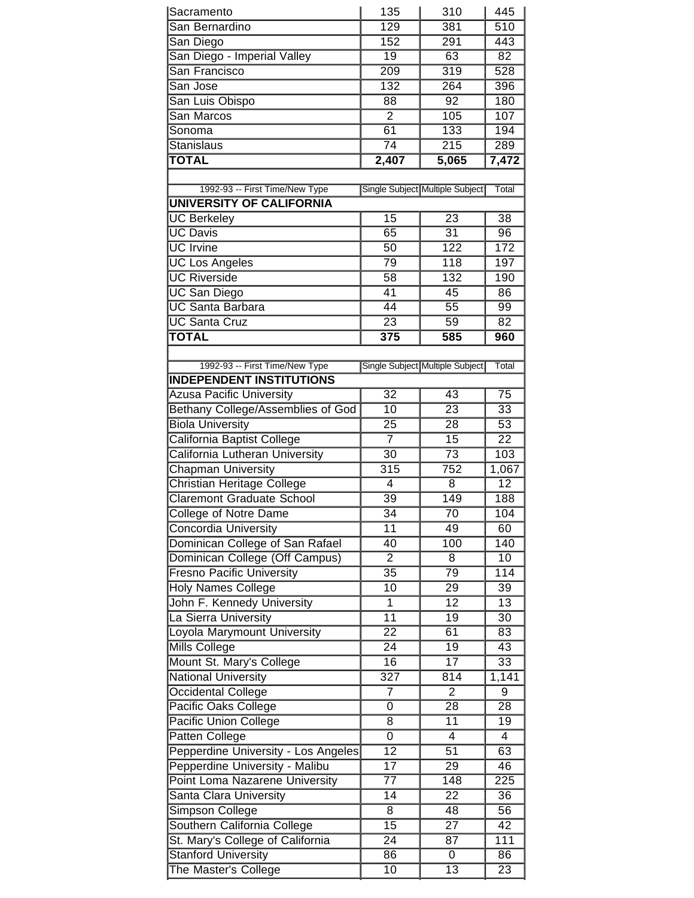| | | | |
|---|---|---|---|
| Sacramento | 135 | 310 | 445 |
| San Bernardino | 129 | 381 | 510 |
| San Diego | 152 | 291 | 443 |
| San Diego - Imperial Valley | 19 | 63 | 82 |
| San Francisco | 209 | 319 | 528 |
| San Jose | 132 | 264 | 396 |
| San Luis Obispo | 88 | 92 | 180 |
| San Marcos | 2 | 105 | 107 |
| Sonoma | 61 | 133 | 194 |
| Stanislaus | 74 | 215 | 289 |
| **TOTAL** | **2,407** | **5,065** | **7,472** |

| 1992-93 -- First Time/New Type | Single Subject | Multiple Subject | Total |
|---|---|---|---|
| **UNIVERSITY OF CALIFORNIA** | | | |
| UC Berkeley | 15 | 23 | 38 |
| UC Davis | 65 | 31 | 96 |
| UC Irvine | 50 | 122 | 172 |
| UC Los Angeles | 79 | 118 | 197 |
| UC Riverside | 58 | 132 | 190 |
| UC San Diego | 41 | 45 | 86 |
| UC Santa Barbara | 44 | 55 | 99 |
| UC Santa Cruz | 23 | 59 | 82 |
| **TOTAL** | **375** | **585** | **960** |

| 1992-93 -- First Time/New Type | Single Subject | Multiple Subject | Total |
|---|---|---|---|
| **INDEPENDENT INSTITUTIONS** | | | |
| Azusa Pacific University | 32 | 43 | 75 |
| Bethany College/Assemblies of God | 10 | 23 | 33 |
| Biola University | 25 | 28 | 53 |
| California Baptist College | 7 | 15 | 22 |
| California Lutheran University | 30 | 73 | 103 |
| Chapman University | 315 | 752 | 1,067 |
| Christian Heritage College | 4 | 8 | 12 |
| Claremont Graduate School | 39 | 149 | 188 |
| College of Notre Dame | 34 | 70 | 104 |
| Concordia University | 11 | 49 | 60 |
| Dominican College of San Rafael | 40 | 100 | 140 |
| Dominican College (Off Campus) | 2 | 8 | 10 |
| Fresno Pacific University | 35 | 79 | 114 |
| Holy Names College | 10 | 29 | 39 |
| John F. Kennedy University | 1 | 12 | 13 |
| La Sierra University | 11 | 19 | 30 |
| Loyola Marymount University | 22 | 61 | 83 |
| Mills College | 24 | 19 | 43 |
| Mount St. Mary's College | 16 | 17 | 33 |
| National University | 327 | 814 | 1,141 |
| Occidental College | 7 | 2 | 9 |
| Pacific Oaks College | 0 | 28 | 28 |
| Pacific Union College | 8 | 11 | 19 |
| Patten College | 0 | 4 | 4 |
| Pepperdine University - Los Angeles | 12 | 51 | 63 |
| Pepperdine University - Malibu | 17 | 29 | 46 |
| Point Loma Nazarene University | 77 | 148 | 225 |
| Santa Clara University | 14 | 22 | 36 |
| Simpson College | 8 | 48 | 56 |
| Southern California College | 15 | 27 | 42 |
| St. Mary's College of California | 24 | 87 | 111 |
| Stanford University | 86 | 0 | 86 |
| The Master's College | 10 | 13 | 23 |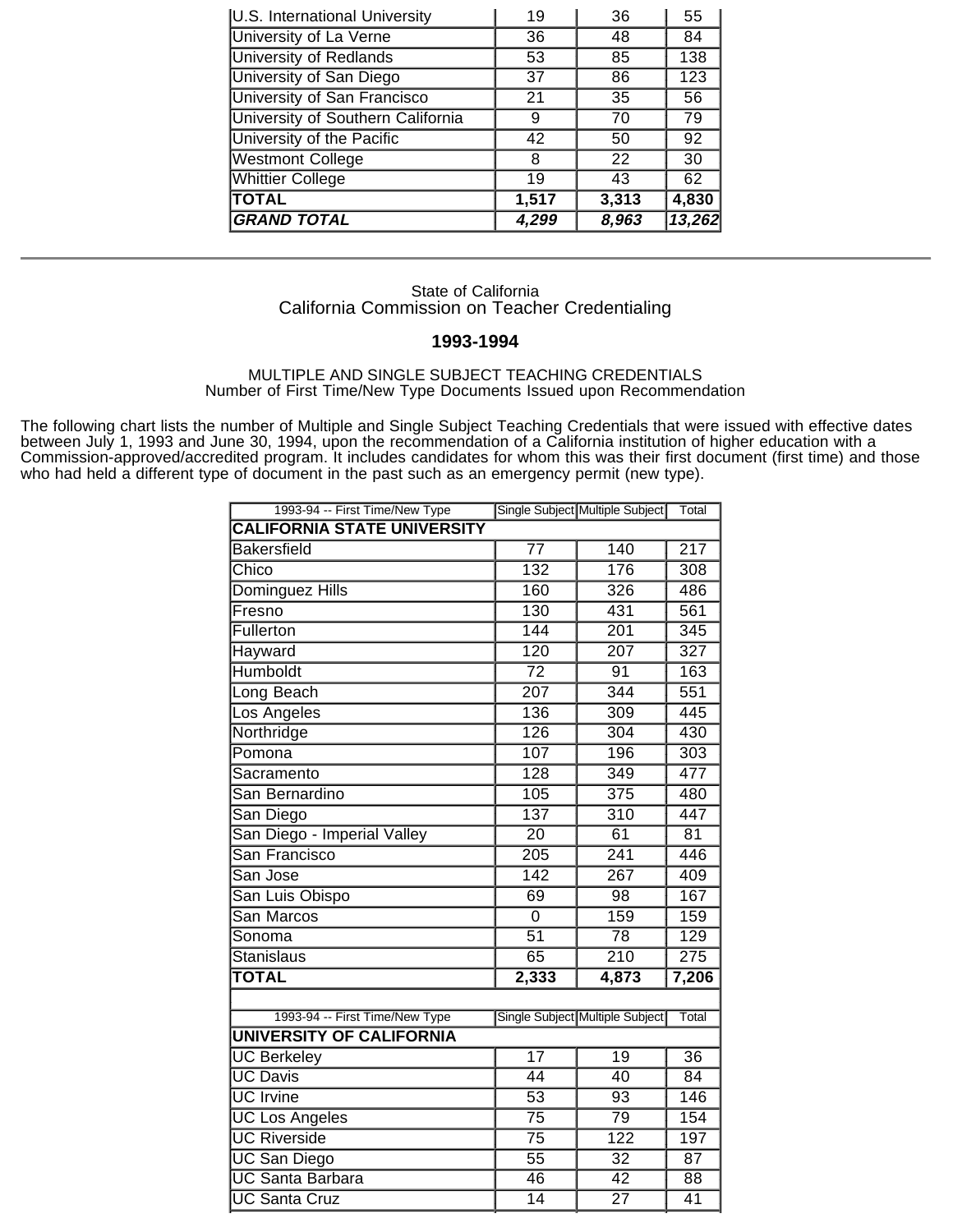| | | | |
|---|---|---|---|
| U.S. International University | 19 | 36 | 55 |
| University of La Verne | 36 | 48 | 84 |
| University of Redlands | 53 | 85 | 138 |
| University of San Diego | 37 | 86 | 123 |
| University of San Francisco | 21 | 35 | 56 |
| University of Southern California | 9 | 70 | 79 |
| University of the Pacific | 42 | 50 | 92 |
| Westmont College | 8 | 22 | 30 |
| Whittier College | 19 | 43 | 62 |
| **TOTAL** | **1,517** | **3,313** | **4,830** |
| ***GRAND TOTAL*** | ***4,299*** | ***8,963*** | ***13,262*** |

---

State of California
California Commission on Teacher Credentialing

**1993-1994**

MULTIPLE AND SINGLE SUBJECT TEACHING CREDENTIALS
Number of First Time/New Type Documents Issued upon Recommendation

The following chart lists the number of Multiple and Single Subject Teaching Credentials that were issued with effective dates between July 1, 1993 and June 30, 1994, upon the recommendation of a California institution of higher education with a Commission-approved/accredited program. It includes candidates for whom this was their first document (first time) and those who had held a different type of document in the past such as an emergency permit (new type).

| 1993-94 -- First Time/New Type | Single Subject | Multiple Subject | Total |
|---|---|---|---|
| **CALIFORNIA STATE UNIVERSITY** | | | |
| Bakersfield | 77 | 140 | 217 |
| Chico | 132 | 176 | 308 |
| Dominguez Hills | 160 | 326 | 486 |
| Fresno | 130 | 431 | 561 |
| Fullerton | 144 | 201 | 345 |
| Hayward | 120 | 207 | 327 |
| Humboldt | 72 | 91 | 163 |
| Long Beach | 207 | 344 | 551 |
| Los Angeles | 136 | 309 | 445 |
| Northridge | 126 | 304 | 430 |
| Pomona | 107 | 196 | 303 |
| Sacramento | 128 | 349 | 477 |
| San Bernardino | 105 | 375 | 480 |
| San Diego | 137 | 310 | 447 |
| San Diego - Imperial Valley | 20 | 61 | 81 |
| San Francisco | 205 | 241 | 446 |
| San Jose | 142 | 267 | 409 |
| San Luis Obispo | 69 | 98 | 167 |
| San Marcos | 0 | 159 | 159 |
| Sonoma | 51 | 78 | 129 |
| Stanislaus | 65 | 210 | 275 |
| **TOTAL** | **2,333** | **4,873** | **7,206** |

| 1993-94 -- First Time/New Type | Single Subject | Multiple Subject | Total |
|---|---|---|---|
| **UNIVERSITY OF CALIFORNIA** | | | |
| UC Berkeley | 17 | 19 | 36 |
| UC Davis | 44 | 40 | 84 |
| UC Irvine | 53 | 93 | 146 |
| UC Los Angeles | 75 | 79 | 154 |
| UC Riverside | 75 | 122 | 197 |
| UC San Diego | 55 | 32 | 87 |
| UC Santa Barbara | 46 | 42 | 88 |
| UC Santa Cruz | 14 | 27 | 41 |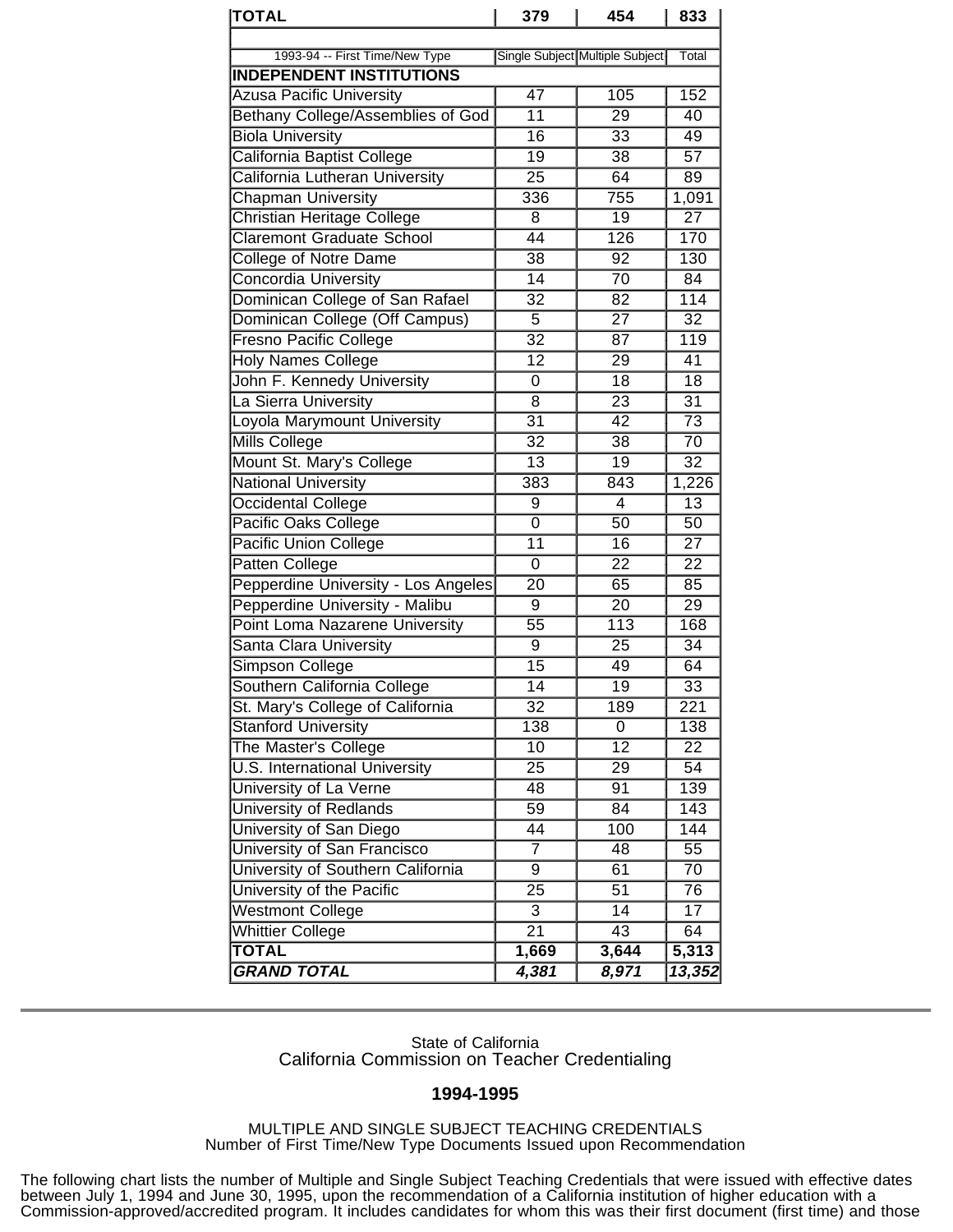| TOTAL | 379 | 454 | 833 |
|---|---|---|---|

| 1993-94 -- First Time/New Type | Single Subject | Multiple Subject | Total |
|---|---|---|---|
| **INDEPENDENT INSTITUTIONS** | | | |
| Azusa Pacific University | 47 | 105 | 152 |
| Bethany College/Assemblies of God | 11 | 29 | 40 |
| Biola University | 16 | 33 | 49 |
| California Baptist College | 19 | 38 | 57 |
| California Lutheran University | 25 | 64 | 89 |
| Chapman University | 336 | 755 | 1,091 |
| Christian Heritage College | 8 | 19 | 27 |
| Claremont Graduate School | 44 | 126 | 170 |
| College of Notre Dame | 38 | 92 | 130 |
| Concordia University | 14 | 70 | 84 |
| Dominican College of San Rafael | 32 | 82 | 114 |
| Dominican College (Off Campus) | 5 | 27 | 32 |
| Fresno Pacific College | 32 | 87 | 119 |
| Holy Names College | 12 | 29 | 41 |
| John F. Kennedy University | 0 | 18 | 18 |
| La Sierra University | 8 | 23 | 31 |
| Loyola Marymount University | 31 | 42 | 73 |
| Mills College | 32 | 38 | 70 |
| Mount St. Mary's College | 13 | 19 | 32 |
| National University | 383 | 843 | 1,226 |
| Occidental College | 9 | 4 | 13 |
| Pacific Oaks College | 0 | 50 | 50 |
| Pacific Union College | 11 | 16 | 27 |
| Patten College | 0 | 22 | 22 |
| Pepperdine University - Los Angeles | 20 | 65 | 85 |
| Pepperdine University - Malibu | 9 | 20 | 29 |
| Point Loma Nazarene University | 55 | 113 | 168 |
| Santa Clara University | 9 | 25 | 34 |
| Simpson College | 15 | 49 | 64 |
| Southern California College | 14 | 19 | 33 |
| St. Mary's College of California | 32 | 189 | 221 |
| Stanford University | 138 | 0 | 138 |
| The Master's College | 10 | 12 | 22 |
| U.S. International University | 25 | 29 | 54 |
| University of La Verne | 48 | 91 | 139 |
| University of Redlands | 59 | 84 | 143 |
| University of San Diego | 44 | 100 | 144 |
| University of San Francisco | 7 | 48 | 55 |
| University of Southern California | 9 | 61 | 70 |
| University of the Pacific | 25 | 51 | 76 |
| Westmont College | 3 | 14 | 17 |
| Whittier College | 21 | 43 | 64 |
| **TOTAL** | **1,669** | **3,644** | **5,313** |
| ***GRAND TOTAL*** | ***4,381*** | ***8,971*** | ***13,352*** |

State of California
California Commission on Teacher Credentialing

**1994-1995**

MULTIPLE AND SINGLE SUBJECT TEACHING CREDENTIALS
Number of First Time/New Type Documents Issued upon Recommendation

The following chart lists the number of Multiple and Single Subject Teaching Credentials that were issued with effective dates between July 1, 1994 and June 30, 1995, upon the recommendation of a California institution of higher education with a Commission-approved/accredited program. It includes candidates for whom this was their first document (first time) and those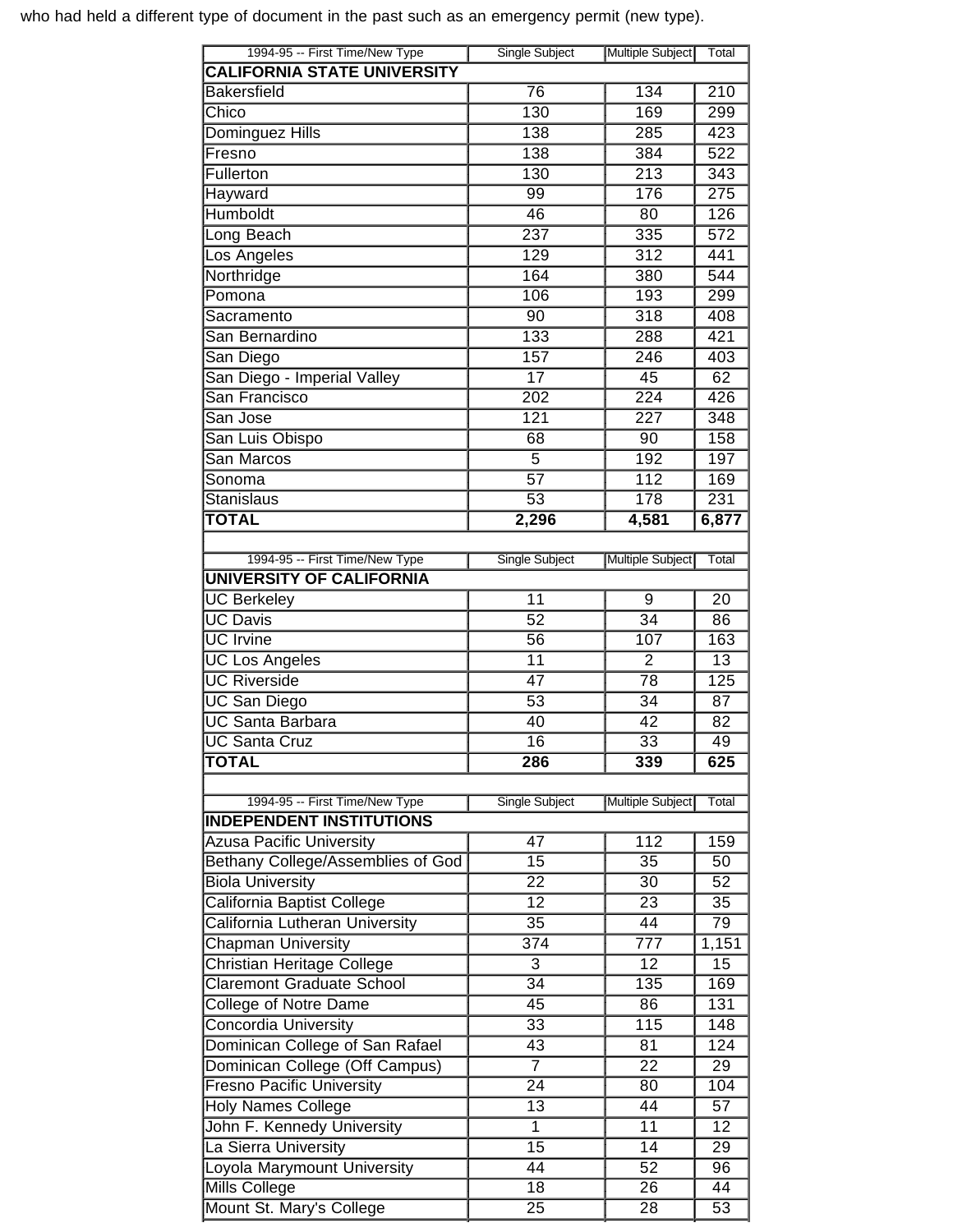who had held a different type of document in the past such as an emergency permit (new type).

| 1994-95 -- First Time/New Type | Single Subject | Multiple Subject | Total |
|---|---|---|---|
| **CALIFORNIA STATE UNIVERSITY** | | | |
| Bakersfield | 76 | 134 | 210 |
| Chico | 130 | 169 | 299 |
| Dominguez Hills | 138 | 285 | 423 |
| Fresno | 138 | 384 | 522 |
| Fullerton | 130 | 213 | 343 |
| Hayward | 99 | 176 | 275 |
| Humboldt | 46 | 80 | 126 |
| Long Beach | 237 | 335 | 572 |
| Los Angeles | 129 | 312 | 441 |
| Northridge | 164 | 380 | 544 |
| Pomona | 106 | 193 | 299 |
| Sacramento | 90 | 318 | 408 |
| San Bernardino | 133 | 288 | 421 |
| San Diego | 157 | 246 | 403 |
| San Diego - Imperial Valley | 17 | 45 | 62 |
| San Francisco | 202 | 224 | 426 |
| San Jose | 121 | 227 | 348 |
| San Luis Obispo | 68 | 90 | 158 |
| San Marcos | 5 | 192 | 197 |
| Sonoma | 57 | 112 | 169 |
| Stanislaus | 53 | 178 | 231 |
| **TOTAL** | **2,296** | **4,581** | **6,877** |

| 1994-95 -- First Time/New Type | Single Subject | Multiple Subject | Total |
|---|---|---|---|
| **UNIVERSITY OF CALIFORNIA** | | | |
| UC Berkeley | 11 | 9 | 20 |
| UC Davis | 52 | 34 | 86 |
| UC Irvine | 56 | 107 | 163 |
| UC Los Angeles | 11 | 2 | 13 |
| UC Riverside | 47 | 78 | 125 |
| UC San Diego | 53 | 34 | 87 |
| UC Santa Barbara | 40 | 42 | 82 |
| UC Santa Cruz | 16 | 33 | 49 |
| **TOTAL** | **286** | **339** | **625** |

| 1994-95 -- First Time/New Type | Single Subject | Multiple Subject | Total |
|---|---|---|---|
| **INDEPENDENT INSTITUTIONS** | | | |
| Azusa Pacific University | 47 | 112 | 159 |
| Bethany College/Assemblies of God | 15 | 35 | 50 |
| Biola University | 22 | 30 | 52 |
| California Baptist College | 12 | 23 | 35 |
| California Lutheran University | 35 | 44 | 79 |
| Chapman University | 374 | 777 | 1,151 |
| Christian Heritage College | 3 | 12 | 15 |
| Claremont Graduate School | 34 | 135 | 169 |
| College of Notre Dame | 45 | 86 | 131 |
| Concordia University | 33 | 115 | 148 |
| Dominican College of San Rafael | 43 | 81 | 124 |
| Dominican College (Off Campus) | 7 | 22 | 29 |
| Fresno Pacific University | 24 | 80 | 104 |
| Holy Names College | 13 | 44 | 57 |
| John F. Kennedy University | 1 | 11 | 12 |
| La Sierra University | 15 | 14 | 29 |
| Loyola Marymount University | 44 | 52 | 96 |
| Mills College | 18 | 26 | 44 |
| Mount St. Mary's College | 25 | 28 | 53 |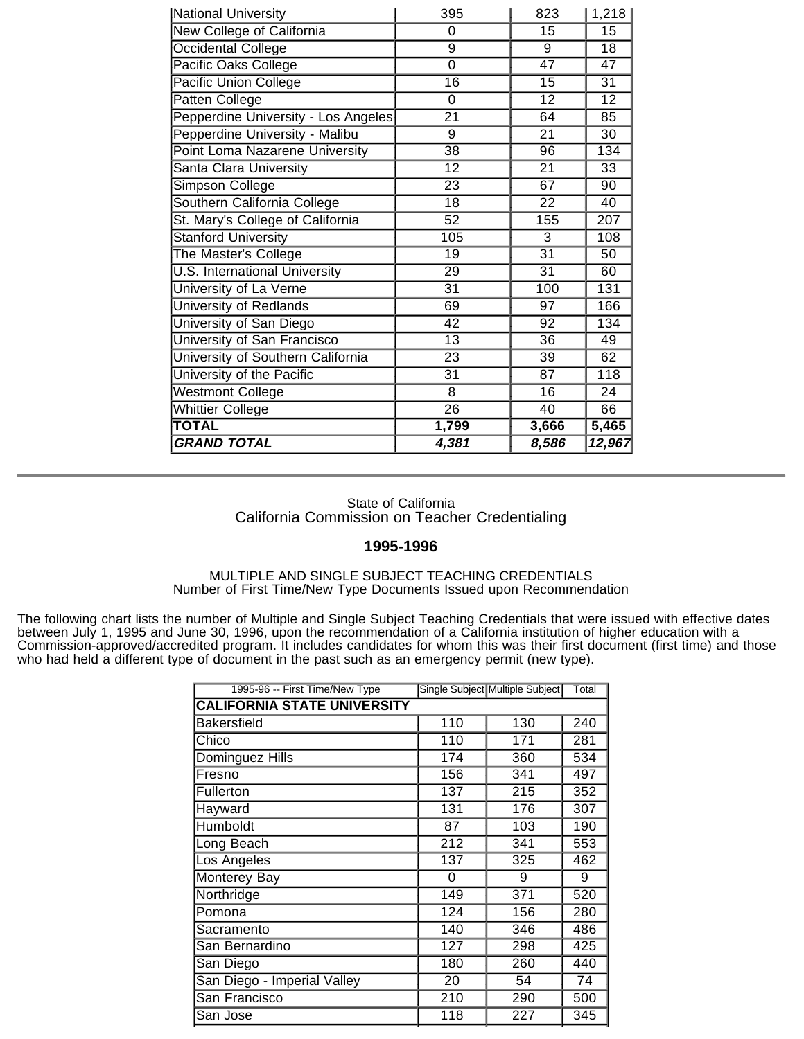| | | | |
|---|---|---|---|
| National University | 395 | 823 | 1,218 |
| New College of California | 0 | 15 | 15 |
| Occidental College | 9 | 9 | 18 |
| Pacific Oaks College | 0 | 47 | 47 |
| Pacific Union College | 16 | 15 | 31 |
| Patten College | 0 | 12 | 12 |
| Pepperdine University - Los Angeles | 21 | 64 | 85 |
| Pepperdine University - Malibu | 9 | 21 | 30 |
| Point Loma Nazarene University | 38 | 96 | 134 |
| Santa Clara University | 12 | 21 | 33 |
| Simpson College | 23 | 67 | 90 |
| Southern California College | 18 | 22 | 40 |
| St. Mary's College of California | 52 | 155 | 207 |
| Stanford University | 105 | 3 | 108 |
| The Master's College | 19 | 31 | 50 |
| U.S. International University | 29 | 31 | 60 |
| University of La Verne | 31 | 100 | 131 |
| University of Redlands | 69 | 97 | 166 |
| University of San Diego | 42 | 92 | 134 |
| University of San Francisco | 13 | 36 | 49 |
| University of Southern California | 23 | 39 | 62 |
| University of the Pacific | 31 | 87 | 118 |
| Westmont College | 8 | 16 | 24 |
| Whittier College | 26 | 40 | 66 |
| **TOTAL** | **1,799** | **3,666** | **5,465** |
| ***GRAND TOTAL*** | ***4,381*** | ***8,586*** | ***12,967*** |

---

State of California
California Commission on Teacher Credentialing

**1995-1996**

MULTIPLE AND SINGLE SUBJECT TEACHING CREDENTIALS
Number of First Time/New Type Documents Issued upon Recommendation

The following chart lists the number of Multiple and Single Subject Teaching Credentials that were issued with effective dates between July 1, 1995 and June 30, 1996, upon the recommendation of a California institution of higher education with a Commission-approved/accredited program. It includes candidates for whom this was their first document (first time) and those who had held a different type of document in the past such as an emergency permit (new type).

| 1995-96 -- First Time/New Type | Single Subject | Multiple Subject | Total |
|---|---|---|---|
| **CALIFORNIA STATE UNIVERSITY** | | | |
| Bakersfield | 110 | 130 | 240 |
| Chico | 110 | 171 | 281 |
| Dominguez Hills | 174 | 360 | 534 |
| Fresno | 156 | 341 | 497 |
| Fullerton | 137 | 215 | 352 |
| Hayward | 131 | 176 | 307 |
| Humboldt | 87 | 103 | 190 |
| Long Beach | 212 | 341 | 553 |
| Los Angeles | 137 | 325 | 462 |
| Monterey Bay | 0 | 9 | 9 |
| Northridge | 149 | 371 | 520 |
| Pomona | 124 | 156 | 280 |
| Sacramento | 140 | 346 | 486 |
| San Bernardino | 127 | 298 | 425 |
| San Diego | 180 | 260 | 440 |
| San Diego - Imperial Valley | 20 | 54 | 74 |
| San Francisco | 210 | 290 | 500 |
| San Jose | 118 | 227 | 345 |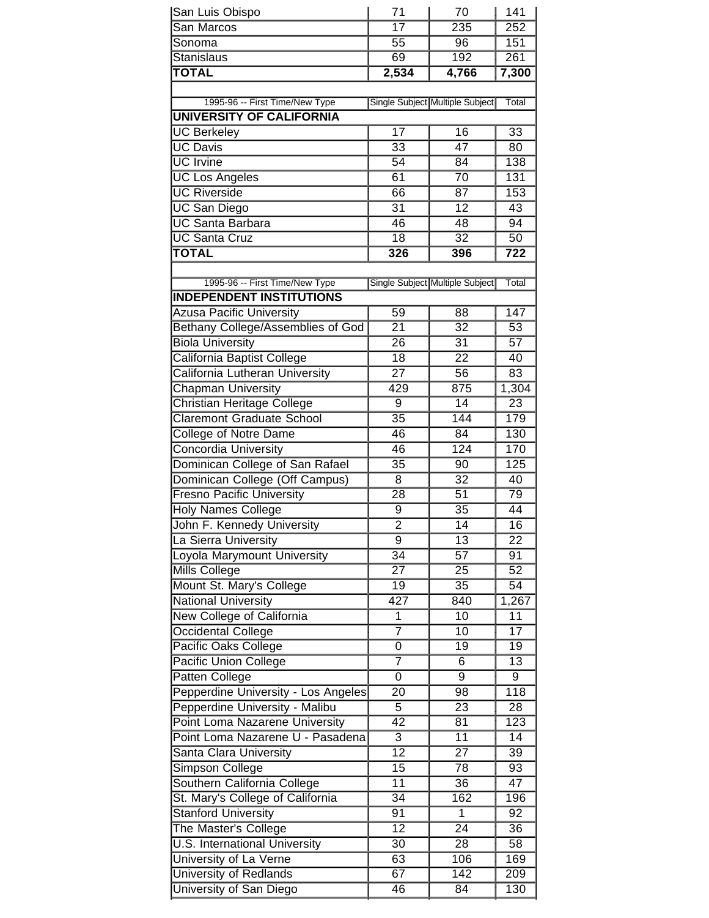| San Luis Obispo | 71 | 70 | 141 |
|---|---|---|---|
| San Marcos | 17 | 235 | 252 |
| Sonoma | 55 | 96 | 151 |
| Stanislaus | 69 | 192 | 261 |
| **TOTAL** | **2,534** | **4,766** | **7,300** |

| 1995-96 -- First Time/New Type | Single Subject | Multiple Subject | Total |
|---|---|---|---|
| **UNIVERSITY OF CALIFORNIA** | | | |
| UC Berkeley | 17 | 16 | 33 |
| UC Davis | 33 | 47 | 80 |
| UC Irvine | 54 | 84 | 138 |
| UC Los Angeles | 61 | 70 | 131 |
| UC Riverside | 66 | 87 | 153 |
| UC San Diego | 31 | 12 | 43 |
| UC Santa Barbara | 46 | 48 | 94 |
| UC Santa Cruz | 18 | 32 | 50 |
| **TOTAL** | **326** | **396** | **722** |

| 1995-96 -- First Time/New Type | Single Subject | Multiple Subject | Total |
|---|---|---|---|
| **INDEPENDENT INSTITUTIONS** | | | |
| Azusa Pacific University | 59 | 88 | 147 |
| Bethany College/Assemblies of God | 21 | 32 | 53 |
| Biola University | 26 | 31 | 57 |
| California Baptist College | 18 | 22 | 40 |
| California Lutheran University | 27 | 56 | 83 |
| Chapman University | 429 | 875 | 1,304 |
| Christian Heritage College | 9 | 14 | 23 |
| Claremont Graduate School | 35 | 144 | 179 |
| College of Notre Dame | 46 | 84 | 130 |
| Concordia University | 46 | 124 | 170 |
| Dominican College of San Rafael | 35 | 90 | 125 |
| Dominican College (Off Campus) | 8 | 32 | 40 |
| Fresno Pacific University | 28 | 51 | 79 |
| Holy Names College | 9 | 35 | 44 |
| John F. Kennedy University | 2 | 14 | 16 |
| La Sierra University | 9 | 13 | 22 |
| Loyola Marymount University | 34 | 57 | 91 |
| Mills College | 27 | 25 | 52 |
| Mount St. Mary's College | 19 | 35 | 54 |
| National University | 427 | 840 | 1,267 |
| New College of California | 1 | 10 | 11 |
| Occidental College | 7 | 10 | 17 |
| Pacific Oaks College | 0 | 19 | 19 |
| Pacific Union College | 7 | 6 | 13 |
| Patten College | 0 | 9 | 9 |
| Pepperdine University - Los Angeles | 20 | 98 | 118 |
| Pepperdine University - Malibu | 5 | 23 | 28 |
| Point Loma Nazarene University | 42 | 81 | 123 |
| Point Loma Nazarene U - Pasadena | 3 | 11 | 14 |
| Santa Clara University | 12 | 27 | 39 |
| Simpson College | 15 | 78 | 93 |
| Southern California College | 11 | 36 | 47 |
| St. Mary's College of California | 34 | 162 | 196 |
| Stanford University | 91 | 1 | 92 |
| The Master's College | 12 | 24 | 36 |
| U.S. International University | 30 | 28 | 58 |
| University of La Verne | 63 | 106 | 169 |
| University of Redlands | 67 | 142 | 209 |
| University of San Diego | 46 | 84 | 130 |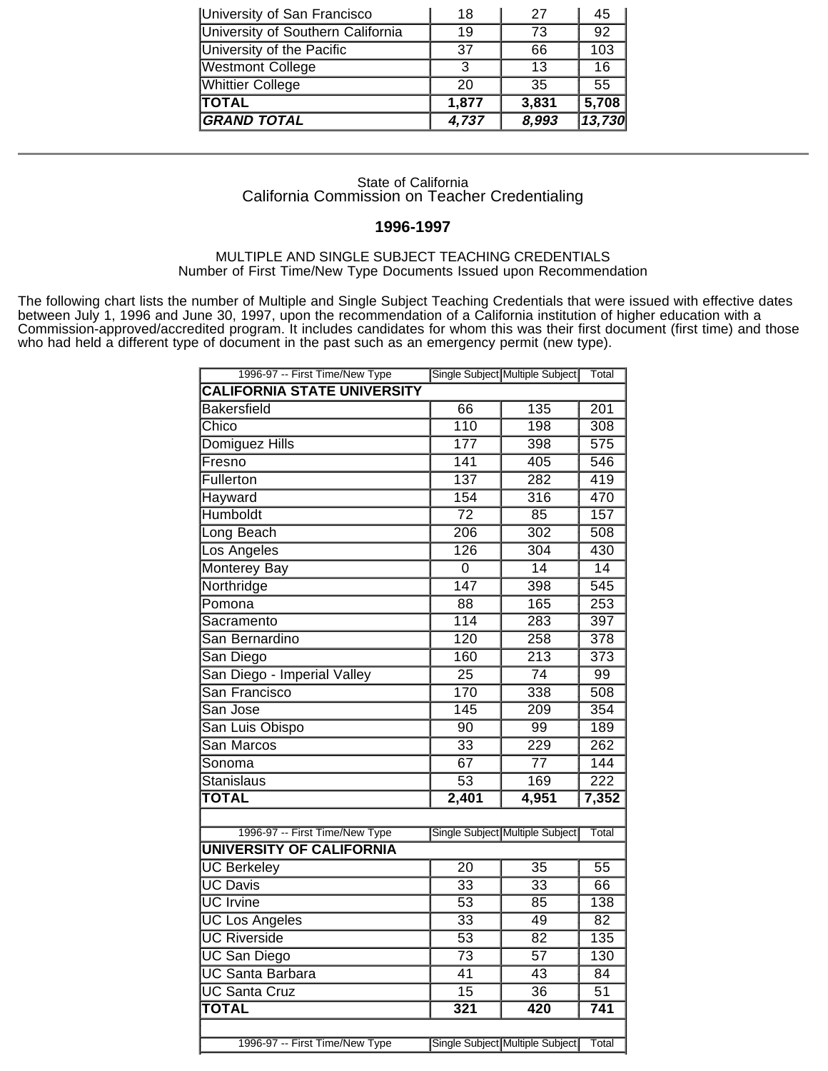| | | | |
|---|---|---|---|
| University of San Francisco | 18 | 27 | 45 |
| University of Southern California | 19 | 73 | 92 |
| University of the Pacific | 37 | 66 | 103 |
| Westmont College | 3 | 13 | 16 |
| Whittier College | 20 | 35 | 55 |
| **TOTAL** | **1,877** | **3,831** | **5,708** |
| ***GRAND TOTAL*** | ***4,737*** | ***8,993*** | ***13,730*** |

---

State of California
California Commission on Teacher Credentialing

**1996-1997**

MULTIPLE AND SINGLE SUBJECT TEACHING CREDENTIALS
Number of First Time/New Type Documents Issued upon Recommendation

The following chart lists the number of Multiple and Single Subject Teaching Credentials that were issued with effective dates between July 1, 1996 and June 30, 1997, upon the recommendation of a California institution of higher education with a Commission-approved/accredited program. It includes candidates for whom this was their first document (first time) and those who had held a different type of document in the past such as an emergency permit (new type).

| 1996-97 -- First Time/New Type | Single Subject | Multiple Subject | Total |
|---|---|---|---|
| **CALIFORNIA STATE UNIVERSITY** | | | |
| Bakersfield | 66 | 135 | 201 |
| Chico | 110 | 198 | 308 |
| Domiguez Hills | 177 | 398 | 575 |
| Fresno | 141 | 405 | 546 |
| Fullerton | 137 | 282 | 419 |
| Hayward | 154 | 316 | 470 |
| Humboldt | 72 | 85 | 157 |
| Long Beach | 206 | 302 | 508 |
| Los Angeles | 126 | 304 | 430 |
| Monterey Bay | 0 | 14 | 14 |
| Northridge | 147 | 398 | 545 |
| Pomona | 88 | 165 | 253 |
| Sacramento | 114 | 283 | 397 |
| San Bernardino | 120 | 258 | 378 |
| San Diego | 160 | 213 | 373 |
| San Diego - Imperial Valley | 25 | 74 | 99 |
| San Francisco | 170 | 338 | 508 |
| San Jose | 145 | 209 | 354 |
| San Luis Obispo | 90 | 99 | 189 |
| San Marcos | 33 | 229 | 262 |
| Sonoma | 67 | 77 | 144 |
| Stanislaus | 53 | 169 | 222 |
| **TOTAL** | **2,401** | **4,951** | **7,352** |

| 1996-97 -- First Time/New Type | Single Subject | Multiple Subject | Total |
|---|---|---|---|
| **UNIVERSITY OF CALIFORNIA** | | | |
| UC Berkeley | 20 | 35 | 55 |
| UC Davis | 33 | 33 | 66 |
| UC Irvine | 53 | 85 | 138 |
| UC Los Angeles | 33 | 49 | 82 |
| UC Riverside | 53 | 82 | 135 |
| UC San Diego | 73 | 57 | 130 |
| UC Santa Barbara | 41 | 43 | 84 |
| UC Santa Cruz | 15 | 36 | 51 |
| **TOTAL** | **321** | **420** | **741** |

| 1996-97 -- First Time/New Type | Single Subject | Multiple Subject | Total |
|---|---|---|---|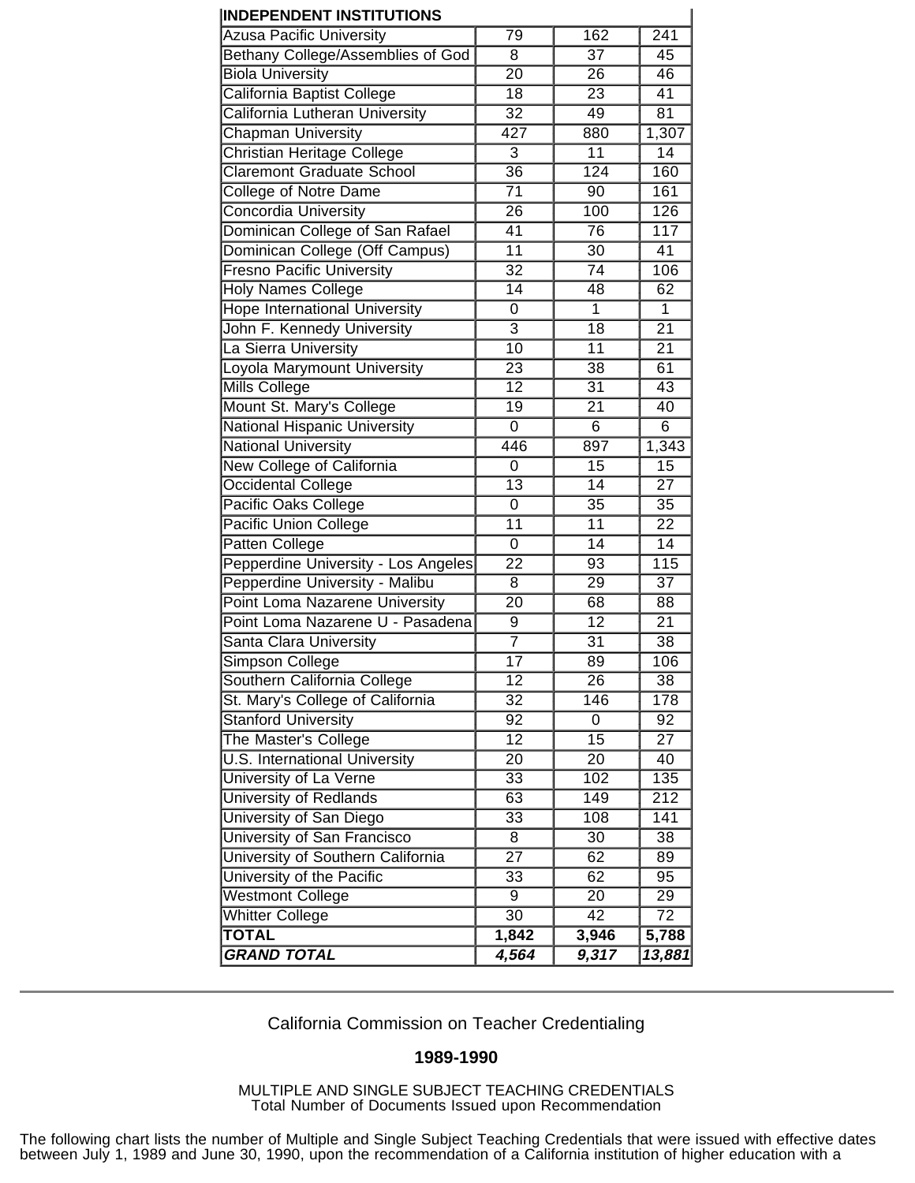| INDEPENDENT INSTITUTIONS | | | |
|---|---|---|---|
| Azusa Pacific University | 79 | 162 | 241 |
| Bethany College/Assemblies of God | 8 | 37 | 45 |
| Biola University | 20 | 26 | 46 |
| California Baptist College | 18 | 23 | 41 |
| California Lutheran University | 32 | 49 | 81 |
| Chapman University | 427 | 880 | 1,307 |
| Christian Heritage College | 3 | 11 | 14 |
| Claremont Graduate School | 36 | 124 | 160 |
| College of Notre Dame | 71 | 90 | 161 |
| Concordia University | 26 | 100 | 126 |
| Dominican College of San Rafael | 41 | 76 | 117 |
| Dominican College (Off Campus) | 11 | 30 | 41 |
| Fresno Pacific University | 32 | 74 | 106 |
| Holy Names College | 14 | 48 | 62 |
| Hope International University | 0 | 1 | 1 |
| John F. Kennedy University | 3 | 18 | 21 |
| La Sierra University | 10 | 11 | 21 |
| Loyola Marymount University | 23 | 38 | 61 |
| Mills College | 12 | 31 | 43 |
| Mount St. Mary's College | 19 | 21 | 40 |
| National Hispanic University | 0 | 6 | 6 |
| National University | 446 | 897 | 1,343 |
| New College of California | 0 | 15 | 15 |
| Occidental College | 13 | 14 | 27 |
| Pacific Oaks College | 0 | 35 | 35 |
| Pacific Union College | 11 | 11 | 22 |
| Patten College | 0 | 14 | 14 |
| Pepperdine University - Los Angeles | 22 | 93 | 115 |
| Pepperdine University - Malibu | 8 | 29 | 37 |
| Point Loma Nazarene University | 20 | 68 | 88 |
| Point Loma Nazarene U - Pasadena | 9 | 12 | 21 |
| Santa Clara University | 7 | 31 | 38 |
| Simpson College | 17 | 89 | 106 |
| Southern California College | 12 | 26 | 38 |
| St. Mary's College of California | 32 | 146 | 178 |
| Stanford University | 92 | 0 | 92 |
| The Master's College | 12 | 15 | 27 |
| U.S. International University | 20 | 20 | 40 |
| University of La Verne | 33 | 102 | 135 |
| University of Redlands | 63 | 149 | 212 |
| University of San Diego | 33 | 108 | 141 |
| University of San Francisco | 8 | 30 | 38 |
| University of Southern California | 27 | 62 | 89 |
| University of the Pacific | 33 | 62 | 95 |
| Westmont College | 9 | 20 | 29 |
| Whitter College | 30 | 42 | 72 |
| **TOTAL** | **1,842** | **3,946** | **5,788** |
| ***GRAND TOTAL*** | ***4,564*** | ***9,317*** | ***13,881*** |

California Commission on Teacher Credentialing

**1989-1990**

MULTIPLE AND SINGLE SUBJECT TEACHING CREDENTIALS
Total Number of Documents Issued upon Recommendation

The following chart lists the number of Multiple and Single Subject Teaching Credentials that were issued with effective dates between July 1, 1989 and June 30, 1990, upon the recommendation of a California institution of higher education with a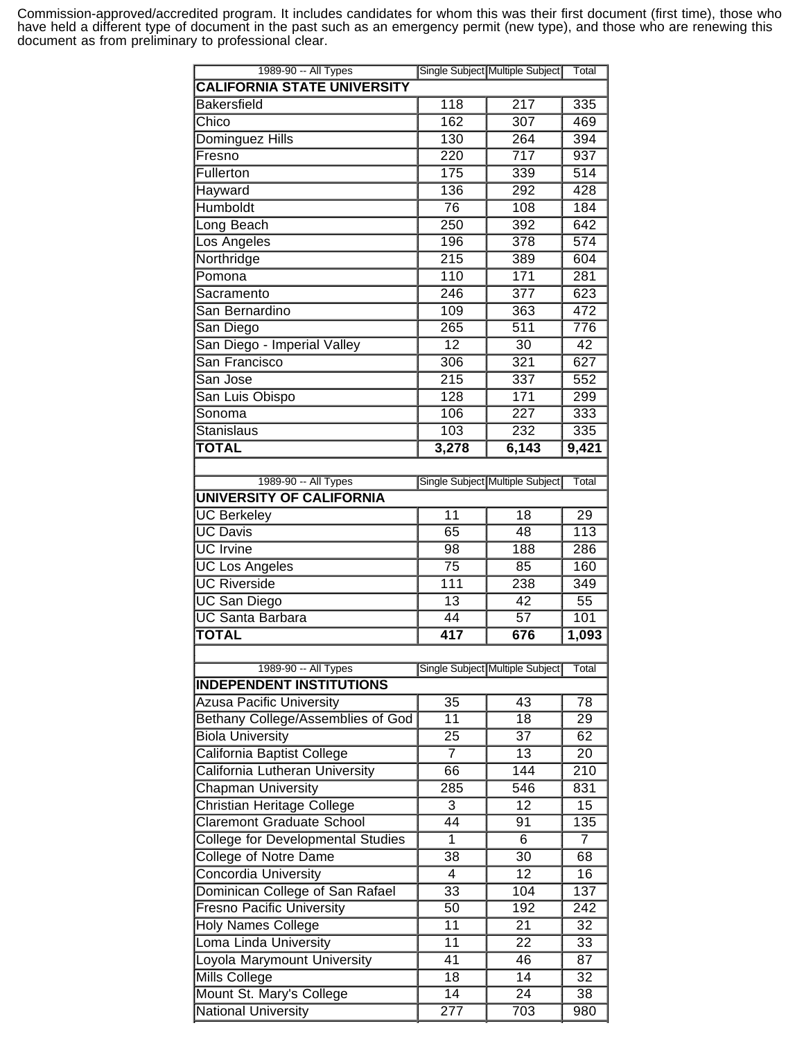Commission-approved/accredited program. It includes candidates for whom this was their first document (first time), those who have held a different type of document in the past such as an emergency permit (new type), and those who are renewing this document as from preliminary to professional clear.

| 1989-90 -- All Types | Single Subject | Multiple Subject | Total |
|---|---|---|---|
| **CALIFORNIA STATE UNIVERSITY** | | | |
| Bakersfield | 118 | 217 | 335 |
| Chico | 162 | 307 | 469 |
| Dominguez Hills | 130 | 264 | 394 |
| Fresno | 220 | 717 | 937 |
| Fullerton | 175 | 339 | 514 |
| Hayward | 136 | 292 | 428 |
| Humboldt | 76 | 108 | 184 |
| Long Beach | 250 | 392 | 642 |
| Los Angeles | 196 | 378 | 574 |
| Northridge | 215 | 389 | 604 |
| Pomona | 110 | 171 | 281 |
| Sacramento | 246 | 377 | 623 |
| San Bernardino | 109 | 363 | 472 |
| San Diego | 265 | 511 | 776 |
| San Diego - Imperial Valley | 12 | 30 | 42 |
| San Francisco | 306 | 321 | 627 |
| San Jose | 215 | 337 | 552 |
| San Luis Obispo | 128 | 171 | 299 |
| Sonoma | 106 | 227 | 333 |
| Stanislaus | 103 | 232 | 335 |
| **TOTAL** | **3,278** | **6,143** | **9,421** |

| 1989-90 -- All Types | Single Subject | Multiple Subject | Total |
|---|---|---|---|
| **UNIVERSITY OF CALIFORNIA** | | | |
| UC Berkeley | 11 | 18 | 29 |
| UC Davis | 65 | 48 | 113 |
| UC Irvine | 98 | 188 | 286 |
| UC Los Angeles | 75 | 85 | 160 |
| UC Riverside | 111 | 238 | 349 |
| UC San Diego | 13 | 42 | 55 |
| UC Santa Barbara | 44 | 57 | 101 |
| **TOTAL** | **417** | **676** | **1,093** |

| 1989-90 -- All Types | Single Subject | Multiple Subject | Total |
|---|---|---|---|
| **INDEPENDENT INSTITUTIONS** | | | |
| Azusa Pacific University | 35 | 43 | 78 |
| Bethany College/Assemblies of God | 11 | 18 | 29 |
| Biola University | 25 | 37 | 62 |
| California Baptist College | 7 | 13 | 20 |
| California Lutheran University | 66 | 144 | 210 |
| Chapman University | 285 | 546 | 831 |
| Christian Heritage College | 3 | 12 | 15 |
| Claremont Graduate School | 44 | 91 | 135 |
| College for Developmental Studies | 1 | 6 | 7 |
| College of Notre Dame | 38 | 30 | 68 |
| Concordia University | 4 | 12 | 16 |
| Dominican College of San Rafael | 33 | 104 | 137 |
| Fresno Pacific University | 50 | 192 | 242 |
| Holy Names College | 11 | 21 | 32 |
| Loma Linda University | 11 | 22 | 33 |
| Loyola Marymount University | 41 | 46 | 87 |
| Mills College | 18 | 14 | 32 |
| Mount St. Mary's College | 14 | 24 | 38 |
| National University | 277 | 703 | 980 |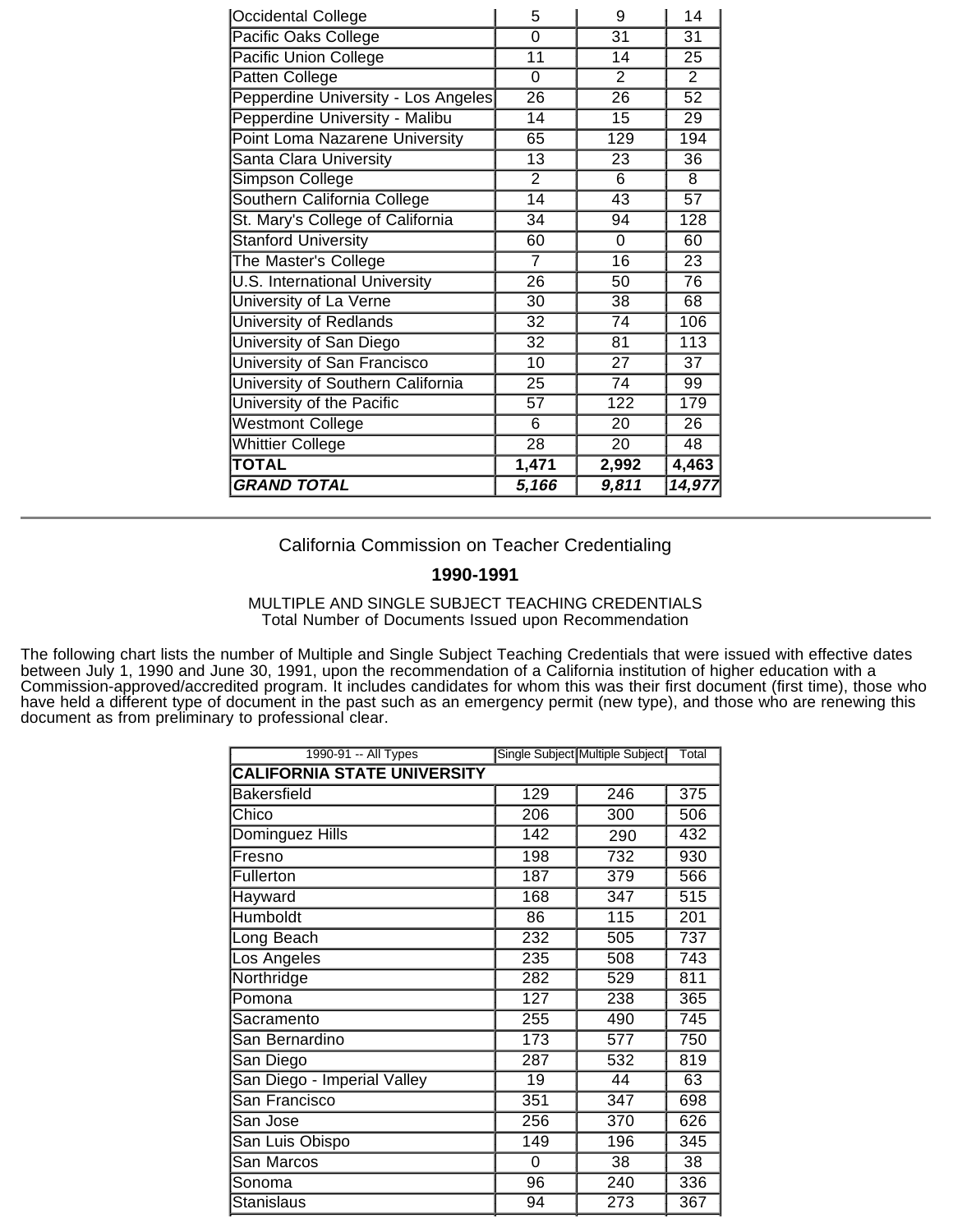| | | | |
|---|---|---|---|
| Occidental College | 5 | 9 | 14 |
| Pacific Oaks College | 0 | 31 | 31 |
| Pacific Union College | 11 | 14 | 25 |
| Patten College | 0 | 2 | 2 |
| Pepperdine University - Los Angeles | 26 | 26 | 52 |
| Pepperdine University - Malibu | 14 | 15 | 29 |
| Point Loma Nazarene University | 65 | 129 | 194 |
| Santa Clara University | 13 | 23 | 36 |
| Simpson College | 2 | 6 | 8 |
| Southern California College | 14 | 43 | 57 |
| St. Mary's College of California | 34 | 94 | 128 |
| Stanford University | 60 | 0 | 60 |
| The Master's College | 7 | 16 | 23 |
| U.S. International University | 26 | 50 | 76 |
| University of La Verne | 30 | 38 | 68 |
| University of Redlands | 32 | 74 | 106 |
| University of San Diego | 32 | 81 | 113 |
| University of San Francisco | 10 | 27 | 37 |
| University of Southern California | 25 | 74 | 99 |
| University of the Pacific | 57 | 122 | 179 |
| Westmont College | 6 | 20 | 26 |
| Whittier College | 28 | 20 | 48 |
| **TOTAL** | **1,471** | **2,992** | **4,463** |
| ***GRAND TOTAL*** | ***5,166*** | ***9,811*** | ***14,977*** |

---

California Commission on Teacher Credentialing

**1990-1991**

MULTIPLE AND SINGLE SUBJECT TEACHING CREDENTIALS
Total Number of Documents Issued upon Recommendation

The following chart lists the number of Multiple and Single Subject Teaching Credentials that were issued with effective dates between July 1, 1990 and June 30, 1991, upon the recommendation of a California institution of higher education with a Commission-approved/accredited program. It includes candidates for whom this was their first document (first time), those who have held a different type of document in the past such as an emergency permit (new type), and those who are renewing this document as from preliminary to professional clear.

| 1990-91 -- All Types | Single Subject | Multiple Subject | Total |
|---|---|---|---|
| **CALIFORNIA STATE UNIVERSITY** | | | |
| Bakersfield | 129 | 246 | 375 |
| Chico | 206 | 300 | 506 |
| Dominguez Hills | 142 | 290 | 432 |
| Fresno | 198 | 732 | 930 |
| Fullerton | 187 | 379 | 566 |
| Hayward | 168 | 347 | 515 |
| Humboldt | 86 | 115 | 201 |
| Long Beach | 232 | 505 | 737 |
| Los Angeles | 235 | 508 | 743 |
| Northridge | 282 | 529 | 811 |
| Pomona | 127 | 238 | 365 |
| Sacramento | 255 | 490 | 745 |
| San Bernardino | 173 | 577 | 750 |
| San Diego | 287 | 532 | 819 |
| San Diego - Imperial Valley | 19 | 44 | 63 |
| San Francisco | 351 | 347 | 698 |
| San Jose | 256 | 370 | 626 |
| San Luis Obispo | 149 | 196 | 345 |
| San Marcos | 0 | 38 | 38 |
| Sonoma | 96 | 240 | 336 |
| Stanislaus | 94 | 273 | 367 |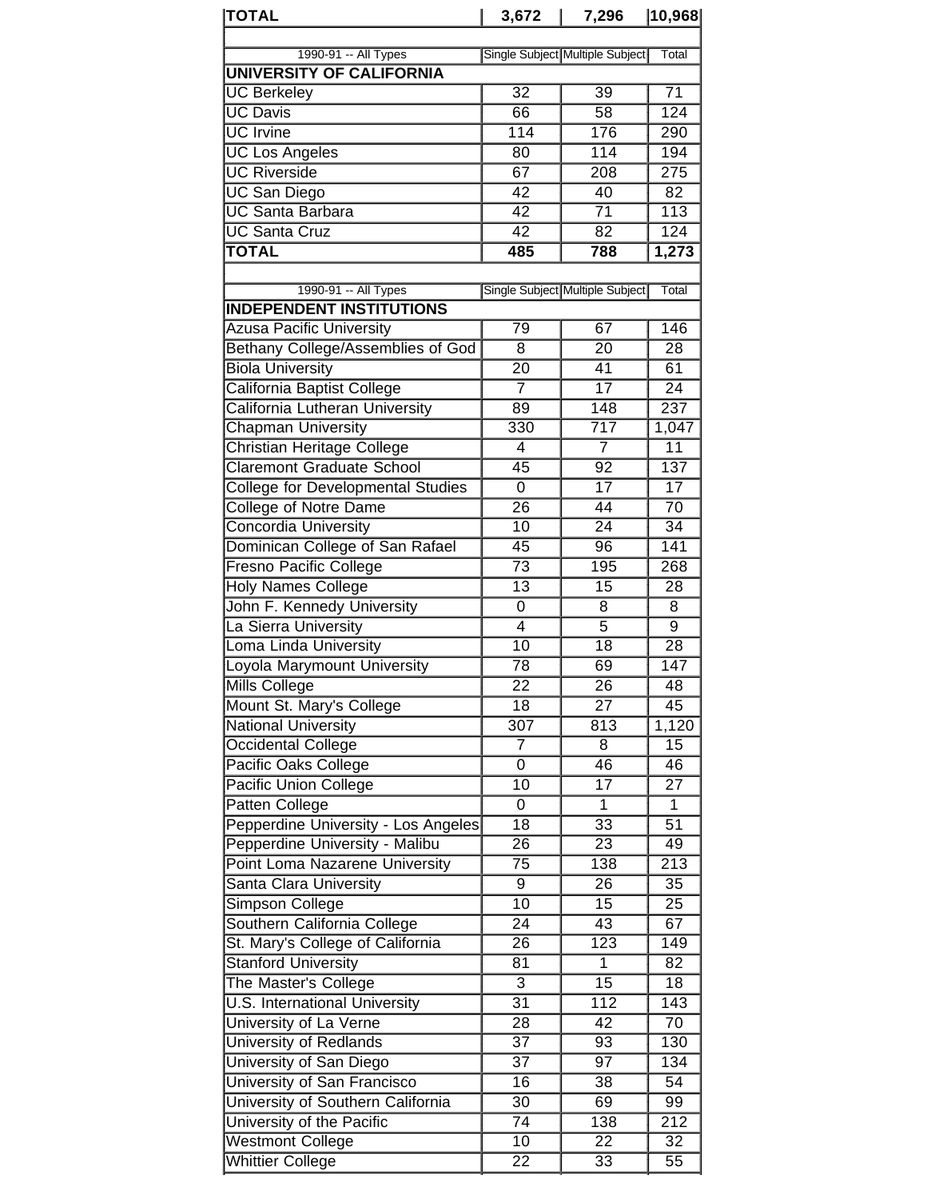| TOTAL | 3,672 | 7,296 | 10,968 |
|---|---|---|---|

| 1990-91 -- All Types | Single Subject | Multiple Subject | Total |
|---|---|---|---|
| **UNIVERSITY OF CALIFORNIA** | | | |
| UC Berkeley | 32 | 39 | 71 |
| UC Davis | 66 | 58 | 124 |
| UC Irvine | 114 | 176 | 290 |
| UC Los Angeles | 80 | 114 | 194 |
| UC Riverside | 67 | 208 | 275 |
| UC San Diego | 42 | 40 | 82 |
| UC Santa Barbara | 42 | 71 | 113 |
| UC Santa Cruz | 42 | 82 | 124 |
| **TOTAL** | **485** | **788** | **1,273** |

| 1990-91 -- All Types | Single Subject | Multiple Subject | Total |
|---|---|---|---|
| **INDEPENDENT INSTITUTIONS** | | | |
| Azusa Pacific University | 79 | 67 | 146 |
| Bethany College/Assemblies of God | 8 | 20 | 28 |
| Biola University | 20 | 41 | 61 |
| California Baptist College | 7 | 17 | 24 |
| California Lutheran University | 89 | 148 | 237 |
| Chapman University | 330 | 717 | 1,047 |
| Christian Heritage College | 4 | 7 | 11 |
| Claremont Graduate School | 45 | 92 | 137 |
| College for Developmental Studies | 0 | 17 | 17 |
| College of Notre Dame | 26 | 44 | 70 |
| Concordia University | 10 | 24 | 34 |
| Dominican College of San Rafael | 45 | 96 | 141 |
| Fresno Pacific College | 73 | 195 | 268 |
| Holy Names College | 13 | 15 | 28 |
| John F. Kennedy University | 0 | 8 | 8 |
| La Sierra University | 4 | 5 | 9 |
| Loma Linda University | 10 | 18 | 28 |
| Loyola Marymount University | 78 | 69 | 147 |
| Mills College | 22 | 26 | 48 |
| Mount St. Mary's College | 18 | 27 | 45 |
| National University | 307 | 813 | 1,120 |
| Occidental College | 7 | 8 | 15 |
| Pacific Oaks College | 0 | 46 | 46 |
| Pacific Union College | 10 | 17 | 27 |
| Patten College | 0 | 1 | 1 |
| Pepperdine University - Los Angeles | 18 | 33 | 51 |
| Pepperdine University - Malibu | 26 | 23 | 49 |
| Point Loma Nazarene University | 75 | 138 | 213 |
| Santa Clara University | 9 | 26 | 35 |
| Simpson College | 10 | 15 | 25 |
| Southern California College | 24 | 43 | 67 |
| St. Mary's College of California | 26 | 123 | 149 |
| Stanford University | 81 | 1 | 82 |
| The Master's College | 3 | 15 | 18 |
| U.S. International University | 31 | 112 | 143 |
| University of La Verne | 28 | 42 | 70 |
| University of Redlands | 37 | 93 | 130 |
| University of San Diego | 37 | 97 | 134 |
| University of San Francisco | 16 | 38 | 54 |
| University of Southern California | 30 | 69 | 99 |
| University of the Pacific | 74 | 138 | 212 |
| Westmont College | 10 | 22 | 32 |
| Whittier College | 22 | 33 | 55 |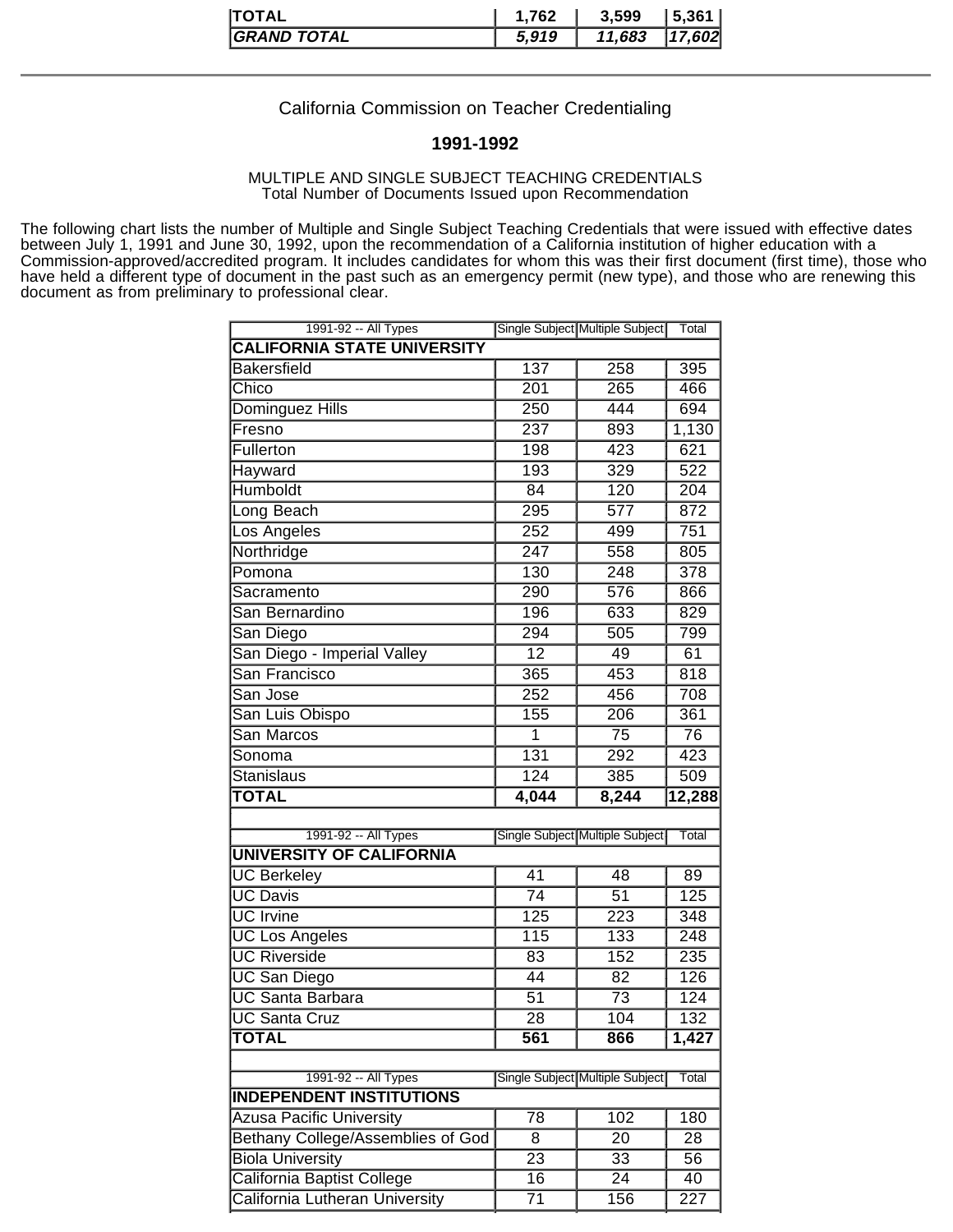| TOTAL | 1,762 | 3,599 | 5,361 |
|---|---|---|---|
| ***GRAND TOTAL*** | ***5,919*** | ***11,683*** | ***17,602*** |

---

California Commission on Teacher Credentialing

**1991-1992**

MULTIPLE AND SINGLE SUBJECT TEACHING CREDENTIALS
Total Number of Documents Issued upon Recommendation

The following chart lists the number of Multiple and Single Subject Teaching Credentials that were issued with effective dates between July 1, 1991 and June 30, 1992, upon the recommendation of a California institution of higher education with a Commission-approved/accredited program. It includes candidates for whom this was their first document (first time), those who have held a different type of document in the past such as an emergency permit (new type), and those who are renewing this document as from preliminary to professional clear.

| 1991-92 -- All Types | Single Subject | Multiple Subject | Total |
|---|---|---|---|
| **CALIFORNIA STATE UNIVERSITY** | | | |
| Bakersfield | 137 | 258 | 395 |
| Chico | 201 | 265 | 466 |
| Dominguez Hills | 250 | 444 | 694 |
| Fresno | 237 | 893 | 1,130 |
| Fullerton | 198 | 423 | 621 |
| Hayward | 193 | 329 | 522 |
| Humboldt | 84 | 120 | 204 |
| Long Beach | 295 | 577 | 872 |
| Los Angeles | 252 | 499 | 751 |
| Northridge | 247 | 558 | 805 |
| Pomona | 130 | 248 | 378 |
| Sacramento | 290 | 576 | 866 |
| San Bernardino | 196 | 633 | 829 |
| San Diego | 294 | 505 | 799 |
| San Diego - Imperial Valley | 12 | 49 | 61 |
| San Francisco | 365 | 453 | 818 |
| San Jose | 252 | 456 | 708 |
| San Luis Obispo | 155 | 206 | 361 |
| San Marcos | 1 | 75 | 76 |
| Sonoma | 131 | 292 | 423 |
| Stanislaus | 124 | 385 | 509 |
| **TOTAL** | **4,044** | **8,244** | **12,288** |

| 1991-92 -- All Types | Single Subject | Multiple Subject | Total |
|---|---|---|---|
| **UNIVERSITY OF CALIFORNIA** | | | |
| UC Berkeley | 41 | 48 | 89 |
| UC Davis | 74 | 51 | 125 |
| UC Irvine | 125 | 223 | 348 |
| UC Los Angeles | 115 | 133 | 248 |
| UC Riverside | 83 | 152 | 235 |
| UC San Diego | 44 | 82 | 126 |
| UC Santa Barbara | 51 | 73 | 124 |
| UC Santa Cruz | 28 | 104 | 132 |
| **TOTAL** | **561** | **866** | **1,427** |

| 1991-92 -- All Types | Single Subject | Multiple Subject | Total |
|---|---|---|---|
| **INDEPENDENT INSTITUTIONS** | | | |
| Azusa Pacific University | 78 | 102 | 180 |
| Bethany College/Assemblies of God | 8 | 20 | 28 |
| Biola University | 23 | 33 | 56 |
| California Baptist College | 16 | 24 | 40 |
| California Lutheran University | 71 | 156 | 227 |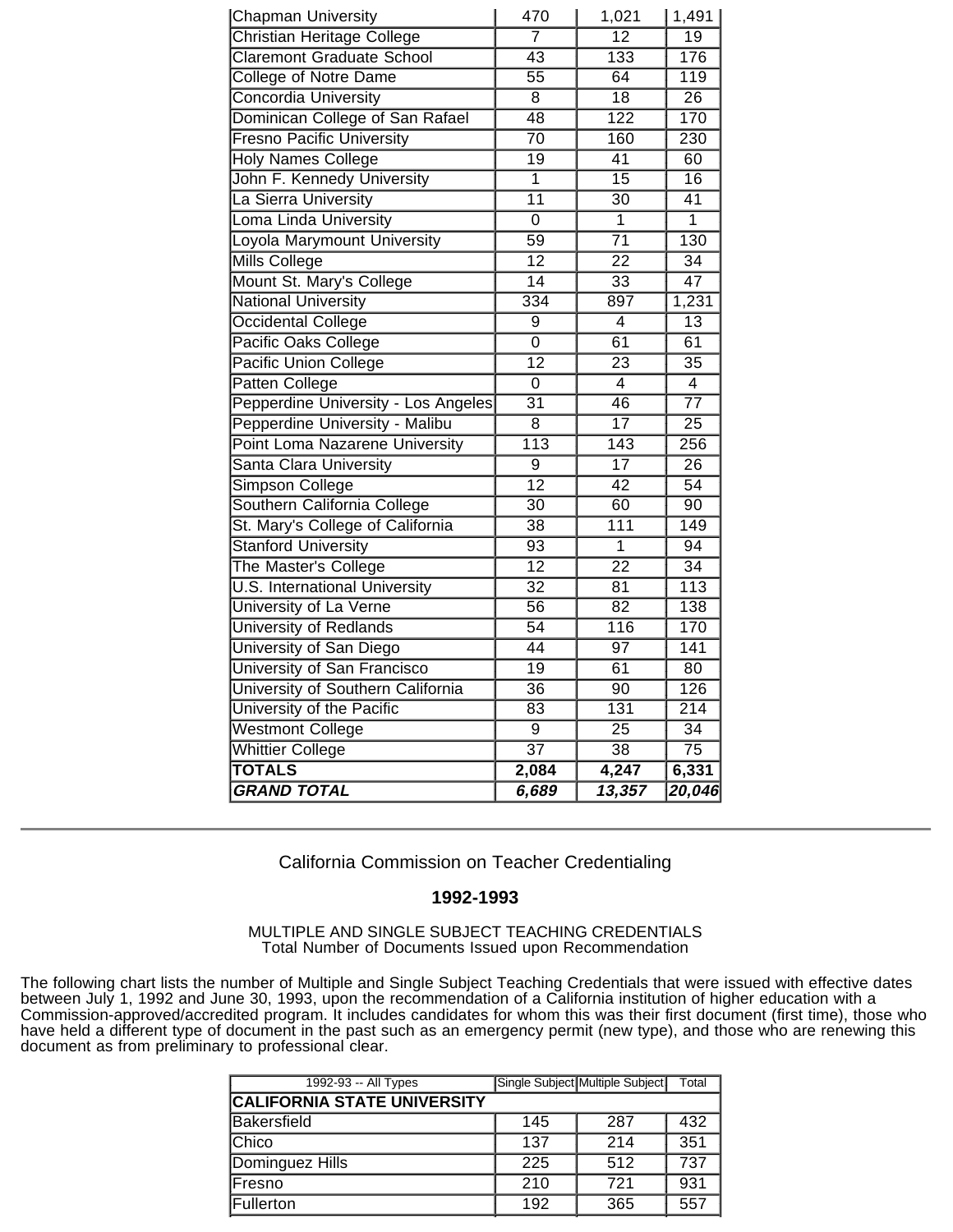| | | | |
|---|---|---|---|
| Chapman University | 470 | 1,021 | 1,491 |
| Christian Heritage College | 7 | 12 | 19 |
| Claremont Graduate School | 43 | 133 | 176 |
| College of Notre Dame | 55 | 64 | 119 |
| Concordia University | 8 | 18 | 26 |
| Dominican College of San Rafael | 48 | 122 | 170 |
| Fresno Pacific University | 70 | 160 | 230 |
| Holy Names College | 19 | 41 | 60 |
| John F. Kennedy University | 1 | 15 | 16 |
| La Sierra University | 11 | 30 | 41 |
| Loma Linda University | 0 | 1 | 1 |
| Loyola Marymount University | 59 | 71 | 130 |
| Mills College | 12 | 22 | 34 |
| Mount St. Mary's College | 14 | 33 | 47 |
| National University | 334 | 897 | 1,231 |
| Occidental College | 9 | 4 | 13 |
| Pacific Oaks College | 0 | 61 | 61 |
| Pacific Union College | 12 | 23 | 35 |
| Patten College | 0 | 4 | 4 |
| Pepperdine University - Los Angeles | 31 | 46 | 77 |
| Pepperdine University - Malibu | 8 | 17 | 25 |
| Point Loma Nazarene University | 113 | 143 | 256 |
| Santa Clara University | 9 | 17 | 26 |
| Simpson College | 12 | 42 | 54 |
| Southern California College | 30 | 60 | 90 |
| St. Mary's College of California | 38 | 111 | 149 |
| Stanford University | 93 | 1 | 94 |
| The Master's College | 12 | 22 | 34 |
| U.S. International University | 32 | 81 | 113 |
| University of La Verne | 56 | 82 | 138 |
| University of Redlands | 54 | 116 | 170 |
| University of San Diego | 44 | 97 | 141 |
| University of San Francisco | 19 | 61 | 80 |
| University of Southern California | 36 | 90 | 126 |
| University of the Pacific | 83 | 131 | 214 |
| Westmont College | 9 | 25 | 34 |
| Whittier College | 37 | 38 | 75 |
| **TOTALS** | **2,084** | **4,247** | **6,331** |
| ***GRAND TOTAL*** | ***6,689*** | ***13,357*** | ***20,046*** |

---

California Commission on Teacher Credentialing

**1992-1993**

MULTIPLE AND SINGLE SUBJECT TEACHING CREDENTIALS
Total Number of Documents Issued upon Recommendation

The following chart lists the number of Multiple and Single Subject Teaching Credentials that were issued with effective dates between July 1, 1992 and June 30, 1993, upon the recommendation of a California institution of higher education with a Commission-approved/accredited program. It includes candidates for whom this was their first document (first time), those who have held a different type of document in the past such as an emergency permit (new type), and those who are renewing this document as from preliminary to professional clear.

| 1992-93 -- All Types | Single Subject | Multiple Subject | Total |
|---|---|---|---|
| **CALIFORNIA STATE UNIVERSITY** | | | |
| Bakersfield | 145 | 287 | 432 |
| Chico | 137 | 214 | 351 |
| Dominguez Hills | 225 | 512 | 737 |
| Fresno | 210 | 721 | 931 |
| Fullerton | 192 | 365 | 557 |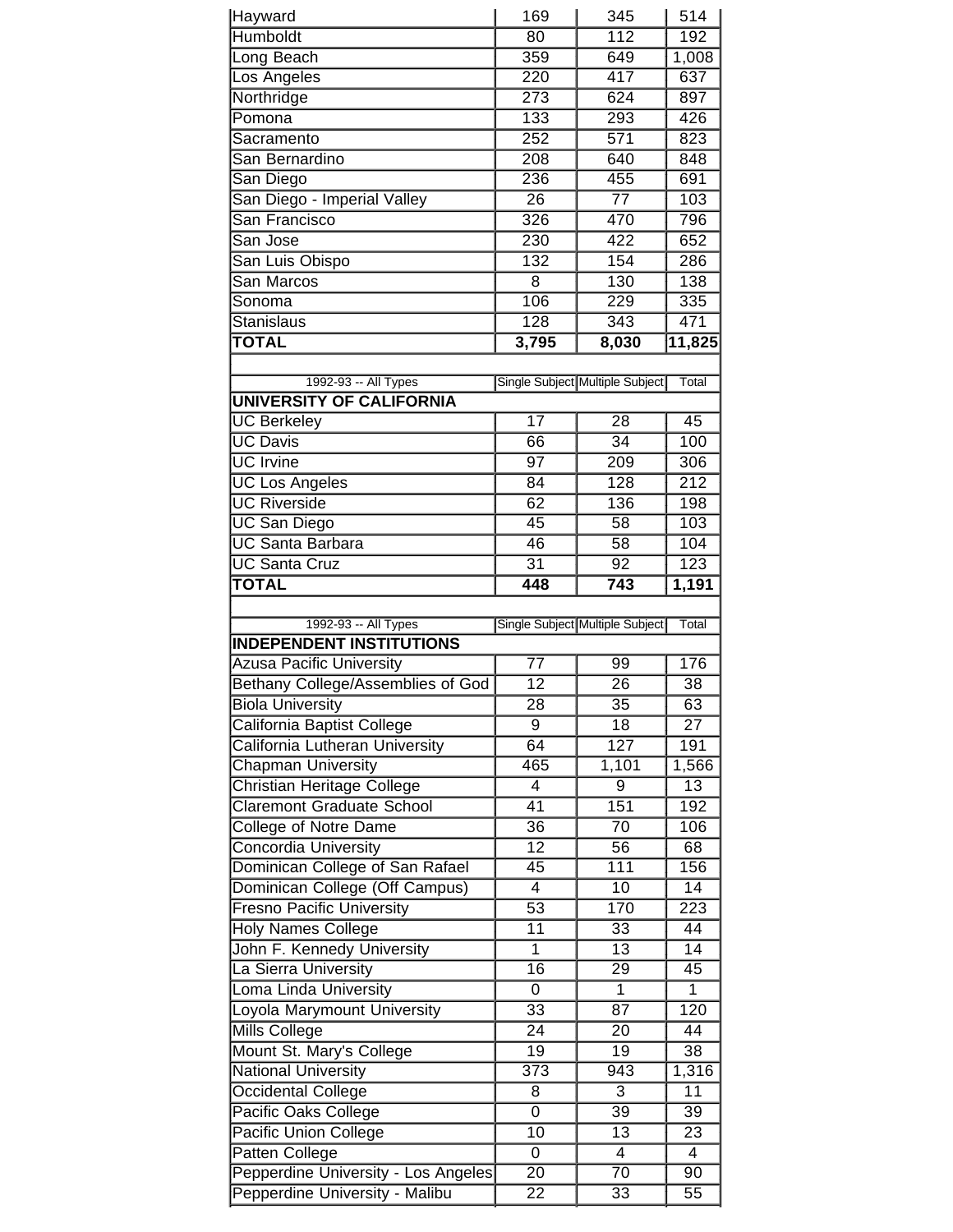| | | | |
|---|---|---|---|
| Hayward | 169 | 345 | 514 |
| Humboldt | 80 | 112 | 192 |
| Long Beach | 359 | 649 | 1,008 |
| Los Angeles | 220 | 417 | 637 |
| Northridge | 273 | 624 | 897 |
| Pomona | 133 | 293 | 426 |
| Sacramento | 252 | 571 | 823 |
| San Bernardino | 208 | 640 | 848 |
| San Diego | 236 | 455 | 691 |
| San Diego - Imperial Valley | 26 | 77 | 103 |
| San Francisco | 326 | 470 | 796 |
| San Jose | 230 | 422 | 652 |
| San Luis Obispo | 132 | 154 | 286 |
| San Marcos | 8 | 130 | 138 |
| Sonoma | 106 | 229 | 335 |
| Stanislaus | 128 | 343 | 471 |
| **TOTAL** | **3,795** | **8,030** | **11,825** |

| 1992-93 -- All Types | Single Subject | Multiple Subject | Total |
|---|---|---|---|
| **UNIVERSITY OF CALIFORNIA** | | | |
| UC Berkeley | 17 | 28 | 45 |
| UC Davis | 66 | 34 | 100 |
| UC Irvine | 97 | 209 | 306 |
| UC Los Angeles | 84 | 128 | 212 |
| UC Riverside | 62 | 136 | 198 |
| UC San Diego | 45 | 58 | 103 |
| UC Santa Barbara | 46 | 58 | 104 |
| UC Santa Cruz | 31 | 92 | 123 |
| **TOTAL** | **448** | **743** | **1,191** |

| 1992-93 -- All Types | Single Subject | Multiple Subject | Total |
|---|---|---|---|
| **INDEPENDENT INSTITUTIONS** | | | |
| Azusa Pacific University | 77 | 99 | 176 |
| Bethany College/Assemblies of God | 12 | 26 | 38 |
| Biola University | 28 | 35 | 63 |
| California Baptist College | 9 | 18 | 27 |
| California Lutheran University | 64 | 127 | 191 |
| Chapman University | 465 | 1,101 | 1,566 |
| Christian Heritage College | 4 | 9 | 13 |
| Claremont Graduate School | 41 | 151 | 192 |
| College of Notre Dame | 36 | 70 | 106 |
| Concordia University | 12 | 56 | 68 |
| Dominican College of San Rafael | 45 | 111 | 156 |
| Dominican College (Off Campus) | 4 | 10 | 14 |
| Fresno Pacific University | 53 | 170 | 223 |
| Holy Names College | 11 | 33 | 44 |
| John F. Kennedy University | 1 | 13 | 14 |
| La Sierra University | 16 | 29 | 45 |
| Loma Linda University | 0 | 1 | 1 |
| Loyola Marymount University | 33 | 87 | 120 |
| Mills College | 24 | 20 | 44 |
| Mount St. Mary's College | 19 | 19 | 38 |
| National University | 373 | 943 | 1,316 |
| Occidental College | 8 | 3 | 11 |
| Pacific Oaks College | 0 | 39 | 39 |
| Pacific Union College | 10 | 13 | 23 |
| Patten College | 0 | 4 | 4 |
| Pepperdine University - Los Angeles | 20 | 70 | 90 |
| Pepperdine University - Malibu | 22 | 33 | 55 |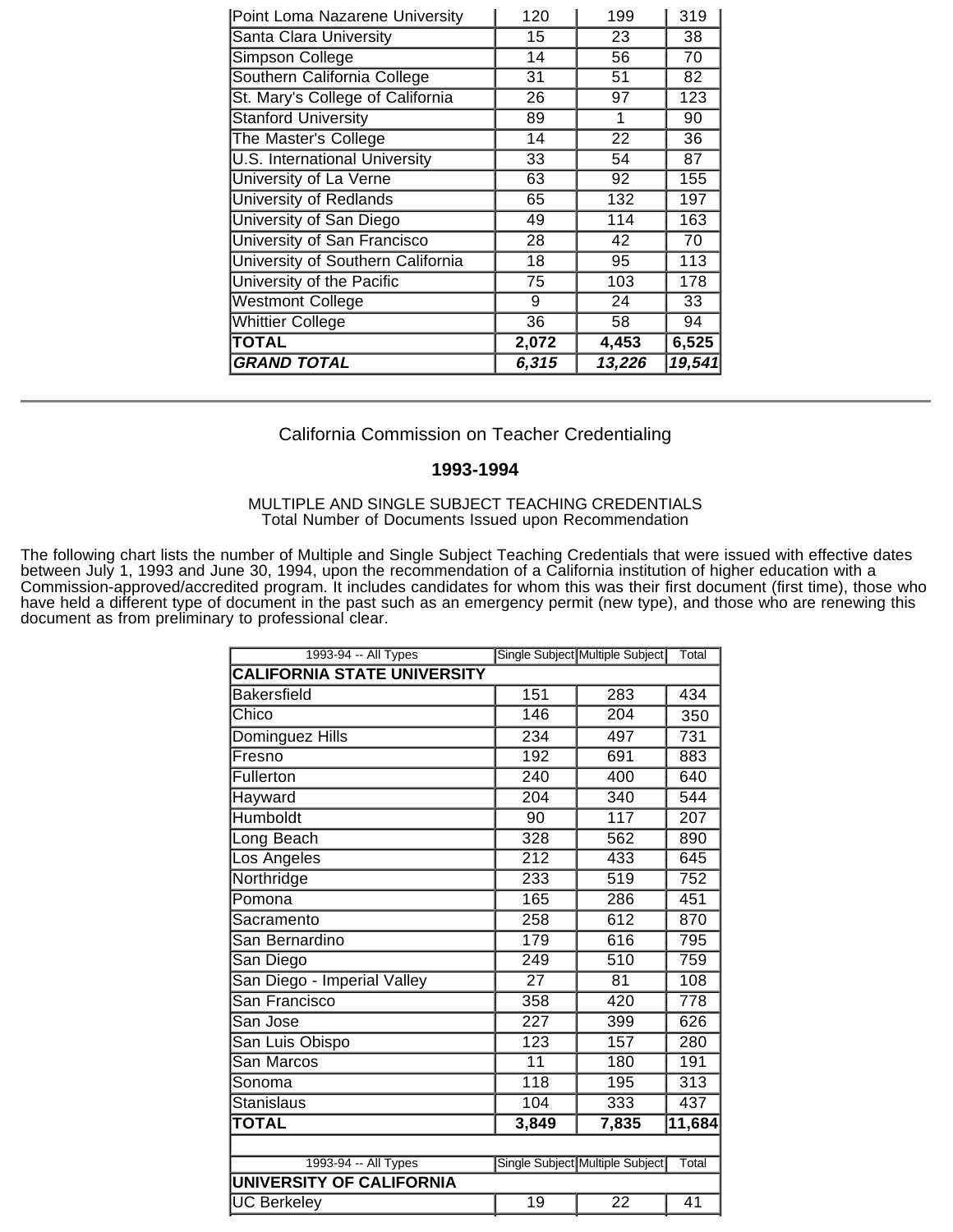| | | | |
|---|---|---|---|
| Point Loma Nazarene University | 120 | 199 | 319 |
| Santa Clara University | 15 | 23 | 38 |
| Simpson College | 14 | 56 | 70 |
| Southern California College | 31 | 51 | 82 |
| St. Mary's College of California | 26 | 97 | 123 |
| Stanford University | 89 | 1 | 90 |
| The Master's College | 14 | 22 | 36 |
| U.S. International University | 33 | 54 | 87 |
| University of La Verne | 63 | 92 | 155 |
| University of Redlands | 65 | 132 | 197 |
| University of San Diego | 49 | 114 | 163 |
| University of San Francisco | 28 | 42 | 70 |
| University of Southern California | 18 | 95 | 113 |
| University of the Pacific | 75 | 103 | 178 |
| Westmont College | 9 | 24 | 33 |
| Whittier College | 36 | 58 | 94 |
| **TOTAL** | **2,072** | **4,453** | **6,525** |
| ***GRAND TOTAL*** | ***6,315*** | ***13,226*** | ***19,541*** |

---

California Commission on Teacher Credentialing

**1993-1994**

MULTIPLE AND SINGLE SUBJECT TEACHING CREDENTIALS
Total Number of Documents Issued upon Recommendation

The following chart lists the number of Multiple and Single Subject Teaching Credentials that were issued with effective dates between July 1, 1993 and June 30, 1994, upon the recommendation of a California institution of higher education with a Commission-approved/accredited program. It includes candidates for whom this was their first document (first time), those who have held a different type of document in the past such as an emergency permit (new type), and those who are renewing this document as from preliminary to professional clear.

| 1993-94 -- All Types | Single Subject | Multiple Subject | Total |
|---|---|---|---|
| **CALIFORNIA STATE UNIVERSITY** | | | |
| Bakersfield | 151 | 283 | 434 |
| Chico | 146 | 204 | 350 |
| Dominguez Hills | 234 | 497 | 731 |
| Fresno | 192 | 691 | 883 |
| Fullerton | 240 | 400 | 640 |
| Hayward | 204 | 340 | 544 |
| Humboldt | 90 | 117 | 207 |
| Long Beach | 328 | 562 | 890 |
| Los Angeles | 212 | 433 | 645 |
| Northridge | 233 | 519 | 752 |
| Pomona | 165 | 286 | 451 |
| Sacramento | 258 | 612 | 870 |
| San Bernardino | 179 | 616 | 795 |
| San Diego | 249 | 510 | 759 |
| San Diego - Imperial Valley | 27 | 81 | 108 |
| San Francisco | 358 | 420 | 778 |
| San Jose | 227 | 399 | 626 |
| San Luis Obispo | 123 | 157 | 280 |
| San Marcos | 11 | 180 | 191 |
| Sonoma | 118 | 195 | 313 |
| Stanislaus | 104 | 333 | 437 |
| **TOTAL** | **3,849** | **7,835** | **11,684** |

| 1993-94 -- All Types | Single Subject | Multiple Subject | Total |
|---|---|---|---|
| **UNIVERSITY OF CALIFORNIA** | | | |
| UC Berkeley | 19 | 22 | 41 |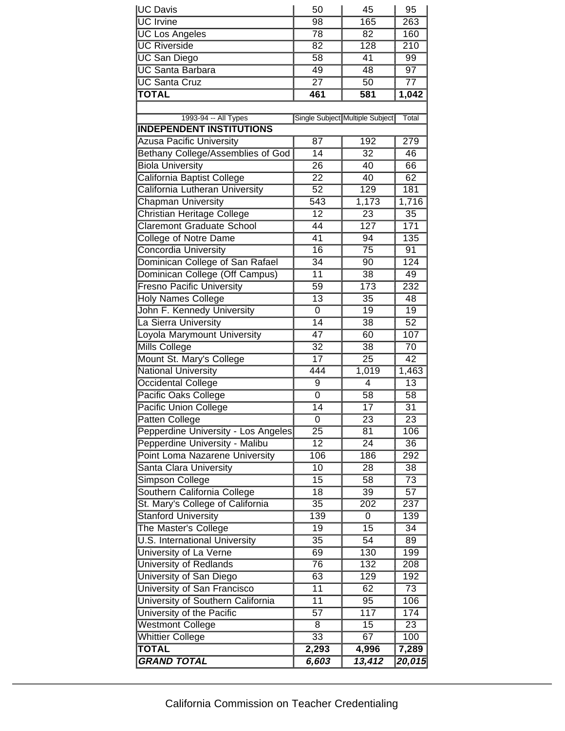| | | | |
|---|---|---|---|
| UC Davis | 50 | 45 | 95 |
| UC Irvine | 98 | 165 | 263 |
| UC Los Angeles | 78 | 82 | 160 |
| UC Riverside | 82 | 128 | 210 |
| UC San Diego | 58 | 41 | 99 |
| UC Santa Barbara | 49 | 48 | 97 |
| UC Santa Cruz | 27 | 50 | 77 |
| **TOTAL** | **461** | **581** | **1,042** |

| 1993-94 -- All Types | Single Subject | Multiple Subject | Total |
|---|---|---|---|
| **INDEPENDENT INSTITUTIONS** | | | |
| Azusa Pacific University | 87 | 192 | 279 |
| Bethany College/Assemblies of God | 14 | 32 | 46 |
| Biola University | 26 | 40 | 66 |
| California Baptist College | 22 | 40 | 62 |
| California Lutheran University | 52 | 129 | 181 |
| Chapman University | 543 | 1,173 | 1,716 |
| Christian Heritage College | 12 | 23 | 35 |
| Claremont Graduate School | 44 | 127 | 171 |
| College of Notre Dame | 41 | 94 | 135 |
| Concordia University | 16 | 75 | 91 |
| Dominican College of San Rafael | 34 | 90 | 124 |
| Dominican College (Off Campus) | 11 | 38 | 49 |
| Fresno Pacific University | 59 | 173 | 232 |
| Holy Names College | 13 | 35 | 48 |
| John F. Kennedy University | 0 | 19 | 19 |
| La Sierra University | 14 | 38 | 52 |
| Loyola Marymount University | 47 | 60 | 107 |
| Mills College | 32 | 38 | 70 |
| Mount St. Mary's College | 17 | 25 | 42 |
| National University | 444 | 1,019 | 1,463 |
| Occidental College | 9 | 4 | 13 |
| Pacific Oaks College | 0 | 58 | 58 |
| Pacific Union College | 14 | 17 | 31 |
| Patten College | 0 | 23 | 23 |
| Pepperdine University - Los Angeles | 25 | 81 | 106 |
| Pepperdine University - Malibu | 12 | 24 | 36 |
| Point Loma Nazarene University | 106 | 186 | 292 |
| Santa Clara University | 10 | 28 | 38 |
| Simpson College | 15 | 58 | 73 |
| Southern California College | 18 | 39 | 57 |
| St. Mary's College of California | 35 | 202 | 237 |
| Stanford University | 139 | 0 | 139 |
| The Master's College | 19 | 15 | 34 |
| U.S. International University | 35 | 54 | 89 |
| University of La Verne | 69 | 130 | 199 |
| University of Redlands | 76 | 132 | 208 |
| University of San Diego | 63 | 129 | 192 |
| University of San Francisco | 11 | 62 | 73 |
| University of Southern California | 11 | 95 | 106 |
| University of the Pacific | 57 | 117 | 174 |
| Westmont College | 8 | 15 | 23 |
| Whittier College | 33 | 67 | 100 |
| **TOTAL** | **2,293** | **4,996** | **7,289** |
| ***GRAND TOTAL*** | ***6,603*** | ***13,412*** | ***20,015*** |

California Commission on Teacher Credentialing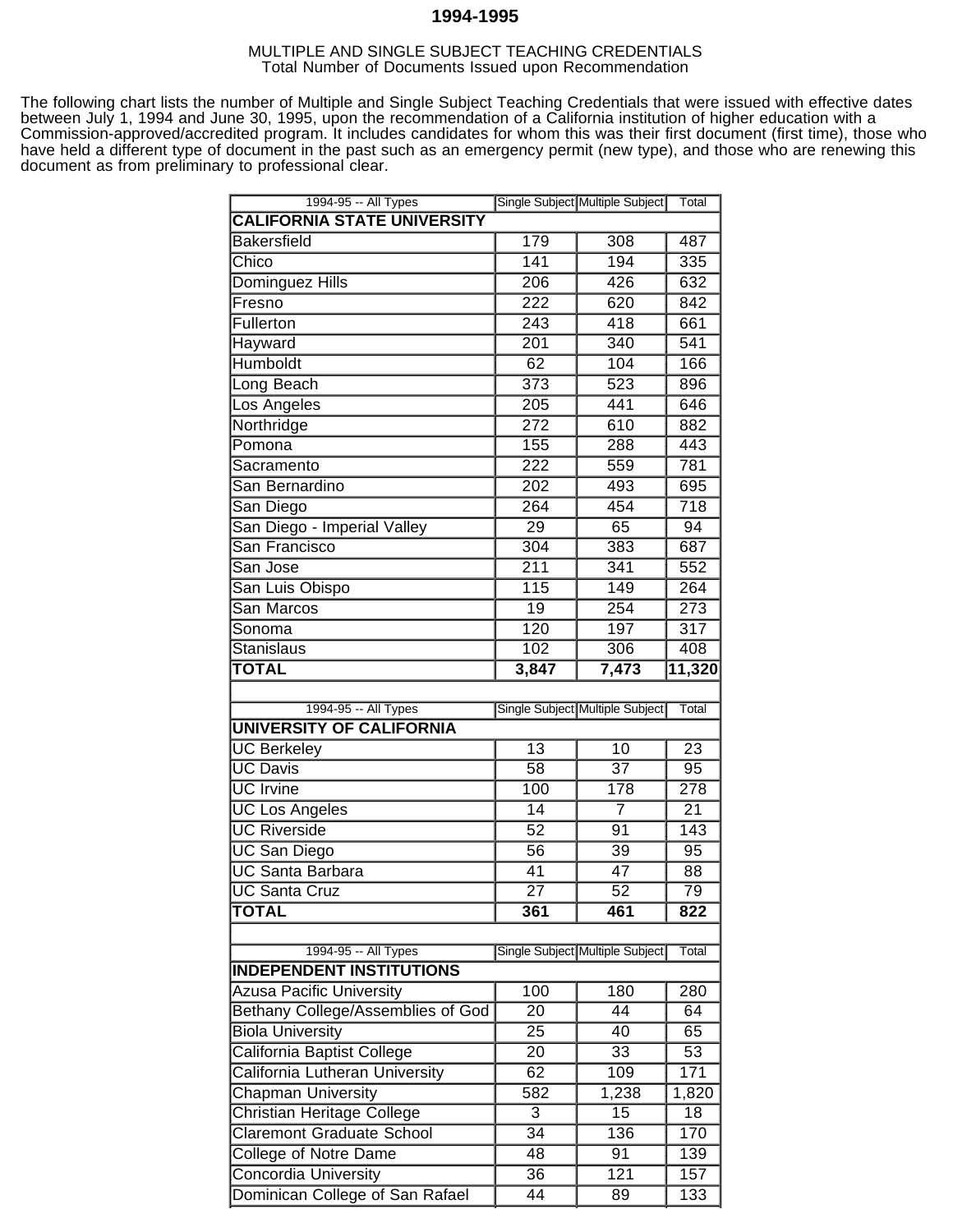# 1994-1995

MULTIPLE AND SINGLE SUBJECT TEACHING CREDENTIALS
Total Number of Documents Issued upon Recommendation

The following chart lists the number of Multiple and Single Subject Teaching Credentials that were issued with effective dates between July 1, 1994 and June 30, 1995, upon the recommendation of a California institution of higher education with a Commission-approved/accredited program. It includes candidates for whom this was their first document (first time), those who have held a different type of document in the past such as an emergency permit (new type), and those who are renewing this document as from preliminary to professional clear.

| 1994-95 -- All Types | Single Subject | Multiple Subject | Total |
|---|---|---|---|
| **CALIFORNIA STATE UNIVERSITY** | | | |
| Bakersfield | 179 | 308 | 487 |
| Chico | 141 | 194 | 335 |
| Dominguez Hills | 206 | 426 | 632 |
| Fresno | 222 | 620 | 842 |
| Fullerton | 243 | 418 | 661 |
| Hayward | 201 | 340 | 541 |
| Humboldt | 62 | 104 | 166 |
| Long Beach | 373 | 523 | 896 |
| Los Angeles | 205 | 441 | 646 |
| Northridge | 272 | 610 | 882 |
| Pomona | 155 | 288 | 443 |
| Sacramento | 222 | 559 | 781 |
| San Bernardino | 202 | 493 | 695 |
| San Diego | 264 | 454 | 718 |
| San Diego - Imperial Valley | 29 | 65 | 94 |
| San Francisco | 304 | 383 | 687 |
| San Jose | 211 | 341 | 552 |
| San Luis Obispo | 115 | 149 | 264 |
| San Marcos | 19 | 254 | 273 |
| Sonoma | 120 | 197 | 317 |
| Stanislaus | 102 | 306 | 408 |
| **TOTAL** | **3,847** | **7,473** | **11,320** |

| 1994-95 -- All Types | Single Subject | Multiple Subject | Total |
|---|---|---|---|
| **UNIVERSITY OF CALIFORNIA** | | | |
| UC Berkeley | 13 | 10 | 23 |
| UC Davis | 58 | 37 | 95 |
| UC Irvine | 100 | 178 | 278 |
| UC Los Angeles | 14 | 7 | 21 |
| UC Riverside | 52 | 91 | 143 |
| UC San Diego | 56 | 39 | 95 |
| UC Santa Barbara | 41 | 47 | 88 |
| UC Santa Cruz | 27 | 52 | 79 |
| **TOTAL** | **361** | **461** | **822** |

| 1994-95 -- All Types | Single Subject | Multiple Subject | Total |
|---|---|---|---|
| **INDEPENDENT INSTITUTIONS** | | | |
| Azusa Pacific University | 100 | 180 | 280 |
| Bethany College/Assemblies of God | 20 | 44 | 64 |
| Biola University | 25 | 40 | 65 |
| California Baptist College | 20 | 33 | 53 |
| California Lutheran University | 62 | 109 | 171 |
| Chapman University | 582 | 1,238 | 1,820 |
| Christian Heritage College | 3 | 15 | 18 |
| Claremont Graduate School | 34 | 136 | 170 |
| College of Notre Dame | 48 | 91 | 139 |
| Concordia University | 36 | 121 | 157 |
| Dominican College of San Rafael | 44 | 89 | 133 |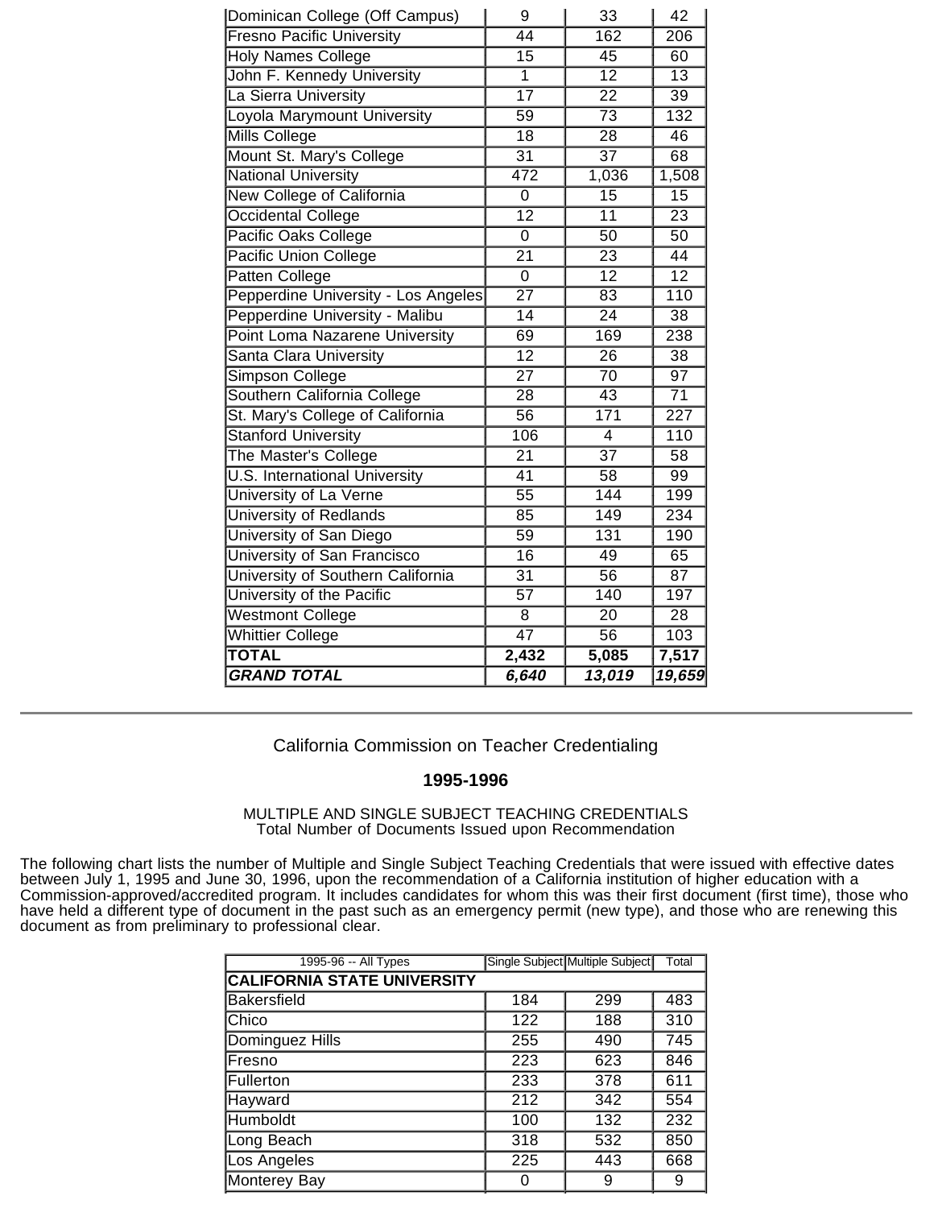| | | | |
|---|---|---|---|
| Dominican College (Off Campus) | 9 | 33 | 42 |
| Fresno Pacific University | 44 | 162 | 206 |
| Holy Names College | 15 | 45 | 60 |
| John F. Kennedy University | 1 | 12 | 13 |
| La Sierra University | 17 | 22 | 39 |
| Loyola Marymount University | 59 | 73 | 132 |
| Mills College | 18 | 28 | 46 |
| Mount St. Mary's College | 31 | 37 | 68 |
| National University | 472 | 1,036 | 1,508 |
| New College of California | 0 | 15 | 15 |
| Occidental College | 12 | 11 | 23 |
| Pacific Oaks College | 0 | 50 | 50 |
| Pacific Union College | 21 | 23 | 44 |
| Patten College | 0 | 12 | 12 |
| Pepperdine University - Los Angeles | 27 | 83 | 110 |
| Pepperdine University - Malibu | 14 | 24 | 38 |
| Point Loma Nazarene University | 69 | 169 | 238 |
| Santa Clara University | 12 | 26 | 38 |
| Simpson College | 27 | 70 | 97 |
| Southern California College | 28 | 43 | 71 |
| St. Mary's College of California | 56 | 171 | 227 |
| Stanford University | 106 | 4 | 110 |
| The Master's College | 21 | 37 | 58 |
| U.S. International University | 41 | 58 | 99 |
| University of La Verne | 55 | 144 | 199 |
| University of Redlands | 85 | 149 | 234 |
| University of San Diego | 59 | 131 | 190 |
| University of San Francisco | 16 | 49 | 65 |
| University of Southern California | 31 | 56 | 87 |
| University of the Pacific | 57 | 140 | 197 |
| Westmont College | 8 | 20 | 28 |
| Whittier College | 47 | 56 | 103 |
| **TOTAL** | **2,432** | **5,085** | **7,517** |
| ***GRAND TOTAL*** | ***6,640*** | ***13,019*** | ***19,659*** |

---

California Commission on Teacher Credentialing

**1995-1996**

MULTIPLE AND SINGLE SUBJECT TEACHING CREDENTIALS
Total Number of Documents Issued upon Recommendation

The following chart lists the number of Multiple and Single Subject Teaching Credentials that were issued with effective dates between July 1, 1995 and June 30, 1996, upon the recommendation of a California institution of higher education with a Commission-approved/accredited program. It includes candidates for whom this was their first document (first time), those who have held a different type of document in the past such as an emergency permit (new type), and those who are renewing this document as from preliminary to professional clear.

| 1995-96 -- All Types | Single Subject | Multiple Subject | Total |
|---|---|---|---|
| **CALIFORNIA STATE UNIVERSITY** | | | |
| Bakersfield | 184 | 299 | 483 |
| Chico | 122 | 188 | 310 |
| Dominguez Hills | 255 | 490 | 745 |
| Fresno | 223 | 623 | 846 |
| Fullerton | 233 | 378 | 611 |
| Hayward | 212 | 342 | 554 |
| Humboldt | 100 | 132 | 232 |
| Long Beach | 318 | 532 | 850 |
| Los Angeles | 225 | 443 | 668 |
| Monterey Bay | 0 | 9 | 9 |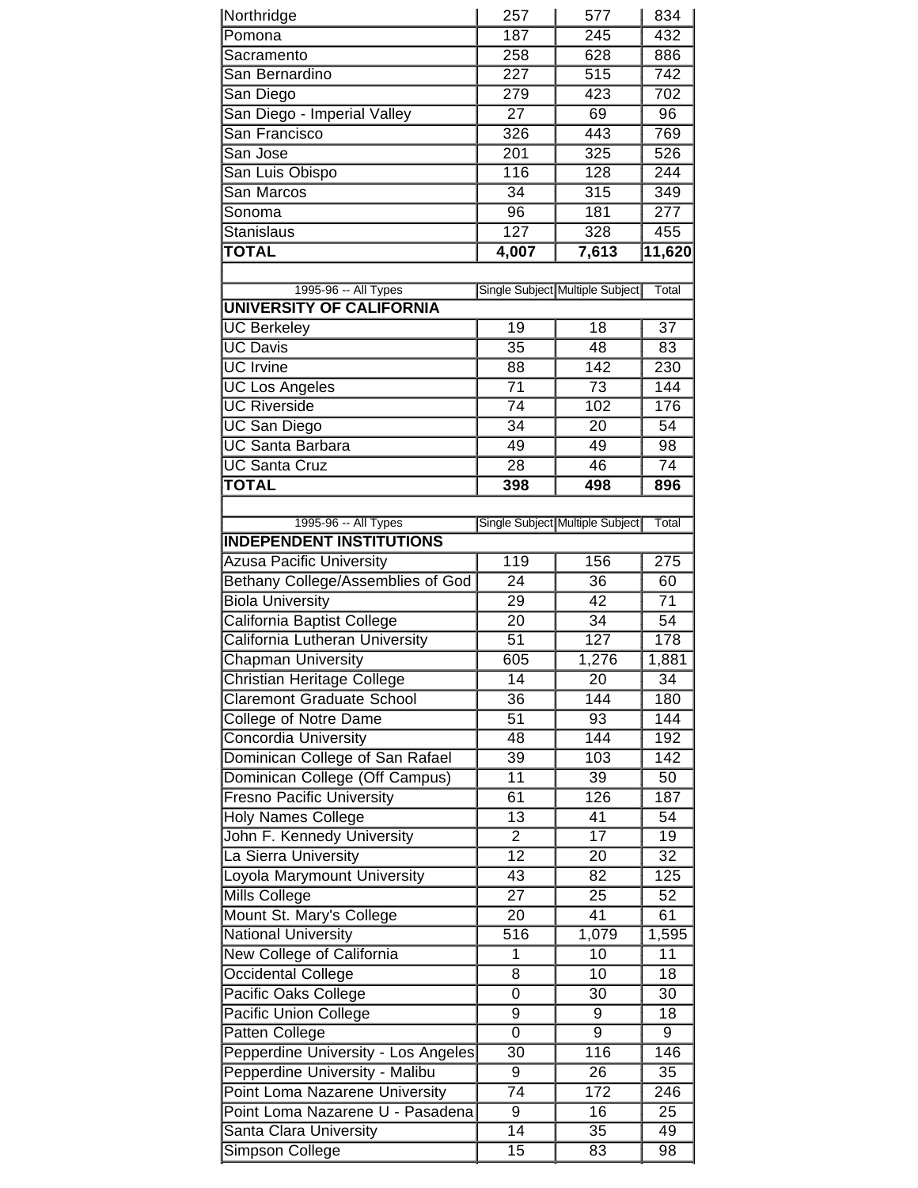| | | | |
|---|---|---|---|
| Northridge | 257 | 577 | 834 |
| Pomona | 187 | 245 | 432 |
| Sacramento | 258 | 628 | 886 |
| San Bernardino | 227 | 515 | 742 |
| San Diego | 279 | 423 | 702 |
| San Diego - Imperial Valley | 27 | 69 | 96 |
| San Francisco | 326 | 443 | 769 |
| San Jose | 201 | 325 | 526 |
| San Luis Obispo | 116 | 128 | 244 |
| San Marcos | 34 | 315 | 349 |
| Sonoma | 96 | 181 | 277 |
| Stanislaus | 127 | 328 | 455 |
| **TOTAL** | **4,007** | **7,613** | **11,620** |

| 1995-96 -- All Types | Single Subject | Multiple Subject | Total |
|---|---|---|---|
| **UNIVERSITY OF CALIFORNIA** | | | |
| UC Berkeley | 19 | 18 | 37 |
| UC Davis | 35 | 48 | 83 |
| UC Irvine | 88 | 142 | 230 |
| UC Los Angeles | 71 | 73 | 144 |
| UC Riverside | 74 | 102 | 176 |
| UC San Diego | 34 | 20 | 54 |
| UC Santa Barbara | 49 | 49 | 98 |
| UC Santa Cruz | 28 | 46 | 74 |
| **TOTAL** | **398** | **498** | **896** |

| 1995-96 -- All Types | Single Subject | Multiple Subject | Total |
|---|---|---|---|
| **INDEPENDENT INSTITUTIONS** | | | |
| Azusa Pacific University | 119 | 156 | 275 |
| Bethany College/Assemblies of God | 24 | 36 | 60 |
| Biola University | 29 | 42 | 71 |
| California Baptist College | 20 | 34 | 54 |
| California Lutheran University | 51 | 127 | 178 |
| Chapman University | 605 | 1,276 | 1,881 |
| Christian Heritage College | 14 | 20 | 34 |
| Claremont Graduate School | 36 | 144 | 180 |
| College of Notre Dame | 51 | 93 | 144 |
| Concordia University | 48 | 144 | 192 |
| Dominican College of San Rafael | 39 | 103 | 142 |
| Dominican College (Off Campus) | 11 | 39 | 50 |
| Fresno Pacific University | 61 | 126 | 187 |
| Holy Names College | 13 | 41 | 54 |
| John F. Kennedy University | 2 | 17 | 19 |
| La Sierra University | 12 | 20 | 32 |
| Loyola Marymount University | 43 | 82 | 125 |
| Mills College | 27 | 25 | 52 |
| Mount St. Mary's College | 20 | 41 | 61 |
| National University | 516 | 1,079 | 1,595 |
| New College of California | 1 | 10 | 11 |
| Occidental College | 8 | 10 | 18 |
| Pacific Oaks College | 0 | 30 | 30 |
| Pacific Union College | 9 | 9 | 18 |
| Patten College | 0 | 9 | 9 |
| Pepperdine University - Los Angeles | 30 | 116 | 146 |
| Pepperdine University - Malibu | 9 | 26 | 35 |
| Point Loma Nazarene University | 74 | 172 | 246 |
| Point Loma Nazarene U - Pasadena | 9 | 16 | 25 |
| Santa Clara University | 14 | 35 | 49 |
| Simpson College | 15 | 83 | 98 |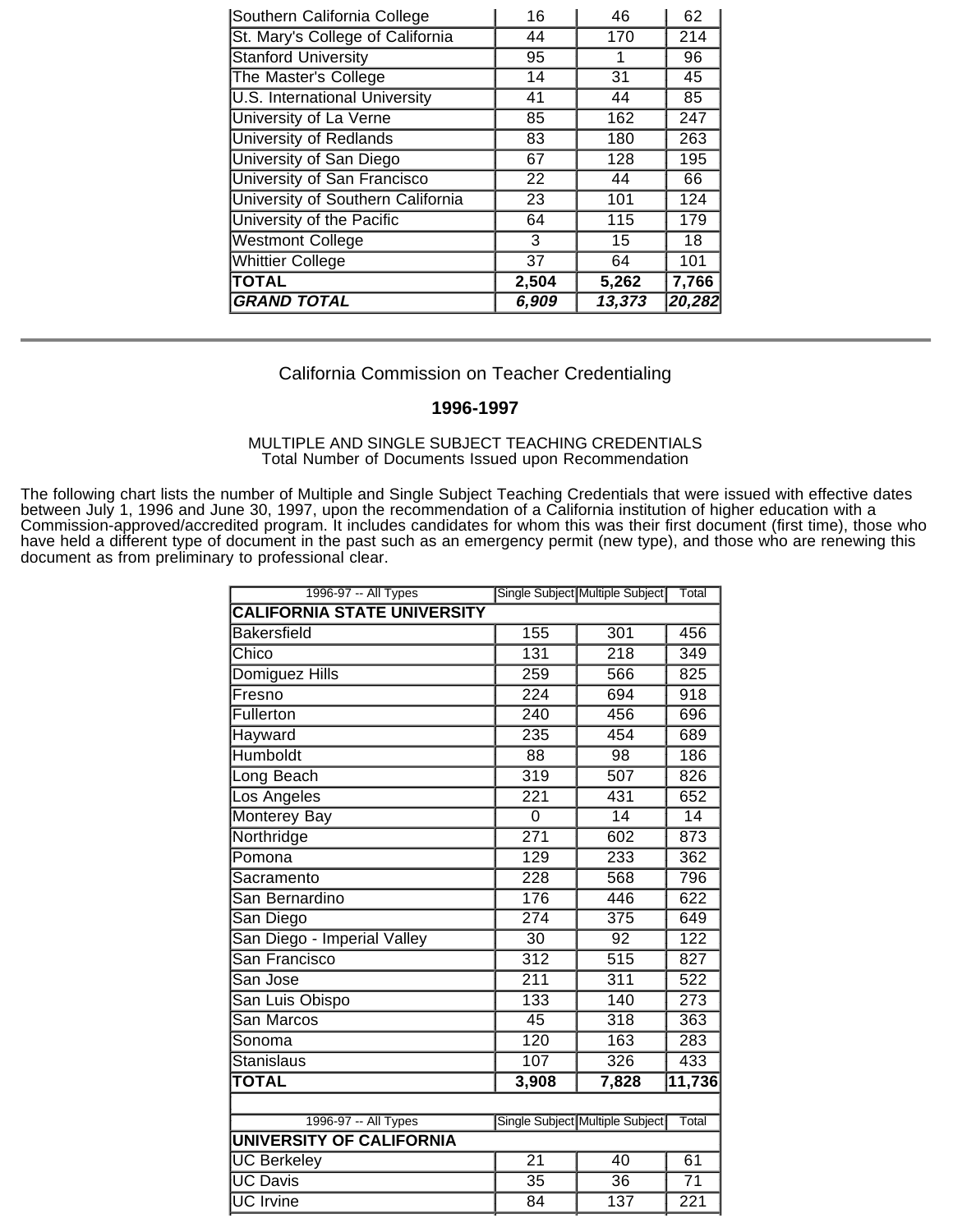| | | | |
|---|---|---|---|
| Southern California College | 16 | 46 | 62 |
| St. Mary's College of California | 44 | 170 | 214 |
| Stanford University | 95 | 1 | 96 |
| The Master's College | 14 | 31 | 45 |
| U.S. International University | 41 | 44 | 85 |
| University of La Verne | 85 | 162 | 247 |
| University of Redlands | 83 | 180 | 263 |
| University of San Diego | 67 | 128 | 195 |
| University of San Francisco | 22 | 44 | 66 |
| University of Southern California | 23 | 101 | 124 |
| University of the Pacific | 64 | 115 | 179 |
| Westmont College | 3 | 15 | 18 |
| Whittier College | 37 | 64 | 101 |
| **TOTAL** | **2,504** | **5,262** | **7,766** |
| ***GRAND TOTAL*** | ***6,909*** | ***13,373*** | ***20,282*** |

---

California Commission on Teacher Credentialing

**1996-1997**

MULTIPLE AND SINGLE SUBJECT TEACHING CREDENTIALS
Total Number of Documents Issued upon Recommendation

The following chart lists the number of Multiple and Single Subject Teaching Credentials that were issued with effective dates between July 1, 1996 and June 30, 1997, upon the recommendation of a California institution of higher education with a Commission-approved/accredited program. It includes candidates for whom this was their first document (first time), those who have held a different type of document in the past such as an emergency permit (new type), and those who are renewing this document as from preliminary to professional clear.

| 1996-97 -- All Types | Single Subject | Multiple Subject | Total |
|---|---|---|---|
| **CALIFORNIA STATE UNIVERSITY** | | | |
| Bakersfield | 155 | 301 | 456 |
| Chico | 131 | 218 | 349 |
| Domiguez Hills | 259 | 566 | 825 |
| Fresno | 224 | 694 | 918 |
| Fullerton | 240 | 456 | 696 |
| Hayward | 235 | 454 | 689 |
| Humboldt | 88 | 98 | 186 |
| Long Beach | 319 | 507 | 826 |
| Los Angeles | 221 | 431 | 652 |
| Monterey Bay | 0 | 14 | 14 |
| Northridge | 271 | 602 | 873 |
| Pomona | 129 | 233 | 362 |
| Sacramento | 228 | 568 | 796 |
| San Bernardino | 176 | 446 | 622 |
| San Diego | 274 | 375 | 649 |
| San Diego - Imperial Valley | 30 | 92 | 122 |
| San Francisco | 312 | 515 | 827 |
| San Jose | 211 | 311 | 522 |
| San Luis Obispo | 133 | 140 | 273 |
| San Marcos | 45 | 318 | 363 |
| Sonoma | 120 | 163 | 283 |
| Stanislaus | 107 | 326 | 433 |
| **TOTAL** | **3,908** | **7,828** | **11,736** |

| 1996-97 -- All Types | Single Subject | Multiple Subject | Total |
|---|---|---|---|
| **UNIVERSITY OF CALIFORNIA** | | | |
| UC Berkeley | 21 | 40 | 61 |
| UC Davis | 35 | 36 | 71 |
| UC Irvine | 84 | 137 | 221 |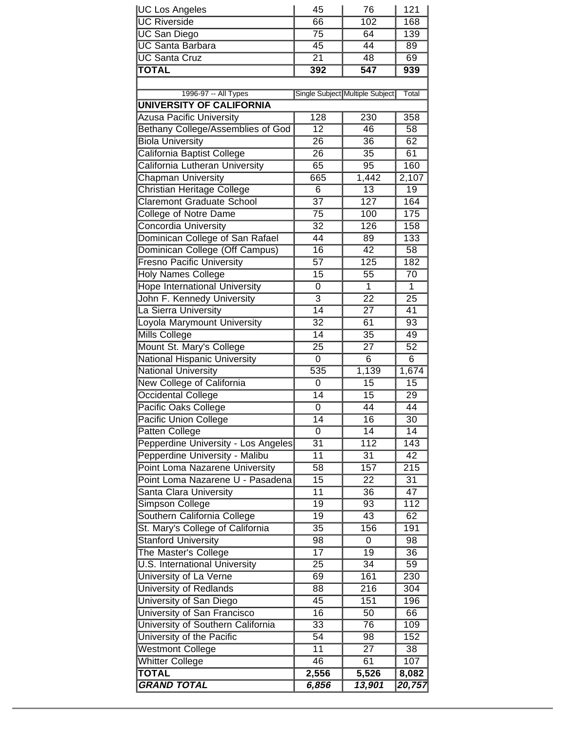| | | | |
|---|---|---|---|
| UC Los Angeles | 45 | 76 | 121 |
| UC Riverside | 66 | 102 | 168 |
| UC San Diego | 75 | 64 | 139 |
| UC Santa Barbara | 45 | 44 | 89 |
| UC Santa Cruz | 21 | 48 | 69 |
| **TOTAL** | **392** | **547** | **939** |

| 1996-97 -- All Types | Single Subject | Multiple Subject | Total |
|---|---|---|---|
| **UNIVERSITY OF CALIFORNIA** | | | |
| Azusa Pacific University | 128 | 230 | 358 |
| Bethany College/Assemblies of God | 12 | 46 | 58 |
| Biola University | 26 | 36 | 62 |
| California Baptist College | 26 | 35 | 61 |
| California Lutheran University | 65 | 95 | 160 |
| Chapman University | 665 | 1,442 | 2,107 |
| Christian Heritage College | 6 | 13 | 19 |
| Claremont Graduate School | 37 | 127 | 164 |
| College of Notre Dame | 75 | 100 | 175 |
| Concordia University | 32 | 126 | 158 |
| Dominican College of San Rafael | 44 | 89 | 133 |
| Dominican College (Off Campus) | 16 | 42 | 58 |
| Fresno Pacific University | 57 | 125 | 182 |
| Holy Names College | 15 | 55 | 70 |
| Hope International University | 0 | 1 | 1 |
| John F. Kennedy University | 3 | 22 | 25 |
| La Sierra University | 14 | 27 | 41 |
| Loyola Marymount University | 32 | 61 | 93 |
| Mills College | 14 | 35 | 49 |
| Mount St. Mary's College | 25 | 27 | 52 |
| National Hispanic University | 0 | 6 | 6 |
| National University | 535 | 1,139 | 1,674 |
| New College of California | 0 | 15 | 15 |
| Occidental College | 14 | 15 | 29 |
| Pacific Oaks College | 0 | 44 | 44 |
| Pacific Union College | 14 | 16 | 30 |
| Patten College | 0 | 14 | 14 |
| Pepperdine University - Los Angeles | 31 | 112 | 143 |
| Pepperdine University - Malibu | 11 | 31 | 42 |
| Point Loma Nazarene University | 58 | 157 | 215 |
| Point Loma Nazarene U - Pasadena | 15 | 22 | 31 |
| Santa Clara University | 11 | 36 | 47 |
| Simpson College | 19 | 93 | 112 |
| Southern California College | 19 | 43 | 62 |
| St. Mary's College of California | 35 | 156 | 191 |
| Stanford University | 98 | 0 | 98 |
| The Master's College | 17 | 19 | 36 |
| U.S. International University | 25 | 34 | 59 |
| University of La Verne | 69 | 161 | 230 |
| University of Redlands | 88 | 216 | 304 |
| University of San Diego | 45 | 151 | 196 |
| University of San Francisco | 16 | 50 | 66 |
| University of Southern California | 33 | 76 | 109 |
| University of the Pacific | 54 | 98 | 152 |
| Westmont College | 11 | 27 | 38 |
| Whitter College | 46 | 61 | 107 |
| **TOTAL** | **2,556** | **5,526** | **8,082** |
| ***GRAND TOTAL*** | ***6,856*** | ***13,901*** | ***20,757*** |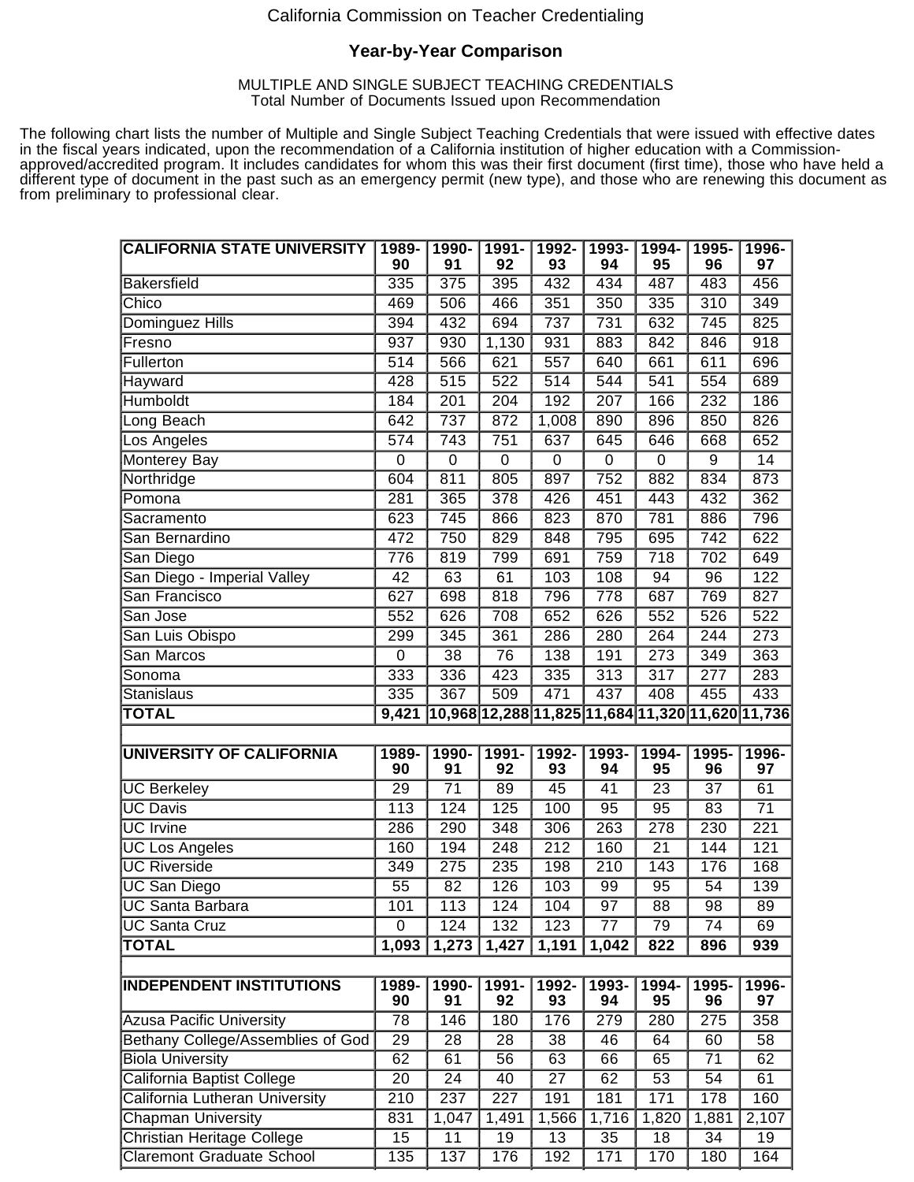California Commission on Teacher Credentialing

## Year-by-Year Comparison

MULTIPLE AND SINGLE SUBJECT TEACHING CREDENTIALS
Total Number of Documents Issued upon Recommendation

The following chart lists the number of Multiple and Single Subject Teaching Credentials that were issued with effective dates in the fiscal years indicated, upon the recommendation of a California institution of higher education with a Commission-approved/accredited program. It includes candidates for whom this was their first document (first time), those who have held a different type of document in the past such as an emergency permit (new type), and those who are renewing this document as from preliminary to professional clear.

| CALIFORNIA STATE UNIVERSITY | 1989-90 | 1990-91 | 1991-92 | 1992-93 | 1993-94 | 1994-95 | 1995-96 | 1996-97 |
|---|---|---|---|---|---|---|---|---|
| Bakersfield | 335 | 375 | 395 | 432 | 434 | 487 | 483 | 456 |
| Chico | 469 | 506 | 466 | 351 | 350 | 335 | 310 | 349 |
| Dominguez Hills | 394 | 432 | 694 | 737 | 731 | 632 | 745 | 825 |
| Fresno | 937 | 930 | 1,130 | 931 | 883 | 842 | 846 | 918 |
| Fullerton | 514 | 566 | 621 | 557 | 640 | 661 | 611 | 696 |
| Hayward | 428 | 515 | 522 | 514 | 544 | 541 | 554 | 689 |
| Humboldt | 184 | 201 | 204 | 192 | 207 | 166 | 232 | 186 |
| Long Beach | 642 | 737 | 872 | 1,008 | 890 | 896 | 850 | 826 |
| Los Angeles | 574 | 743 | 751 | 637 | 645 | 646 | 668 | 652 |
| Monterey Bay | 0 | 0 | 0 | 0 | 0 | 0 | 9 | 14 |
| Northridge | 604 | 811 | 805 | 897 | 752 | 882 | 834 | 873 |
| Pomona | 281 | 365 | 378 | 426 | 451 | 443 | 432 | 362 |
| Sacramento | 623 | 745 | 866 | 823 | 870 | 781 | 886 | 796 |
| San Bernardino | 472 | 750 | 829 | 848 | 795 | 695 | 742 | 622 |
| San Diego | 776 | 819 | 799 | 691 | 759 | 718 | 702 | 649 |
| San Diego - Imperial Valley | 42 | 63 | 61 | 103 | 108 | 94 | 96 | 122 |
| San Francisco | 627 | 698 | 818 | 796 | 778 | 687 | 769 | 827 |
| San Jose | 552 | 626 | 708 | 652 | 626 | 552 | 526 | 522 |
| San Luis Obispo | 299 | 345 | 361 | 286 | 280 | 264 | 244 | 273 |
| San Marcos | 0 | 38 | 76 | 138 | 191 | 273 | 349 | 363 |
| Sonoma | 333 | 336 | 423 | 335 | 313 | 317 | 277 | 283 |
| Stanislaus | 335 | 367 | 509 | 471 | 437 | 408 | 455 | 433 |
| **TOTAL** | **9,421** | **10,968** | **12,288** | **11,825** | **11,684** | **11,320** | **11,620** | **11,736** |

| UNIVERSITY OF CALIFORNIA | 1989-90 | 1990-91 | 1991-92 | 1992-93 | 1993-94 | 1994-95 | 1995-96 | 1996-97 |
|---|---|---|---|---|---|---|---|---|
| UC Berkeley | 29 | 71 | 89 | 45 | 41 | 23 | 37 | 61 |
| UC Davis | 113 | 124 | 125 | 100 | 95 | 95 | 83 | 71 |
| UC Irvine | 286 | 290 | 348 | 306 | 263 | 278 | 230 | 221 |
| UC Los Angeles | 160 | 194 | 248 | 212 | 160 | 21 | 144 | 121 |
| UC Riverside | 349 | 275 | 235 | 198 | 210 | 143 | 176 | 168 |
| UC San Diego | 55 | 82 | 126 | 103 | 99 | 95 | 54 | 139 |
| UC Santa Barbara | 101 | 113 | 124 | 104 | 97 | 88 | 98 | 89 |
| UC Santa Cruz | 0 | 124 | 132 | 123 | 77 | 79 | 74 | 69 |
| **TOTAL** | **1,093** | **1,273** | **1,427** | **1,191** | **1,042** | **822** | **896** | **939** |

| INDEPENDENT INSTITUTIONS | 1989-90 | 1990-91 | 1991-92 | 1992-93 | 1993-94 | 1994-95 | 1995-96 | 1996-97 |
|---|---|---|---|---|---|---|---|---|
| Azusa Pacific University | 78 | 146 | 180 | 176 | 279 | 280 | 275 | 358 |
| Bethany College/Assemblies of God | 29 | 28 | 28 | 38 | 46 | 64 | 60 | 58 |
| Biola University | 62 | 61 | 56 | 63 | 66 | 65 | 71 | 62 |
| California Baptist College | 20 | 24 | 40 | 27 | 62 | 53 | 54 | 61 |
| California Lutheran University | 210 | 237 | 227 | 191 | 181 | 171 | 178 | 160 |
| Chapman University | 831 | 1,047 | 1,491 | 1,566 | 1,716 | 1,820 | 1,881 | 2,107 |
| Christian Heritage College | 15 | 11 | 19 | 13 | 35 | 18 | 34 | 19 |
| Claremont Graduate School | 135 | 137 | 176 | 192 | 171 | 170 | 180 | 164 |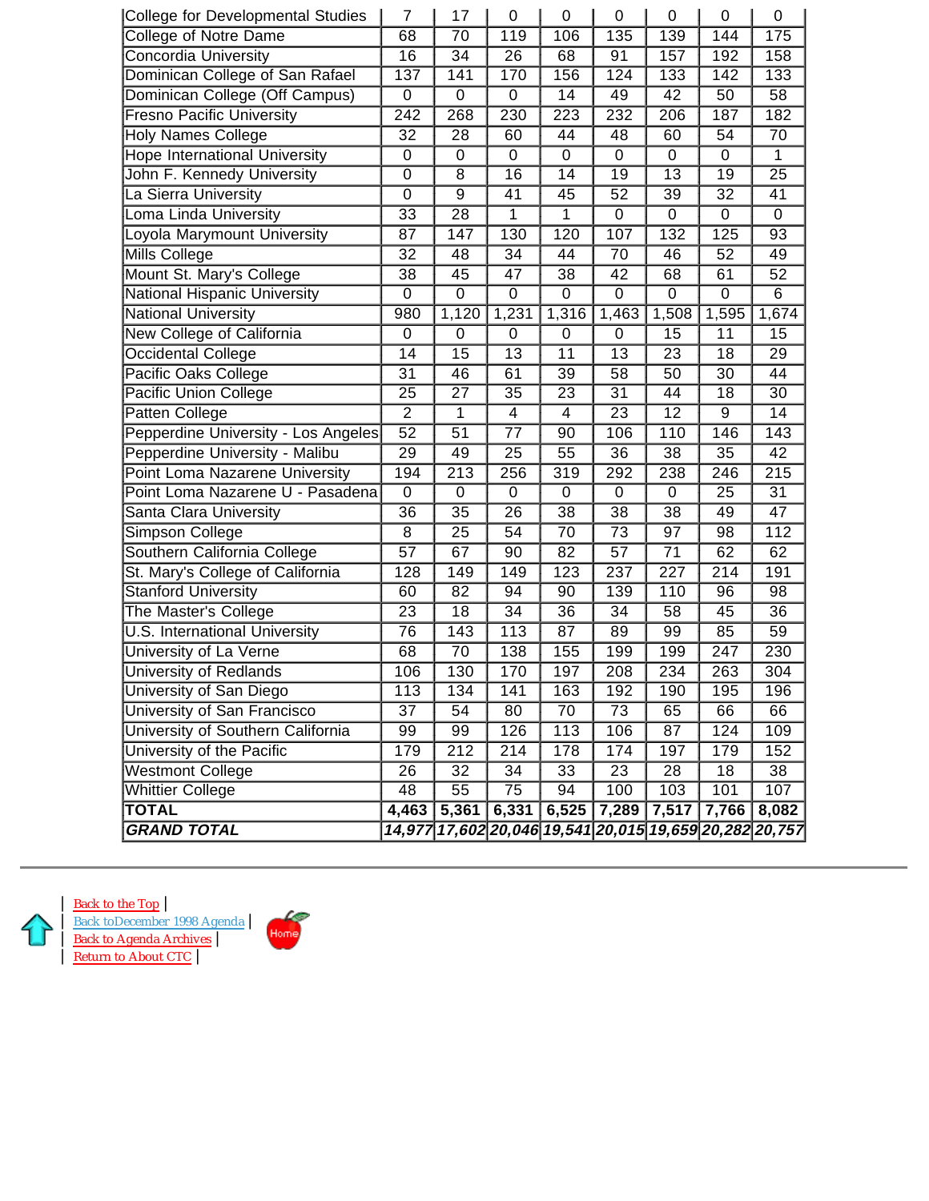| | | | | | | | | |
|---|---|---|---|---|---|---|---|---|
| College for Developmental Studies | 7 | 17 | 0 | 0 | 0 | 0 | 0 | 0 |
| College of Notre Dame | 68 | 70 | 119 | 106 | 135 | 139 | 144 | 175 |
| Concordia University | 16 | 34 | 26 | 68 | 91 | 157 | 192 | 158 |
| Dominican College of San Rafael | 137 | 141 | 170 | 156 | 124 | 133 | 142 | 133 |
| Dominican College (Off Campus) | 0 | 0 | 0 | 14 | 49 | 42 | 50 | 58 |
| Fresno Pacific University | 242 | 268 | 230 | 223 | 232 | 206 | 187 | 182 |
| Holy Names College | 32 | 28 | 60 | 44 | 48 | 60 | 54 | 70 |
| Hope International University | 0 | 0 | 0 | 0 | 0 | 0 | 0 | 1 |
| John F. Kennedy University | 0 | 8 | 16 | 14 | 19 | 13 | 19 | 25 |
| La Sierra University | 0 | 9 | 41 | 45 | 52 | 39 | 32 | 41 |
| Loma Linda University | 33 | 28 | 1 | 1 | 0 | 0 | 0 | 0 |
| Loyola Marymount University | 87 | 147 | 130 | 120 | 107 | 132 | 125 | 93 |
| Mills College | 32 | 48 | 34 | 44 | 70 | 46 | 52 | 49 |
| Mount St. Mary's College | 38 | 45 | 47 | 38 | 42 | 68 | 61 | 52 |
| National Hispanic University | 0 | 0 | 0 | 0 | 0 | 0 | 0 | 6 |
| National University | 980 | 1,120 | 1,231 | 1,316 | 1,463 | 1,508 | 1,595 | 1,674 |
| New College of California | 0 | 0 | 0 | 0 | 0 | 15 | 11 | 15 |
| Occidental College | 14 | 15 | 13 | 11 | 13 | 23 | 18 | 29 |
| Pacific Oaks College | 31 | 46 | 61 | 39 | 58 | 50 | 30 | 44 |
| Pacific Union College | 25 | 27 | 35 | 23 | 31 | 44 | 18 | 30 |
| Patten College | 2 | 1 | 4 | 4 | 23 | 12 | 9 | 14 |
| Pepperdine University - Los Angeles | 52 | 51 | 77 | 90 | 106 | 110 | 146 | 143 |
| Pepperdine University - Malibu | 29 | 49 | 25 | 55 | 36 | 38 | 35 | 42 |
| Point Loma Nazarene University | 194 | 213 | 256 | 319 | 292 | 238 | 246 | 215 |
| Point Loma Nazarene U - Pasadena | 0 | 0 | 0 | 0 | 0 | 0 | 25 | 31 |
| Santa Clara University | 36 | 35 | 26 | 38 | 38 | 38 | 49 | 47 |
| Simpson College | 8 | 25 | 54 | 70 | 73 | 97 | 98 | 112 |
| Southern California College | 57 | 67 | 90 | 82 | 57 | 71 | 62 | 62 |
| St. Mary's College of California | 128 | 149 | 149 | 123 | 237 | 227 | 214 | 191 |
| Stanford University | 60 | 82 | 94 | 90 | 139 | 110 | 96 | 98 |
| The Master's College | 23 | 18 | 34 | 36 | 34 | 58 | 45 | 36 |
| U.S. International University | 76 | 143 | 113 | 87 | 89 | 99 | 85 | 59 |
| University of La Verne | 68 | 70 | 138 | 155 | 199 | 199 | 247 | 230 |
| University of Redlands | 106 | 130 | 170 | 197 | 208 | 234 | 263 | 304 |
| University of San Diego | 113 | 134 | 141 | 163 | 192 | 190 | 195 | 196 |
| University of San Francisco | 37 | 54 | 80 | 70 | 73 | 65 | 66 | 66 |
| University of Southern California | 99 | 99 | 126 | 113 | 106 | 87 | 124 | 109 |
| University of the Pacific | 179 | 212 | 214 | 178 | 174 | 197 | 179 | 152 |
| Westmont College | 26 | 32 | 34 | 33 | 23 | 28 | 18 | 38 |
| Whittier College | 48 | 55 | 75 | 94 | 100 | 103 | 101 | 107 |
| **TOTAL** | **4,463** | **5,361** | **6,331** | **6,525** | **7,289** | **7,517** | **7,766** | **8,082** |
| ***GRAND TOTAL*** | ***14,977*** | ***17,602*** | ***20,046*** | ***19,541*** | ***20,015*** | ***19,659*** | ***20,282*** | ***20,757*** |

---

| Back to the Top |
| Back toDecember 1998 Agenda |
| Back to Agenda Archives |
| Return to About CTC |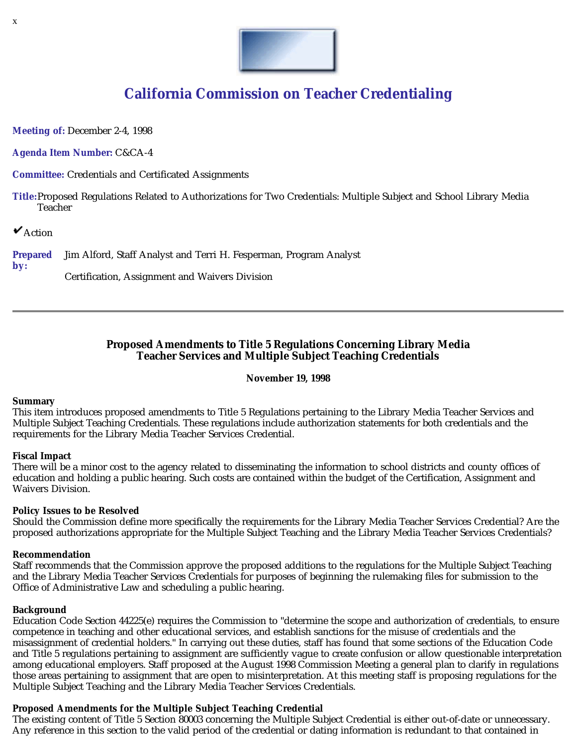x

# California Commission on Teacher Credentialing

**Meeting of:** December 2-4, 1998

**Agenda Item Number:** C&CA-4

**Committee:** Credentials and Certificated Assignments

**Title:** Proposed Regulations Related to Authorizations for Two Credentials: Multiple Subject and School Library Media Teacher

✔Action

**Prepared by:** Jim Alford, Staff Analyst and Terri H. Fesperman, Program Analyst

Certification, Assignment and Waivers Division

---

## Proposed Amendments to Title 5 Regulations Concerning Library Media Teacher Services and Multiple Subject Teaching Credentials

**November 19, 1998**

**Summary**
This item introduces proposed amendments to Title 5 Regulations pertaining to the Library Media Teacher Services and Multiple Subject Teaching Credentials. These regulations include authorization statements for both credentials and the requirements for the Library Media Teacher Services Credential.

**Fiscal Impact**
There will be a minor cost to the agency related to disseminating the information to school districts and county offices of education and holding a public hearing. Such costs are contained within the budget of the Certification, Assignment and Waivers Division.

**Policy Issues to be Resolved**
Should the Commission define more specifically the requirements for the Library Media Teacher Services Credential? Are the proposed authorizations appropriate for the Multiple Subject Teaching and the Library Media Teacher Services Credentials?

**Recommendation**
Staff recommends that the Commission approve the proposed additions to the regulations for the Multiple Subject Teaching and the Library Media Teacher Services Credentials for purposes of beginning the rulemaking files for submission to the Office of Administrative Law and scheduling a public hearing.

**Background**
Education Code Section 44225(e) requires the Commission to "determine the scope and authorization of credentials, to ensure competence in teaching and other educational services, and establish sanctions for the misuse of credentials and the misassignment of credential holders." In carrying out these duties, staff has found that some sections of the Education Code and Title 5 regulations pertaining to assignment are sufficiently vague to create confusion or allow questionable interpretation among educational employers. Staff proposed at the August 1998 Commission Meeting a general plan to clarify in regulations those areas pertaining to assignment that are open to misinterpretation. At this meeting staff is proposing regulations for the Multiple Subject Teaching and the Library Media Teacher Services Credentials.

**Proposed Amendments for the Multiple Subject Teaching Credential**
The existing content of Title 5 Section 80003 concerning the Multiple Subject Credential is either out-of-date or unnecessary. Any reference in this section to the valid period of the credential or dating information is redundant to that contained in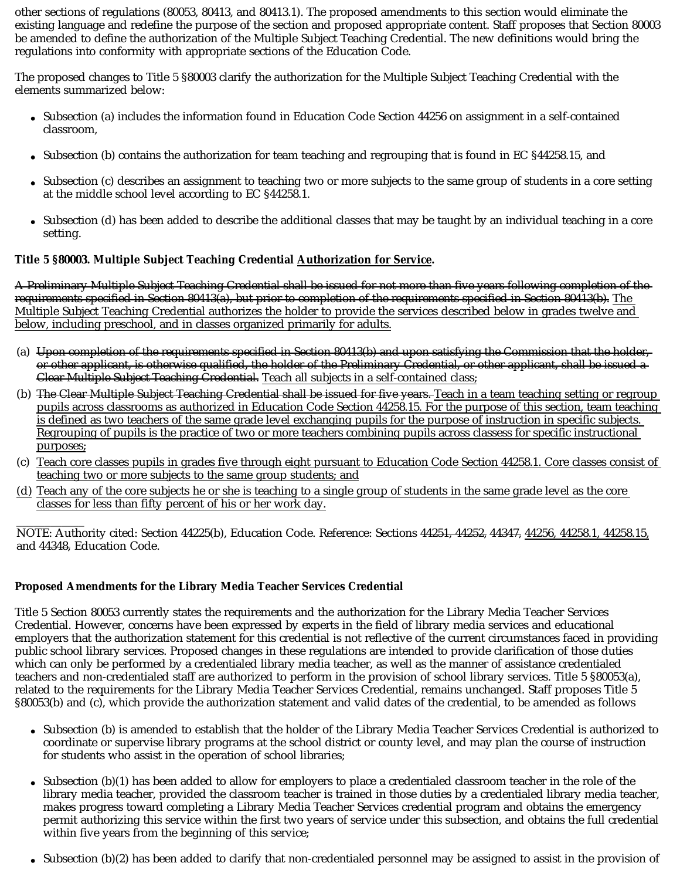other sections of regulations (80053, 80413, and 80413.1). The proposed amendments to this section would eliminate the existing language and redefine the purpose of the section and proposed appropriate content. Staff proposes that Section 80003 be amended to define the authorization of the Multiple Subject Teaching Credential. The new definitions would bring the regulations into conformity with appropriate sections of the Education Code.

The proposed changes to Title 5 §80003 clarify the authorization for the Multiple Subject Teaching Credential with the elements summarized below:

- Subsection (a) includes the information found in Education Code Section 44256 on assignment in a self-contained classroom,
- Subsection (b) contains the authorization for team teaching and regrouping that is found in EC §44258.15, and
- Subsection (c) describes an assignment to teaching two or more subjects to the same group of students in a core setting at the middle school level according to EC §44258.1.
- Subsection (d) has been added to describe the additional classes that may be taught by an individual teaching in a core setting.

**Title 5 §80003. Multiple Subject Teaching Credential <u>Authorization for Service</u>.**

~~A Preliminary Multiple Subject Teaching Credential shall be issued for not more than five years following completion of the requirements specified in Section 80413(a), but prior to completion of the requirements specified in Section 80413(b).~~ <u>The Multiple Subject Teaching Credential authorizes the holder to provide the services described below in grades twelve and below, including preschool, and in classes organized primarily for adults.</u>

(a) ~~Upon completion of the requirements specified in Section 80413(b) and upon satisfying the Commission that the holder, or other applicant, is otherwise qualified, the holder of the Preliminary Credential, or other applicant, shall be issued a Clear Multiple Subject Teaching Credential.~~ <u>Teach all subjects in a self-contained class;</u>

(b) ~~The Clear Multiple Subject Teaching Credential shall be issued for five years.~~ <u>Teach in a team teaching setting or regroup pupils across classrooms as authorized in Education Code Section 44258.15. For the purpose of this section, team teaching is defined as two teachers of the same grade level exchanging pupils for the purpose of instruction in specific subjects. Regrouping of pupils is the practice of two or more teachers combining pupils across classess for specific instructional purposes;</u>

(c) <u>Teach core classes pupils in grades five through eight pursuant to Education Code Section 44258.1. Core classes consist of teaching two or more subjects to the same group students; and</u>

<u>(d)</u> <u>Teach any of the core subjects he or she is teaching to a single group of students in the same grade level as the core classes for less than fifty percent of his or her work day.</u>

---

NOTE: Authority cited: Section 44225(b), Education Code. Reference: Sections ~~44251, 44252~~, ~~44347~~, <u>44256, 44258.1, 44258.15,</u> and ~~44348~~, Education Code.

**Proposed Amendments for the Library Media Teacher Services Credential**

Title 5 Section 80053 currently states the requirements and the authorization for the Library Media Teacher Services Credential. However, concerns have been expressed by experts in the field of library media services and educational employers that the authorization statement for this credential is not reflective of the current circumstances faced in providing public school library services. Proposed changes in these regulations are intended to provide clarification of those duties which can only be performed by a credentialed library media teacher, as well as the manner of assistance credentialed teachers and non-credentialed staff are authorized to perform in the provision of school library services. Title 5 §80053(a), related to the requirements for the Library Media Teacher Services Credential, remains unchanged. Staff proposes Title 5 §80053(b) and (c), which provide the authorization statement and valid dates of the credential, to be amended as follows

- Subsection (b) is amended to establish that the holder of the Library Media Teacher Services Credential is authorized to coordinate or supervise library programs at the school district or county level, and may plan the course of instruction for students who assist in the operation of school libraries;
- Subsection (b)(1) has been added to allow for employers to place a credentialed classroom teacher in the role of the library media teacher, provided the classroom teacher is trained in those duties by a credentialed library media teacher, makes progress toward completing a Library Media Teacher Services credential program and obtains the emergency permit authorizing this service within the first two years of service under this subsection, and obtains the full credential within five years from the beginning of this service;
- Subsection (b)(2) has been added to clarify that non-credentialed personnel may be assigned to assist in the provision of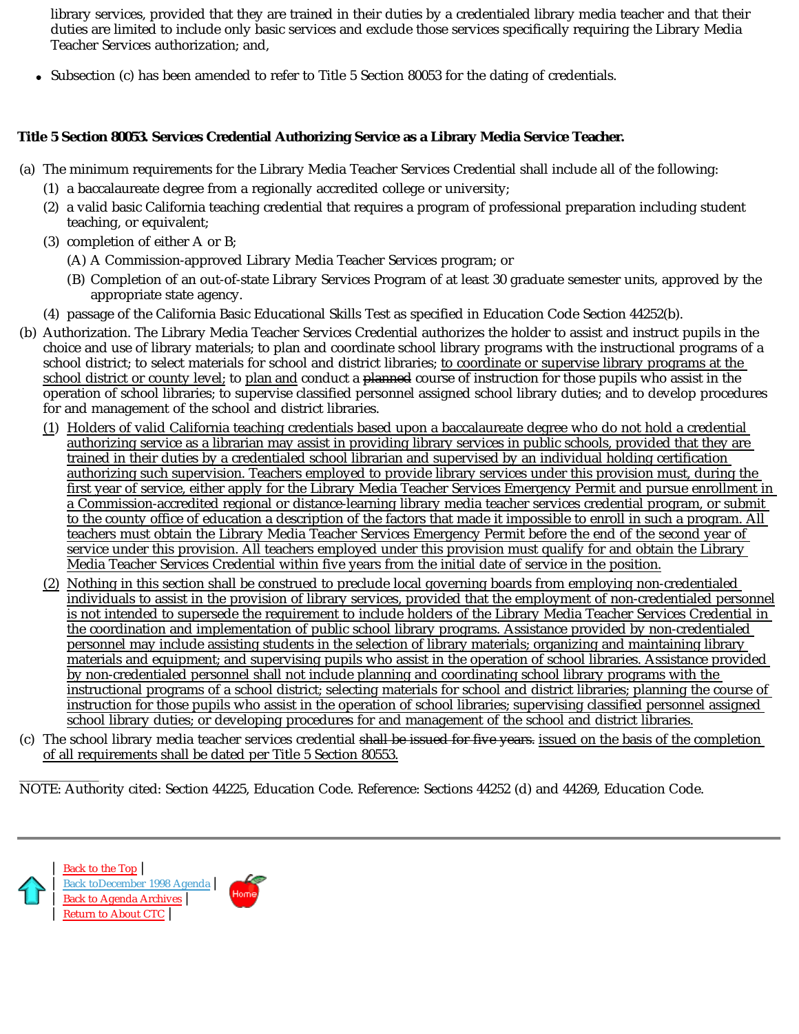library services, provided that they are trained in their duties by a credentialed library media teacher and that their duties are limited to include only basic services and exclude those services specifically requiring the Library Media Teacher Services authorization; and,

- Subsection (c) has been amended to refer to Title 5 Section 80053 for the dating of credentials.

**Title 5 Section 80053. Services Credential Authorizing Service as a Library Media Service Teacher.**

(a) The minimum requirements for the Library Media Teacher Services Credential shall include all of the following:

(1) a baccalaureate degree from a regionally accredited college or university;

(2) a valid basic California teaching credential that requires a program of professional preparation including student teaching, or equivalent;

(3) completion of either A or B;

(A) A Commission-approved Library Media Teacher Services program; or

(B) Completion of an out-of-state Library Services Program of at least 30 graduate semester units, approved by the appropriate state agency.

(4) passage of the California Basic Educational Skills Test as specified in Education Code Section 44252(b).

(b) Authorization. The Library Media Teacher Services Credential authorizes the holder to assist and instruct pupils in the choice and use of library materials; to plan and coordinate school library programs with the instructional programs of a school district; to select materials for school and district libraries; <u>to coordinate or supervise library programs at the school district or county level;</u> to <u>plan and</u> conduct a ~~planned~~ course of instruction for those pupils who assist in the operation of school libraries; to supervise classified personnel assigned school library duties; and to develop procedures for and management of the school and district libraries.

<u>(1)</u> <u>Holders of valid California teaching credentials based upon a baccalaureate degree who do not hold a credential authorizing service as a librarian may assist in providing library services in public schools, provided that they are trained in their duties by a credentialed school librarian and supervised by an individual holding certification authorizing such supervision. Teachers employed to provide library services under this provision must, during the first year of service, either apply for the Library Media Teacher Services Emergency Permit and pursue enrollment in a Commission-accredited regional or distance-learning library media teacher services credential program, or submit to the county office of education a description of the factors that made it impossible to enroll in such a program. All teachers must obtain the Library Media Teacher Services Emergency Permit before the end of the second year of service under this provision. All teachers employed under this provision must qualify for and obtain the Library Media Teacher Services Credential within five years from the initial date of service in the position.</u>

<u>(2)</u> <u>Nothing in this section shall be construed to preclude local governing boards from employing non-credentialed individuals to assist in the provision of library services, provided that the employment of non-credentialed personnel is not intended to supersede the requirement to include holders of the Library Media Teacher Services Credential in the coordination and implementation of public school library programs. Assistance provided by non-credentialed personnel may include assisting students in the selection of library materials; organizing and maintaining library materials and equipment; and supervising pupils who assist in the operation of school libraries. Assistance provided by non-credentialed personnel shall not include planning and coordinating school library programs with the instructional programs of a school district; selecting materials for school and district libraries; planning the course of instruction for those pupils who assist in the operation of school libraries; supervising classified personnel assigned school library duties; or developing procedures for and management of the school and district libraries.</u>

(c) The school library media teacher services credential ~~shall be issued for five years.~~ <u>issued on the basis of the completion of all requirements shall be dated per Title 5 Section 80553.</u>

NOTE: Authority cited: Section 44225, Education Code. Reference: Sections 44252 (d) and 44269, Education Code.

| Back to the Top |
| Back toDecember 1998 Agenda |
| Back to Agenda Archives |
| Return to About CTC |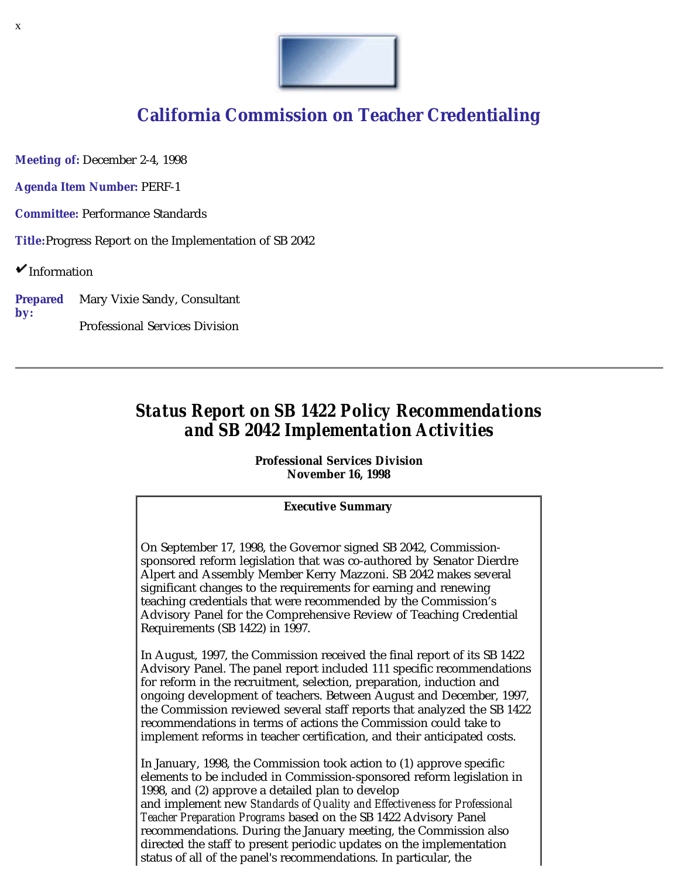x

# California Commission on Teacher Credentialing

**Meeting of:** December 2-4, 1998

**Agenda Item Number:** PERF-1

**Committee:** Performance Standards

**Title:** Progress Report on the Implementation of SB 2042

✔ Information

**Prepared by:** Mary Vixie Sandy, Consultant

Professional Services Division

---

## *Status Report on SB 1422 Policy Recommendations and SB 2042 Implementation Activities*

**Professional Services Division**
**November 16, 1998**

**Executive Summary**

On September 17, 1998, the Governor signed SB 2042, Commission-sponsored reform legislation that was co-authored by Senator Dierdre Alpert and Assembly Member Kerry Mazzoni. SB 2042 makes several significant changes to the requirements for earning and renewing teaching credentials that were recommended by the Commission's Advisory Panel for the Comprehensive Review of Teaching Credential Requirements (SB 1422) in 1997.

In August, 1997, the Commission received the final report of its SB 1422 Advisory Panel. The panel report included 111 specific recommendations for reform in the recruitment, selection, preparation, induction and ongoing development of teachers. Between August and December, 1997, the Commission reviewed several staff reports that analyzed the SB 1422 recommendations in terms of actions the Commission could take to implement reforms in teacher certification, and their anticipated costs.

In January, 1998, the Commission took action to (1) approve specific elements to be included in Commission-sponsored reform legislation in 1998, and (2) approve a detailed plan to develop and implement new *Standards of Quality and Effectiveness for Professional Teacher Preparation Programs* based on the SB 1422 Advisory Panel recommendations. During the January meeting, the Commission also directed the staff to present periodic updates on the implementation status of all of the panel's recommendations. In particular, the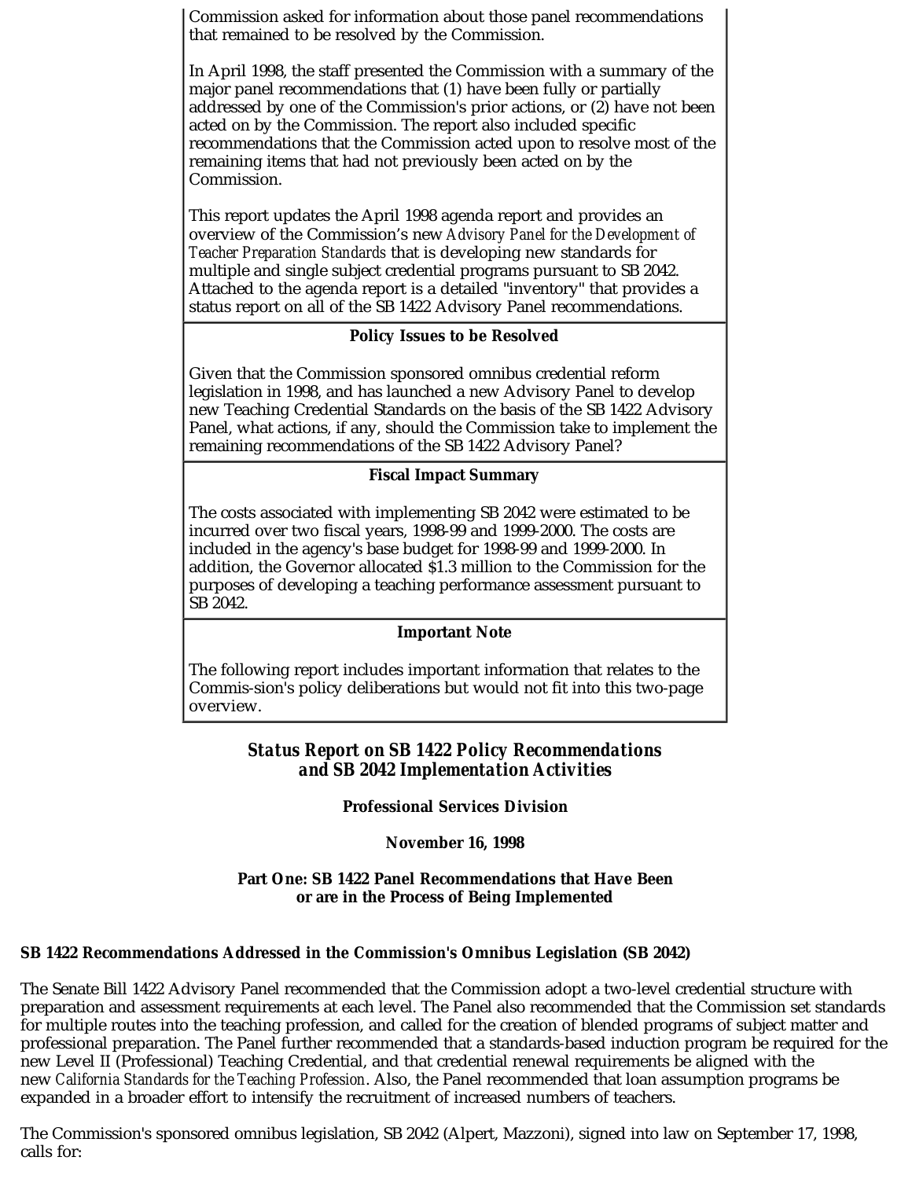Commission asked for information about those panel recommendations that remained to be resolved by the Commission.

In April 1998, the staff presented the Commission with a summary of the major panel recommendations that (1) have been fully or partially addressed by one of the Commission's prior actions, or (2) have not been acted on by the Commission. The report also included specific recommendations that the Commission acted upon to resolve most of the remaining items that had not previously been acted on by the Commission.

This report updates the April 1998 agenda report and provides an overview of the Commission's new *Advisory Panel for the Development of Teacher Preparation Standards* that is developing new standards for multiple and single subject credential programs pursuant to SB 2042. Attached to the agenda report is a detailed "inventory" that provides a status report on all of the SB 1422 Advisory Panel recommendations.

**Policy Issues to be Resolved**

Given that the Commission sponsored omnibus credential reform legislation in 1998, and has launched a new Advisory Panel to develop new Teaching Credential Standards on the basis of the SB 1422 Advisory Panel, what actions, if any, should the Commission take to implement the remaining recommendations of the SB 1422 Advisory Panel?

**Fiscal Impact Summary**

The costs associated with implementing SB 2042 were estimated to be incurred over two fiscal years, 1998-99 and 1999-2000. The costs are included in the agency's base budget for 1998-99 and 1999-2000. In addition, the Governor allocated $1.3 million to the Commission for the purposes of developing a teaching performance assessment pursuant to SB 2042.

**Important Note**

The following report includes important information that relates to the Commis-sion's policy deliberations but would not fit into this two-page overview.

## *Status Report on SB 1422 Policy Recommendations and SB 2042 Implementation Activities*

**Professional Services Division**

**November 16, 1998**

### Part One: SB 1422 Panel Recommendations that Have Been or are in the Process of Being Implemented

**SB 1422 Recommendations Addressed in the Commission's Omnibus Legislation (SB 2042)**

The Senate Bill 1422 Advisory Panel recommended that the Commission adopt a two-level credential structure with preparation and assessment requirements at each level. The Panel also recommended that the Commission set standards for multiple routes into the teaching profession, and called for the creation of blended programs of subject matter and professional preparation. The Panel further recommended that a standards-based induction program be required for the new Level II (Professional) Teaching Credential, and that credential renewal requirements be aligned with the new *California Standards for the Teaching Profession*. Also, the Panel recommended that loan assumption programs be expanded in a broader effort to intensify the recruitment of increased numbers of teachers.

The Commission's sponsored omnibus legislation, SB 2042 (Alpert, Mazzoni), signed into law on September 17, 1998, calls for: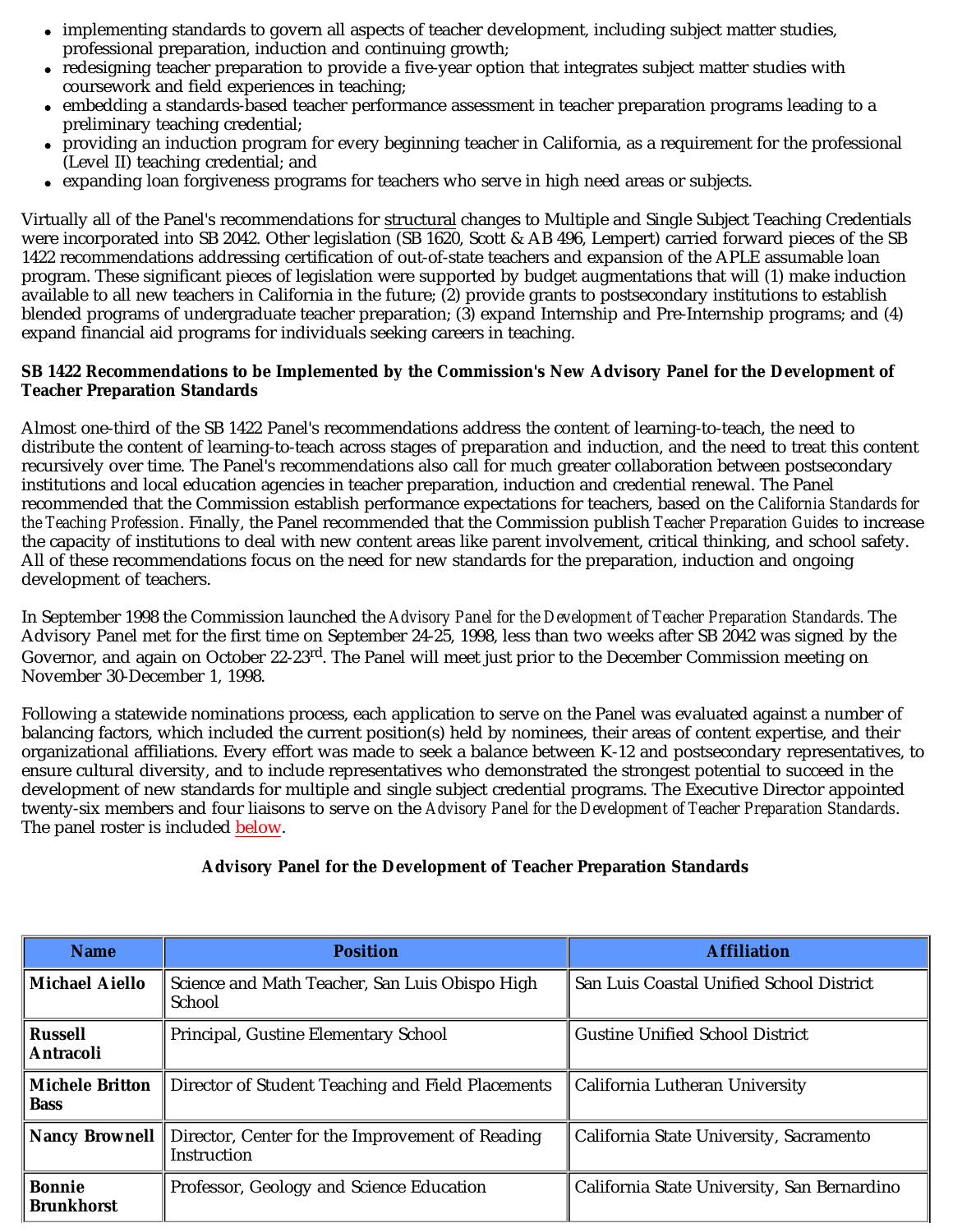- implementing standards to govern all aspects of teacher development, including subject matter studies, professional preparation, induction and continuing growth;
- redesigning teacher preparation to provide a five-year option that integrates subject matter studies with coursework and field experiences in teaching;
- embedding a standards-based teacher performance assessment in teacher preparation programs leading to a preliminary teaching credential;
- providing an induction program for every beginning teacher in California, as a requirement for the professional (Level II) teaching credential; and
- expanding loan forgiveness programs for teachers who serve in high need areas or subjects.

Virtually all of the Panel's recommendations for structural changes to Multiple and Single Subject Teaching Credentials were incorporated into SB 2042. Other legislation (SB 1620, Scott & AB 496, Lempert) carried forward pieces of the SB 1422 recommendations addressing certification of out-of-state teachers and expansion of the APLE assumable loan program. These significant pieces of legislation were supported by budget augmentations that will (1) make induction available to all new teachers in California in the future; (2) provide grants to postsecondary institutions to establish blended programs of undergraduate teacher preparation; (3) expand Internship and Pre-Internship programs; and (4) expand financial aid programs for individuals seeking careers in teaching.

**SB 1422 Recommendations to be Implemented by the Commission's New Advisory Panel for the Development of Teacher Preparation Standards**

Almost one-third of the SB 1422 Panel's recommendations address the content of learning-to-teach, the need to distribute the content of learning-to-teach across stages of preparation and induction, and the need to treat this content recursively over time. The Panel's recommendations also call for much greater collaboration between postsecondary institutions and local education agencies in teacher preparation, induction and credential renewal. The Panel recommended that the Commission establish performance expectations for teachers, based on the *California Standards for the Teaching Profession*. Finally, the Panel recommended that the Commission publish *Teacher Preparation Guides* to increase the capacity of institutions to deal with new content areas like parent involvement, critical thinking, and school safety. All of these recommendations focus on the need for new standards for the preparation, induction and ongoing development of teachers.

In September 1998 the Commission launched the *Advisory Panel for the Development of Teacher Preparation Standards*. The Advisory Panel met for the first time on September 24-25, 1998, less than two weeks after SB 2042 was signed by the Governor, and again on October 22-23rd. The Panel will meet just prior to the December Commission meeting on November 30-December 1, 1998.

Following a statewide nominations process, each application to serve on the Panel was evaluated against a number of balancing factors, which included the current position(s) held by nominees, their areas of content expertise, and their organizational affiliations. Every effort was made to seek a balance between K-12 and postsecondary representatives, to ensure cultural diversity, and to include representatives who demonstrated the strongest potential to succeed in the development of new standards for multiple and single subject credential programs. The Executive Director appointed twenty-six members and four liaisons to serve on the *Advisory Panel for the Development of Teacher Preparation Standards*. The panel roster is included below.

**Advisory Panel for the Development of Teacher Preparation Standards**

| Name | Position | Affiliation |
|---|---|---|
| **Michael Aiello** | Science and Math Teacher, San Luis Obispo High School | San Luis Coastal Unified School District |
| **Russell Antracoli** | Principal, Gustine Elementary School | Gustine Unified School District |
| **Michele Britton Bass** | Director of Student Teaching and Field Placements | California Lutheran University |
| **Nancy Brownell** | Director, Center for the Improvement of Reading Instruction | California State University, Sacramento |
| **Bonnie Brunkhorst** | Professor, Geology and Science Education | California State University, San Bernardino |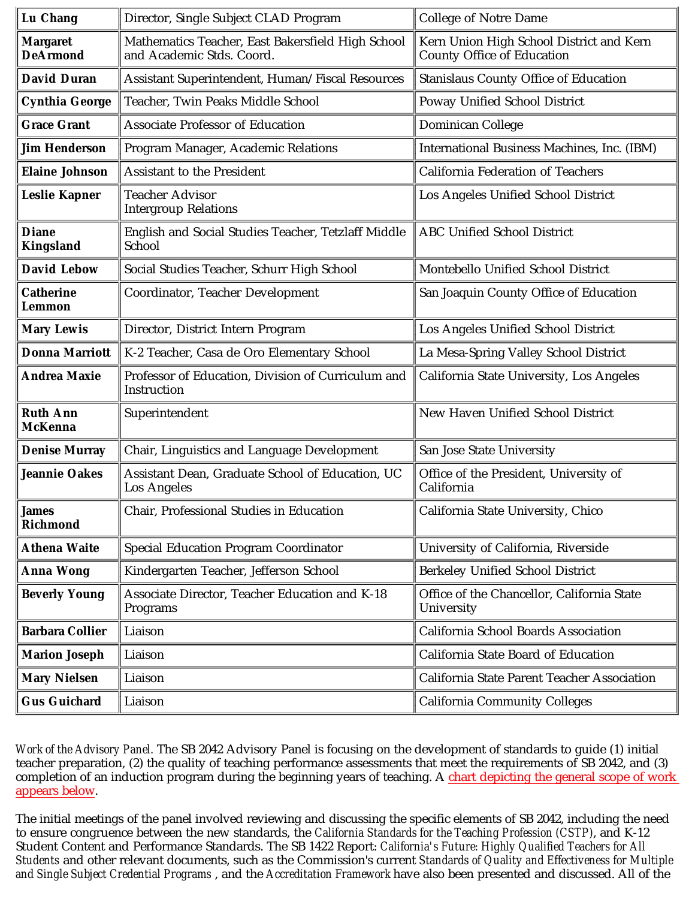| **Lu Chang** | Director, Single Subject CLAD Program | College of Notre Dame |
|---|---|---|
| **Margaret DeArmond** | Mathematics Teacher, East Bakersfield High School and Academic Stds. Coord. | Kern Union High School District and Kern County Office of Education |
| **David Duran** | Assistant Superintendent, Human/ Fiscal Resources | Stanislaus County Office of Education |
| **Cynthia George** | Teacher, Twin Peaks Middle School | Poway Unified School District |
| **Grace Grant** | Associate Professor of Education | Dominican College |
| **Jim Henderson** | Program Manager, Academic Relations | International Business Machines, Inc. (IBM) |
| **Elaine Johnson** | Assistant to the President | California Federation of Teachers |
| **Leslie Kapner** | Teacher Advisor Intergroup Relations | Los Angeles Unified School District |
| **Diane Kingsland** | English and Social Studies Teacher, Tetzlaff Middle School | ABC Unified School District |
| **David Lebow** | Social Studies Teacher, Schurr High School | Montebello Unified School District |
| **Catherine Lemmon** | Coordinator, Teacher Development | San Joaquin County Office of Education |
| **Mary Lewis** | Director, District Intern Program | Los Angeles Unified School District |
| **Donna Marriott** | K-2 Teacher, Casa de Oro Elementary School | La Mesa-Spring Valley School District |
| **Andrea Maxie** | Professor of Education, Division of Curriculum and Instruction | California State University, Los Angeles |
| **Ruth Ann McKenna** | Superintendent | New Haven Unified School District |
| **Denise Murray** | Chair, Linguistics and Language Development | San Jose State University |
| **Jeannie Oakes** | Assistant Dean, Graduate School of Education, UC Los Angeles | Office of the President, University of California |
| **James Richmond** | Chair, Professional Studies in Education | California State University, Chico |
| **Athena Waite** | Special Education Program Coordinator | University of California, Riverside |
| **Anna Wong** | Kindergarten Teacher, Jefferson School | Berkeley Unified School District |
| **Beverly Young** | Associate Director, Teacher Education and K-18 Programs | Office of the Chancellor, California State University |
| **Barbara Collier** | Liaison | California School Boards Association |
| **Marion Joseph** | Liaison | California State Board of Education |
| **Mary Nielsen** | Liaison | California State Parent Teacher Association |
| **Gus Guichard** | Liaison | California Community Colleges |

*Work of the Advisory Panel.* The SB 2042 Advisory Panel is focusing on the development of standards to guide (1) initial teacher preparation, (2) the quality of teaching performance assessments that meet the requirements of SB 2042, and (3) completion of an induction program during the beginning years of teaching. A chart depicting the general scope of work appears below.

The initial meetings of the panel involved reviewing and discussing the specific elements of SB 2042, including the need to ensure congruence between the new standards, the *California Standards for the Teaching Profession (CSTP)*, and K-12 Student Content and Performance Standards. The SB 1422 Report: *California's Future: Highly Qualified Teachers for All Students* and other relevant documents, such as the Commission's current *Standards of Quality and Effectiveness for Multiple and Single Subject Credential Programs* , and the *Accreditation Framework* have also been presented and discussed. All of the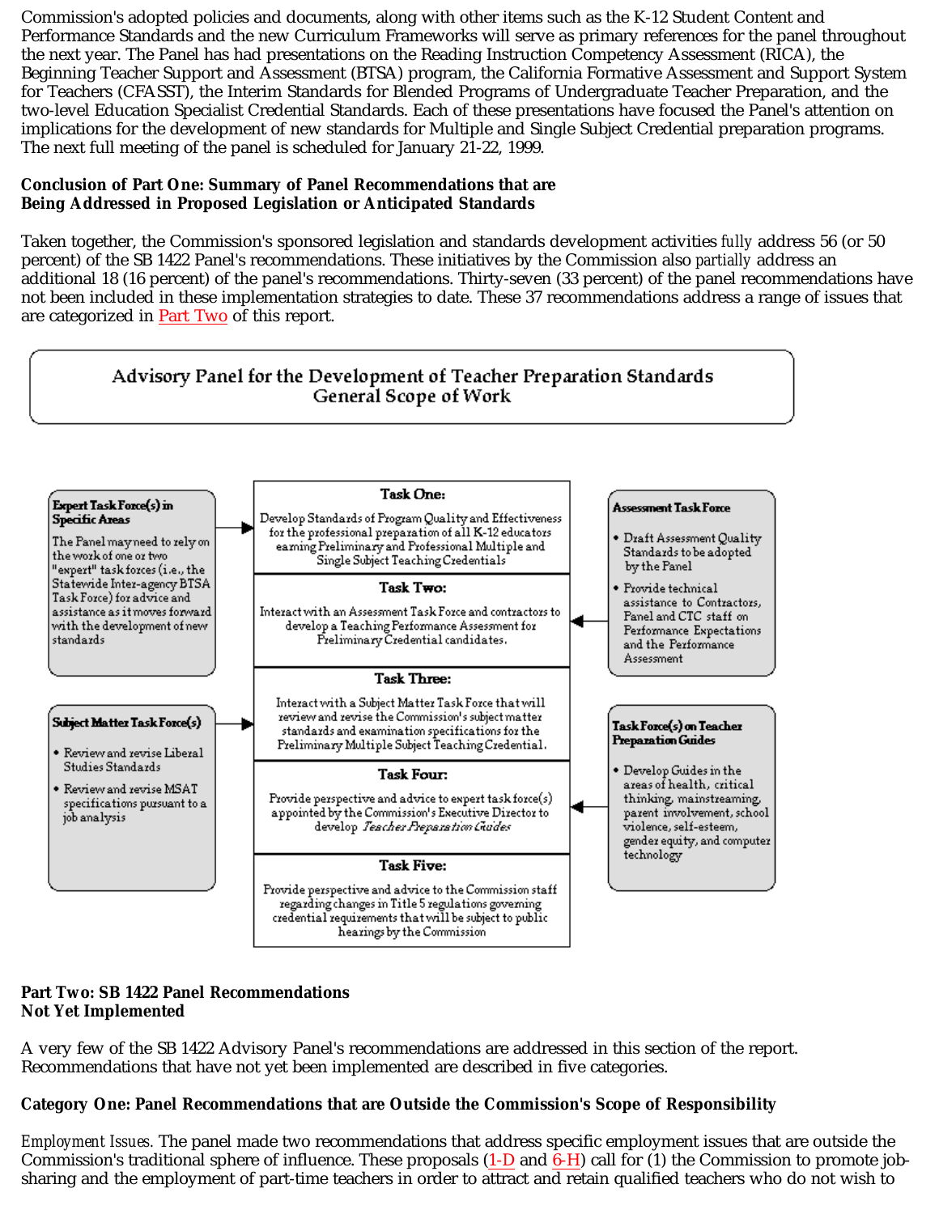Commission's adopted policies and documents, along with other items such as the K-12 Student Content and Performance Standards and the new Curriculum Frameworks will serve as primary references for the panel throughout the next year. The Panel has had presentations on the Reading Instruction Competency Assessment (RICA), the Beginning Teacher Support and Assessment (BTSA) program, the California Formative Assessment and Support System for Teachers (CFASST), the Interim Standards for Blended Programs of Undergraduate Teacher Preparation, and the two-level Education Specialist Credential Standards. Each of these presentations have focused the Panel's attention on implications for the development of new standards for Multiple and Single Subject Credential preparation programs. The next full meeting of the panel is scheduled for January 21-22, 1999.

**Conclusion of Part One: Summary of Panel Recommendations that are Being Addressed in Proposed Legislation or Anticipated Standards**

Taken together, the Commission's sponsored legislation and standards development activities *fully* address 56 (or 50 percent) of the SB 1422 Panel's recommendations. These initiatives by the Commission also *partially* address an additional 18 (16 percent) of the panel's recommendations. Thirty-seven (33 percent) of the panel recommendations have not been included in these implementation strategies to date. These 37 recommendations address a range of issues that are categorized in Part Two of this report.

**Advisory Panel for the Development of Teacher Preparation Standards**
**General Scope of Work**

**Expert Task Force(s) in Specific Areas** → Task One

The Panel may need to rely on the work of one or two "expert" task forces (i.e., the Statewide Inter-agency BTSA Task Force) for advice and assistance as it moves forward with the development of new standards

**Task One:**
Develop Standards of Program Quality and Effectiveness for the professional preparation of all K-12 educators earning Preliminary and Professional Multiple and Single Subject Teaching Credentials

**Task Two:**
Interact with an Assessment Task Force and contractors to develop a Teaching Performance Assessment for Preliminary Credential candidates.

**Assessment Task Force** → Task Two

- Draft Assessment Quality Standards to be adopted by the Panel
- Provide technical assistance to Contractors, Panel and CTC staff on Performance Expectations and the Performance Assessment

**Subject Matter Task Force(s)** → Task Three

- Review and revise Liberal Studies Standards
- Review and revise MSAT specifications pursuant to a job analysis

**Task Three:**
Interact with a Subject Matter Task Force that will review and revise the Commission's subject matter standards and examination specifications for the Preliminary Multiple Subject Teaching Credential.

**Task Four:**
Provide perspective and advice to expert task force(s) appointed by the Commission's Executive Director to develop *Teacher Preparation Guides*

**Task Force(s) on Teacher Preparation Guides** → Task Four

- Develop Guides in the areas of health, critical thinking, mainstreaming, parent involvement, school violence, self-esteem, gender equity, and computer technology

**Task Five:**
Provide perspective and advice to the Commission staff regarding changes in Title 5 regulations governing credential requirements that will be subject to public hearings by the Commission

**Part Two: SB 1422 Panel Recommendations Not Yet Implemented**

A very few of the SB 1422 Advisory Panel's recommendations are addressed in this section of the report. Recommendations that have not yet been implemented are described in five categories.

**Category One: Panel Recommendations that are Outside the Commission's Scope of Responsibility**

*Employment Issues.* The panel made two recommendations that address specific employment issues that are outside the Commission's traditional sphere of influence. These proposals (1-D and 6-H) call for (1) the Commission to promote job-sharing and the employment of part-time teachers in order to attract and retain qualified teachers who do not wish to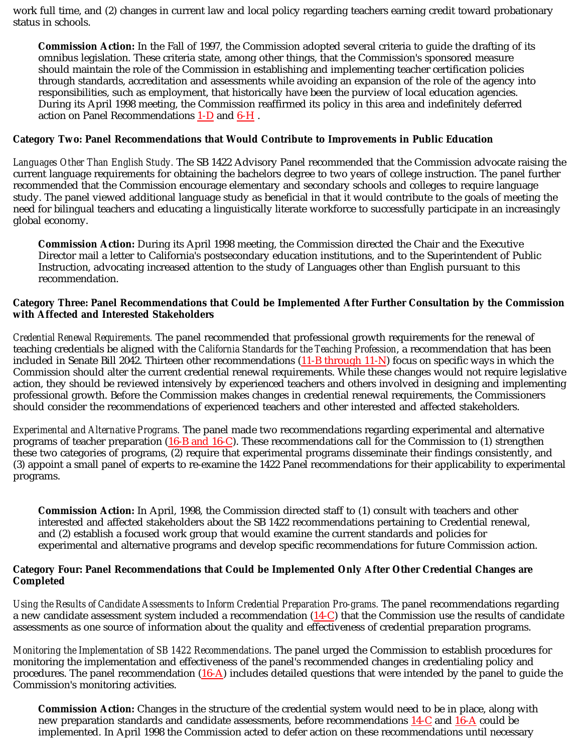work full time, and (2) changes in current law and local policy regarding teachers earning credit toward probationary status in schools.

> **Commission Action:** In the Fall of 1997, the Commission adopted several criteria to guide the drafting of its omnibus legislation. These criteria state, among other things, that the Commission's sponsored measure should maintain the role of the Commission in establishing and implementing teacher certification policies through standards, accreditation and assessments while avoiding an expansion of the role of the agency into responsibilities, such as employment, that historically have been the purview of local education agencies. During its April 1998 meeting, the Commission reaffirmed its policy in this area and indefinitely deferred action on Panel Recommendations 1-D and 6-H .

**Category Two: Panel Recommendations that Would Contribute to Improvements in Public Education**

*Languages Other Than English Study.* The SB 1422 Advisory Panel recommended that the Commission advocate raising the current language requirements for obtaining the bachelors degree to two years of college instruction. The panel further recommended that the Commission encourage elementary and secondary schools and colleges to require language study. The panel viewed additional language study as beneficial in that it would contribute to the goals of meeting the need for bilingual teachers and educating a linguistically literate workforce to successfully participate in an increasingly global economy.

> **Commission Action:** During its April 1998 meeting, the Commission directed the Chair and the Executive Director mail a letter to California's postsecondary education institutions, and to the Superintendent of Public Instruction, advocating increased attention to the study of Languages other than English pursuant to this recommendation.

**Category Three: Panel Recommendations that Could be Implemented After Further Consultation by the Commission with Affected and Interested Stakeholders**

*Credential Renewal Requirements.* The panel recommended that professional growth requirements for the renewal of teaching credentials be aligned with the *California Standards for the Teaching Profession*, a recommendation that has been included in Senate Bill 2042. Thirteen other recommendations (11-B through 11-N) focus on specific ways in which the Commission should alter the current credential renewal requirements. While these changes would not require legislative action, they should be reviewed intensively by experienced teachers and others involved in designing and implementing professional growth. Before the Commission makes changes in credential renewal requirements, the Commissioners should consider the recommendations of experienced teachers and other interested and affected stakeholders.

*Experimental and Alternative Programs.* The panel made two recommendations regarding experimental and alternative programs of teacher preparation (16-B and 16-C). These recommendations call for the Commission to (1) strengthen these two categories of programs, (2) require that experimental programs disseminate their findings consistently, and (3) appoint a small panel of experts to re-examine the 1422 Panel recommendations for their applicability to experimental programs.

> **Commission Action:** In April, 1998, the Commission directed staff to (1) consult with teachers and other interested and affected stakeholders about the SB 1422 recommendations pertaining to Credential renewal, and (2) establish a focused work group that would examine the current standards and policies for experimental and alternative programs and develop specific recommendations for future Commission action.

**Category Four: Panel Recommendations that Could be Implemented Only After Other Credential Changes are Completed**

*Using the Results of Candidate Assessments to Inform Credential Preparation Pro-grams.* The panel recommendations regarding a new candidate assessment system included a recommendation (14-C) that the Commission use the results of candidate assessments as one source of information about the quality and effectiveness of credential preparation programs.

*Monitoring the Implementation of SB 1422 Recommendations*. The panel urged the Commission to establish procedures for monitoring the implementation and effectiveness of the panel's recommended changes in credentialing policy and procedures. The panel recommendation (16-A) includes detailed questions that were intended by the panel to guide the Commission's monitoring activities.

> **Commission Action:** Changes in the structure of the credential system would need to be in place, along with new preparation standards and candidate assessments, before recommendations 14-C and 16-A could be implemented. In April 1998 the Commission acted to defer action on these recommendations until necessary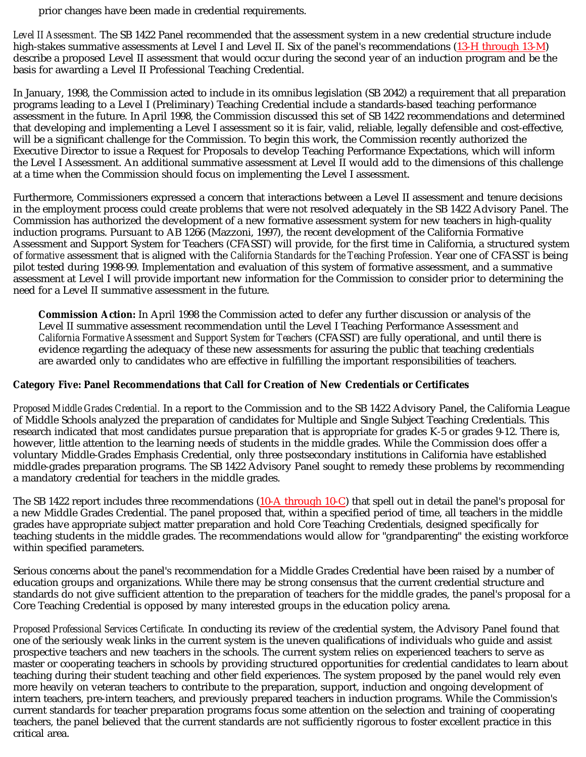prior changes have been made in credential requirements.

*Level II Assessment.* The SB 1422 Panel recommended that the assessment system in a new credential structure include high-stakes summative assessments at Level I and Level II. Six of the panel's recommendations (13-H through 13-M) describe a proposed Level II assessment that would occur during the second year of an induction program and be the basis for awarding a Level II Professional Teaching Credential.

In January, 1998, the Commission acted to include in its omnibus legislation (SB 2042) a requirement that all preparation programs leading to a Level I (Preliminary) Teaching Credential include a standards-based teaching performance assessment in the future. In April 1998, the Commission discussed this set of SB 1422 recommendations and determined that developing and implementing a Level I assessment so it is fair, valid, reliable, legally defensible and cost-effective, will be a significant challenge for the Commission. To begin this work, the Commission recently authorized the Executive Director to issue a Request for Proposals to develop Teaching Performance Expectations, which will inform the Level I Assessment. An additional summative assessment at Level II would add to the dimensions of this challenge at a time when the Commission should focus on implementing the Level I assessment.

Furthermore, Commissioners expressed a concern that interactions between a Level II assessment and tenure decisions in the employment process could create problems that were not resolved adequately in the SB 1422 Advisory Panel. The Commission has authorized the development of a new formative assessment system for new teachers in high-quality induction programs. Pursuant to AB 1266 (Mazzoni, 1997), the recent development of the California Formative Assessment and Support System for Teachers (CFASST) will provide, for the first time in California, a structured system of *formative* assessment that is aligned with the *California Standards for the Teaching Profession.* Year one of CFASST is being pilot tested during 1998-99. Implementation and evaluation of this system of formative assessment, and a summative assessment at Level I will provide important new information for the Commission to consider prior to determining the need for a Level II summative assessment in the future.

> **Commission Action:** In April 1998 the Commission acted to defer any further discussion or analysis of the Level II summative assessment recommendation until the Level I Teaching Performance Assessment *and California Formative Assessment and Support System for Teachers* (CFASST) are fully operational, and until there is evidence regarding the adequacy of these new assessments for assuring the public that teaching credentials are awarded only to candidates who are effective in fulfilling the important responsibilities of teachers.

**Category Five: Panel Recommendations that Call for Creation of New Credentials or Certificates**

*Proposed Middle Grades Credential.* In a report to the Commission and to the SB 1422 Advisory Panel, the California League of Middle Schools analyzed the preparation of candidates for Multiple and Single Subject Teaching Credentials. This research indicated that most candidates pursue preparation that is appropriate for grades K-5 or grades 9-12. There is, however, little attention to the learning needs of students in the middle grades. While the Commission does offer a voluntary Middle-Grades Emphasis Credential, only three postsecondary institutions in California have established middle-grades preparation programs. The SB 1422 Advisory Panel sought to remedy these problems by recommending a mandatory credential for teachers in the middle grades.

The SB 1422 report includes three recommendations (10-A through 10-C) that spell out in detail the panel's proposal for a new Middle Grades Credential. The panel proposed that, within a specified period of time, all teachers in the middle grades have appropriate subject matter preparation and hold Core Teaching Credentials, designed specifically for teaching students in the middle grades. The recommendations would allow for "grandparenting" the existing workforce within specified parameters.

Serious concerns about the panel's recommendation for a Middle Grades Credential have been raised by a number of education groups and organizations. While there may be strong consensus that the current credential structure and standards do not give sufficient attention to the preparation of teachers for the middle grades, the panel's proposal for a Core Teaching Credential is opposed by many interested groups in the education policy arena.

*Proposed Professional Services Certificate.* In conducting its review of the credential system, the Advisory Panel found that one of the seriously weak links in the current system is the uneven qualifications of individuals who guide and assist prospective teachers and new teachers in the schools. The current system relies on experienced teachers to serve as master or cooperating teachers in schools by providing structured opportunities for credential candidates to learn about teaching during their student teaching and other field experiences. The system proposed by the panel would rely even more heavily on veteran teachers to contribute to the preparation, support, induction and ongoing development of intern teachers, pre-intern teachers, and previously prepared teachers in induction programs. While the Commission's current standards for teacher preparation programs focus some attention on the selection and training of cooperating teachers, the panel believed that the current standards are not sufficiently rigorous to foster excellent practice in this critical area.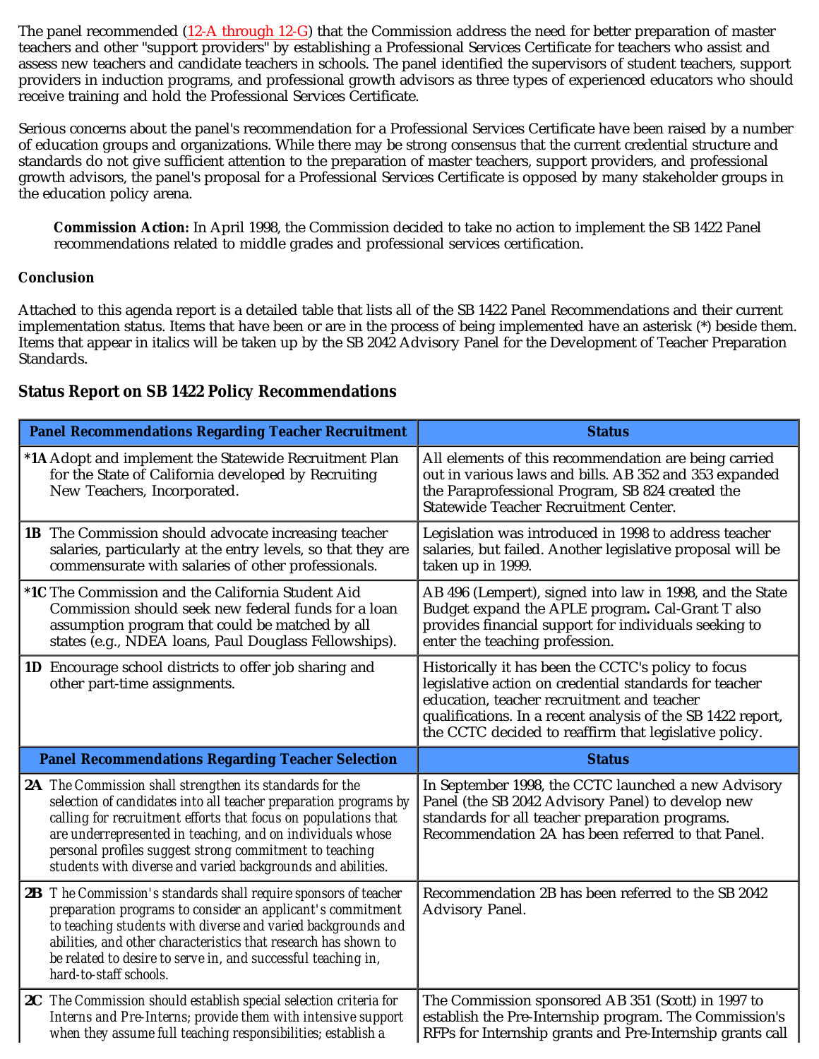The panel recommended (12-A through 12-G) that the Commission address the need for better preparation of master teachers and other "support providers" by establishing a Professional Services Certificate for teachers who assist and assess new teachers and candidate teachers in schools. The panel identified the supervisors of student teachers, support providers in induction programs, and professional growth advisors as three types of experienced educators who should receive training and hold the Professional Services Certificate.

Serious concerns about the panel's recommendation for a Professional Services Certificate have been raised by a number of education groups and organizations. While there may be strong consensus that the current credential structure and standards do not give sufficient attention to the preparation of master teachers, support providers, and professional growth advisors, the panel's proposal for a Professional Services Certificate is opposed by many stakeholder groups in the education policy arena.

> **Commission Action:** In April 1998, the Commission decided to take no action to implement the SB 1422 Panel recommendations related to middle grades and professional services certification.

**Conclusion**

Attached to this agenda report is a detailed table that lists all of the SB 1422 Panel Recommendations and their current implementation status. Items that have been or are in the process of being implemented have an asterisk (*) beside them. Items that appear in italics will be taken up by the SB 2042 Advisory Panel for the Development of Teacher Preparation Standards.

## Status Report on SB 1422 Policy Recommendations

| Panel Recommendations Regarding Teacher Recruitment | Status |
|---|---|
| **\*1A** Adopt and implement the Statewide Recruitment Plan for the State of California developed by Recruiting New Teachers, Incorporated. | All elements of this recommendation are being carried out in various laws and bills. AB 352 and 353 expanded the Paraprofessional Program, SB 824 created the Statewide Teacher Recruitment Center. |
| **1B** The Commission should advocate increasing teacher salaries, particularly at the entry levels, so that they are commensurate with salaries of other professionals. | Legislation was introduced in 1998 to address teacher salaries, but failed. Another legislative proposal will be taken up in 1999. |
| **\*1C** The Commission and the California Student Aid Commission should seek new federal funds for a loan assumption program that could be matched by all states (e.g., NDEA loans, Paul Douglass Fellowships). | AB 496 (Lempert), signed into law in 1998, and the State Budget expand the APLE program**.** Cal-Grant T also provides financial support for individuals seeking to enter the teaching profession. |
| **1D** Encourage school districts to offer job sharing and other part-time assignments. | Historically it has been the CCTC's policy to focus legislative action on credential standards for teacher education, teacher recruitment and teacher qualifications. In a recent analysis of the SB 1422 report, the CCTC decided to reaffirm that legislative policy. |
| **Panel Recommendations Regarding Teacher Selection** | **Status** |
| **2A** *The Commission shall strengthen its standards for the selection of candidates into all teacher preparation programs by calling for recruitment efforts that focus on populations that are underrepresented in teaching, and on individuals whose personal profiles suggest strong commitment to teaching students with diverse and varied backgrounds and abilities.* | In September 1998, the CCTC launched a new Advisory Panel (the SB 2042 Advisory Panel) to develop new standards for all teacher preparation programs. Recommendation 2A has been referred to that Panel. |
| **2B** *The Commission's standards shall require sponsors of teacher preparation programs to consider an applicant's commitment to teaching students with diverse and varied backgrounds and abilities, and other characteristics that research has shown to be related to desire to serve in, and successful teaching in, hard-to-staff schools.* | Recommendation 2B has been referred to the SB 2042 Advisory Panel. |
| **2C** *The Commission should establish special selection criteria for Interns and Pre-Interns; provide them with intensive support when they assume full teaching responsibilities; establish a* | The Commission sponsored AB 351 (Scott) in 1997 to establish the Pre-Internship program. The Commission's RFPs for Internship grants and Pre-Internship grants call |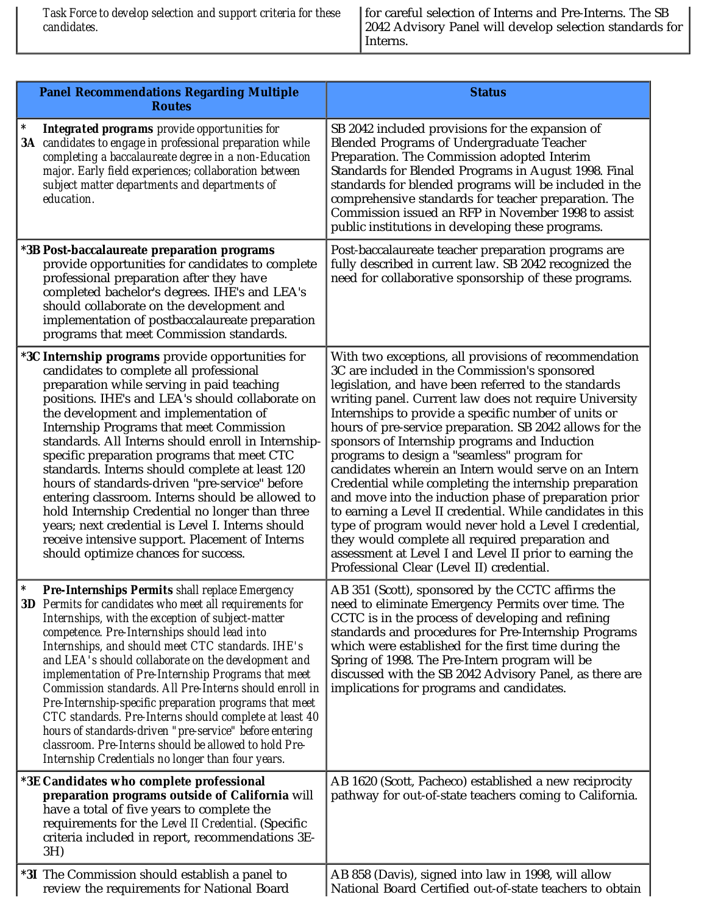| | |
|---|---|
| Task Force to develop selection and support criteria for these candidates. | for careful selection of Interns and Pre-Interns. The SB 2042 Advisory Panel will develop selection standards for Interns. |

| Panel Recommendations Regarding Multiple Routes | Status |
|---|---|
| *3A ***Integrated programs*** *provide opportunities for candidates to engage in professional preparation while completing a baccalaureate degree in a non-Education major. Early field experiences; collaboration between subject matter departments and departments of education.* | SB 2042 included provisions for the expansion of Blended Programs of Undergraduate Teacher Preparation. The Commission adopted Interim Standards for Blended Programs in August 1998. Final standards for blended programs will be included in the comprehensive standards for teacher preparation. The Commission issued an RFP in November 1998 to assist public institutions in developing these programs. |
| *3B **Post-baccalaureate preparation programs** provide opportunities for candidates to complete professional preparation after they have completed bachelor's degrees. IHE's and LEA's should collaborate on the development and implementation of postbaccalaureate preparation programs that meet Commission standards. | Post-baccalaureate teacher preparation programs are fully described in current law. SB 2042 recognized the need for collaborative sponsorship of these programs. |
| *3C **Internship programs** provide opportunities for candidates to complete all professional preparation while serving in paid teaching positions. IHE's and LEA's should collaborate on the development and implementation of Internship Programs that meet Commission standards. All Interns should enroll in Internship-specific preparation programs that meet CTC standards. Interns should complete at least 120 hours of standards-driven "pre-service" before entering classroom. Interns should be allowed to hold Internship Credential no longer than three years; next credential is Level I. Interns should receive intensive support. Placement of Interns should optimize chances for success. | With two exceptions, all provisions of recommendation 3C are included in the Commission's sponsored legislation, and have been referred to the standards writing panel. Current law does not require University Internships to provide a specific number of units or hours of pre-service preparation. SB 2042 allows for the sponsors of Internship programs and Induction programs to design a "seamless" program for candidates wherein an Intern would serve on an Intern Credential while completing the internship preparation and move into the induction phase of preparation prior to earning a Level II credential. While candidates in this type of program would never hold a Level I credential, they would complete all required preparation and assessment at Level I and Level II prior to earning the Professional Clear (Level II) credential. |
| *3D ***Pre-Internships Permits*** *shall replace Emergency Permits for candidates who meet all requirements for Internships, with the exception of subject-matter competence. Pre-Internships should lead into Internships, and should meet CTC standards. IHE's and LEA's should collaborate on the development and implementation of Pre-Internship Programs that meet Commission standards. All Pre-Interns should enroll in Pre-Internship-specific preparation programs that meet CTC standards. Pre-Interns should complete at least 40 hours of standards-driven "pre-service" before entering classroom. Pre-Interns should be allowed to hold Pre-Internship Credentials no longer than four years.* | AB 351 (Scott), sponsored by the CCTC affirms the need to eliminate Emergency Permits over time. The CCTC is in the process of developing and refining standards and procedures for Pre-Internship Programs which were established for the first time during the Spring of 1998. The Pre-Intern program will be discussed with the SB 2042 Advisory Panel, as there are implications for programs and candidates. |
| *3E **Candidates who complete professional preparation programs outside of California** will have a total of five years to complete the requirements for the *Level II Credential*. (Specific criteria included in report, recommendations 3E-3H) | AB 1620 (Scott, Pacheco) established a new reciprocity pathway for out-of-state teachers coming to California. |
| *3I The Commission should establish a panel to review the requirements for National Board | AB 858 (Davis), signed into law in 1998, will allow National Board Certified out-of-state teachers to obtain |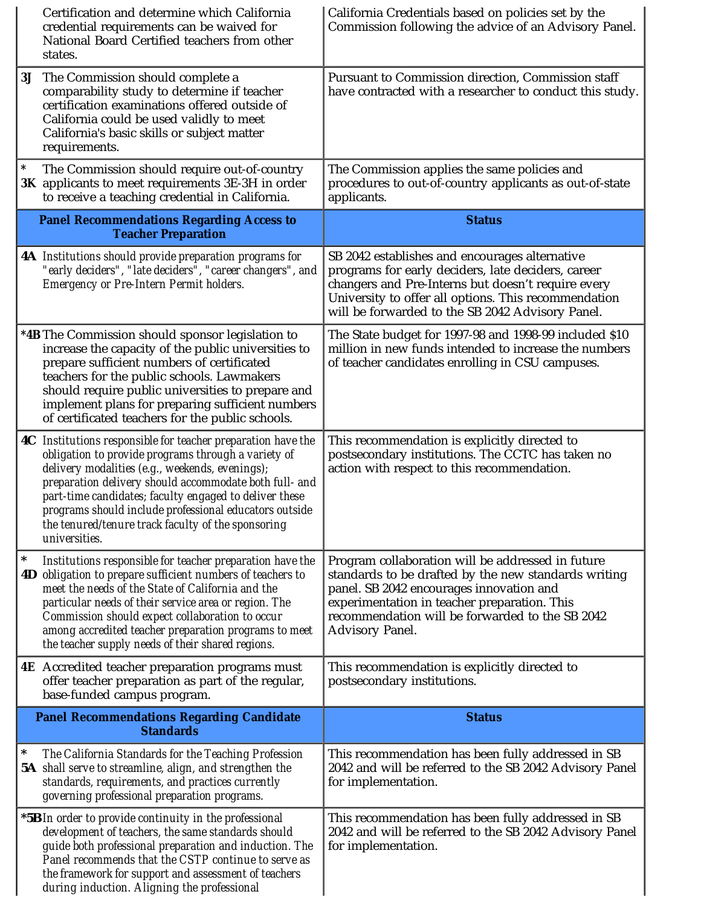| | |
|---|---|
| Certification and determine which California credential requirements can be waived for National Board Certified teachers from other states. | California Credentials based on policies set by the Commission following the advice of an Advisory Panel. |
| **3J** The Commission should complete a comparability study to determine if teacher certification examinations offered outside of California could be used validly to meet California's basic skills or subject matter requirements. | Pursuant to Commission direction, Commission staff have contracted with a researcher to conduct this study. |
| * **3K** The Commission should require out-of-country applicants to meet requirements 3E-3H in order to receive a teaching credential in California. | The Commission applies the same policies and procedures to out-of-country applicants as out-of-state applicants. |
| **Panel Recommendations Regarding Access to Teacher Preparation** | **Status** |
| **4A** Institutions should provide preparation programs for "early deciders", "late deciders", "career changers", and Emergency or Pre-Intern Permit holders. | SB 2042 establishes and encourages alternative programs for early deciders, late deciders, career changers and Pre-Interns but doesn't require every University to offer all options. This recommendation will be forwarded to the SB 2042 Advisory Panel. |
| ***4B** The Commission should sponsor legislation to increase the capacity of the public universities to prepare sufficient numbers of certificated teachers for the public schools. Lawmakers should require public universities to prepare and implement plans for preparing sufficient numbers of certificated teachers for the public schools. | The State budget for 1997-98 and 1998-99 included $10 million in new funds intended to increase the numbers of teacher candidates enrolling in CSU campuses. |
| **4C** Institutions responsible for teacher preparation have the obligation to provide programs through a variety of delivery modalities (e.g., weekends, evenings); preparation delivery should accommodate both full- and part-time candidates; faculty engaged to deliver these programs should include professional educators outside the tenured/tenure track faculty of the sponsoring universities. | This recommendation is explicitly directed to postsecondary institutions. The CCTC has taken no action with respect to this recommendation. |
| * **4D** Institutions responsible for teacher preparation have the obligation to prepare sufficient numbers of teachers to meet the needs of the State of California and the particular needs of their service area or region. The Commission should expect collaboration to occur among accredited teacher preparation programs to meet the teacher supply needs of their shared regions. | Program collaboration will be addressed in future standards to be drafted by the new standards writing panel. SB 2042 encourages innovation and experimentation in teacher preparation. This recommendation will be forwarded to the SB 2042 Advisory Panel. |
| **4E** Accredited teacher preparation programs must offer teacher preparation as part of the regular, base-funded campus program. | This recommendation is explicitly directed to postsecondary institutions. |
| **Panel Recommendations Regarding Candidate Standards** | **Status** |
| * **5A** The California Standards for the Teaching Profession shall serve to streamline, align, and strengthen the standards, requirements, and practices currently governing professional preparation programs. | This recommendation has been fully addressed in SB 2042 and will be referred to the SB 2042 Advisory Panel for implementation. |
| ***5B** In order to provide continuity in the professional development of teachers, the same standards should guide both professional preparation and induction. The Panel recommends that the CSTP continue to serve as the framework for support and assessment of teachers during induction. Aligning the professional | This recommendation has been fully addressed in SB 2042 and will be referred to the SB 2042 Advisory Panel for implementation. |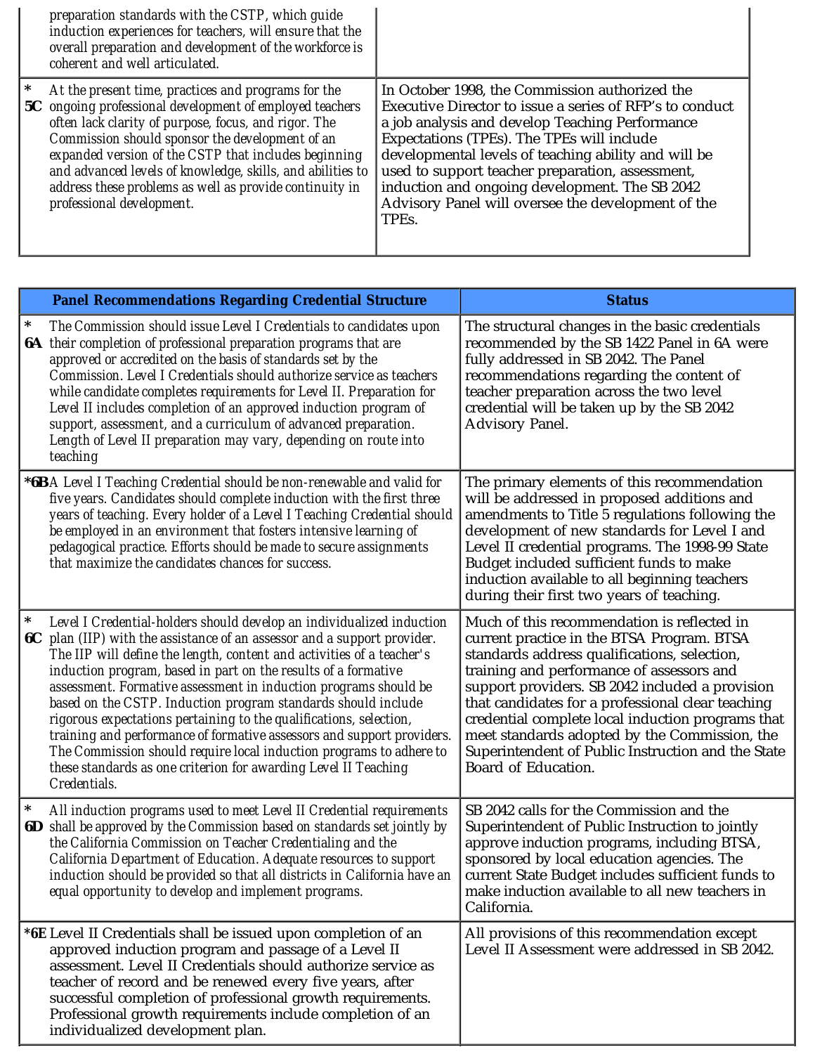| | |
|---|---|
| preparation standards with the CSTP, which guide induction experiences for teachers, will ensure that the overall preparation and development of the workforce is coherent and well articulated. | |
| * **5C** At the present time, practices and programs for the ongoing professional development of employed teachers often lack clarity of purpose, focus, and rigor. The Commission should sponsor the development of an expanded version of the CSTP that includes beginning and advanced levels of knowledge, skills, and abilities to address these problems as well as provide continuity in professional development. | In October 1998, the Commission authorized the Executive Director to issue a series of RFP's to conduct a job analysis and develop Teaching Performance Expectations (TPEs). The TPEs will include developmental levels of teaching ability and will be used to support teacher preparation, assessment, induction and ongoing development. The SB 2042 Advisory Panel will oversee the development of the TPEs. |

| Panel Recommendations Regarding Credential Structure | Status |
|---|---|
| * **6A** The Commission should issue Level I Credentials to candidates upon their completion of professional preparation programs that are approved or accredited on the basis of standards set by the Commission. Level I Credentials should authorize service as teachers while candidate completes requirements for Level II. Preparation for Level II includes completion of an approved induction program of support, assessment, and a curriculum of advanced preparation. Length of Level II preparation may vary, depending on route into teaching | The structural changes in the basic credentials recommended by the SB 1422 Panel in 6A were fully addressed in SB 2042. The Panel recommendations regarding the content of teacher preparation across the two level credential will be taken up by the SB 2042 Advisory Panel. |
| ***6B** A Level I Teaching Credential should be non-renewable and valid for five years. Candidates should complete induction with the first three years of teaching. Every holder of a Level I Teaching Credential should be employed in an environment that fosters intensive learning of pedagogical practice. Efforts should be made to secure assignments that maximize the candidates chances for success. | The primary elements of this recommendation will be addressed in proposed additions and amendments to Title 5 regulations following the development of new standards for Level I and Level II credential programs. The 1998-99 State Budget included sufficient funds to make induction available to all beginning teachers during their first two years of teaching. |
| * **6C** Level I Credential-holders should develop an individualized induction plan (IIP) with the assistance of an assessor and a support provider. The IIP will define the length, content and activities of a teacher's induction program, based in part on the results of a formative assessment. Formative assessment in induction programs should be based on the CSTP. Induction program standards should include rigorous expectations pertaining to the qualifications, selection, training and performance of formative assessors and support providers. The Commission should require local induction programs to adhere to these standards as one criterion for awarding Level II Teaching Credentials. | Much of this recommendation is reflected in current practice in the BTSA Program. BTSA standards address qualifications, selection, training and performance of assessors and support providers. SB 2042 included a provision that candidates for a professional clear teaching credential complete local induction programs that meet standards adopted by the Commission, the Superintendent of Public Instruction and the State Board of Education. |
| * **6D** All induction programs used to meet Level II Credential requirements shall be approved by the Commission based on standards set jointly by the California Commission on Teacher Credentialing and the California Department of Education. Adequate resources to support induction should be provided so that all districts in California have an equal opportunity to develop and implement programs. | SB 2042 calls for the Commission and the Superintendent of Public Instruction to jointly approve induction programs, including BTSA, sponsored by local education agencies. The current State Budget includes sufficient funds to make induction available to all new teachers in California. |
| ***6E** Level II Credentials shall be issued upon completion of an approved induction program and passage of a Level II assessment. Level II Credentials should authorize service as teacher of record and be renewed every five years, after successful completion of professional growth requirements. Professional growth requirements include completion of an individualized development plan. | All provisions of this recommendation except Level II Assessment were addressed in SB 2042. |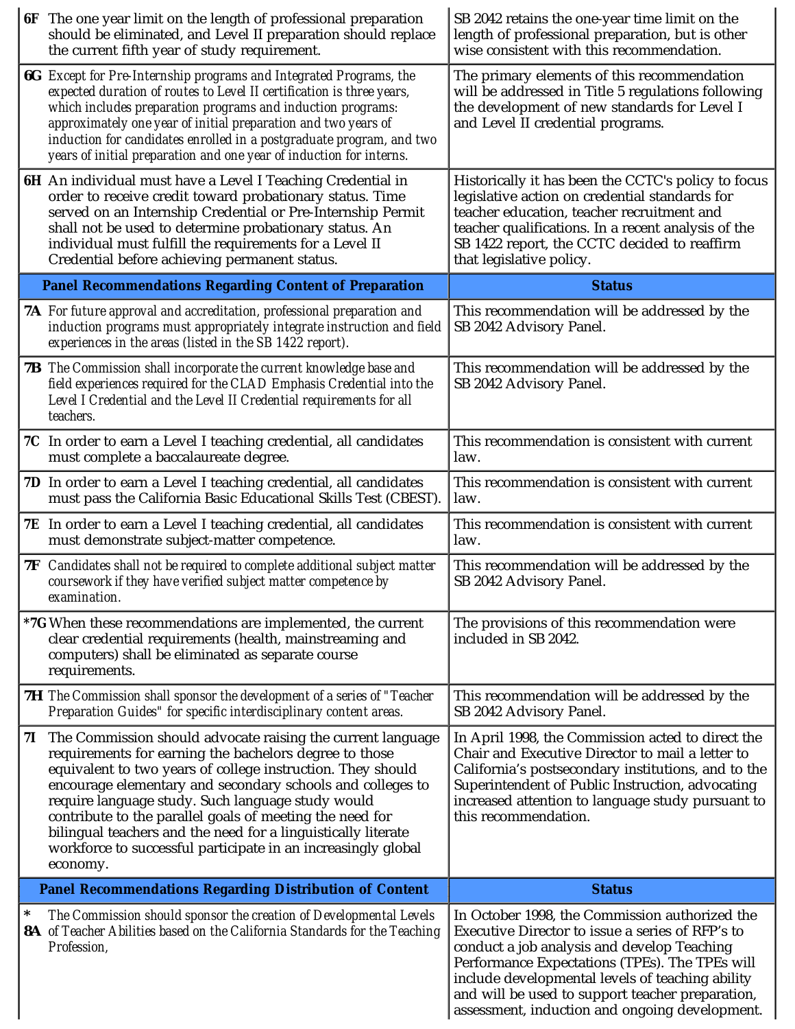| | |
|---|---|
| **6F** The one year limit on the length of professional preparation should be eliminated, and Level II preparation should replace the current fifth year of study requirement. | SB 2042 retains the one-year time limit on the length of professional preparation, but is other wise consistent with this recommendation. |
| **6G** Except for Pre-Internship programs and Integrated Programs, the expected duration of routes to Level II certification is three years, which includes preparation programs and induction programs: approximately one year of initial preparation and two years of induction for candidates enrolled in a postgraduate program, and two years of initial preparation and one year of induction for interns. | The primary elements of this recommendation will be addressed in Title 5 regulations following the development of new standards for Level I and Level II credential programs. |
| **6H** An individual must have a Level I Teaching Credential in order to receive credit toward probationary status. Time served on an Internship Credential or Pre-Internship Permit shall not be used to determine probationary status. An individual must fulfill the requirements for a Level II Credential before achieving permanent status. | Historically it has been the CCTC's policy to focus legislative action on credential standards for teacher education, teacher recruitment and teacher qualifications. In a recent analysis of the SB 1422 report, the CCTC decided to reaffirm that legislative policy. |
| **Panel Recommendations Regarding Content of Preparation** | **Status** |
| **7A** For future approval and accreditation, professional preparation and induction programs must appropriately integrate instruction and field experiences in the areas (listed in the SB 1422 report). | This recommendation will be addressed by the SB 2042 Advisory Panel. |
| **7B** The Commission shall incorporate the current knowledge base and field experiences required for the CLAD Emphasis Credential into the Level I Credential and the Level II Credential requirements for all teachers. | This recommendation will be addressed by the SB 2042 Advisory Panel. |
| **7C** In order to earn a Level I teaching credential, all candidates must complete a baccalaureate degree. | This recommendation is consistent with current law. |
| **7D** In order to earn a Level I teaching credential, all candidates must pass the California Basic Educational Skills Test (CBEST). | This recommendation is consistent with current law. |
| **7E** In order to earn a Level I teaching credential, all candidates must demonstrate subject-matter competence. | This recommendation is consistent with current law. |
| **7F** Candidates shall not be required to complete additional subject matter coursework if they have verified subject matter competence by examination. | This recommendation will be addressed by the SB 2042 Advisory Panel. |
| **\*7G** When these recommendations are implemented, the current clear credential requirements (health, mainstreaming and computers) shall be eliminated as separate course requirements. | The provisions of this recommendation were included in SB 2042. |
| **7H** The Commission shall sponsor the development of a series of "Teacher Preparation Guides" for specific interdisciplinary content areas. | This recommendation will be addressed by the SB 2042 Advisory Panel. |
| **7I** The Commission should advocate raising the current language requirements for earning the bachelors degree to those equivalent to two years of college instruction. They should encourage elementary and secondary schools and colleges to require language study. Such language study would contribute to the parallel goals of meeting the need for bilingual teachers and the need for a linguistically literate workforce to successful participate in an increasingly global economy. | In April 1998, the Commission acted to direct the Chair and Executive Director to mail a letter to California's postsecondary institutions, and to the Superintendent of Public Instruction, advocating increased attention to language study pursuant to this recommendation. |
| **Panel Recommendations Regarding Distribution of Content** | **Status** |
| **\* 8A** The Commission should sponsor the creation of Developmental Levels of Teacher Abilities based on the California Standards for the Teaching Profession, | In October 1998, the Commission authorized the Executive Director to issue a series of RFP's to conduct a job analysis and develop Teaching Performance Expectations (TPEs). The TPEs will include developmental levels of teaching ability and will be used to support teacher preparation, assessment, induction and ongoing development. |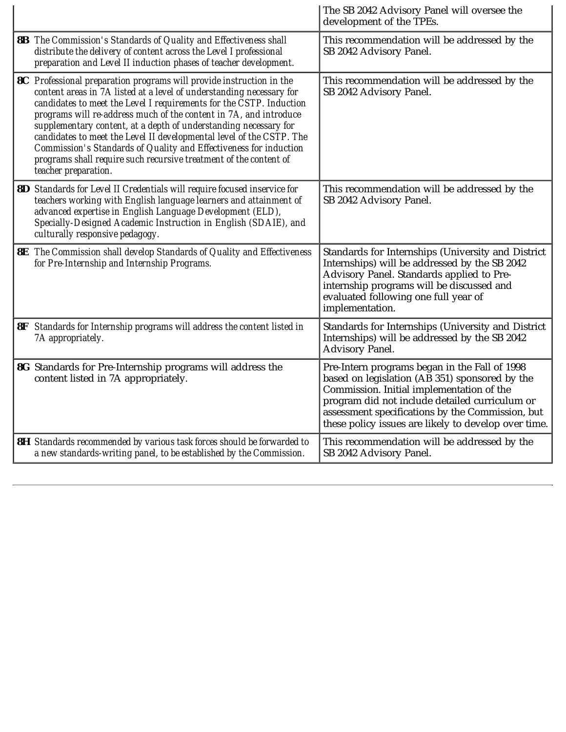| | |
|---|---|
| | The SB 2042 Advisory Panel will oversee the development of the TPEs. |
| **8B** *The Commission's Standards of Quality and Effectiveness shall distribute the delivery of content across the Level I professional preparation and Level II induction phases of teacher development.* | This recommendation will be addressed by the SB 2042 Advisory Panel. |
| **8C** *Professional preparation programs will provide instruction in the content areas in 7A listed at a level of understanding necessary for candidates to meet the Level I requirements for the CSTP. Induction programs will re-address much of the content in 7A, and introduce supplementary content, at a depth of understanding necessary for candidates to meet the Level II developmental level of the CSTP. The Commission's Standards of Quality and Effectiveness for induction programs shall require such recursive treatment of the content of teacher preparation.* | This recommendation will be addressed by the SB 2042 Advisory Panel. |
| **8D** *Standards for Level II Credentials will require focused inservice for teachers working with English language learners and attainment of advanced expertise in English Language Development (ELD), Specially-Designed Academic Instruction in English (SDAIE), and culturally responsive pedagogy.* | This recommendation will be addressed by the SB 2042 Advisory Panel. |
| **8E** *The Commission shall develop Standards of Quality and Effectiveness for Pre-Internship and Internship Programs.* | Standards for Internships (University and District Internships) will be addressed by the SB 2042 Advisory Panel. Standards applied to Pre-internship programs will be discussed and evaluated following one full year of implementation. |
| **8F** *Standards for Internship programs will address the content listed in 7A appropriately.* | Standards for Internships (University and District Internships) will be addressed by the SB 2042 Advisory Panel. |
| **8G** Standards for Pre-Internship programs will address the content listed in 7A appropriately. | Pre-Intern programs began in the Fall of 1998 based on legislation (AB 351) sponsored by the Commission. Initial implementation of the program did not include detailed curriculum or assessment specifications by the Commission, but these policy issues are likely to develop over time. |
| **8H** *Standards recommended by various task forces should be forwarded to a new standards-writing panel, to be established by the Commission.* | This recommendation will be addressed by the SB 2042 Advisory Panel. |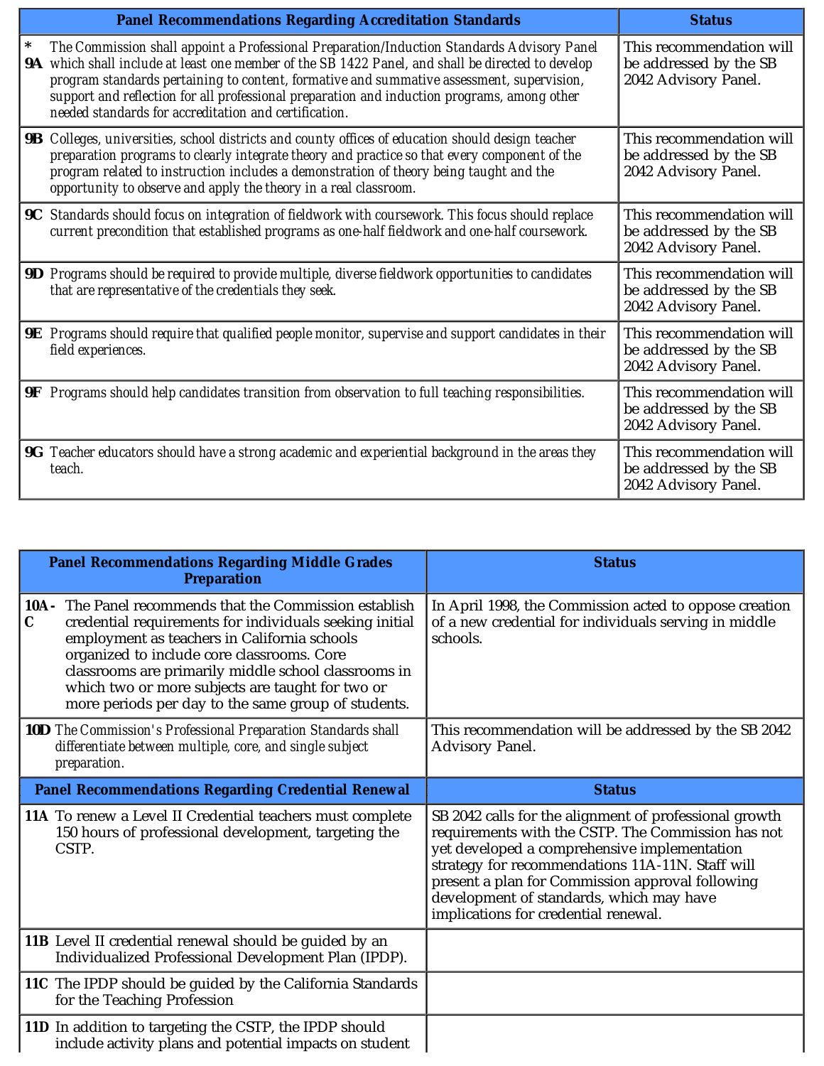| Panel Recommendations Regarding Accreditation Standards | | Status |
|---|---|---|
| * 9A | The Commission shall appoint a Professional Preparation/Induction Standards Advisory Panel which shall include at least one member of the SB 1422 Panel, and shall be directed to develop program standards pertaining to content, formative and summative assessment, supervision, support and reflection for all professional preparation and induction programs, among other needed standards for accreditation and certification. | This recommendation will be addressed by the SB 2042 Advisory Panel. |
| 9B | Colleges, universities, school districts and county offices of education should design teacher preparation programs to clearly integrate theory and practice so that every component of the program related to instruction includes a demonstration of theory being taught and the opportunity to observe and apply the theory in a real classroom. | This recommendation will be addressed by the SB 2042 Advisory Panel. |
| 9C | Standards should focus on integration of fieldwork with coursework. This focus should replace current precondition that established programs as one-half fieldwork and one-half coursework. | This recommendation will be addressed by the SB 2042 Advisory Panel. |
| 9D | Programs should be required to provide multiple, diverse fieldwork opportunities to candidates that are representative of the credentials they seek. | This recommendation will be addressed by the SB 2042 Advisory Panel. |
| 9E | Programs should require that qualified people monitor, supervise and support candidates in their field experiences. | This recommendation will be addressed by the SB 2042 Advisory Panel. |
| 9F | Programs should help candidates transition from observation to full teaching responsibilities. | This recommendation will be addressed by the SB 2042 Advisory Panel. |
| 9G | Teacher educators should have a strong academic and experiential background in the areas they teach. | This recommendation will be addressed by the SB 2042 Advisory Panel. |

| Panel Recommendations Regarding Middle Grades Preparation | | Status |
|---|---|---|
| 10A-C | The Panel recommends that the Commission establish credential requirements for individuals seeking initial employment as teachers in California schools organized to include core classrooms. Core classrooms are primarily middle school classrooms in which two or more subjects are taught for two or more periods per day to the same group of students. | In April 1998, the Commission acted to oppose creation of a new credential for individuals serving in middle schools. |
| 10D | The Commission's Professional Preparation Standards shall differentiate between multiple, core, and single subject preparation. | This recommendation will be addressed by the SB 2042 Advisory Panel. |
| **Panel Recommendations Regarding Credential Renewal** | | **Status** |
| 11A | To renew a Level II Credential teachers must complete 150 hours of professional development, targeting the CSTP. | SB 2042 calls for the alignment of professional growth requirements with the CSTP. The Commission has not yet developed a comprehensive implementation strategy for recommendations 11A-11N. Staff will present a plan for Commission approval following development of standards, which may have implications for credential renewal. |
| 11B | Level II credential renewal should be guided by an Individualized Professional Development Plan (IPDP). | |
| 11C | The IPDP should be guided by the California Standards for the Teaching Profession | |
| 11D | In addition to targeting the CSTP, the IPDP should include activity plans and potential impacts on student | |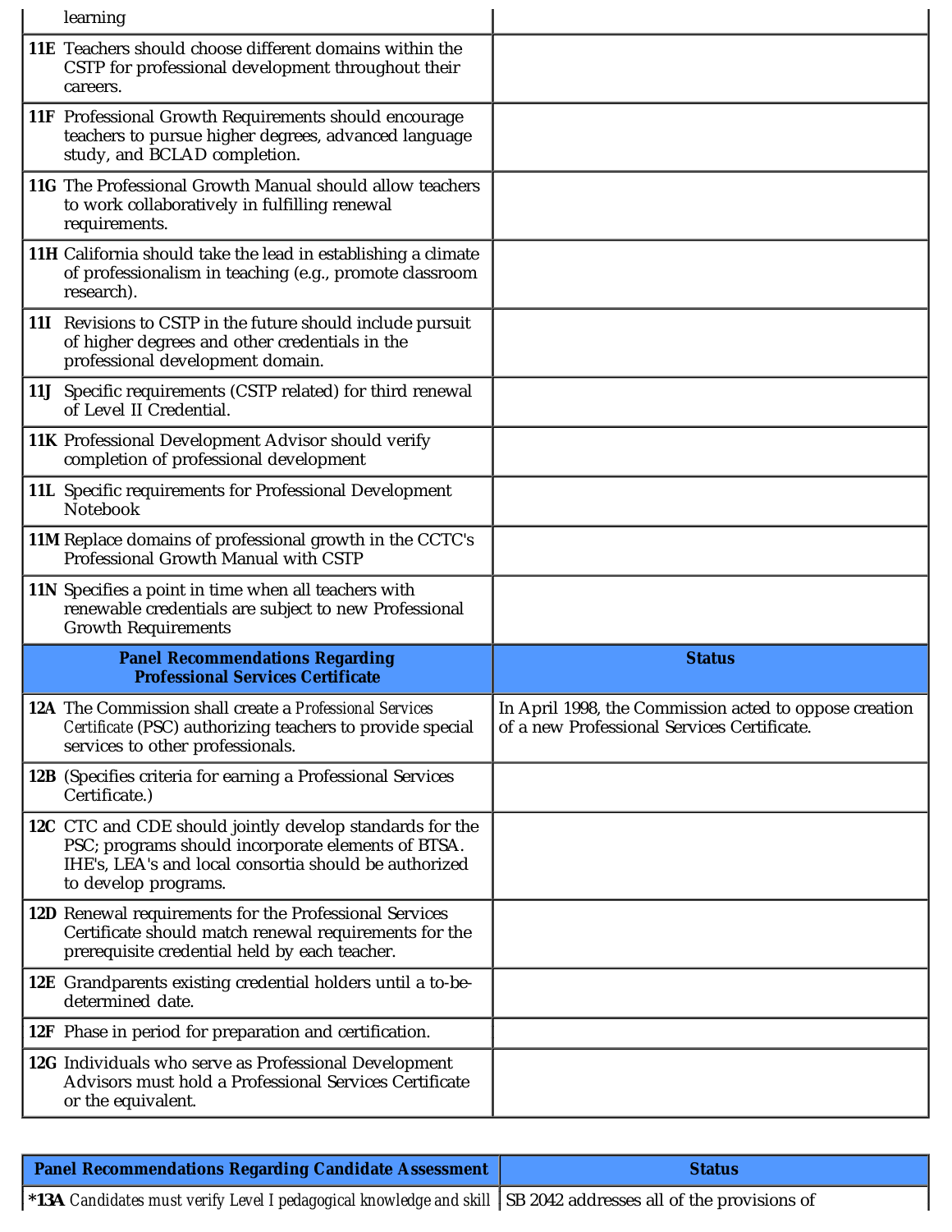| | |
|---|---|
| learning | |
| **11E** Teachers should choose different domains within the CSTP for professional development throughout their careers. | |
| **11F** Professional Growth Requirements should encourage teachers to pursue higher degrees, advanced language study, and BCLAD completion. | |
| **11G** The Professional Growth Manual should allow teachers to work collaboratively in fulfilling renewal requirements. | |
| **11H** California should take the lead in establishing a climate of professionalism in teaching (e.g., promote classroom research). | |
| **11I** Revisions to CSTP in the future should include pursuit of higher degrees and other credentials in the professional development domain. | |
| **11J** Specific requirements (CSTP related) for third renewal of Level II Credential. | |
| **11K** Professional Development Advisor should verify completion of professional development | |
| **11L** Specific requirements for Professional Development Notebook | |
| **11M** Replace domains of professional growth in the CCTC's Professional Growth Manual with CSTP | |
| **11N** Specifies a point in time when all teachers with renewable credentials are subject to new Professional Growth Requirements | |

| Panel Recommendations Regarding Professional Services Certificate | Status |
|---|---|
| **12A** The Commission shall create a Professional Services Certificate (PSC) authorizing teachers to provide special services to other professionals. | In April 1998, the Commission acted to oppose creation of a new Professional Services Certificate. |
| **12B** (Specifies criteria for earning a Professional Services Certificate.) | |
| **12C** CTC and CDE should jointly develop standards for the PSC; programs should incorporate elements of BTSA. IHE's, LEA's and local consortia should be authorized to develop programs. | |
| **12D** Renewal requirements for the Professional Services Certificate should match renewal requirements for the prerequisite credential held by each teacher. | |
| **12E** Grandparents existing credential holders until a to-be-determined date. | |
| **12F** Phase in period for preparation and certification. | |
| **12G** Individuals who serve as Professional Development Advisors must hold a Professional Services Certificate or the equivalent. | |

| Panel Recommendations Regarding Candidate Assessment | Status |
|---|---|
| ***13A** Candidates must verify Level I pedagogical knowledge and skill | SB 2042 addresses all of the provisions of |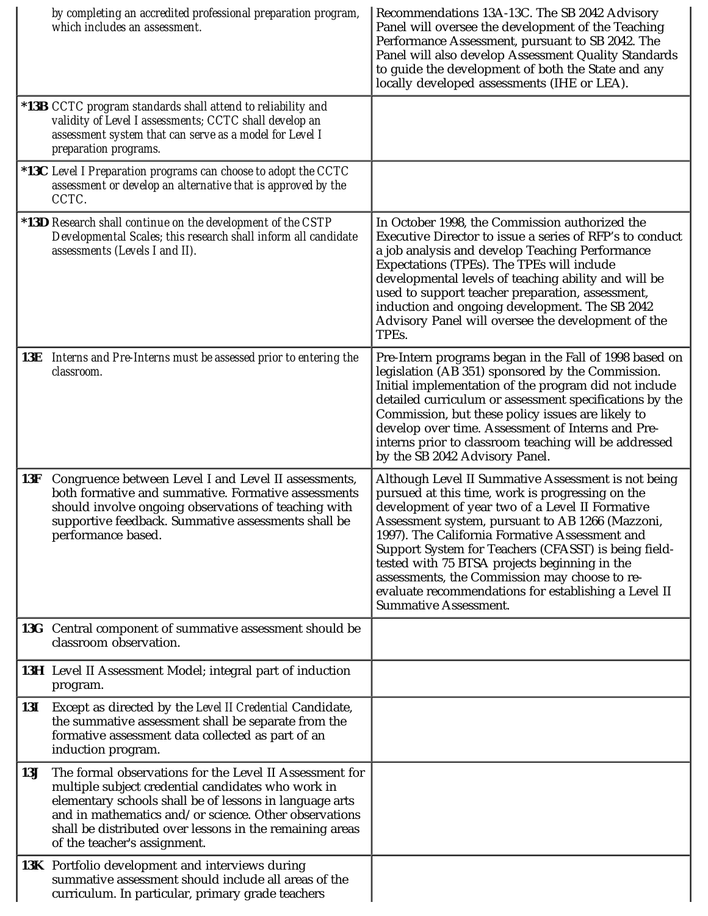| | |
|---|---|
| by completing an accredited professional preparation program, which includes an assessment. | Recommendations 13A-13C. The SB 2042 Advisory Panel will oversee the development of the Teaching Performance Assessment, pursuant to SB 2042. The Panel will also develop Assessment Quality Standards to guide the development of both the State and any locally developed assessments (IHE or LEA). |
| ***13B** CCTC program standards shall attend to reliability and validity of Level I assessments; CCTC shall develop an assessment system that can serve as a model for Level I preparation programs. | |
| ***13C** Level I Preparation programs can choose to adopt the CCTC assessment or develop an alternative that is approved by the CCTC. | |
| ***13D** Research shall continue on the development of the CSTP Developmental Scales; this research shall inform all candidate assessments (Levels I and II). | In October 1998, the Commission authorized the Executive Director to issue a series of RFP's to conduct a job analysis and develop Teaching Performance Expectations (TPEs). The TPEs will include developmental levels of teaching ability and will be used to support teacher preparation, assessment, induction and ongoing development. The SB 2042 Advisory Panel will oversee the development of the TPEs. |
| **13E** Interns and Pre-Interns must be assessed prior to entering the classroom. | Pre-Intern programs began in the Fall of 1998 based on legislation (AB 351) sponsored by the Commission. Initial implementation of the program did not include detailed curriculum or assessment specifications by the Commission, but these policy issues are likely to develop over time. Assessment of Interns and Pre-interns prior to classroom teaching will be addressed by the SB 2042 Advisory Panel. |
| **13F** Congruence between Level I and Level II assessments, both formative and summative. Formative assessments should involve ongoing observations of teaching with supportive feedback. Summative assessments shall be performance based. | Although Level II Summative Assessment is not being pursued at this time, work is progressing on the development of year two of a Level II Formative Assessment system, pursuant to AB 1266 (Mazzoni, 1997). The California Formative Assessment and Support System for Teachers (CFASST) is being field-tested with 75 BTSA projects beginning in the assessments, the Commission may choose to re-evaluate recommendations for establishing a Level II Summative Assessment. |
| **13G** Central component of summative assessment should be classroom observation. | |
| **13H** Level II Assessment Model; integral part of induction program. | |
| **13I** Except as directed by the *Level II Credential* Candidate, the summative assessment shall be separate from the formative assessment data collected as part of an induction program. | |
| **13J** The formal observations for the Level II Assessment for multiple subject credential candidates who work in elementary schools shall be of lessons in language arts and in mathematics and/or science. Other observations shall be distributed over lessons in the remaining areas of the teacher's assignment. | |
| **13K** Portfolio development and interviews during summative assessment should include all areas of the curriculum. In particular, primary grade teachers | |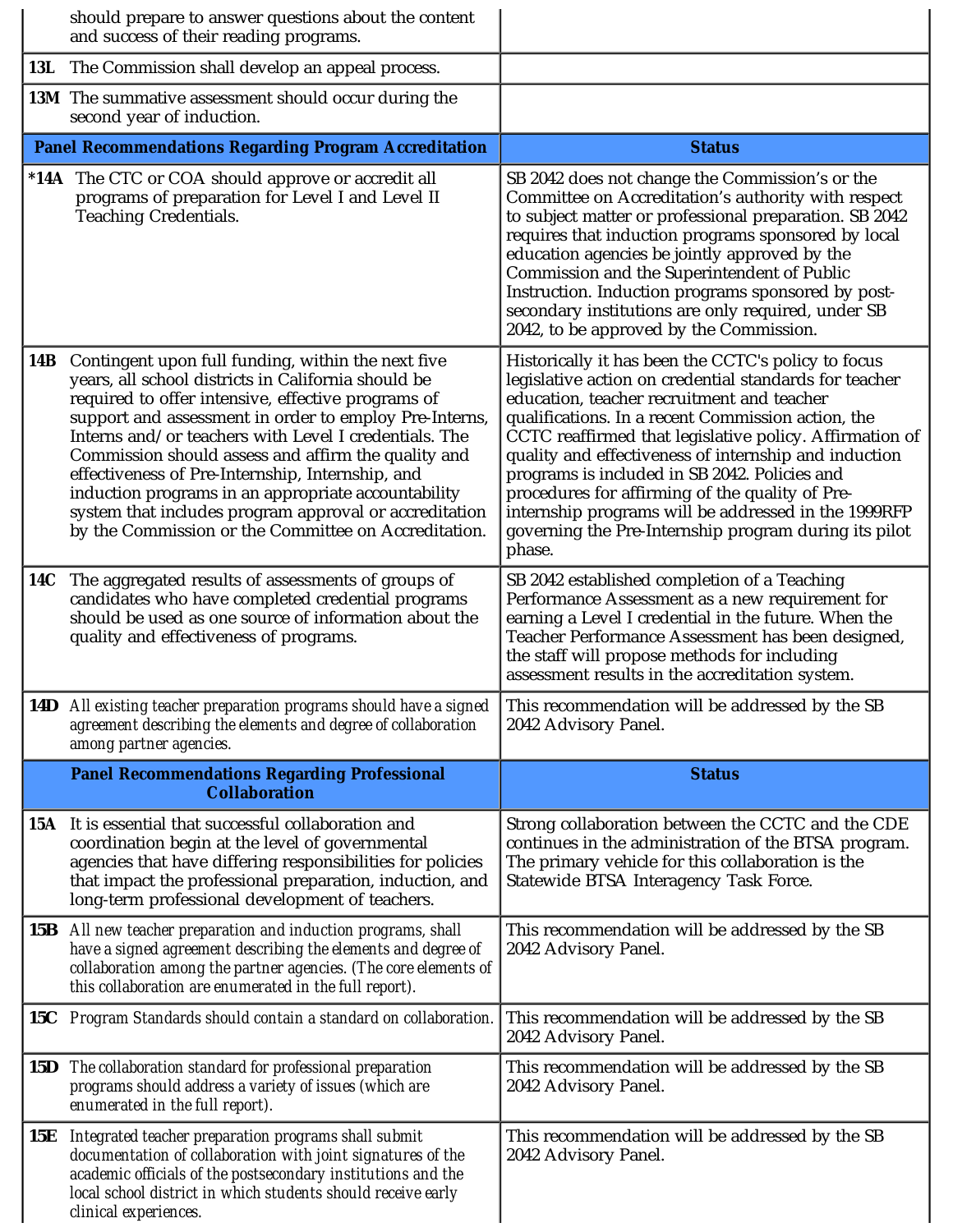| | |
|---|---|
| should prepare to answer questions about the content and success of their reading programs. | |
| **13L** The Commission shall develop an appeal process. | |
| **13M** The summative assessment should occur during the second year of induction. | |
| **Panel Recommendations Regarding Program Accreditation** | **Status** |
| ***14A** The CTC or COA should approve or accredit all programs of preparation for Level I and Level II Teaching Credentials. | SB 2042 does not change the Commission's or the Committee on Accreditation's authority with respect to subject matter or professional preparation. SB 2042 requires that induction programs sponsored by local education agencies be jointly approved by the Commission and the Superintendent of Public Instruction. Induction programs sponsored by post-secondary institutions are only required, under SB 2042, to be approved by the Commission. |
| **14B** Contingent upon full funding, within the next five years, all school districts in California should be required to offer intensive, effective programs of support and assessment in order to employ Pre-Interns, Interns and/or teachers with Level I credentials. The Commission should assess and affirm the quality and effectiveness of Pre-Internship, Internship, and induction programs in an appropriate accountability system that includes program approval or accreditation by the Commission or the Committee on Accreditation. | Historically it has been the CCTC's policy to focus legislative action on credential standards for teacher education, teacher recruitment and teacher qualifications. In a recent Commission action, the CCTC reaffirmed that legislative policy. Affirmation of quality and effectiveness of internship and induction programs is included in SB 2042. Policies and procedures for affirming of the quality of Pre-internship programs will be addressed in the 1999RFP governing the Pre-Internship program during its pilot phase. |
| **14C** The aggregated results of assessments of groups of candidates who have completed credential programs should be used as one source of information about the quality and effectiveness of programs. | SB 2042 established completion of a Teaching Performance Assessment as a new requirement for earning a Level I credential in the future. When the Teacher Performance Assessment has been designed, the staff will propose methods for including assessment results in the accreditation system. |
| **14D** All existing teacher preparation programs should have a signed agreement describing the elements and degree of collaboration among partner agencies. | This recommendation will be addressed by the SB 2042 Advisory Panel. |
| **Panel Recommendations Regarding Professional Collaboration** | **Status** |
| **15A** It is essential that successful collaboration and coordination begin at the level of governmental agencies that have differing responsibilities for policies that impact the professional preparation, induction, and long-term professional development of teachers. | Strong collaboration between the CCTC and the CDE continues in the administration of the BTSA program. The primary vehicle for this collaboration is the Statewide BTSA Interagency Task Force. |
| **15B** All new teacher preparation and induction programs, shall have a signed agreement describing the elements and degree of collaboration among the partner agencies. (The core elements of this collaboration are enumerated in the full report). | This recommendation will be addressed by the SB 2042 Advisory Panel. |
| **15C** Program Standards should contain a standard on collaboration. | This recommendation will be addressed by the SB 2042 Advisory Panel. |
| **15D** The collaboration standard for professional preparation programs should address a variety of issues (which are enumerated in the full report). | This recommendation will be addressed by the SB 2042 Advisory Panel. |
| **15E** Integrated teacher preparation programs shall submit documentation of collaboration with joint signatures of the academic officials of the postsecondary institutions and the local school district in which students should receive early clinical experiences. | This recommendation will be addressed by the SB 2042 Advisory Panel. |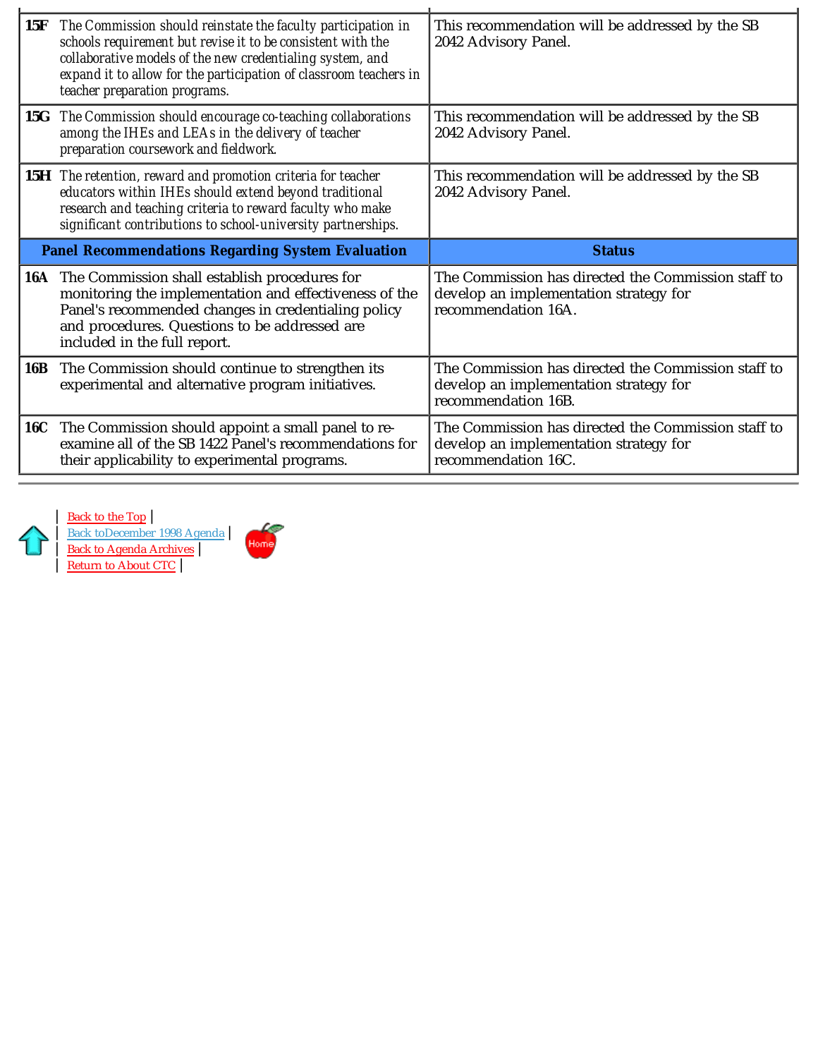| | |
|---|---|
| **15F** The Commission should reinstate the faculty participation in schools requirement but revise it to be consistent with the collaborative models of the new credentialing system, and expand it to allow for the participation of classroom teachers in teacher preparation programs. | This recommendation will be addressed by the SB 2042 Advisory Panel. |
| **15G** The Commission should encourage co-teaching collaborations among the IHEs and LEAs in the delivery of teacher preparation coursework and fieldwork. | This recommendation will be addressed by the SB 2042 Advisory Panel. |
| **15H** The retention, reward and promotion criteria for teacher educators within IHEs should extend beyond traditional research and teaching criteria to reward faculty who make significant contributions to school-university partnerships. | This recommendation will be addressed by the SB 2042 Advisory Panel. |
| **Panel Recommendations Regarding System Evaluation** | **Status** |
| **16A** The Commission shall establish procedures for monitoring the implementation and effectiveness of the Panel's recommended changes in credentialing policy and procedures. Questions to be addressed are included in the full report. | The Commission has directed the Commission staff to develop an implementation strategy for recommendation 16A. |
| **16B** The Commission should continue to strengthen its experimental and alternative program initiatives. | The Commission has directed the Commission staff to develop an implementation strategy for recommendation 16B. |
| **16C** The Commission should appoint a small panel to re-examine all of the SB 1422 Panel's recommendations for their applicability to experimental programs. | The Commission has directed the Commission staff to develop an implementation strategy for recommendation 16C. |

| Back to the Top |
| Back toDecember 1998 Agenda |
| Back to Agenda Archives |
| Return to About CTC |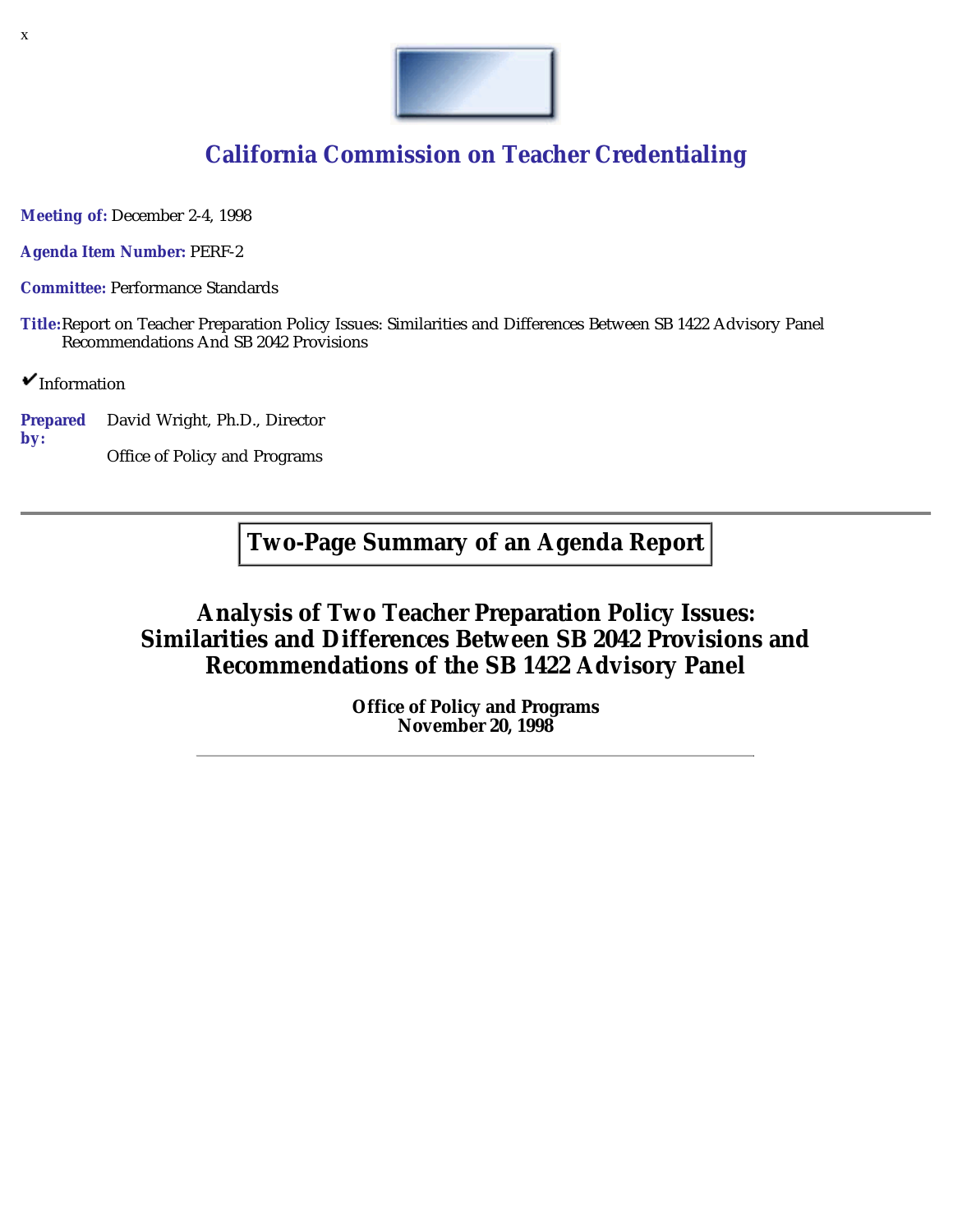x

## California Commission on Teacher Credentialing

**Meeting of:** December 2-4, 1998

**Agenda Item Number:** PERF-2

**Committee:** Performance Standards

**Title:** Report on Teacher Preparation Policy Issues: Similarities and Differences Between SB 1422 Advisory Panel Recommendations And SB 2042 Provisions

✔ Information

**Prepared by:** David Wright, Ph.D., Director

Office of Policy and Programs

---

**Two-Page Summary of an Agenda Report**

# Analysis of Two Teacher Preparation Policy Issues: Similarities and Differences Between SB 2042 Provisions and Recommendations of the SB 1422 Advisory Panel

**Office of Policy and Programs**
**November 20, 1998**

---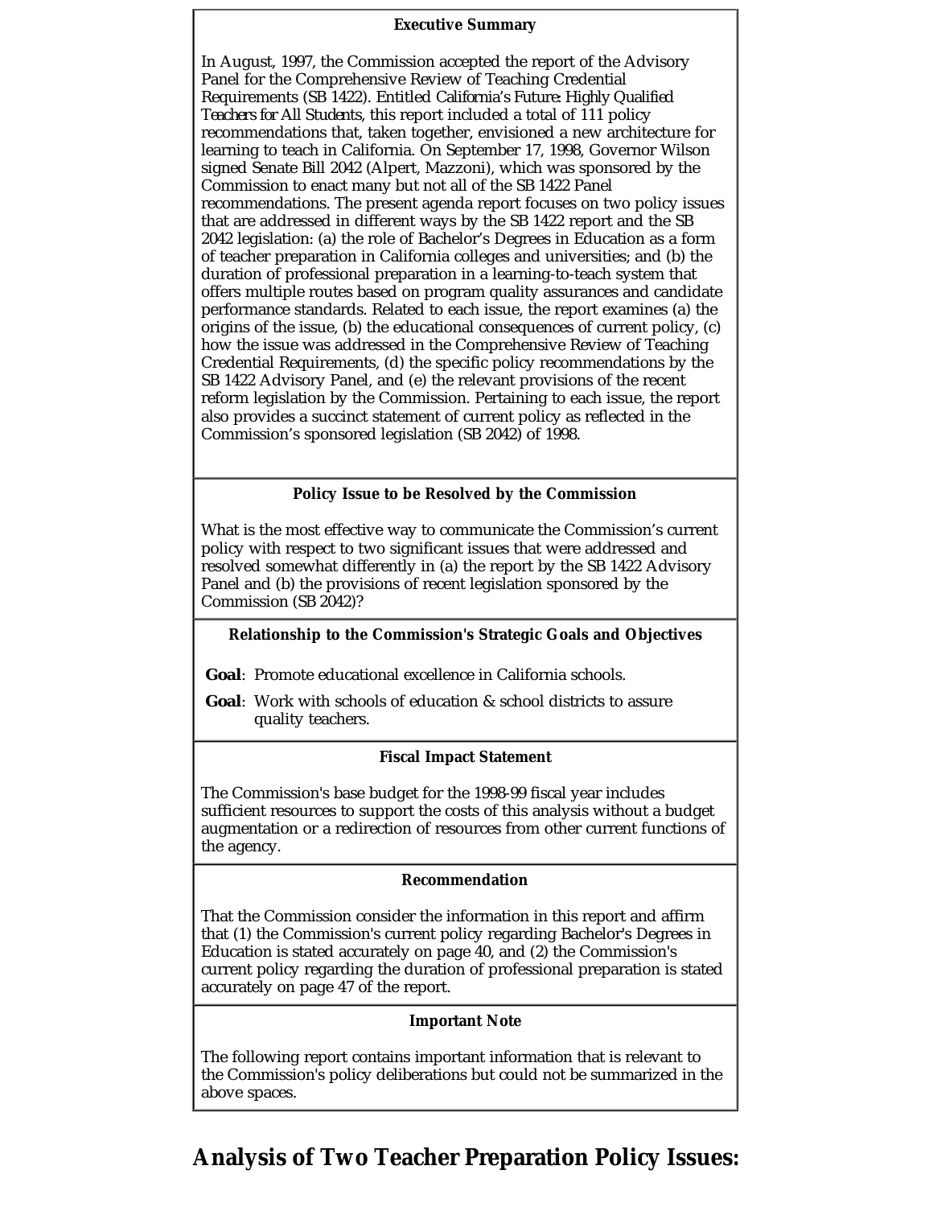**Executive Summary**

In August, 1997, the Commission accepted the report of the Advisory Panel for the Comprehensive Review of Teaching Credential Requirements (SB 1422). Entitled *California's Future: Highly Qualified Teachers for All Students*, this report included a total of 111 policy recommendations that, taken together, envisioned a new architecture for learning to teach in California. On September 17, 1998, Governor Wilson signed Senate Bill 2042 (Alpert, Mazzoni), which was sponsored by the Commission to enact many but not all of the SB 1422 Panel recommendations. The present agenda report focuses on two policy issues that are addressed in different ways by the SB 1422 report and the SB 2042 legislation: (a) the role of Bachelor's Degrees in Education as a form of teacher preparation in California colleges and universities; and (b) the duration of professional preparation in a learning-to-teach system that offers multiple routes based on program quality assurances and candidate performance standards. Related to each issue, the report examines (a) the origins of the issue, (b) the educational consequences of current policy, (c) how the issue was addressed in the Comprehensive Review of Teaching Credential Requirements, (d) the specific policy recommendations by the SB 1422 Advisory Panel, and (e) the relevant provisions of the recent reform legislation by the Commission. Pertaining to each issue, the report also provides a succinct statement of current policy as reflected in the Commission's sponsored legislation (SB 2042) of 1998.

**Policy Issue to be Resolved by the Commission**

What is the most effective way to communicate the Commission's current policy with respect to two significant issues that were addressed and resolved somewhat differently in (a) the report by the SB 1422 Advisory Panel and (b) the provisions of recent legislation sponsored by the Commission (SB 2042)?

**Relationship to the Commission's Strategic Goals and Objectives**

**Goal**: Promote educational excellence in California schools.

**Goal**: Work with schools of education & school districts to assure quality teachers.

**Fiscal Impact Statement**

The Commission's base budget for the 1998-99 fiscal year includes sufficient resources to support the costs of this analysis without a budget augmentation or a redirection of resources from other current functions of the agency.

**Recommendation**

That the Commission consider the information in this report and affirm that (1) the Commission's current policy regarding Bachelor's Degrees in Education is stated accurately on page 40, and (2) the Commission's current policy regarding the duration of professional preparation is stated accurately on page 47 of the report.

**Important Note**

The following report contains important information that is relevant to the Commission's policy deliberations but could not be summarized in the above spaces.

## Analysis of Two Teacher Preparation Policy Issues: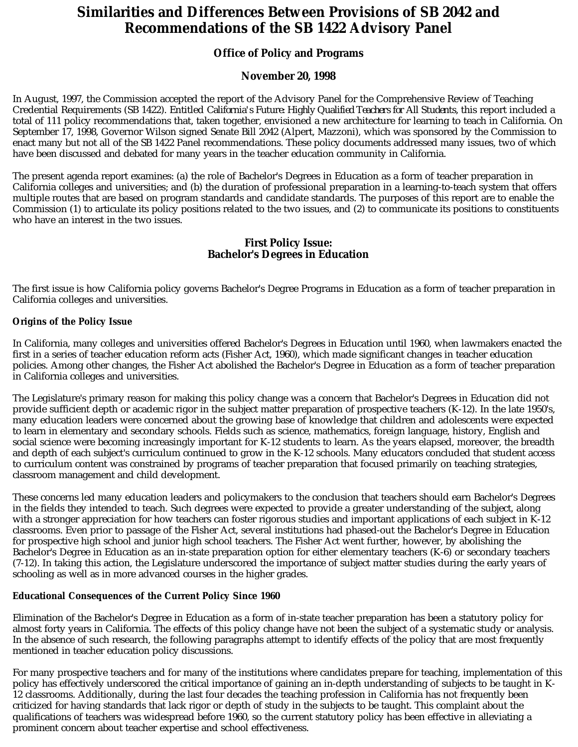# Similarities and Differences Between Provisions of SB 2042 and Recommendations of the SB 1422 Advisory Panel

### Office of Policy and Programs

### November 20, 1998

In August, 1997, the Commission accepted the report of the Advisory Panel for the Comprehensive Review of Teaching Credential Requirements (SB 1422). Entitled *California's Future: Highly Qualified Teachers for All Students*, this report included a total of 111 policy recommendations that, taken together, envisioned a new architecture for learning to teach in California. On September 17, 1998, Governor Wilson signed Senate Bill 2042 (Alpert, Mazzoni), which was sponsored by the Commission to enact many but not all of the SB 1422 Panel recommendations. These policy documents addressed many issues, two of which have been discussed and debated for many years in the teacher education community in California.

The present agenda report examines: (a) the role of Bachelor's Degrees in Education as a form of teacher preparation in California colleges and universities; and (b) the duration of professional preparation in a learning-to-teach system that offers multiple routes that are based on program standards and candidate standards. The purposes of this report are to enable the Commission (1) to articulate its policy positions related to the two issues, and (2) to communicate its positions to constituents who have an interest in the two issues.

## First Policy Issue: Bachelor's Degrees in Education

The first issue is how California policy governs Bachelor's Degree Programs in Education as a form of teacher preparation in California colleges and universities.

#### Origins of the Policy Issue

In California, many colleges and universities offered Bachelor's Degrees in Education until 1960, when lawmakers enacted the first in a series of teacher education reform acts (Fisher Act, 1960), which made significant changes in teacher education policies. Among other changes, the Fisher Act abolished the Bachelor's Degree in Education as a form of teacher preparation in California colleges and universities.

The Legislature's primary reason for making this policy change was a concern that Bachelor's Degrees in Education did not provide sufficient depth or academic rigor in the subject matter preparation of prospective teachers (K-12). In the late 1950's, many education leaders were concerned about the growing base of knowledge that children and adolescents were expected to learn in elementary and secondary schools. Fields such as science, mathematics, foreign language, history, English and social science were becoming increasingly important for K-12 students to learn. As the years elapsed, moreover, the breadth and depth of each subject's curriculum continued to grow in the K-12 schools. Many educators concluded that student access to curriculum content was constrained by programs of teacher preparation that focused primarily on teaching strategies, classroom management and child development.

These concerns led many education leaders and policymakers to the conclusion that teachers should earn Bachelor's Degrees in the fields they intended to teach. Such degrees were expected to provide a greater understanding of the subject, along with a stronger appreciation for how teachers can foster rigorous studies and important applications of each subject in K-12 classrooms. Even prior to passage of the Fisher Act, several institutions had phased-out the Bachelor's Degree in Education for prospective high school and junior high school teachers. The Fisher Act went further, however, by abolishing the Bachelor's Degree in Education as an in-state preparation option for either elementary teachers (K-6) or secondary teachers (7-12). In taking this action, the Legislature underscored the importance of subject matter studies during the early years of schooling as well as in more advanced courses in the higher grades.

#### Educational Consequences of the Current Policy Since 1960

Elimination of the Bachelor's Degree in Education as a form of in-state teacher preparation has been a statutory policy for almost forty years in California. The effects of this policy change have not been the subject of a systematic study or analysis. In the absence of such research, the following paragraphs attempt to identify effects of the policy that are most frequently mentioned in teacher education policy discussions.

For many prospective teachers and for many of the institutions where candidates prepare for teaching, implementation of this policy has effectively underscored the critical importance of gaining an in-depth understanding of subjects to be taught in K-12 classrooms. Additionally, during the last four decades the teaching profession in California has not frequently been criticized for having standards that lack rigor or depth of study in the subjects to be taught. This complaint about the qualifications of teachers was widespread before 1960, so the current statutory policy has been effective in alleviating a prominent concern about teacher expertise and school effectiveness.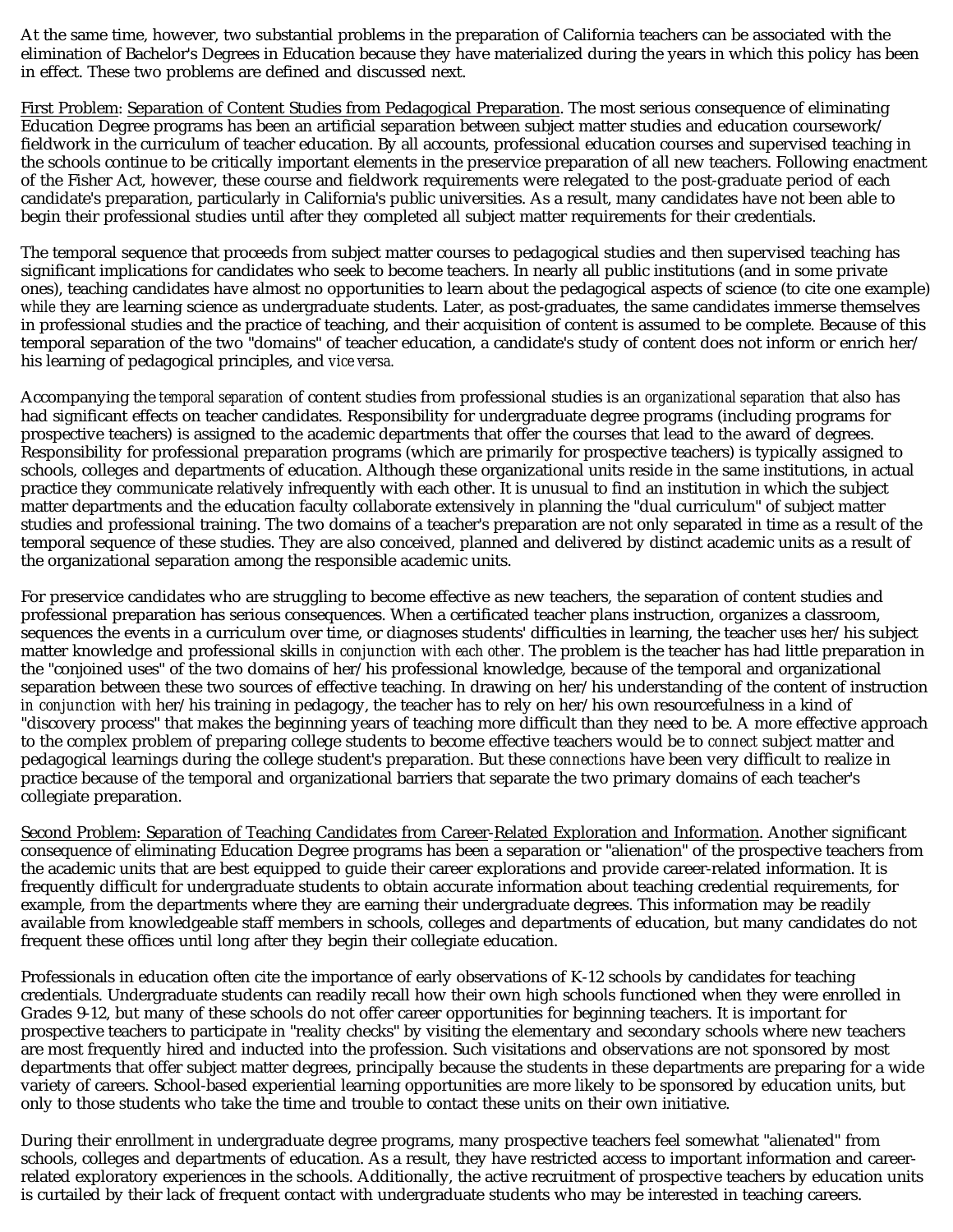At the same time, however, two substantial problems in the preparation of California teachers can be associated with the elimination of Bachelor's Degrees in Education because they have materialized during the years in which this policy has been in effect. These two problems are defined and discussed next.

<u>First Problem</u>: <u>Separation of Content Studies from Pedagogical Preparation</u>. The most serious consequence of eliminating Education Degree programs has been an artificial separation between subject matter studies and education coursework/fieldwork in the curriculum of teacher education. By all accounts, professional education courses and supervised teaching in the schools continue to be critically important elements in the preservice preparation of all new teachers. Following enactment of the Fisher Act, however, these course and fieldwork requirements were relegated to the post-graduate period of each candidate's preparation, particularly in California's public universities. As a result, many candidates have not been able to begin their professional studies until after they completed all subject matter requirements for their credentials.

The temporal sequence that proceeds from subject matter courses to pedagogical studies and then supervised teaching has significant implications for candidates who seek to become teachers. In nearly all public institutions (and in some private ones), teaching candidates have almost no opportunities to learn about the pedagogical aspects of science (to cite one example) *while* they are learning science as undergraduate students. Later, as post-graduates, the same candidates immerse themselves in professional studies and the practice of teaching, and their acquisition of content is assumed to be complete. Because of this temporal separation of the two "domains" of teacher education, a candidate's study of content does not inform or enrich her/his learning of pedagogical principles, and *vice versa*.

Accompanying the *temporal separation* of content studies from professional studies is an *organizational separation* that also has had significant effects on teacher candidates. Responsibility for undergraduate degree programs (including programs for prospective teachers) is assigned to the academic departments that offer the courses that lead to the award of degrees. Responsibility for professional preparation programs (which are primarily for prospective teachers) is typically assigned to schools, colleges and departments of education. Although these organizational units reside in the same institutions, in actual practice they communicate relatively infrequently with each other. It is unusual to find an institution in which the subject matter departments and the education faculty collaborate extensively in planning the "dual curriculum" of subject matter studies and professional training. The two domains of a teacher's preparation are not only separated in time as a result of the temporal sequence of these studies. They are also conceived, planned and delivered by distinct academic units as a result of the organizational separation among the responsible academic units.

For preservice candidates who are struggling to become effective as new teachers, the separation of content studies and professional preparation has serious consequences. When a certificated teacher plans instruction, organizes a classroom, sequences the events in a curriculum over time, or diagnoses students' difficulties in learning, the teacher *uses* her/his subject matter knowledge and professional skills *in conjunction with each other*. The problem is the teacher has had little preparation in the "conjoined uses" of the two domains of her/his professional knowledge, because of the temporal and organizational separation between these two sources of effective teaching. In drawing on her/his understanding of the content of instruction *in conjunction with* her/his training in pedagogy, the teacher has to rely on her/his own resourcefulness in a kind of "discovery process" that makes the beginning years of teaching more difficult than they need to be. A more effective approach to the complex problem of preparing college students to become effective teachers would be to *connect* subject matter and pedagogical learnings during the college student's preparation. But these *connections* have been very difficult to realize in practice because of the temporal and organizational barriers that separate the two primary domains of each teacher's collegiate preparation.

<u>Second Problem</u>: <u>Separation of Teaching Candidates from Career-Related Exploration and Information</u>. Another significant consequence of eliminating Education Degree programs has been a separation or "alienation" of the prospective teachers from the academic units that are best equipped to guide their career explorations and provide career-related information. It is frequently difficult for undergraduate students to obtain accurate information about teaching credential requirements, for example, from the departments where they are earning their undergraduate degrees. This information may be readily available from knowledgeable staff members in schools, colleges and departments of education, but many candidates do not frequent these offices until long after they begin their collegiate education.

Professionals in education often cite the importance of early observations of K-12 schools by candidates for teaching credentials. Undergraduate students can readily recall how their own high schools functioned when they were enrolled in Grades 9-12, but many of these schools do not offer career opportunities for beginning teachers. It is important for prospective teachers to participate in "reality checks" by visiting the elementary and secondary schools where new teachers are most frequently hired and inducted into the profession. Such visitations and observations are not sponsored by most departments that offer subject matter degrees, principally because the students in these departments are preparing for a wide variety of careers. School-based experiential learning opportunities are more likely to be sponsored by education units, but only to those students who take the time and trouble to contact these units on their own initiative.

During their enrollment in undergraduate degree programs, many prospective teachers feel somewhat "alienated" from schools, colleges and departments of education. As a result, they have restricted access to important information and career-related exploratory experiences in the schools. Additionally, the active recruitment of prospective teachers by education units is curtailed by their lack of frequent contact with undergraduate students who may be interested in teaching careers.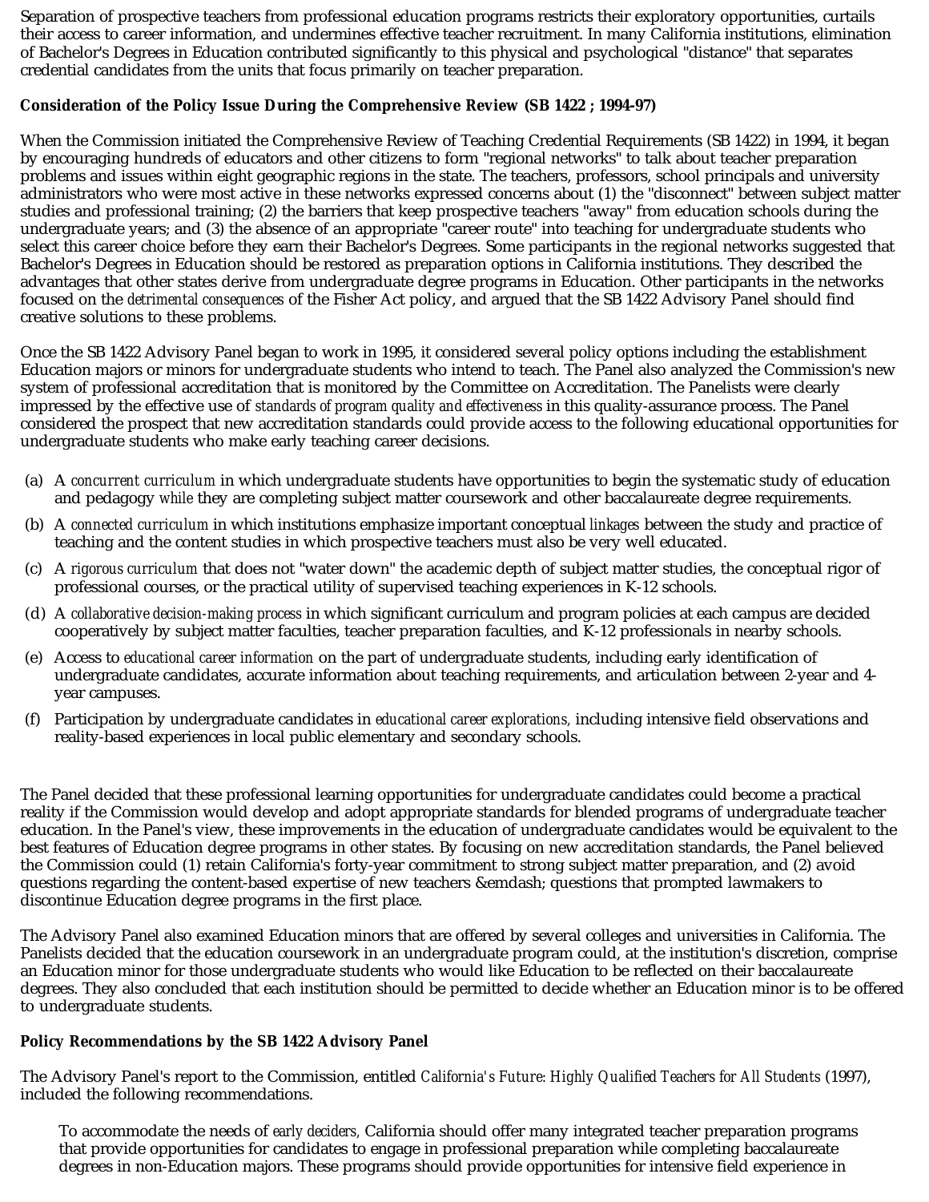Separation of prospective teachers from professional education programs restricts their exploratory opportunities, curtails their access to career information, and undermines effective teacher recruitment. In many California institutions, elimination of Bachelor's Degrees in Education contributed significantly to this physical and psychological "distance" that separates credential candidates from the units that focus primarily on teacher preparation.

**Consideration of the Policy Issue During the Comprehensive Review (SB 1422 ; 1994-97)**

When the Commission initiated the Comprehensive Review of Teaching Credential Requirements (SB 1422) in 1994, it began by encouraging hundreds of educators and other citizens to form "regional networks" to talk about teacher preparation problems and issues within eight geographic regions in the state. The teachers, professors, school principals and university administrators who were most active in these networks expressed concerns about (1) the "disconnect" between subject matter studies and professional training; (2) the barriers that keep prospective teachers "away" from education schools during the undergraduate years; and (3) the absence of an appropriate "career route" into teaching for undergraduate students who select this career choice before they earn their Bachelor's Degrees. Some participants in the regional networks suggested that Bachelor's Degrees in Education should be restored as preparation options in California institutions. They described the advantages that other states derive from undergraduate degree programs in Education. Other participants in the networks focused on the *detrimental consequences* of the Fisher Act policy, and argued that the SB 1422 Advisory Panel should find creative solutions to these problems.

Once the SB 1422 Advisory Panel began to work in 1995, it considered several policy options including the establishment Education majors or minors for undergraduate students who intend to teach. The Panel also analyzed the Commission's new system of professional accreditation that is monitored by the Committee on Accreditation. The Panelists were clearly impressed by the effective use of *standards of program quality and effectiveness* in this quality-assurance process. The Panel considered the prospect that new accreditation standards could provide access to the following educational opportunities for undergraduate students who make early teaching career decisions.

(a) A *concurrent curriculum* in which undergraduate students have opportunities to begin the systematic study of education and pedagogy *while* they are completing subject matter coursework and other baccalaureate degree requirements.

(b) A *connected curriculum* in which institutions emphasize important conceptual *linkages* between the study and practice of teaching and the content studies in which prospective teachers must also be very well educated.

(c) A *rigorous curriculum* that does not "water down" the academic depth of subject matter studies, the conceptual rigor of professional courses, or the practical utility of supervised teaching experiences in K-12 schools.

(d) A *collaborative decision-making process* in which significant curriculum and program policies at each campus are decided cooperatively by subject matter faculties, teacher preparation faculties, and K-12 professionals in nearby schools.

(e) Access to *educational career information* on the part of undergraduate students, including early identification of undergraduate candidates, accurate information about teaching requirements, and articulation between 2-year and 4-year campuses.

(f) Participation by undergraduate candidates in *educational career explorations,* including intensive field observations and reality-based experiences in local public elementary and secondary schools.

The Panel decided that these professional learning opportunities for undergraduate candidates could become a practical reality if the Commission would develop and adopt appropriate standards for blended programs of undergraduate teacher education. In the Panel's view, these improvements in the education of undergraduate candidates would be equivalent to the best features of Education degree programs in other states. By focusing on new accreditation standards, the Panel believed the Commission could (1) retain California's forty-year commitment to strong subject matter preparation, and (2) avoid questions regarding the content-based expertise of new teachers &emdash; questions that prompted lawmakers to discontinue Education degree programs in the first place.

The Advisory Panel also examined Education minors that are offered by several colleges and universities in California. The Panelists decided that the education coursework in an undergraduate program could, at the institution's discretion, comprise an Education minor for those undergraduate students who would like Education to be reflected on their baccalaureate degrees. They also concluded that each institution should be permitted to decide whether an Education minor is to be offered to undergraduate students.

**Policy Recommendations by the SB 1422 Advisory Panel**

The Advisory Panel's report to the Commission, entitled *California's Future: Highly Qualified Teachers for All Students* (1997), included the following recommendations.

> To accommodate the needs of *early deciders,* California should offer many integrated teacher preparation programs that provide opportunities for candidates to engage in professional preparation while completing baccalaureate degrees in non-Education majors. These programs should provide opportunities for intensive field experience in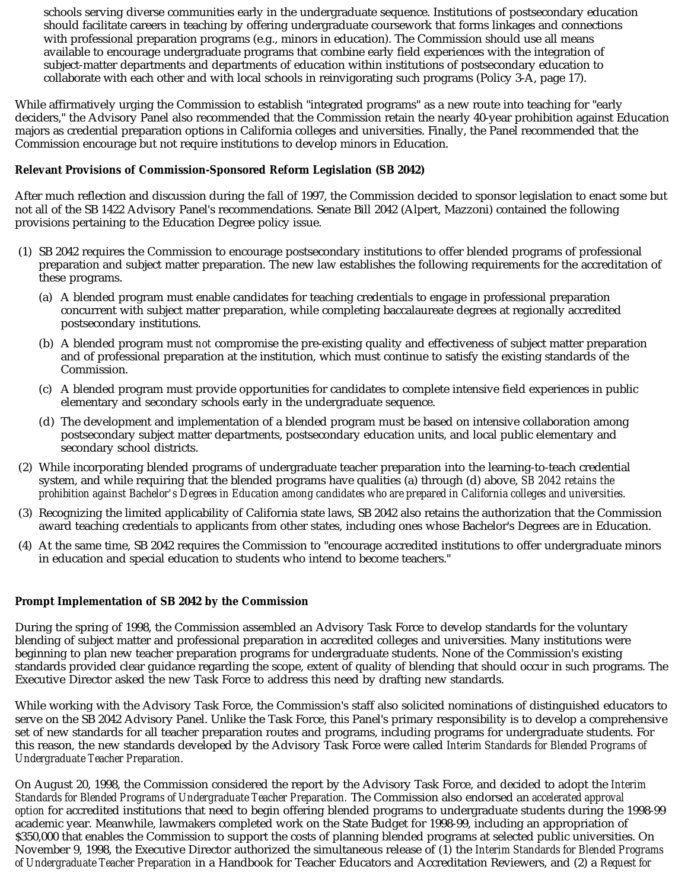> schools serving diverse communities early in the undergraduate sequence. Institutions of postsecondary education should facilitate careers in teaching by offering undergraduate coursework that forms linkages and connections with professional preparation programs (e.g., minors in education). The Commission should use all means available to encourage undergraduate programs that combine early field experiences with the integration of subject-matter departments and departments of education within institutions of postsecondary education to collaborate with each other and with local schools in reinvigorating such programs (Policy 3-A, page 17).

While affirmatively urging the Commission to establish "integrated programs" as a new route into teaching for "early deciders," the Advisory Panel also recommended that the Commission retain the nearly 40-year prohibition against Education majors as credential preparation options in California colleges and universities. Finally, the Panel recommended that the Commission encourage but not require institutions to develop minors in Education.

**Relevant Provisions of Commission-Sponsored Reform Legislation (SB 2042)**

After much reflection and discussion during the fall of 1997, the Commission decided to sponsor legislation to enact some but not all of the SB 1422 Advisory Panel's recommendations. Senate Bill 2042 (Alpert, Mazzoni) contained the following provisions pertaining to the Education Degree policy issue.

(1) SB 2042 requires the Commission to encourage postsecondary institutions to offer blended programs of professional preparation and subject matter preparation. The new law establishes the following requirements for the accreditation of these programs.

   (a) A blended program must enable candidates for teaching credentials to engage in professional preparation concurrent with subject matter preparation, while completing baccalaureate degrees at regionally accredited postsecondary institutions.

   (b) A blended program must *not* compromise the pre-existing quality and effectiveness of subject matter preparation and of professional preparation at the institution, which must continue to satisfy the existing standards of the Commission.

   (c) A blended program must provide opportunities for candidates to complete intensive field experiences in public elementary and secondary schools early in the undergraduate sequence.

   (d) The development and implementation of a blended program must be based on intensive collaboration among postsecondary subject matter departments, postsecondary education units, and local public elementary and secondary school districts.

(2) While incorporating blended programs of undergraduate teacher preparation into the learning-to-teach credential system, and while requiring that the blended programs have qualities (a) through (d) above, *SB 2042 retains the prohibition against Bachelor's Degrees in Education among candidates who are prepared in California colleges and universities.*

(3) Recognizing the limited applicability of California state laws, SB 2042 also retains the authorization that the Commission award teaching credentials to applicants from other states, including ones whose Bachelor's Degrees are in Education.

(4) At the same time, SB 2042 requires the Commission to "encourage accredited institutions to offer undergraduate minors in education and special education to students who intend to become teachers."

**Prompt Implementation of SB 2042 by the Commission**

During the spring of 1998, the Commission assembled an Advisory Task Force to develop standards for the voluntary blending of subject matter and professional preparation in accredited colleges and universities. Many institutions were beginning to plan new teacher preparation programs for undergraduate students. None of the Commission's existing standards provided clear guidance regarding the scope, extent of quality of blending that should occur in such programs. The Executive Director asked the new Task Force to address this need by drafting new standards.

While working with the Advisory Task Force, the Commission's staff also solicited nominations of distinguished educators to serve on the SB 2042 Advisory Panel. Unlike the Task Force, this Panel's primary responsibility is to develop a comprehensive set of new standards for all teacher preparation routes and programs, including programs for undergraduate students. For this reason, the new standards developed by the Advisory Task Force were called *Interim Standards for Blended Programs of Undergraduate Teacher Preparation.*

On August 20, 1998, the Commission considered the report by the Advisory Task Force, and decided to adopt the *Interim Standards for Blended Programs of Undergraduate Teacher Preparation.* The Commission also endorsed an *accelerated approval option* for accredited institutions that need to begin offering blended programs to undergraduate students during the 1998-99 academic year. Meanwhile, lawmakers completed work on the State Budget for 1998-99, including an appropriation of $350,000 that enables the Commission to support the costs of planning blended programs at selected public universities. On November 9, 1998, the Executive Director authorized the simultaneous release of (1) the *Interim Standards for Blended Programs of Undergraduate Teacher Preparation* in a Handbook for Teacher Educators and Accreditation Reviewers, and (2) a *Request for*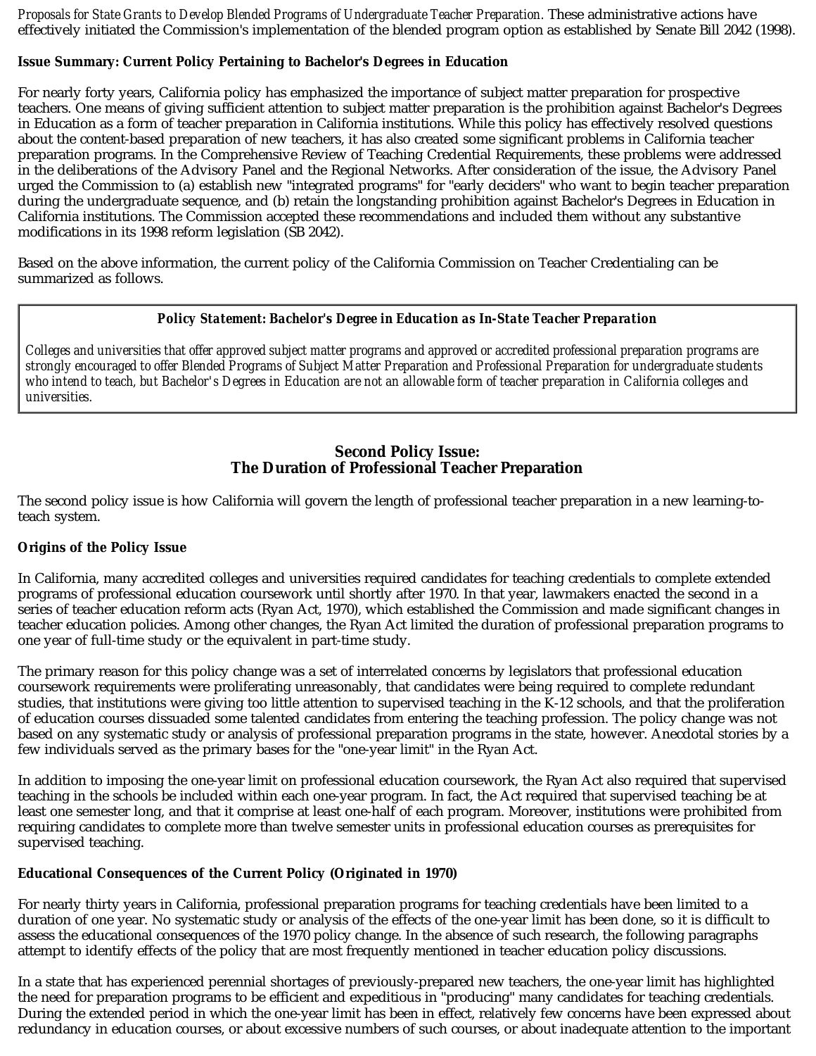*Proposals for State Grants to Develop Blended Programs of Undergraduate Teacher Preparation.* These administrative actions have effectively initiated the Commission's implementation of the blended program option as established by Senate Bill 2042 (1998).

**Issue Summary: Current Policy Pertaining to Bachelor's Degrees in Education**

For nearly forty years, California policy has emphasized the importance of subject matter preparation for prospective teachers. One means of giving sufficient attention to subject matter preparation is the prohibition against Bachelor's Degrees in Education as a form of teacher preparation in California institutions. While this policy has effectively resolved questions about the content-based preparation of new teachers, it has also created some significant problems in California teacher preparation programs. In the Comprehensive Review of Teaching Credential Requirements, these problems were addressed in the deliberations of the Advisory Panel and the Regional Networks. After consideration of the issue, the Advisory Panel urged the Commission to (a) establish new "integrated programs" for "early deciders" who want to begin teacher preparation during the undergraduate sequence, and (b) retain the longstanding prohibition against Bachelor's Degrees in Education in California institutions. The Commission accepted these recommendations and included them without any substantive modifications in its 1998 reform legislation (SB 2042).

Based on the above information, the current policy of the California Commission on Teacher Credentialing can be summarized as follows.

> **Policy Statement: Bachelor's Degree in Education as In-State Teacher Preparation**
>
> *Colleges and universities that offer approved subject matter programs and approved or accredited professional preparation programs are strongly encouraged to offer Blended Programs of Subject Matter Preparation and Professional Preparation for undergraduate students who intend to teach, but Bachelor's Degrees in Education are not an allowable form of teacher preparation in California colleges and universities.*

## Second Policy Issue: The Duration of Professional Teacher Preparation

The second policy issue is how California will govern the length of professional teacher preparation in a new learning-to-teach system.

**Origins of the Policy Issue**

In California, many accredited colleges and universities required candidates for teaching credentials to complete extended programs of professional education coursework until shortly after 1970. In that year, lawmakers enacted the second in a series of teacher education reform acts (Ryan Act, 1970), which established the Commission and made significant changes in teacher education policies. Among other changes, the Ryan Act limited the duration of professional preparation programs to one year of full-time study or the equivalent in part-time study.

The primary reason for this policy change was a set of interrelated concerns by legislators that professional education coursework requirements were proliferating unreasonably, that candidates were being required to complete redundant studies, that institutions were giving too little attention to supervised teaching in the K-12 schools, and that the proliferation of education courses dissuaded some talented candidates from entering the teaching profession. The policy change was not based on any systematic study or analysis of professional preparation programs in the state, however. Anecdotal stories by a few individuals served as the primary bases for the "one-year limit" in the Ryan Act.

In addition to imposing the one-year limit on professional education coursework, the Ryan Act also required that supervised teaching in the schools be included within each one-year program. In fact, the Act required that supervised teaching be at least one semester long, and that it comprise at least one-half of each program. Moreover, institutions were prohibited from requiring candidates to complete more than twelve semester units in professional education courses as prerequisites for supervised teaching.

**Educational Consequences of the Current Policy (Originated in 1970)**

For nearly thirty years in California, professional preparation programs for teaching credentials have been limited to a duration of one year. No systematic study or analysis of the effects of the one-year limit has been done, so it is difficult to assess the educational consequences of the 1970 policy change. In the absence of such research, the following paragraphs attempt to identify effects of the policy that are most frequently mentioned in teacher education policy discussions.

In a state that has experienced perennial shortages of previously-prepared new teachers, the one-year limit has highlighted the need for preparation programs to be efficient and expeditious in "producing" many candidates for teaching credentials. During the extended period in which the one-year limit has been in effect, relatively few concerns have been expressed about redundancy in education courses, or about excessive numbers of such courses, or about inadequate attention to the important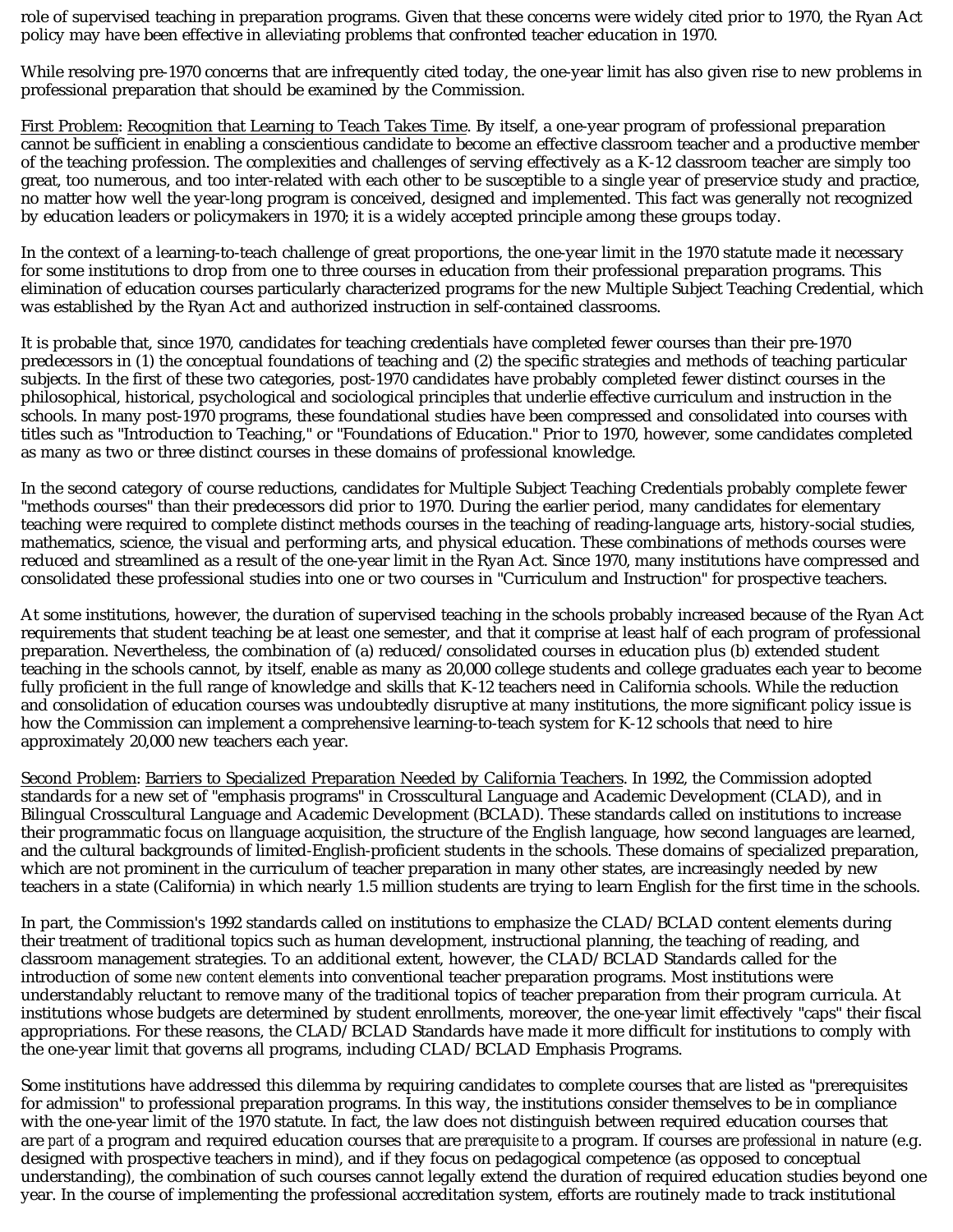role of supervised teaching in preparation programs. Given that these concerns were widely cited prior to 1970, the Ryan Act policy may have been effective in alleviating problems that confronted teacher education in 1970.

While resolving pre-1970 concerns that are infrequently cited today, the one-year limit has also given rise to new problems in professional preparation that should be examined by the Commission.

First Problem: Recognition that Learning to Teach Takes Time. By itself, a one-year program of professional preparation cannot be sufficient in enabling a conscientious candidate to become an effective classroom teacher and a productive member of the teaching profession. The complexities and challenges of serving effectively as a K-12 classroom teacher are simply too great, too numerous, and too inter-related with each other to be susceptible to a single year of preservice study and practice, no matter how well the year-long program is conceived, designed and implemented. This fact was generally not recognized by education leaders or policymakers in 1970; it is a widely accepted principle among these groups today.

In the context of a learning-to-teach challenge of great proportions, the one-year limit in the 1970 statute made it necessary for some institutions to drop from one to three courses in education from their professional preparation programs. This elimination of education courses particularly characterized programs for the new Multiple Subject Teaching Credential, which was established by the Ryan Act and authorized instruction in self-contained classrooms.

It is probable that, since 1970, candidates for teaching credentials have completed fewer courses than their pre-1970 predecessors in (1) the conceptual foundations of teaching and (2) the specific strategies and methods of teaching particular subjects. In the first of these two categories, post-1970 candidates have probably completed fewer distinct courses in the philosophical, historical, psychological and sociological principles that underlie effective curriculum and instruction in the schools. In many post-1970 programs, these foundational studies have been compressed and consolidated into courses with titles such as "Introduction to Teaching," or "Foundations of Education." Prior to 1970, however, some candidates completed as many as two or three distinct courses in these domains of professional knowledge.

In the second category of course reductions, candidates for Multiple Subject Teaching Credentials probably complete fewer "methods courses" than their predecessors did prior to 1970. During the earlier period, many candidates for elementary teaching were required to complete distinct methods courses in the teaching of reading-language arts, history-social studies, mathematics, science, the visual and performing arts, and physical education. These combinations of methods courses were reduced and streamlined as a result of the one-year limit in the Ryan Act. Since 1970, many institutions have compressed and consolidated these professional studies into one or two courses in "Curriculum and Instruction" for prospective teachers.

At some institutions, however, the duration of supervised teaching in the schools probably increased because of the Ryan Act requirements that student teaching be at least one semester, and that it comprise at least half of each program of professional preparation. Nevertheless, the combination of (a) reduced/consolidated courses in education plus (b) extended student teaching in the schools cannot, by itself, enable as many as 20,000 college students and college graduates each year to become fully proficient in the full range of knowledge and skills that K-12 teachers need in California schools. While the reduction and consolidation of education courses was undoubtedly disruptive at many institutions, the more significant policy issue is how the Commission can implement a comprehensive learning-to-teach system for K-12 schools that need to hire approximately 20,000 new teachers each year.

Second Problem: Barriers to Specialized Preparation Needed by California Teachers. In 1992, the Commission adopted standards for a new set of "emphasis programs" in Crosscultural Language and Academic Development (CLAD), and in Bilingual Crosscultural Language and Academic Development (BCLAD). These standards called on institutions to increase their programmatic focus on llanguage acquisition, the structure of the English language, how second languages are learned, and the cultural backgrounds of limited-English-proficient students in the schools. These domains of specialized preparation, which are not prominent in the curriculum of teacher preparation in many other states, are increasingly needed by new teachers in a state (California) in which nearly 1.5 million students are trying to learn English for the first time in the schools.

In part, the Commission's 1992 standards called on institutions to emphasize the CLAD/BCLAD content elements during their treatment of traditional topics such as human development, instructional planning, the teaching of reading, and classroom management strategies. To an additional extent, however, the CLAD/BCLAD Standards called for the introduction of some *new content elements* into conventional teacher preparation programs. Most institutions were understandably reluctant to remove many of the traditional topics of teacher preparation from their program curricula. At institutions whose budgets are determined by student enrollments, moreover, the one-year limit effectively "caps" their fiscal appropriations. For these reasons, the CLAD/BCLAD Standards have made it more difficult for institutions to comply with the one-year limit that governs all programs, including CLAD/BCLAD Emphasis Programs.

Some institutions have addressed this dilemma by requiring candidates to complete courses that are listed as "prerequisites for admission" to professional preparation programs. In this way, the institutions consider themselves to be in compliance with the one-year limit of the 1970 statute. In fact, the law does not distinguish between required education courses that are *part of* a program and required education courses that are *prerequisite to* a program. If courses are *professional* in nature (e.g. designed with prospective teachers in mind), and if they focus on pedagogical competence (as opposed to conceptual understanding), the combination of such courses cannot legally extend the duration of required education studies beyond one year. In the course of implementing the professional accreditation system, efforts are routinely made to track institutional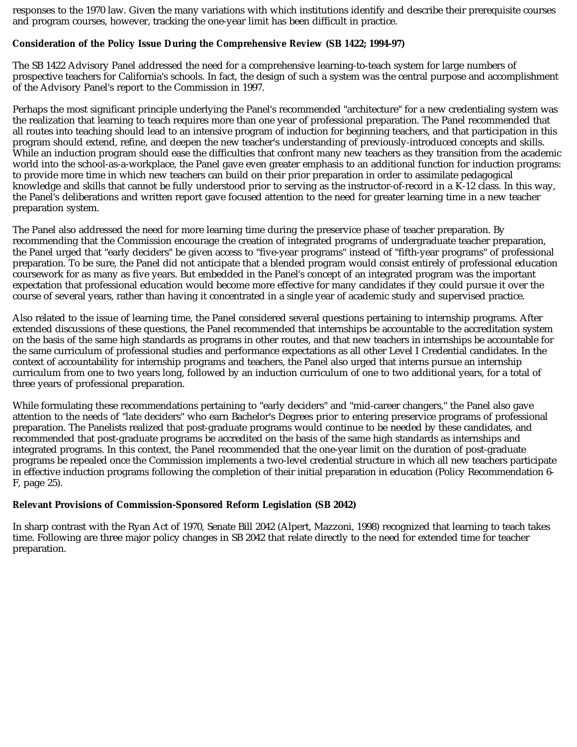responses to the 1970 law. Given the many variations with which institutions identify and describe their prerequisite courses and program courses, however, tracking the one-year limit has been difficult in practice.

**Consideration of the Policy Issue During the Comprehensive Review (SB 1422; 1994-97)**

The SB 1422 Advisory Panel addressed the need for a comprehensive learning-to-teach system for large numbers of prospective teachers for California's schools. In fact, the design of such a system was the central purpose and accomplishment of the Advisory Panel's report to the Commission in 1997.

Perhaps the most significant principle underlying the Panel's recommended "architecture" for a new credentialing system was the realization that learning to teach requires more than one year of professional preparation. The Panel recommended that all routes into teaching should lead to an intensive program of induction for beginning teachers, and that participation in this program should extend, refine, and deepen the new teacher's understanding of previously-introduced concepts and skills. While an induction program should ease the difficulties that confront many new teachers as they transition from the academic world into the school-as-a-workplace, the Panel gave even greater emphasis to an additional function for induction programs: to provide more time in which new teachers can build on their prior preparation in order to assimilate pedagogical knowledge and skills that cannot be fully understood prior to serving as the instructor-of-record in a K-12 class. In this way, the Panel's deliberations and written report gave focused attention to the need for greater learning time in a new teacher preparation system.

The Panel also addressed the need for more learning time during the preservice phase of teacher preparation. By recommending that the Commission encourage the creation of integrated programs of undergraduate teacher preparation, the Panel urged that "early deciders" be given access to "five-year programs" instead of "fifth-year programs" of professional preparation. To be sure, the Panel did not anticipate that a blended program would consist entirely of professional education coursework for as many as five years. But embedded in the Panel's concept of an integrated program was the important expectation that professional education would become more effective for many candidates if they could pursue it over the course of several years, rather than having it concentrated in a single year of academic study and supervised practice.

Also related to the issue of learning time, the Panel considered several questions pertaining to internship programs. After extended discussions of these questions, the Panel recommended that internships be accountable to the accreditation system on the basis of the same high standards as programs in other routes, and that new teachers in internships be accountable for the same curriculum of professional studies and performance expectations as all other Level I Credential candidates. In the context of accountability for internship programs and teachers, the Panel also urged that interns pursue an internship curriculum from one to two years long, followed by an induction curriculum of one to two additional years, for a total of three years of professional preparation.

While formulating these recommendations pertaining to "early deciders" and "mid-career changers," the Panel also gave attention to the needs of "late deciders" who earn Bachelor's Degrees prior to entering preservice programs of professional preparation. The Panelists realized that post-graduate programs would continue to be needed by these candidates, and recommended that post-graduate programs be accredited on the basis of the same high standards as internships and integrated programs. In this context, the Panel recommended that the one-year limit on the duration of post-graduate programs be repealed once the Commission implements a two-level credential structure in which all new teachers participate in effective induction programs following the completion of their initial preparation in education (Policy Recommendation 6-F, page 25).

**Relevant Provisions of Commission-Sponsored Reform Legislation (SB 2042)**

In sharp contrast with the Ryan Act of 1970, Senate Bill 2042 (Alpert, Mazzoni, 1998) recognized that learning to teach takes time. Following are three major policy changes in SB 2042 that relate directly to the need for extended time for teacher preparation.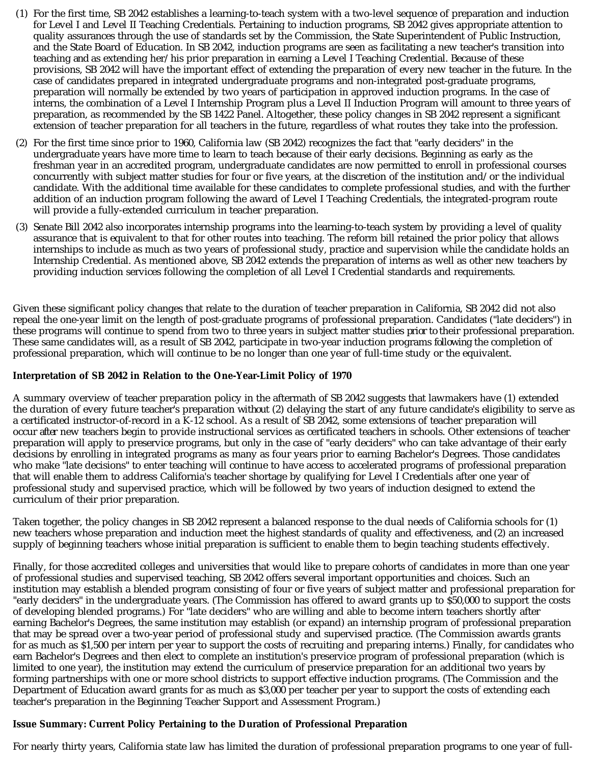(1) For the first time, SB 2042 establishes a learning-to-teach system with a two-level sequence of preparation and induction for Level I and Level II Teaching Credentials. Pertaining to induction programs, SB 2042 gives appropriate attention to quality assurances through the use of standards set by the Commission, the State Superintendent of Public Instruction, and the State Board of Education. In SB 2042, induction programs are seen as facilitating a new teacher's transition into teaching and as extending her/his prior preparation in earning a Level I Teaching Credential. Because of these provisions, SB 2042 will have the important effect of extending the preparation of every new teacher in the future. In the case of candidates prepared in integrated undergraduate programs and non-integrated post-graduate programs, preparation will normally be extended by two years of participation in approved induction programs. In the case of interns, the combination of a Level I Internship Program plus a Level II Induction Program will amount to three years of preparation, as recommended by the SB 1422 Panel. Altogether, these policy changes in SB 2042 represent a significant extension of teacher preparation for all teachers in the future, regardless of what routes they take into the profession.

(2) For the first time since prior to 1960, California law (SB 2042) recognizes the fact that "early deciders" in the undergraduate years have more time to learn to teach because of their early decisions. Beginning as early as the freshman year in an accredited program, undergraduate candidates are now permitted to enroll in professional courses concurrently with subject matter studies for four or five years, at the discretion of the institution and/or the individual candidate. With the additional time available for these candidates to complete professional studies, and with the further addition of an induction program following the award of Level I Teaching Credentials, the integrated-program route will provide a fully-extended curriculum in teacher preparation.

(3) Senate Bill 2042 also incorporates internship programs into the learning-to-teach system by providing a level of quality assurance that is equivalent to that for other routes into teaching. The reform bill retained the prior policy that allows internships to include as much as two years of professional study, practice and supervision while the candidate holds an Internship Credential. As mentioned above, SB 2042 extends the preparation of interns as well as other new teachers by providing induction services following the completion of all Level I Credential standards and requirements.

Given these significant policy changes that relate to the duration of teacher preparation in California, SB 2042 did not also repeal the one-year limit on the length of post-graduate programs of professional preparation. Candidates ("late deciders") in these programs will continue to spend from two to three years in subject matter studies *prior to* their professional preparation. These same candidates will, as a result of SB 2042, participate in two-year induction programs *following* the completion of professional preparation, which will continue to be no longer than one year of full-time study or the equivalent.

**Interpretation of SB 2042 in Relation to the One-Year-Limit Policy of 1970**

A summary overview of teacher preparation policy in the aftermath of SB 2042 suggests that lawmakers have (1) extended the duration of every future teacher's preparation *without* (2) delaying the start of any future candidate's eligibility to serve as a certificated instructor-of-record in a K-12 school. As a result of SB 2042, some extensions of teacher preparation will occur *after* new teachers begin to provide instructional services as certificated teachers in schools. Other extensions of teacher preparation will apply to preservice programs, but only in the case of "early deciders" who can take advantage of their early decisions by enrolling in integrated programs as many as four years prior to earning Bachelor's Degrees. Those candidates who make "late decisions" to enter teaching will continue to have access to accelerated programs of professional preparation that will enable them to address California's teacher shortage by qualifying for Level I Credentials after one year of professional study and supervised practice, which will be followed by two years of induction designed to extend the curriculum of their prior preparation.

Taken together, the policy changes in SB 2042 represent a balanced response to the dual needs of California schools for (1) new teachers whose preparation and induction meet the highest standards of quality and effectiveness, and (2) an increased supply of beginning teachers whose initial preparation is sufficient to enable them to begin teaching students effectively.

Finally, for those accredited colleges and universities that would like to prepare cohorts of candidates in more than one year of professional studies and supervised teaching, SB 2042 offers several important opportunities and choices. Such an institution may establish a blended program consisting of four or five years of subject matter and professional preparation for "early deciders" in the undergraduate years. (The Commission has offered to award grants up to $50,000 to support the costs of developing blended programs.) For "late deciders" who are willing and able to become intern teachers shortly after earning Bachelor's Degrees, the same institution may establish (or expand) an internship program of professional preparation that may be spread over a two-year period of professional study and supervised practice. (The Commission awards grants for as much as $1,500 per intern per year to support the costs of recruiting and preparing interns.) Finally, for candidates who earn Bachelor's Degrees and then elect to complete an institution's preservice program of professional preparation (which is limited to one year), the institution may extend the curriculum of preservice preparation for an additional two years by forming partnerships with one or more school districts to support effective induction programs. (The Commission and the Department of Education award grants for as much as $3,000 per teacher per year to support the costs of extending each teacher's preparation in the Beginning Teacher Support and Assessment Program.)

**Issue Summary: Current Policy Pertaining to the Duration of Professional Preparation**

For nearly thirty years, California state law has limited the duration of professional preparation programs to one year of full-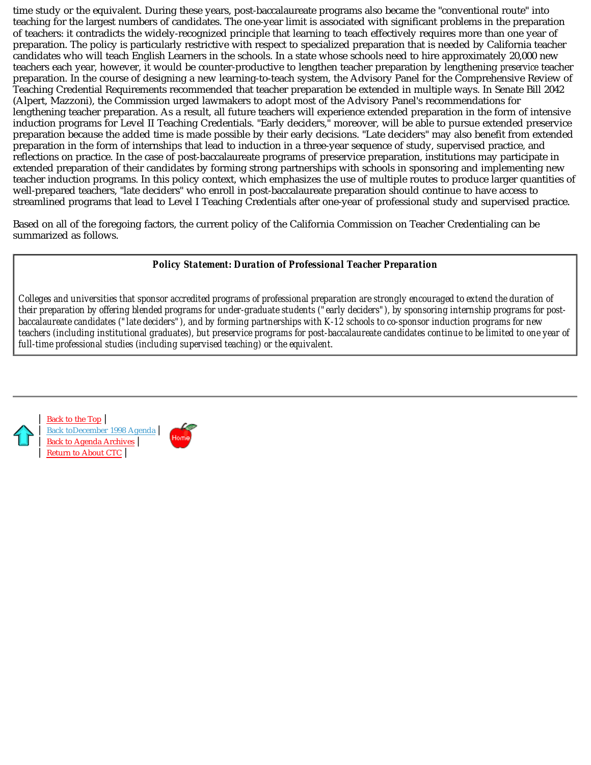time study or the equivalent. During these years, post-baccalaureate programs also became the "conventional route" into teaching for the largest numbers of candidates. The one-year limit is associated with significant problems in the preparation of teachers: it contradicts the widely-recognized principle that learning to teach effectively requires more than one year of preparation. The policy is particularly restrictive with respect to specialized preparation that is needed by California teacher candidates who will teach English Learners in the schools. In a state whose schools need to hire approximately 20,000 new teachers each year, however, it would be counter-productive to lengthen teacher preparation by lengthening *preservice* teacher preparation. In the course of designing a new learning-to-teach system, the Advisory Panel for the Comprehensive Review of Teaching Credential Requirements recommended that teacher preparation be extended in multiple ways. In Senate Bill 2042 (Alpert, Mazzoni), the Commission urged lawmakers to adopt most of the Advisory Panel's recommendations for lengthening teacher preparation. As a result, all future teachers will experience extended preparation in the form of intensive induction programs for Level II Teaching Credentials. "Early deciders," moreover, will be able to pursue extended preservice preparation because the added time is made possible by their early decisions. "Late deciders" may also benefit from extended preparation in the form of internships that lead to induction in a three-year sequence of study, supervised practice, and reflections on practice. In the case of post-baccalaureate programs of preservice preparation, institutions may participate in extended preparation of their candidates by forming strong partnerships with schools in sponsoring and implementing new teacher induction programs. In this policy context, which emphasizes the use of multiple routes to produce larger quantities of well-prepared teachers, "late deciders" who enroll in post-baccalaureate preparation should continue to have access to streamlined programs that lead to Level I Teaching Credentials after one-year of professional study and supervised practice.

Based on all of the foregoing factors, the current policy of the California Commission on Teacher Credentialing can be summarized as follows.

**_Policy Statement: Duration of Professional Teacher Preparation_**

*Colleges and universities that sponsor accredited programs of professional preparation are strongly encouraged to extend the duration of their preparation by offering blended programs for under-graduate students ("early deciders"), by sponsoring internship programs for post-baccalaureate candidates ("late deciders"), and by forming partnerships with K-12 schools to co-sponsor induction programs for new teachers (including institutional graduates), but preservice programs for post-baccalaureate candidates continue to be limited to one year of full-time professional studies (including supervised teaching) or the equivalent.*

---

| Back to the Top |
| Back toDecember 1998 Agenda |
| Back to Agenda Archives |
| Return to About CTC |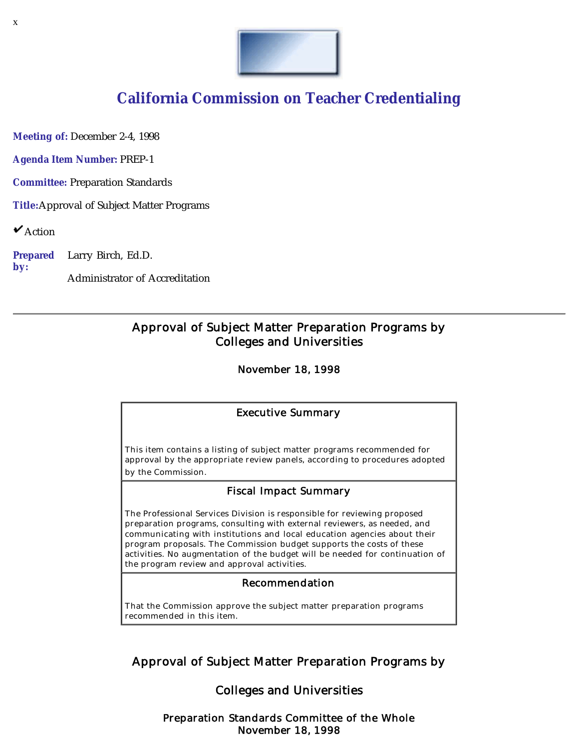x

# California Commission on Teacher Credentialing

**Meeting of:** December 2-4, 1998

**Agenda Item Number:** PREP-1

**Committee:** Preparation Standards

**Title:** Approval of Subject Matter Programs

✔ Action

**Prepared by:** Larry Birch, Ed.D.

Administrator of Accreditation

---

## Approval of Subject Matter Preparation Programs by Colleges and Universities

November 18, 1998

| Executive Summary |
|---|
| This item contains a listing of subject matter programs recommended for approval by the appropriate review panels, according to procedures adopted by the Commission. |
| **Fiscal Impact Summary** |
| The Professional Services Division is responsible for reviewing proposed preparation programs, consulting with external reviewers, as needed, and communicating with institutions and local education agencies about their program proposals. The Commission budget supports the costs of these activities. No augmentation of the budget will be needed for continuation of the program review and approval activities. |
| **Recommendation** |
| That the Commission approve the subject matter preparation programs recommended in this item. |

## Approval of Subject Matter Preparation Programs by

## Colleges and Universities

Preparation Standards Committee of the Whole
November 18, 1998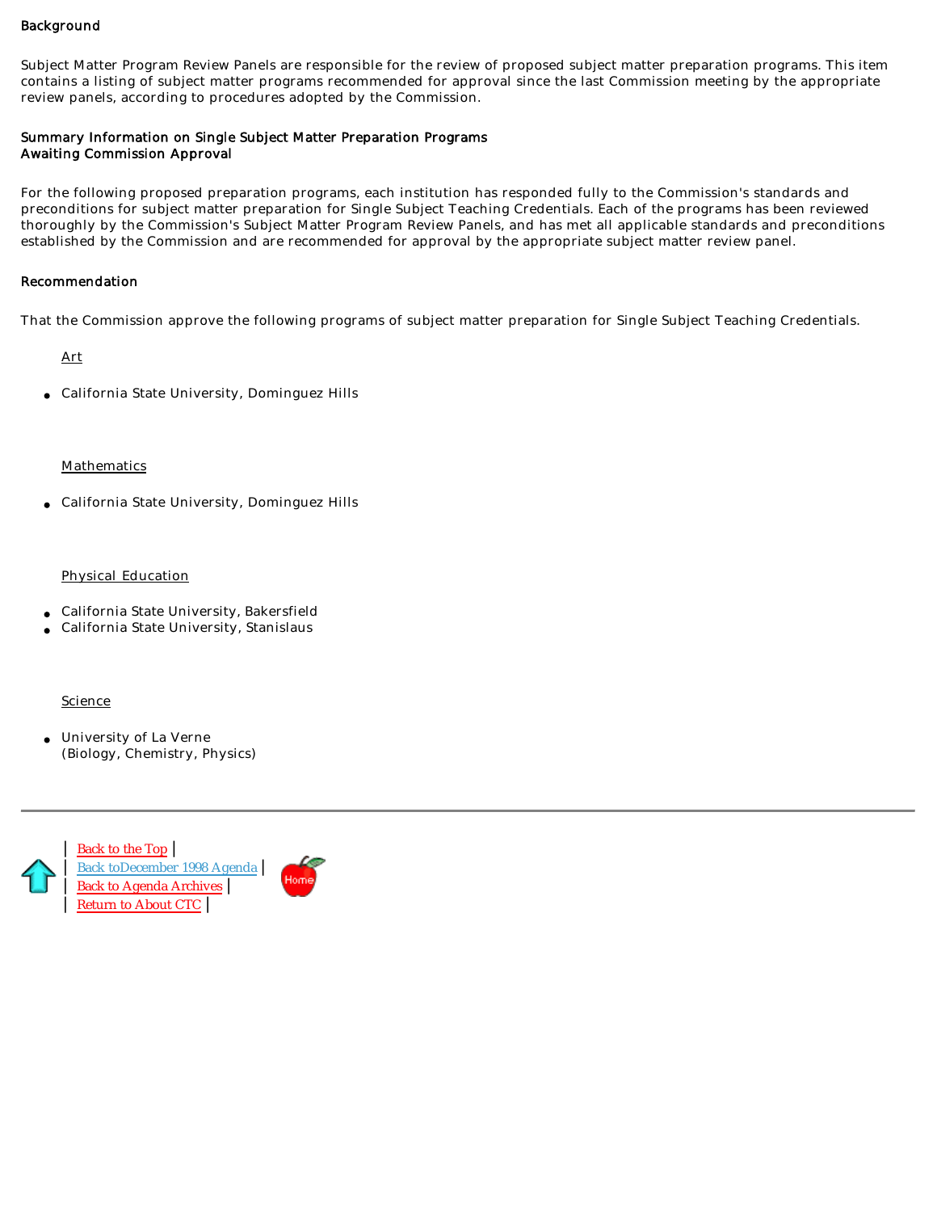### Background

Subject Matter Program Review Panels are responsible for the review of proposed subject matter preparation programs. This item contains a listing of subject matter programs recommended for approval since the last Commission meeting by the appropriate review panels, according to procedures adopted by the Commission.

### Summary Information on Single Subject Matter Preparation Programs Awaiting Commission Approval

For the following proposed preparation programs, each institution has responded fully to the Commission's standards and preconditions for subject matter preparation for Single Subject Teaching Credentials. Each of the programs has been reviewed thoroughly by the Commission's Subject Matter Program Review Panels, and has met all applicable standards and preconditions established by the Commission and are recommended for approval by the appropriate subject matter review panel.

### Recommendation

That the Commission approve the following programs of subject matter preparation for Single Subject Teaching Credentials.

Art

- California State University, Dominguez Hills

Mathematics

- California State University, Dominguez Hills

Physical Education

- California State University, Bakersfield
- California State University, Stanislaus

Science

- University of La Verne
  (Biology, Chemistry, Physics)

---

| Back to the Top |
| Back toDecember 1998 Agenda |
| Back to Agenda Archives |
| Return to About CTC |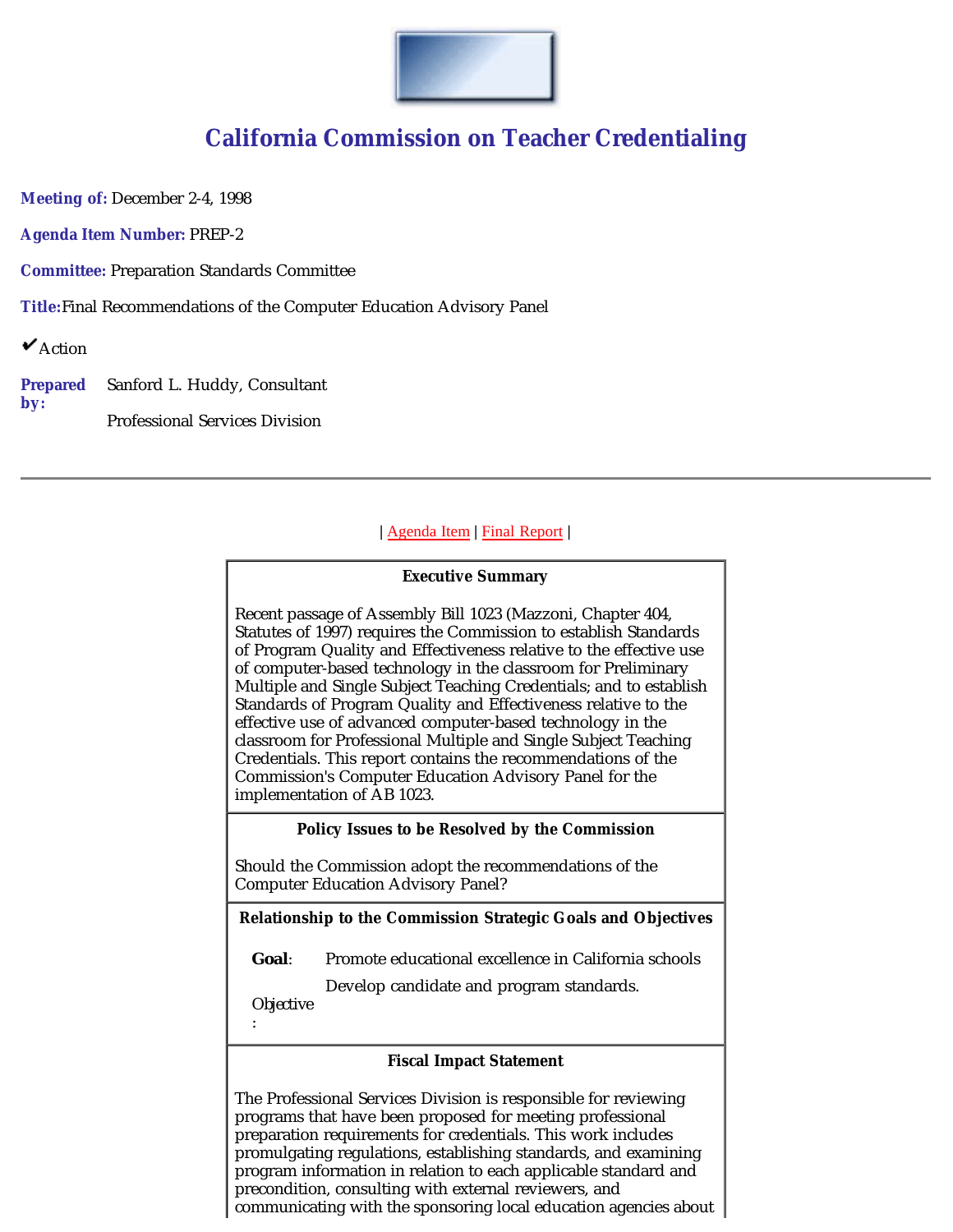# California Commission on Teacher Credentialing

**Meeting of:** December 2-4, 1998

**Agenda Item Number:** PREP-2

**Committee:** Preparation Standards Committee

**Title:** Final Recommendations of the Computer Education Advisory Panel

✔ Action

**Prepared by:** Sanford L. Huddy, Consultant

Professional Services Division

---

| Agenda Item | Final Report |

**Executive Summary**

Recent passage of Assembly Bill 1023 (Mazzoni, Chapter 404, Statutes of 1997) requires the Commission to establish Standards of Program Quality and Effectiveness relative to the effective use of computer-based technology in the classroom for Preliminary Multiple and Single Subject Teaching Credentials; and to establish Standards of Program Quality and Effectiveness relative to the effective use of advanced computer-based technology in the classroom for Professional Multiple and Single Subject Teaching Credentials. This report contains the recommendations of the Commission's Computer Education Advisory Panel for the implementation of AB 1023.

**Policy Issues to be Resolved by the Commission**

Should the Commission adopt the recommendations of the Computer Education Advisory Panel?

**Relationship to the Commission Strategic Goals and Objectives**

**Goal**: Promote educational excellence in California schools

Objective: Develop candidate and program standards.

**Fiscal Impact Statement**

The Professional Services Division is responsible for reviewing programs that have been proposed for meeting professional preparation requirements for credentials. This work includes promulgating regulations, establishing standards, and examining program information in relation to each applicable standard and precondition, consulting with external reviewers, and communicating with the sponsoring local education agencies about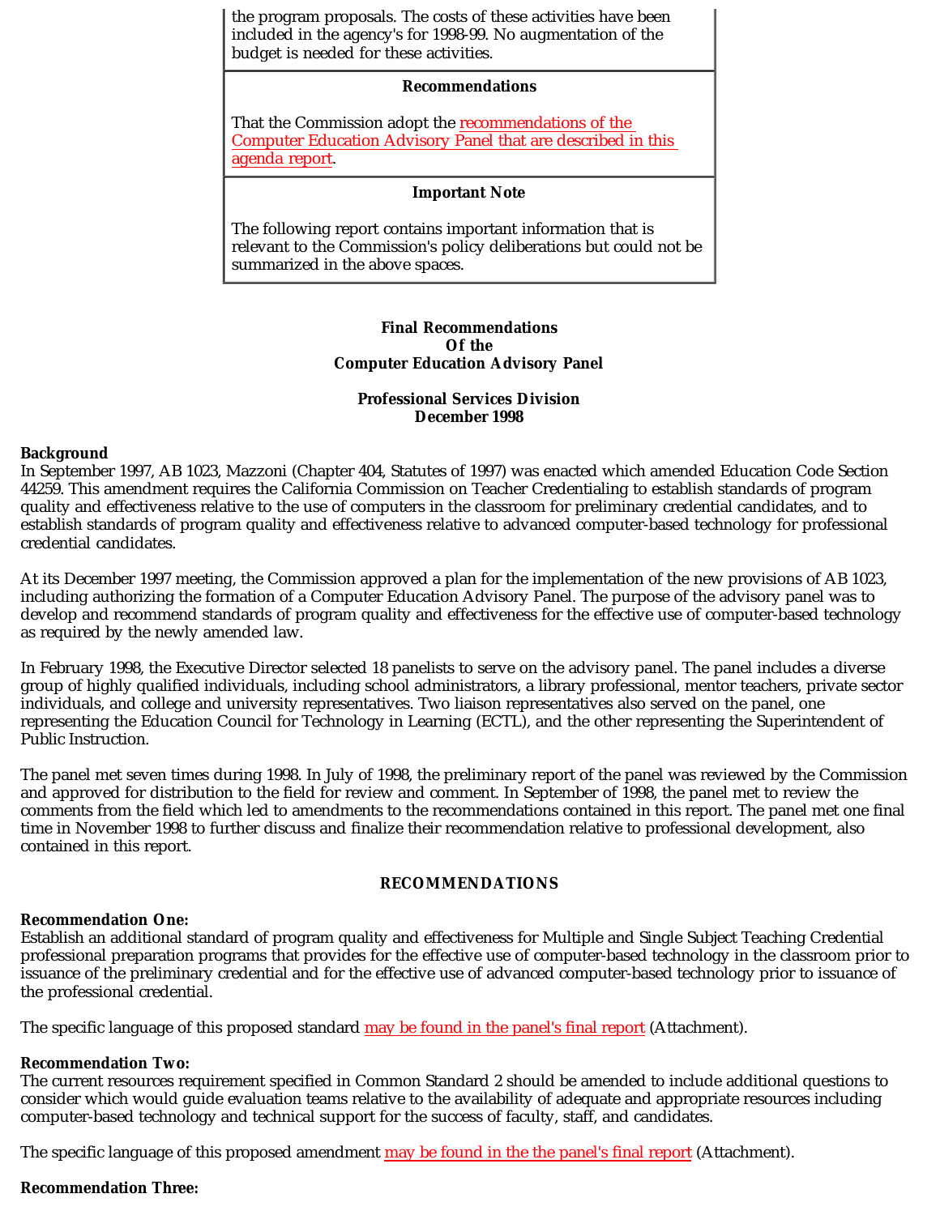the program proposals. The costs of these activities have been included in the agency's for 1998-99. No augmentation of the budget is needed for these activities.

**Recommendations**

That the Commission adopt the recommendations of the Computer Education Advisory Panel that are described in this agenda report.

**Important Note**

The following report contains important information that is relevant to the Commission's policy deliberations but could not be summarized in the above spaces.

**Final Recommendations**
**Of the**
**Computer Education Advisory Panel**

**Professional Services Division**
**December 1998**

**Background**

In September 1997, AB 1023, Mazzoni (Chapter 404, Statutes of 1997) was enacted which amended Education Code Section 44259. This amendment requires the California Commission on Teacher Credentialing to establish standards of program quality and effectiveness relative to the use of computers in the classroom for preliminary credential candidates, and to establish standards of program quality and effectiveness relative to advanced computer-based technology for professional credential candidates.

At its December 1997 meeting, the Commission approved a plan for the implementation of the new provisions of AB 1023, including authorizing the formation of a Computer Education Advisory Panel. The purpose of the advisory panel was to develop and recommend standards of program quality and effectiveness for the effective use of computer-based technology as required by the newly amended law.

In February 1998, the Executive Director selected 18 panelists to serve on the advisory panel. The panel includes a diverse group of highly qualified individuals, including school administrators, a library professional, mentor teachers, private sector individuals, and college and university representatives. Two liaison representatives also served on the panel, one representing the Education Council for Technology in Learning (ECTL), and the other representing the Superintendent of Public Instruction.

The panel met seven times during 1998. In July of 1998, the preliminary report of the panel was reviewed by the Commission and approved for distribution to the field for review and comment. In September of 1998, the panel met to review the comments from the field which led to amendments to the recommendations contained in this report. The panel met one final time in November 1998 to further discuss and finalize their recommendation relative to professional development, also contained in this report.

**RECOMMENDATIONS**

**Recommendation One:**

Establish an additional standard of program quality and effectiveness for Multiple and Single Subject Teaching Credential professional preparation programs that provides for the effective use of computer-based technology in the classroom prior to issuance of the preliminary credential and for the effective use of advanced computer-based technology prior to issuance of the professional credential.

The specific language of this proposed standard may be found in the panel's final report (Attachment).

**Recommendation Two:**

The current resources requirement specified in Common Standard 2 should be amended to include additional questions to consider which would guide evaluation teams relative to the availability of adequate and appropriate resources including computer-based technology and technical support for the success of faculty, staff, and candidates.

The specific language of this proposed amendment may be found in the the panel's final report (Attachment).

**Recommendation Three:**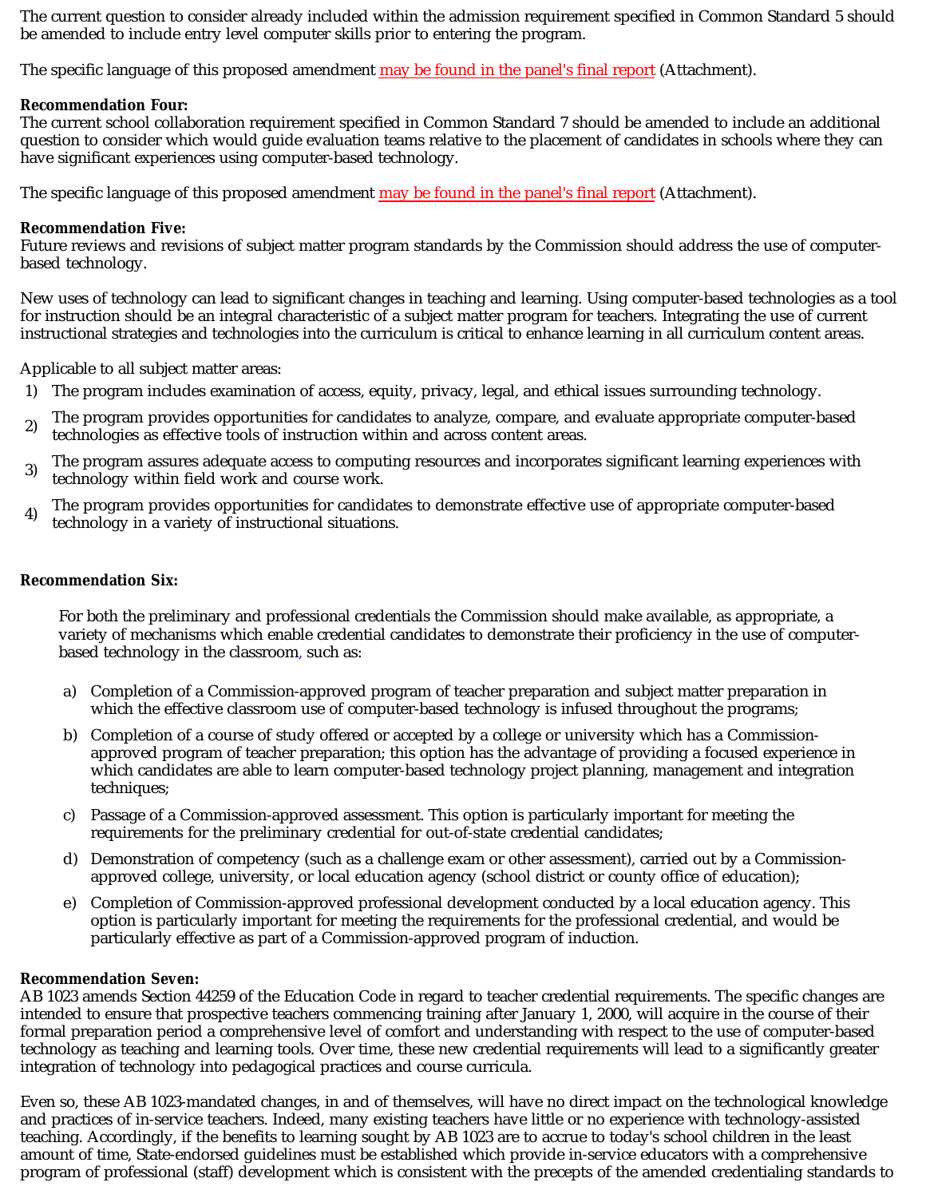The current question to consider already included within the admission requirement specified in Common Standard 5 should be amended to include entry level computer skills prior to entering the program.

The specific language of this proposed amendment may be found in the panel's final report (Attachment).

**Recommendation Four:**
The current school collaboration requirement specified in Common Standard 7 should be amended to include an additional question to consider which would guide evaluation teams relative to the placement of candidates in schools where they can have significant experiences using computer-based technology.

The specific language of this proposed amendment may be found in the panel's final report (Attachment).

**Recommendation Five:**
Future reviews and revisions of subject matter program standards by the Commission should address the use of computer-based technology.

New uses of technology can lead to significant changes in teaching and learning. Using computer-based technologies as a tool for instruction should be an integral characteristic of a subject matter program for teachers. Integrating the use of current instructional strategies and technologies into the curriculum is critical to enhance learning in all curriculum content areas.

Applicable to all subject matter areas:

1) The program includes examination of access, equity, privacy, legal, and ethical issues surrounding technology.
2) The program provides opportunities for candidates to analyze, compare, and evaluate appropriate computer-based technologies as effective tools of instruction within and across content areas.
3) The program assures adequate access to computing resources and incorporates significant learning experiences with technology within field work and course work.
4) The program provides opportunities for candidates to demonstrate effective use of appropriate computer-based technology in a variety of instructional situations.

**Recommendation Six:**

For both the preliminary and professional credentials the Commission should make available, as appropriate, a variety of mechanisms which enable credential candidates to demonstrate their proficiency in the use of computer-based technology in the classroom, such as:

a) Completion of a Commission-approved program of teacher preparation and subject matter preparation in which the effective classroom use of computer-based technology is infused throughout the programs;
b) Completion of a course of study offered or accepted by a college or university which has a Commission-approved program of teacher preparation; this option has the advantage of providing a focused experience in which candidates are able to learn computer-based technology project planning, management and integration techniques;
c) Passage of a Commission-approved assessment. This option is particularly important for meeting the requirements for the preliminary credential for out-of-state credential candidates;
d) Demonstration of competency (such as a challenge exam or other assessment), carried out by a Commission-approved college, university, or local education agency (school district or county office of education);
e) Completion of Commission-approved professional development conducted by a local education agency. This option is particularly important for meeting the requirements for the professional credential, and would be particularly effective as part of a Commission-approved program of induction.

**Recommendation Seven:**
AB 1023 amends Section 44259 of the Education Code in regard to teacher credential requirements. The specific changes are intended to ensure that prospective teachers commencing training after January 1, 2000, will acquire in the course of their formal preparation period a comprehensive level of comfort and understanding with respect to the use of computer-based technology as teaching and learning tools. Over time, these new credential requirements will lead to a significantly greater integration of technology into pedagogical practices and course curricula.

Even so, these AB 1023-mandated changes, in and of themselves, will have no direct impact on the technological knowledge and practices of in-service teachers. Indeed, many existing teachers have little or no experience with technology-assisted teaching. Accordingly, if the benefits to learning sought by AB 1023 are to accrue to today's school children in the least amount of time, State-endorsed guidelines must be established which provide in-service educators with a comprehensive program of professional (staff) development which is consistent with the precepts of the amended credentialing standards to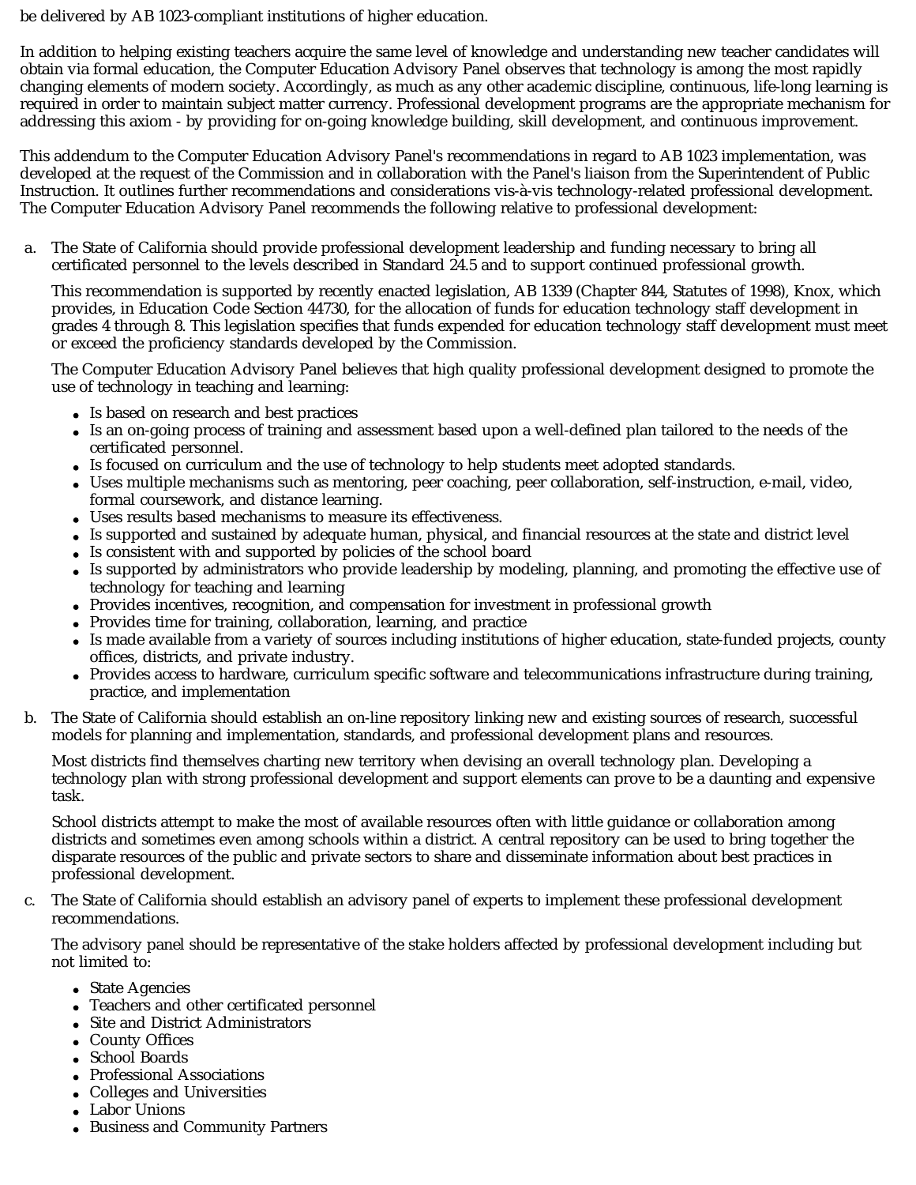be delivered by AB 1023-compliant institutions of higher education.

In addition to helping existing teachers acquire the same level of knowledge and understanding new teacher candidates will obtain via formal education, the Computer Education Advisory Panel observes that technology is among the most rapidly changing elements of modern society. Accordingly, as much as any other academic discipline, continuous, life-long learning is required in order to maintain subject matter currency. Professional development programs are the appropriate mechanism for addressing this axiom - by providing for on-going knowledge building, skill development, and continuous improvement.

This addendum to the Computer Education Advisory Panel's recommendations in regard to AB 1023 implementation, was developed at the request of the Commission and in collaboration with the Panel's liaison from the Superintendent of Public Instruction. It outlines further recommendations and considerations vis-à-vis technology-related professional development. The Computer Education Advisory Panel recommends the following relative to professional development:

a. The State of California should provide professional development leadership and funding necessary to bring all certificated personnel to the levels described in Standard 24.5 and to support continued professional growth.

   This recommendation is supported by recently enacted legislation, AB 1339 (Chapter 844, Statutes of 1998), Knox, which provides, in Education Code Section 44730, for the allocation of funds for education technology staff development in grades 4 through 8. This legislation specifies that funds expended for education technology staff development must meet or exceed the proficiency standards developed by the Commission.

   The Computer Education Advisory Panel believes that high quality professional development designed to promote the use of technology in teaching and learning:

   - Is based on research and best practices
   - Is an on-going process of training and assessment based upon a well-defined plan tailored to the needs of the certificated personnel.
   - Is focused on curriculum and the use of technology to help students meet adopted standards.
   - Uses multiple mechanisms such as mentoring, peer coaching, peer collaboration, self-instruction, e-mail, video, formal coursework, and distance learning.
   - Uses results based mechanisms to measure its effectiveness.
   - Is supported and sustained by adequate human, physical, and financial resources at the state and district level
   - Is consistent with and supported by policies of the school board
   - Is supported by administrators who provide leadership by modeling, planning, and promoting the effective use of technology for teaching and learning
   - Provides incentives, recognition, and compensation for investment in professional growth
   - Provides time for training, collaboration, learning, and practice
   - Is made available from a variety of sources including institutions of higher education, state-funded projects, county offices, districts, and private industry.
   - Provides access to hardware, curriculum specific software and telecommunications infrastructure during training, practice, and implementation

b. The State of California should establish an on-line repository linking new and existing sources of research, successful models for planning and implementation, standards, and professional development plans and resources.

   Most districts find themselves charting new territory when devising an overall technology plan. Developing a technology plan with strong professional development and support elements can prove to be a daunting and expensive task.

   School districts attempt to make the most of available resources often with little guidance or collaboration among districts and sometimes even among schools within a district. A central repository can be used to bring together the disparate resources of the public and private sectors to share and disseminate information about best practices in professional development.

c. The State of California should establish an advisory panel of experts to implement these professional development recommendations.

   The advisory panel should be representative of the stake holders affected by professional development including but not limited to:

   - State Agencies
   - Teachers and other certificated personnel
   - Site and District Administrators
   - County Offices
   - School Boards
   - Professional Associations
   - Colleges and Universities
   - Labor Unions
   - Business and Community Partners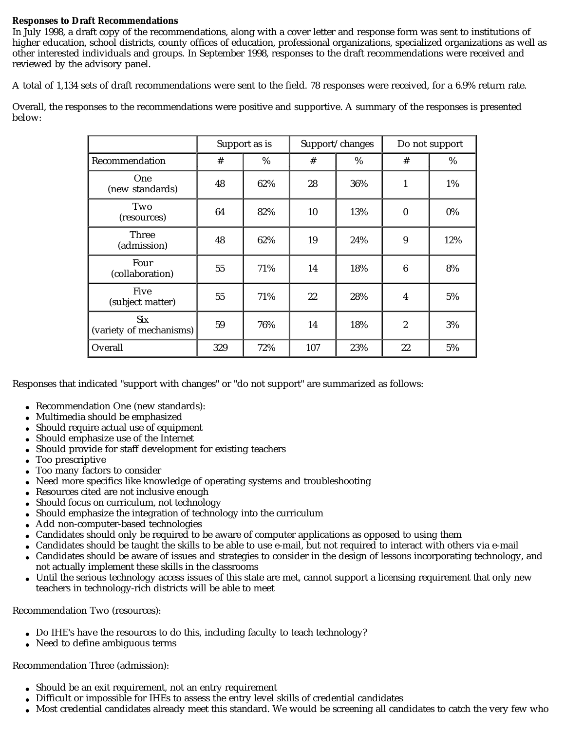**Responses to Draft Recommendations**

In July 1998, a draft copy of the recommendations, along with a cover letter and response form was sent to institutions of higher education, school districts, county offices of education, professional organizations, specialized organizations as well as other interested individuals and groups. In September 1998, responses to the draft recommendations were received and reviewed by the advisory panel.

A total of 1,134 sets of draft recommendations were sent to the field. 78 responses were received, for a 6.9% return rate.

Overall, the responses to the recommendations were positive and supportive. A summary of the responses is presented below:

| | Support as is | | Support/changes | | Do not support | |
|---|---|---|---|---|---|---|
| Recommendation | # | % | # | % | # | % |
| One (new standards) | 48 | 62% | 28 | 36% | 1 | 1% |
| Two (resources) | 64 | 82% | 10 | 13% | 0 | 0% |
| Three (admission) | 48 | 62% | 19 | 24% | 9 | 12% |
| Four (collaboration) | 55 | 71% | 14 | 18% | 6 | 8% |
| Five (subject matter) | 55 | 71% | 22 | 28% | 4 | 5% |
| Six (variety of mechanisms) | 59 | 76% | 14 | 18% | 2 | 3% |
| Overall | 329 | 72% | 107 | 23% | 22 | 5% |

Responses that indicated "support with changes" or "do not support" are summarized as follows:

- Recommendation One (new standards):
- Multimedia should be emphasized
- Should require actual use of equipment
- Should emphasize use of the Internet
- Should provide for staff development for existing teachers
- Too prescriptive
- Too many factors to consider
- Need more specifics like knowledge of operating systems and troubleshooting
- Resources cited are not inclusive enough
- Should focus on curriculum, not technology
- Should emphasize the integration of technology into the curriculum
- Add non-computer-based technologies
- Candidates should only be required to be aware of computer applications as opposed to using them
- Candidates should be taught the skills to be able to use e-mail, but not required to interact with others via e-mail
- Candidates should be aware of issues and strategies to consider in the design of lessons incorporating technology, and not actually implement these skills in the classrooms
- Until the serious technology access issues of this state are met, cannot support a licensing requirement that only new teachers in technology-rich districts will be able to meet

Recommendation Two (resources):

- Do IHE's have the resources to do this, including faculty to teach technology?
- Need to define ambiguous terms

Recommendation Three (admission):

- Should be an exit requirement, not an entry requirement
- Difficult or impossible for IHEs to assess the entry level skills of credential candidates
- Most credential candidates already meet this standard. We would be screening all candidates to catch the very few who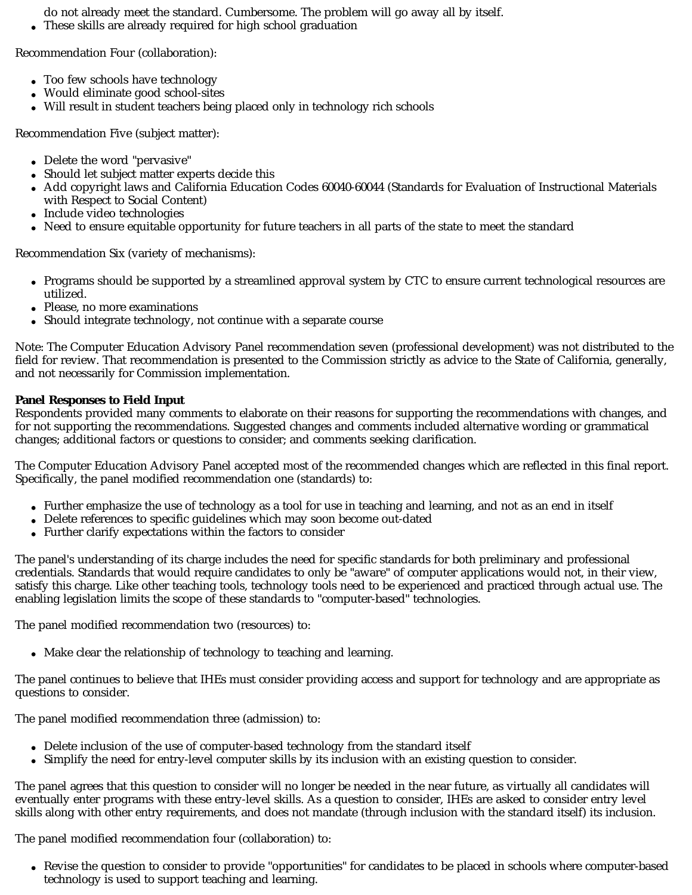do not already meet the standard. Cumbersome. The problem will go away all by itself.
- These skills are already required for high school graduation

Recommendation Four (collaboration):

- Too few schools have technology
- Would eliminate good school-sites
- Will result in student teachers being placed only in technology rich schools

Recommendation Five (subject matter):

- Delete the word "pervasive"
- Should let subject matter experts decide this
- Add copyright laws and California Education Codes 60040-60044 (Standards for Evaluation of Instructional Materials with Respect to Social Content)
- Include video technologies
- Need to ensure equitable opportunity for future teachers in all parts of the state to meet the standard

Recommendation Six (variety of mechanisms):

- Programs should be supported by a streamlined approval system by CTC to ensure current technological resources are utilized.
- Please, no more examinations
- Should integrate technology, not continue with a separate course

Note: The Computer Education Advisory Panel recommendation seven (professional development) was not distributed to the field for review. That recommendation is presented to the Commission strictly as advice to the State of California, generally, and not necessarily for Commission implementation.

**Panel Responses to Field Input**
Respondents provided many comments to elaborate on their reasons for supporting the recommendations with changes, and for not supporting the recommendations. Suggested changes and comments included alternative wording or grammatical changes; additional factors or questions to consider; and comments seeking clarification.

The Computer Education Advisory Panel accepted most of the recommended changes which are reflected in this final report. Specifically, the panel modified recommendation one (standards) to:

- Further emphasize the use of technology as a tool for use in teaching and learning, and not as an end in itself
- Delete references to specific guidelines which may soon become out-dated
- Further clarify expectations within the factors to consider

The panel's understanding of its charge includes the need for specific standards for both preliminary and professional credentials. Standards that would require candidates to only be "aware" of computer applications would not, in their view, satisfy this charge. Like other teaching tools, technology tools need to be experienced and practiced through actual use. The enabling legislation limits the scope of these standards to "computer-based" technologies.

The panel modified recommendation two (resources) to:

- Make clear the relationship of technology to teaching and learning.

The panel continues to believe that IHEs must consider providing access and support for technology and are appropriate as questions to consider.

The panel modified recommendation three (admission) to:

- Delete inclusion of the use of computer-based technology from the standard itself
- Simplify the need for entry-level computer skills by its inclusion with an existing question to consider.

The panel agrees that this question to consider will no longer be needed in the near future, as virtually all candidates will eventually enter programs with these entry-level skills. As a question to consider, IHEs are asked to consider entry level skills along with other entry requirements, and does not mandate (through inclusion with the standard itself) its inclusion.

The panel modified recommendation four (collaboration) to:

- Revise the question to consider to provide "opportunities" for candidates to be placed in schools where computer-based technology is used to support teaching and learning.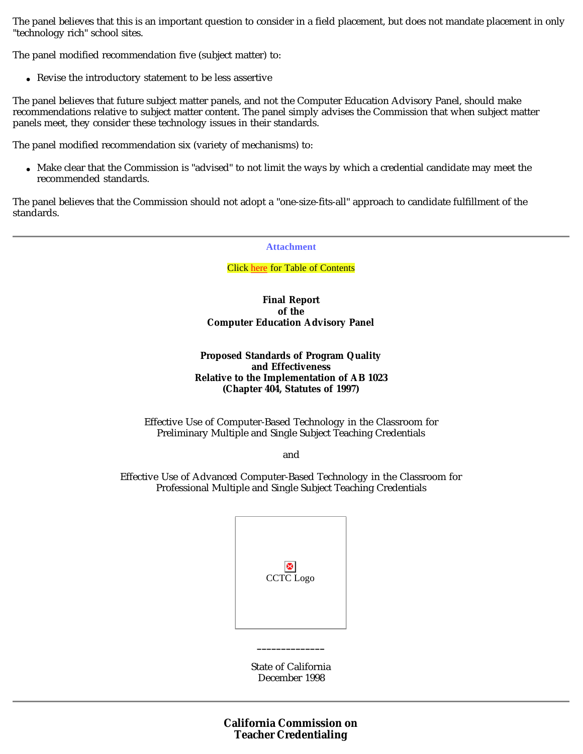The panel believes that this is an important question to consider in a field placement, but does not mandate placement in only "technology rich" school sites.

The panel modified recommendation five (subject matter) to:

- Revise the introductory statement to be less assertive

The panel believes that future subject matter panels, and not the Computer Education Advisory Panel, should make recommendations relative to subject matter content. The panel simply advises the Commission that when subject matter panels meet, they consider these technology issues in their standards.

The panel modified recommendation six (variety of mechanisms) to:

- Make clear that the Commission is "advised" to not limit the ways by which a credential candidate may meet the recommended standards.

The panel believes that the Commission should not adopt a "one-size-fits-all" approach to candidate fulfillment of the standards.

---

**Attachment**

Click here for Table of Contents

**Final Report**
**of the**
**Computer Education Advisory Panel**

**Proposed Standards of Program Quality**
**and Effectiveness**
**Relative to the Implementation of AB 1023**
**(Chapter 404, Statutes of 1997)**

Effective Use of Computer-Based Technology in the Classroom for
Preliminary Multiple and Single Subject Teaching Credentials

and

Effective Use of Advanced Computer-Based Technology in the Classroom for
Professional Multiple and Single Subject Teaching Credentials

CCTC Logo

\_\_\_\_\_\_\_\_\_\_\_\_\_\_

State of California
December 1998

---

**California Commission on**
**Teacher Credentialing**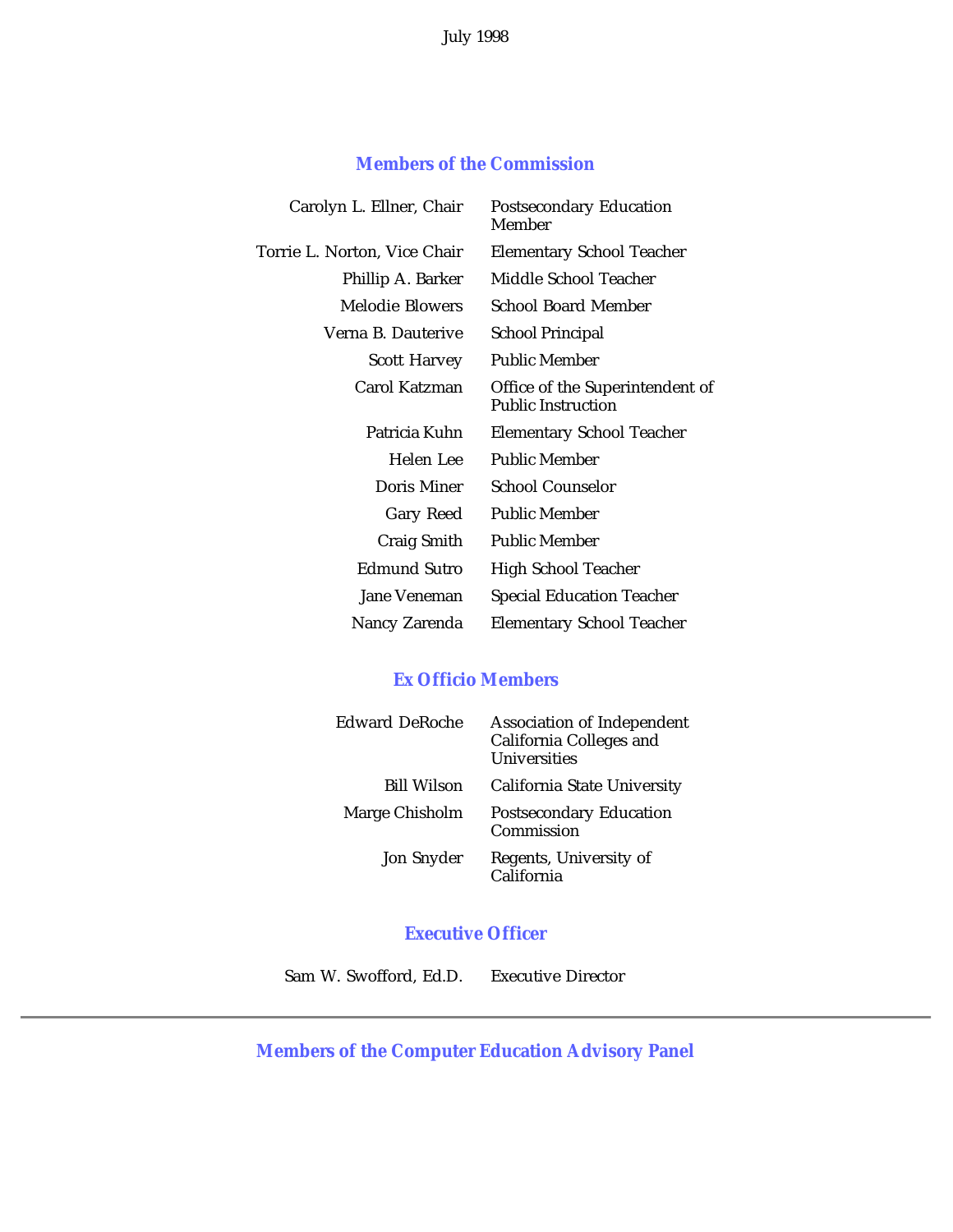July 1998

## Members of the Commission

| | |
|---|---|
| Carolyn L. Ellner, Chair | Postsecondary Education Member |
| Torrie L. Norton, Vice Chair | Elementary School Teacher |
| Phillip A. Barker | Middle School Teacher |
| Melodie Blowers | School Board Member |
| Verna B. Dauterive | School Principal |
| Scott Harvey | Public Member |
| Carol Katzman | Office of the Superintendent of Public Instruction |
| Patricia Kuhn | Elementary School Teacher |
| Helen Lee | Public Member |
| Doris Miner | School Counselor |
| Gary Reed | Public Member |
| Craig Smith | Public Member |
| Edmund Sutro | High School Teacher |
| Jane Veneman | Special Education Teacher |
| Nancy Zarenda | Elementary School Teacher |

## Ex Officio Members

| | |
|---|---|
| Edward DeRoche | Association of Independent California Colleges and Universities |
| Bill Wilson | California State University |
| Marge Chisholm | Postsecondary Education Commission |
| Jon Snyder | Regents, University of California |

## Executive Officer

| | |
|---|---|
| Sam W. Swofford, Ed.D. | Executive Director |

---

## Members of the Computer Education Advisory Panel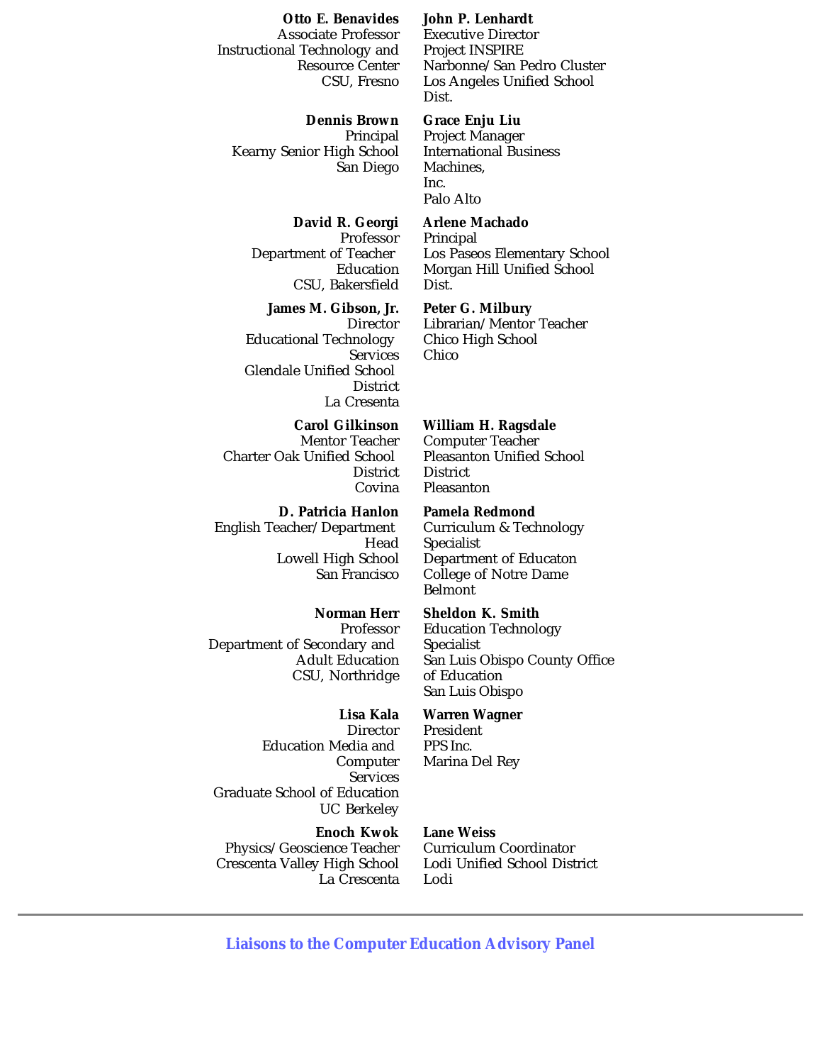**Otto E. Benavides**
Associate Professor
Instructional Technology and Resource Center
CSU, Fresno

**Dennis Brown**
Principal
Kearny Senior High School
San Diego

**David R. Georgi**
Professor
Department of Teacher Education
CSU, Bakersfield

**James M. Gibson, Jr.**
Director
Educational Technology Services
Glendale Unified School District
La Cresenta

**Carol Gilkinson**
Mentor Teacher
Charter Oak Unified School District
Covina

**D. Patricia Hanlon**
English Teacher/Department Head
Lowell High School
San Francisco

**Norman Herr**
Professor
Department of Secondary and Adult Education
CSU, Northridge

**Lisa Kala**
Director
Education Media and Computer Services
Graduate School of Education
UC Berkeley

**Enoch Kwok**
Physics/Geoscience Teacher
Crescenta Valley High School
La Crescenta

**John P. Lenhardt**
Executive Director
Project INSPIRE
Narbonne/San Pedro Cluster
Los Angeles Unified School Dist.

**Grace Enju Liu**
Project Manager
International Business Machines, Inc.
Palo Alto

**Arlene Machado**
Principal
Los Paseos Elementary School
Morgan Hill Unified School Dist.

**Peter G. Milbury**
Librarian/Mentor Teacher
Chico High School
Chico

**William H. Ragsdale**
Computer Teacher
Pleasanton Unified School District
Pleasanton

**Pamela Redmond**
Curriculum & Technology Specialist
Department of Educaton
College of Notre Dame
Belmont

**Sheldon K. Smith**
Education Technology Specialist
San Luis Obispo County Office of Education
San Luis Obispo

**Warren Wagner**
President
PPS Inc.
Marina Del Rey

**Lane Weiss**
Curriculum Coordinator
Lodi Unified School District
Lodi

---

## Liaisons to the Computer Education Advisory Panel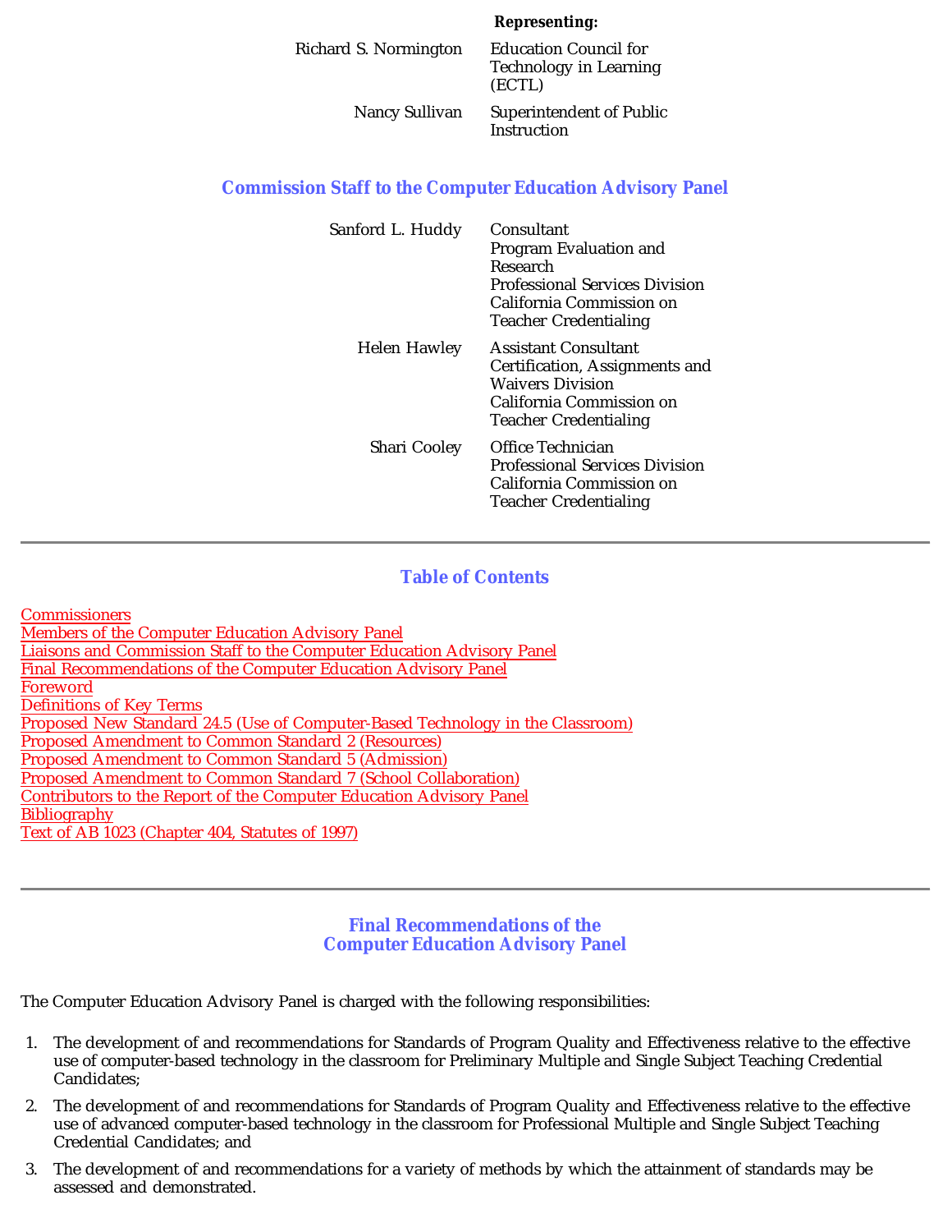| | **Representing:** |
|---|---|
| Richard S. Normington | Education Council for Technology in Learning (ECTL) |
| Nancy Sullivan | Superintendent of Public Instruction |

## Commission Staff to the Computer Education Advisory Panel

| | |
|---|---|
| Sanford L. Huddy | Consultant<br>Program Evaluation and Research<br>Professional Services Division<br>California Commission on Teacher Credentialing |
| Helen Hawley | Assistant Consultant<br>Certification, Assignments and Waivers Division<br>California Commission on Teacher Credentialing |
| Shari Cooley | Office Technician<br>Professional Services Division<br>California Commission on Teacher Credentialing |

---

## Table of Contents

Commissioners
Members of the Computer Education Advisory Panel
Liaisons and Commission Staff to the Computer Education Advisory Panel
Final Recommendations of the Computer Education Advisory Panel
Foreword
Definitions of Key Terms
Proposed New Standard 24.5 (Use of Computer-Based Technology in the Classroom)
Proposed Amendment to Common Standard 2 (Resources)
Proposed Amendment to Common Standard 5 (Admission)
Proposed Amendment to Common Standard 7 (School Collaboration)
Contributors to the Report of the Computer Education Advisory Panel
Bibliography
Text of AB 1023 (Chapter 404, Statutes of 1997)

---

## Final Recommendations of the Computer Education Advisory Panel

The Computer Education Advisory Panel is charged with the following responsibilities:

1. The development of and recommendations for Standards of Program Quality and Effectiveness relative to the effective use of computer-based technology in the classroom for Preliminary Multiple and Single Subject Teaching Credential Candidates;
2. The development of and recommendations for Standards of Program Quality and Effectiveness relative to the effective use of advanced computer-based technology in the classroom for Professional Multiple and Single Subject Teaching Credential Candidates; and
3. The development of and recommendations for a variety of methods by which the attainment of standards may be assessed and demonstrated.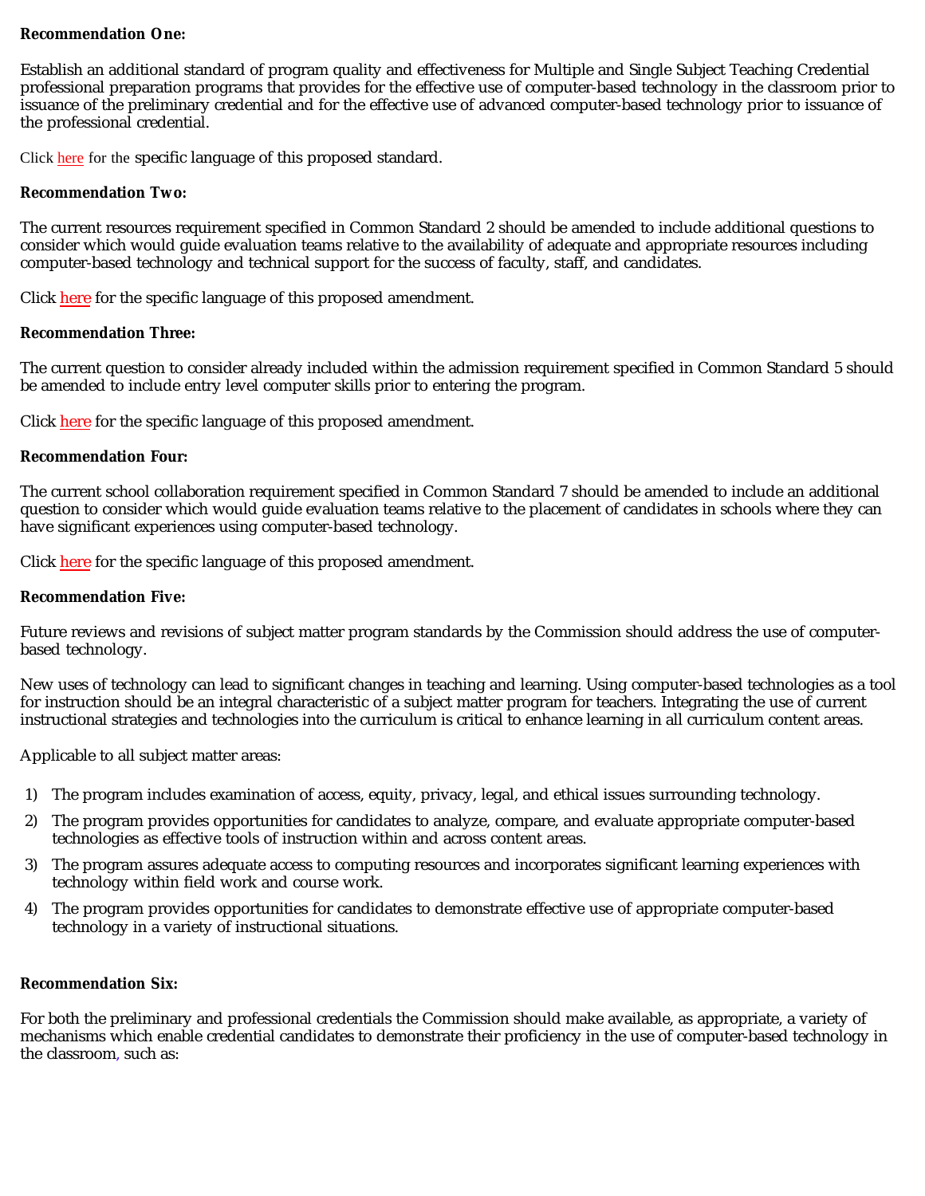**Recommendation One:**

Establish an additional standard of program quality and effectiveness for Multiple and Single Subject Teaching Credential professional preparation programs that provides for the effective use of computer-based technology in the classroom prior to issuance of the preliminary credential and for the effective use of advanced computer-based technology prior to issuance of the professional credential.

Click here for the specific language of this proposed standard.

**Recommendation Two:**

The current resources requirement specified in Common Standard 2 should be amended to include additional questions to consider which would guide evaluation teams relative to the availability of adequate and appropriate resources including computer-based technology and technical support for the success of faculty, staff, and candidates.

Click here for the specific language of this proposed amendment.

**Recommendation Three:**

The current question to consider already included within the admission requirement specified in Common Standard 5 should be amended to include entry level computer skills prior to entering the program.

Click here for the specific language of this proposed amendment.

**Recommendation Four:**

The current school collaboration requirement specified in Common Standard 7 should be amended to include an additional question to consider which would guide evaluation teams relative to the placement of candidates in schools where they can have significant experiences using computer-based technology.

Click here for the specific language of this proposed amendment.

**Recommendation Five:**

Future reviews and revisions of subject matter program standards by the Commission should address the use of computer-based technology.

New uses of technology can lead to significant changes in teaching and learning. Using computer-based technologies as a tool for instruction should be an integral characteristic of a subject matter program for teachers. Integrating the use of current instructional strategies and technologies into the curriculum is critical to enhance learning in all curriculum content areas.

Applicable to all subject matter areas:

1) The program includes examination of access, equity, privacy, legal, and ethical issues surrounding technology.
2) The program provides opportunities for candidates to analyze, compare, and evaluate appropriate computer-based technologies as effective tools of instruction within and across content areas.
3) The program assures adequate access to computing resources and incorporates significant learning experiences with technology within field work and course work.
4) The program provides opportunities for candidates to demonstrate effective use of appropriate computer-based technology in a variety of instructional situations.

**Recommendation Six:**

For both the preliminary and professional credentials the Commission should make available, as appropriate, a variety of mechanisms which enable credential candidates to demonstrate their proficiency in the use of computer-based technology in the classroom, such as: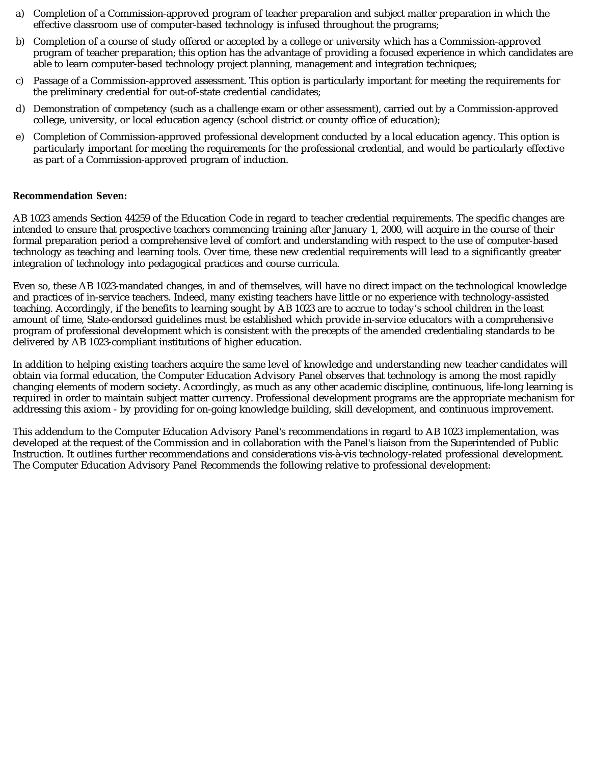a) Completion of a Commission-approved program of teacher preparation and subject matter preparation in which the effective classroom use of computer-based technology is infused throughout the programs;

b) Completion of a course of study offered or accepted by a college or university which has a Commission-approved program of teacher preparation; this option has the advantage of providing a focused experience in which candidates are able to learn computer-based technology project planning, management and integration techniques;

c) Passage of a Commission-approved assessment. This option is particularly important for meeting the requirements for the preliminary credential for out-of-state credential candidates;

d) Demonstration of competency (such as a challenge exam or other assessment), carried out by a Commission-approved college, university, or local education agency (school district or county office of education);

e) Completion of Commission-approved professional development conducted by a local education agency. This option is particularly important for meeting the requirements for the professional credential, and would be particularly effective as part of a Commission-approved program of induction.

**Recommendation Seven:**

AB 1023 amends Section 44259 of the Education Code in regard to teacher credential requirements. The specific changes are intended to ensure that prospective teachers commencing training after January 1, 2000, will acquire in the course of their formal preparation period a comprehensive level of comfort and understanding with respect to the use of computer-based technology as teaching and learning tools. Over time, these new credential requirements will lead to a significantly greater integration of technology into pedagogical practices and course curricula.

Even so, these AB 1023-mandated changes, in and of themselves, will have no direct impact on the technological knowledge and practices of in-service teachers. Indeed, many existing teachers have little or no experience with technology-assisted teaching. Accordingly, if the benefits to learning sought by AB 1023 are to accrue to today's school children in the least amount of time, State-endorsed guidelines must be established which provide in-service educators with a comprehensive program of professional development which is consistent with the precepts of the amended credentialing standards to be delivered by AB 1023-compliant institutions of higher education.

In addition to helping existing teachers acquire the same level of knowledge and understanding new teacher candidates will obtain via formal education, the Computer Education Advisory Panel observes that technology is among the most rapidly changing elements of modern society. Accordingly, as much as any other academic discipline, continuous, life-long learning is required in order to maintain subject matter currency. Professional development programs are the appropriate mechanism for addressing this axiom - by providing for on-going knowledge building, skill development, and continuous improvement.

This addendum to the Computer Education Advisory Panel's recommendations in regard to AB 1023 implementation, was developed at the request of the Commission and in collaboration with the Panel's liaison from the Superintended of Public Instruction. It outlines further recommendations and considerations vis-à-vis technology-related professional development. The Computer Education Advisory Panel Recommends the following relative to professional development: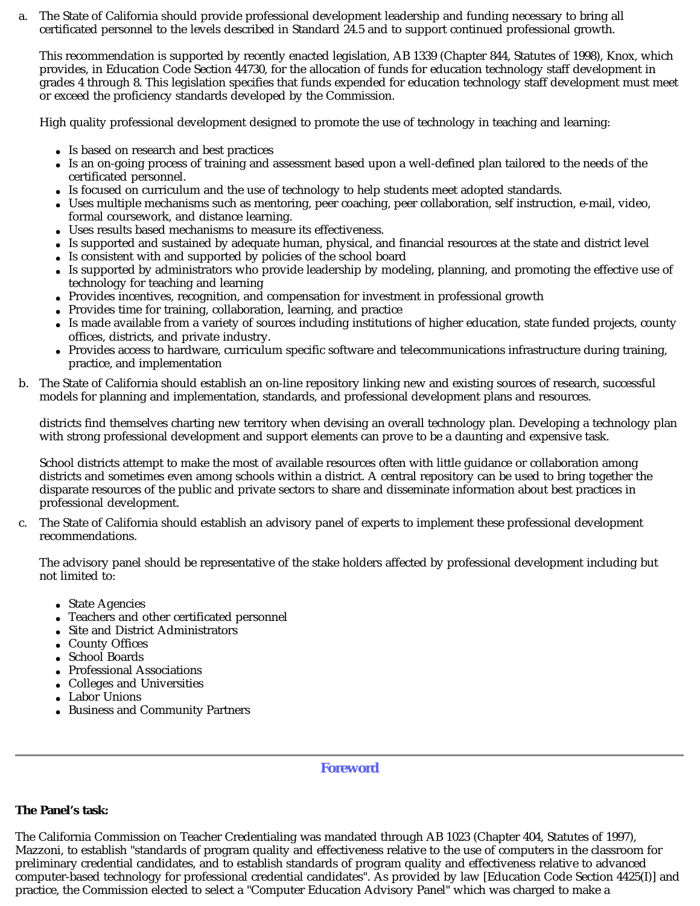a. The State of California should provide professional development leadership and funding necessary to bring all certificated personnel to the levels described in Standard 24.5 and to support continued professional growth.

   This recommendation is supported by recently enacted legislation, AB 1339 (Chapter 844, Statutes of 1998), Knox, which provides, in Education Code Section 44730, for the allocation of funds for education technology staff development in grades 4 through 8. This legislation specifies that funds expended for education technology staff development must meet or exceed the proficiency standards developed by the Commission.

   High quality professional development designed to promote the use of technology in teaching and learning:

   - Is based on research and best practices
   - Is an on-going process of training and assessment based upon a well-defined plan tailored to the needs of the certificated personnel.
   - Is focused on curriculum and the use of technology to help students meet adopted standards.
   - Uses multiple mechanisms such as mentoring, peer coaching, peer collaboration, self instruction, e-mail, video, formal coursework, and distance learning.
   - Uses results based mechanisms to measure its effectiveness.
   - Is supported and sustained by adequate human, physical, and financial resources at the state and district level
   - Is consistent with and supported by policies of the school board
   - Is supported by administrators who provide leadership by modeling, planning, and promoting the effective use of technology for teaching and learning
   - Provides incentives, recognition, and compensation for investment in professional growth
   - Provides time for training, collaboration, learning, and practice
   - Is made available from a variety of sources including institutions of higher education, state funded projects, county offices, districts, and private industry.
   - Provides access to hardware, curriculum specific software and telecommunications infrastructure during training, practice, and implementation

b. The State of California should establish an on-line repository linking new and existing sources of research, successful models for planning and implementation, standards, and professional development plans and resources.

   districts find themselves charting new territory when devising an overall technology plan. Developing a technology plan with strong professional development and support elements can prove to be a daunting and expensive task.

   School districts attempt to make the most of available resources often with little guidance or collaboration among districts and sometimes even among schools within a district. A central repository can be used to bring together the disparate resources of the public and private sectors to share and disseminate information about best practices in professional development.

c. The State of California should establish an advisory panel of experts to implement these professional development recommendations.

   The advisory panel should be representative of the stake holders affected by professional development including but not limited to:

   - State Agencies
   - Teachers and other certificated personnel
   - Site and District Administrators
   - County Offices
   - School Boards
   - Professional Associations
   - Colleges and Universities
   - Labor Unions
   - Business and Community Partners

---

## Foreword

**The Panel's task:**

The California Commission on Teacher Credentialing was mandated through AB 1023 (Chapter 404, Statutes of 1997), Mazzoni, to establish "standards of program quality and effectiveness relative to the use of computers in the classroom for preliminary credential candidates, and to establish standards of program quality and effectiveness relative to advanced computer-based technology for professional credential candidates". As provided by law [Education Code Section 4425(I)] and practice, the Commission elected to select a "Computer Education Advisory Panel" which was charged to make a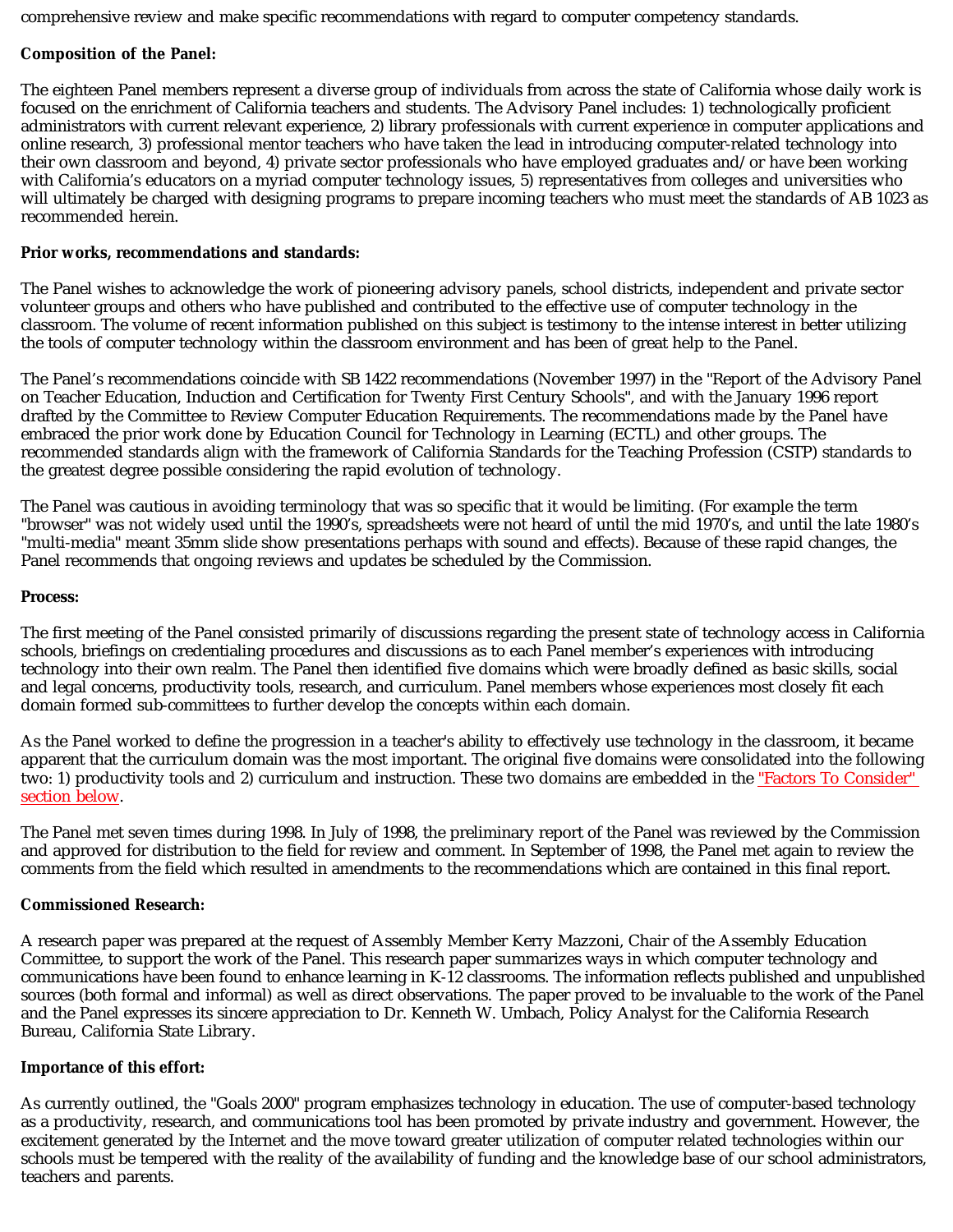comprehensive review and make specific recommendations with regard to computer competency standards.

**Composition of the Panel:**

The eighteen Panel members represent a diverse group of individuals from across the state of California whose daily work is focused on the enrichment of California teachers and students. The Advisory Panel includes: 1) technologically proficient administrators with current relevant experience, 2) library professionals with current experience in computer applications and online research, 3) professional mentor teachers who have taken the lead in introducing computer-related technology into their own classroom and beyond, 4) private sector professionals who have employed graduates and/or have been working with California's educators on a myriad computer technology issues, 5) representatives from colleges and universities who will ultimately be charged with designing programs to prepare incoming teachers who must meet the standards of AB 1023 as recommended herein.

**Prior works, recommendations and standards:**

The Panel wishes to acknowledge the work of pioneering advisory panels, school districts, independent and private sector volunteer groups and others who have published and contributed to the effective use of computer technology in the classroom. The volume of recent information published on this subject is testimony to the intense interest in better utilizing the tools of computer technology within the classroom environment and has been of great help to the Panel.

The Panel's recommendations coincide with SB 1422 recommendations (November 1997) in the "Report of the Advisory Panel on Teacher Education, Induction and Certification for Twenty First Century Schools", and with the January 1996 report drafted by the Committee to Review Computer Education Requirements. The recommendations made by the Panel have embraced the prior work done by Education Council for Technology in Learning (ECTL) and other groups. The recommended standards align with the framework of California Standards for the Teaching Profession (CSTP) standards to the greatest degree possible considering the rapid evolution of technology.

The Panel was cautious in avoiding terminology that was so specific that it would be limiting. (For example the term "browser" was not widely used until the 1990's, spreadsheets were not heard of until the mid 1970's, and until the late 1980's "multi-media" meant 35mm slide show presentations perhaps with sound and effects). Because of these rapid changes, the Panel recommends that ongoing reviews and updates be scheduled by the Commission.

**Process:**

The first meeting of the Panel consisted primarily of discussions regarding the present state of technology access in California schools, briefings on credentialing procedures and discussions as to each Panel member's experiences with introducing technology into their own realm. The Panel then identified five domains which were broadly defined as basic skills, social and legal concerns, productivity tools, research, and curriculum. Panel members whose experiences most closely fit each domain formed sub-committees to further develop the concepts within each domain.

As the Panel worked to define the progression in a teacher's ability to effectively use technology in the classroom, it became apparent that the curriculum domain was the most important. The original five domains were consolidated into the following two: 1) productivity tools and 2) curriculum and instruction. These two domains are embedded in the "Factors To Consider" section below.

The Panel met seven times during 1998. In July of 1998, the preliminary report of the Panel was reviewed by the Commission and approved for distribution to the field for review and comment. In September of 1998, the Panel met again to review the comments from the field which resulted in amendments to the recommendations which are contained in this final report.

**Commissioned Research:**

A research paper was prepared at the request of Assembly Member Kerry Mazzoni, Chair of the Assembly Education Committee, to support the work of the Panel. This research paper summarizes ways in which computer technology and communications have been found to enhance learning in K-12 classrooms. The information reflects published and unpublished sources (both formal and informal) as well as direct observations. The paper proved to be invaluable to the work of the Panel and the Panel expresses its sincere appreciation to Dr. Kenneth W. Umbach, Policy Analyst for the California Research Bureau, California State Library.

**Importance of this effort:**

As currently outlined, the "Goals 2000" program emphasizes technology in education. The use of computer-based technology as a productivity, research, and communications tool has been promoted by private industry and government. However, the excitement generated by the Internet and the move toward greater utilization of computer related technologies within our schools must be tempered with the reality of the availability of funding and the knowledge base of our school administrators, teachers and parents.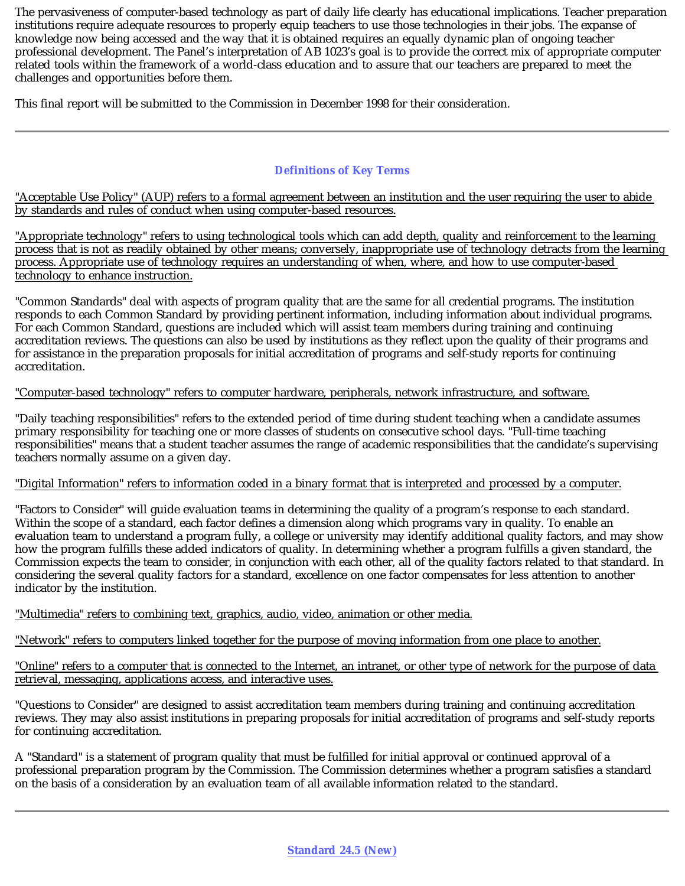The pervasiveness of computer-based technology as part of daily life clearly has educational implications. Teacher preparation institutions require adequate resources to properly equip teachers to use those technologies in their jobs. The expanse of knowledge now being accessed and the way that it is obtained requires an equally dynamic plan of ongoing teacher professional development. The Panel's interpretation of AB 1023's goal is to provide the correct mix of appropriate computer related tools within the framework of a world-class education and to assure that our teachers are prepared to meet the challenges and opportunities before them.

This final report will be submitted to the Commission in December 1998 for their consideration.

---

## Definitions of Key Terms

"Acceptable Use Policy" (AUP) refers to a formal agreement between an institution and the user requiring the user to abide by standards and rules of conduct when using computer-based resources.

"Appropriate technology" refers to using technological tools which can add depth, quality and reinforcement to the learning process that is not as readily obtained by other means; conversely, inappropriate use of technology detracts from the learning process. Appropriate use of technology requires an understanding of when, where, and how to use computer-based technology to enhance instruction.

"Common Standards" deal with aspects of program quality that are the same for all credential programs. The institution responds to each Common Standard by providing pertinent information, including information about individual programs. For each Common Standard, questions are included which will assist team members during training and continuing accreditation reviews. The questions can also be used by institutions as they reflect upon the quality of their programs and for assistance in the preparation proposals for initial accreditation of programs and self-study reports for continuing accreditation.

"Computer-based technology" refers to computer hardware, peripherals, network infrastructure, and software.

"Daily teaching responsibilities" refers to the extended period of time during student teaching when a candidate assumes primary responsibility for teaching one or more classes of students on consecutive school days. "Full-time teaching responsibilities" means that a student teacher assumes the range of academic responsibilities that the candidate's supervising teachers normally assume on a given day.

"Digital Information" refers to information coded in a binary format that is interpreted and processed by a computer.

"Factors to Consider" will guide evaluation teams in determining the quality of a program's response to each standard. Within the scope of a standard, each factor defines a dimension along which programs vary in quality. To enable an evaluation team to understand a program fully, a college or university may identify additional quality factors, and may show how the program fulfills these added indicators of quality. In determining whether a program fulfills a given standard, the Commission expects the team to consider, in conjunction with each other, all of the quality factors related to that standard. In considering the several quality factors for a standard, excellence on one factor compensates for less attention to another indicator by the institution.

"Multimedia" refers to combining text, graphics, audio, video, animation or other media.

"Network" refers to computers linked together for the purpose of moving information from one place to another.

"Online" refers to a computer that is connected to the Internet, an intranet, or other type of network for the purpose of data retrieval, messaging, applications access, and interactive uses.

"Questions to Consider" are designed to assist accreditation team members during training and continuing accreditation reviews. They may also assist institutions in preparing proposals for initial accreditation of programs and self-study reports for continuing accreditation.

A "Standard" is a statement of program quality that must be fulfilled for initial approval or continued approval of a professional preparation program by the Commission. The Commission determines whether a program satisfies a standard on the basis of a consideration by an evaluation team of all available information related to the standard.

---

## Standard 24.5 (New)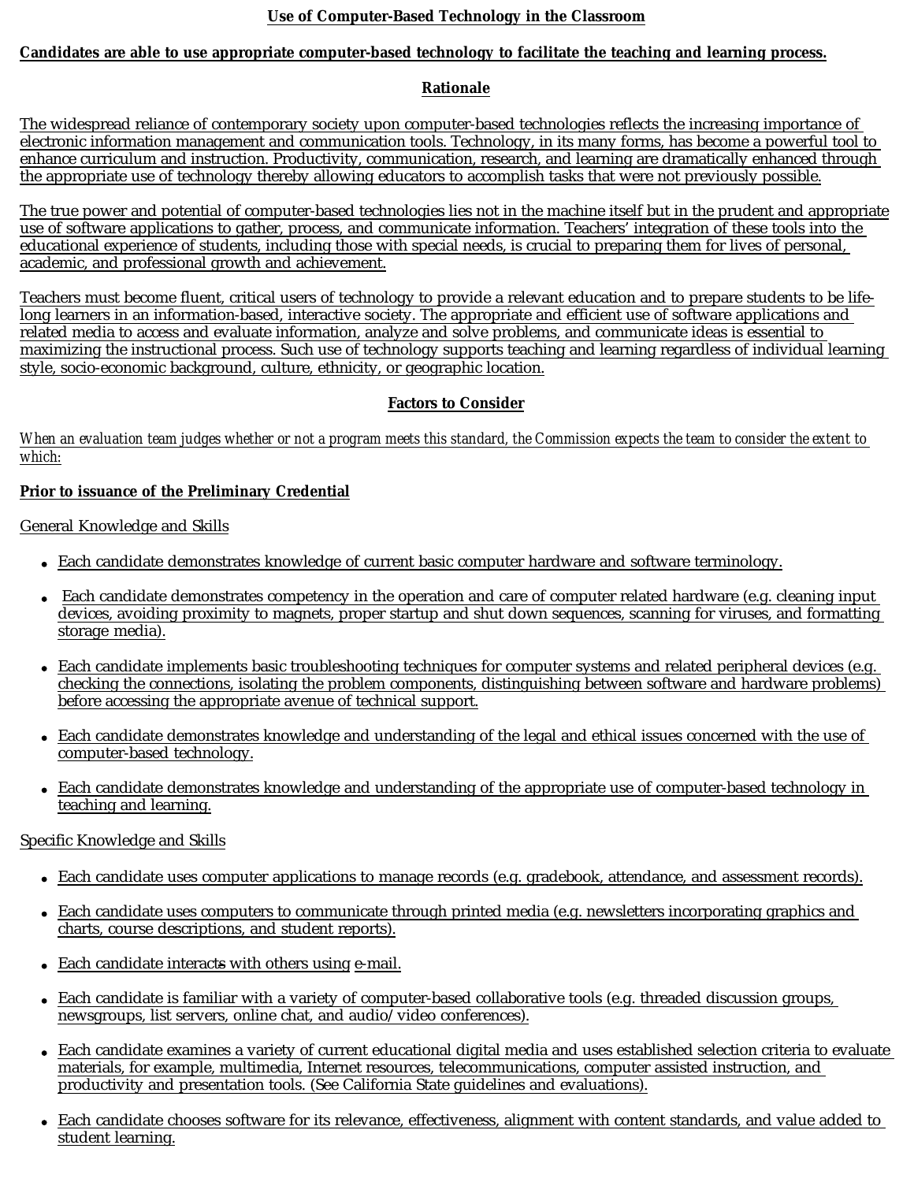# Use of Computer-Based Technology in the Classroom

**Candidates are able to use appropriate computer-based technology to facilitate the teaching and learning process.**

## Rationale

The widespread reliance of contemporary society upon computer-based technologies reflects the increasing importance of electronic information management and communication tools. Technology, in its many forms, has become a powerful tool to enhance curriculum and instruction. Productivity, communication, research, and learning are dramatically enhanced through the appropriate use of technology thereby allowing educators to accomplish tasks that were not previously possible.

The true power and potential of computer-based technologies lies not in the machine itself but in the prudent and appropriate use of software applications to gather, process, and communicate information. Teachers' integration of these tools into the educational experience of students, including those with special needs, is crucial to preparing them for lives of personal, academic, and professional growth and achievement.

Teachers must become fluent, critical users of technology to provide a relevant education and to prepare students to be life-long learners in an information-based, interactive society. The appropriate and efficient use of software applications and related media to access and evaluate information, analyze and solve problems, and communicate ideas is essential to maximizing the instructional process. Such use of technology supports teaching and learning regardless of individual learning style, socio-economic background, culture, ethnicity, or geographic location.

## Factors to Consider

*When an evaluation team judges whether or not a program meets this standard, the Commission expects the team to consider the extent to which:*

**Prior to issuance of the Preliminary Credential**

General Knowledge and Skills

- Each candidate demonstrates knowledge of current basic computer hardware and software terminology.
- Each candidate demonstrates competency in the operation and care of computer related hardware (e.g. cleaning input devices, avoiding proximity to magnets, proper startup and shut down sequences, scanning for viruses, and formatting storage media).
- Each candidate implements basic troubleshooting techniques for computer systems and related peripheral devices (e.g. checking the connections, isolating the problem components, distinguishing between software and hardware problems) before accessing the appropriate avenue of technical support.
- Each candidate demonstrates knowledge and understanding of the legal and ethical issues concerned with the use of computer-based technology.
- Each candidate demonstrates knowledge and understanding of the appropriate use of computer-based technology in teaching and learning.

Specific Knowledge and Skills

- Each candidate uses computer applications to manage records (e.g. gradebook, attendance, and assessment records).
- Each candidate uses computers to communicate through printed media (e.g. newsletters incorporating graphics and charts, course descriptions, and student reports).
- Each candidate interacts with others using e-mail.
- Each candidate is familiar with a variety of computer-based collaborative tools (e.g. threaded discussion groups, newsgroups, list servers, online chat, and audio/video conferences).
- Each candidate examines a variety of current educational digital media and uses established selection criteria to evaluate materials, for example, multimedia, Internet resources, telecommunications, computer assisted instruction, and productivity and presentation tools. (See California State guidelines and evaluations).
- Each candidate chooses software for its relevance, effectiveness, alignment with content standards, and value added to student learning.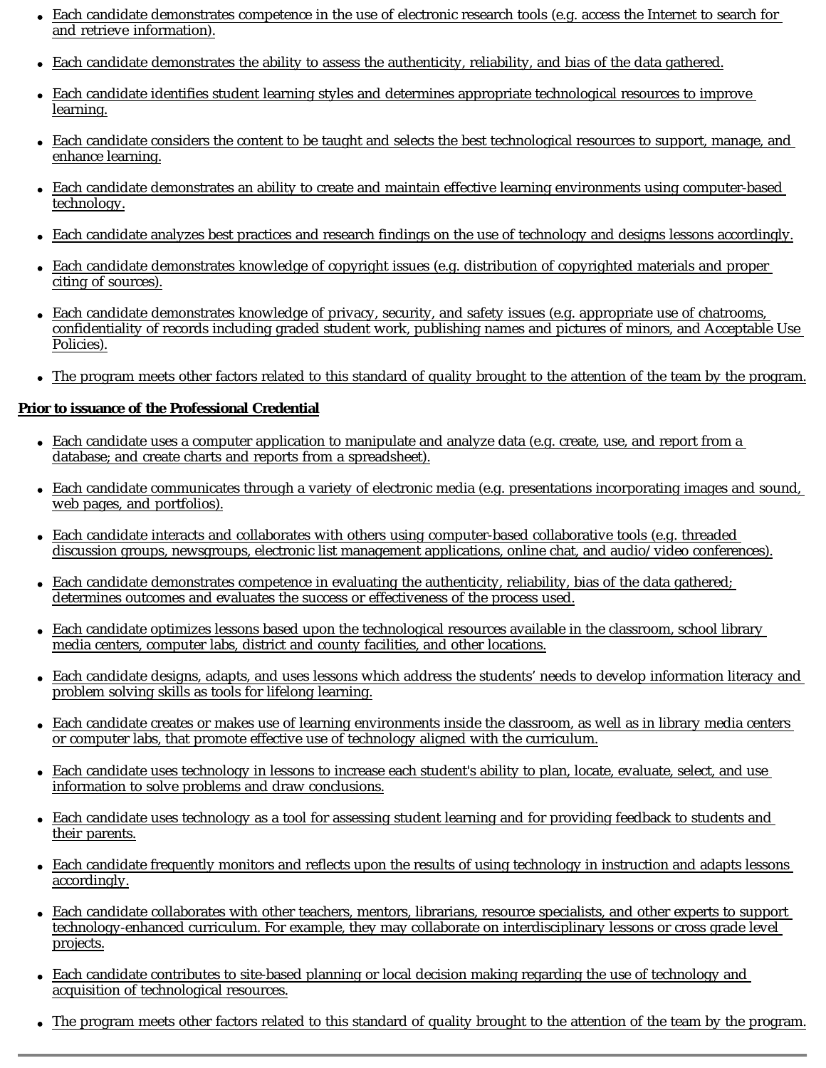- Each candidate demonstrates competence in the use of electronic research tools (e.g. access the Internet to search for and retrieve information).
- Each candidate demonstrates the ability to assess the authenticity, reliability, and bias of the data gathered.
- Each candidate identifies student learning styles and determines appropriate technological resources to improve learning.
- Each candidate considers the content to be taught and selects the best technological resources to support, manage, and enhance learning.
- Each candidate demonstrates an ability to create and maintain effective learning environments using computer-based technology.
- Each candidate analyzes best practices and research findings on the use of technology and designs lessons accordingly.
- Each candidate demonstrates knowledge of copyright issues (e.g. distribution of copyrighted materials and proper citing of sources).
- Each candidate demonstrates knowledge of privacy, security, and safety issues (e.g. appropriate use of chatrooms, confidentiality of records including graded student work, publishing names and pictures of minors, and Acceptable Use Policies).
- The program meets other factors related to this standard of quality brought to the attention of the team by the program.

**Prior to issuance of the Professional Credential**

- Each candidate uses a computer application to manipulate and analyze data (e.g. create, use, and report from a database; and create charts and reports from a spreadsheet).
- Each candidate communicates through a variety of electronic media (e.g. presentations incorporating images and sound, web pages, and portfolios).
- Each candidate interacts and collaborates with others using computer-based collaborative tools (e.g. threaded discussion groups, newsgroups, electronic list management applications, online chat, and audio/video conferences).
- Each candidate demonstrates competence in evaluating the authenticity, reliability, bias of the data gathered; determines outcomes and evaluates the success or effectiveness of the process used.
- Each candidate optimizes lessons based upon the technological resources available in the classroom, school library media centers, computer labs, district and county facilities, and other locations.
- Each candidate designs, adapts, and uses lessons which address the students' needs to develop information literacy and problem solving skills as tools for lifelong learning.
- Each candidate creates or makes use of learning environments inside the classroom, as well as in library media centers or computer labs, that promote effective use of technology aligned with the curriculum.
- Each candidate uses technology in lessons to increase each student's ability to plan, locate, evaluate, select, and use information to solve problems and draw conclusions.
- Each candidate uses technology as a tool for assessing student learning and for providing feedback to students and their parents.
- Each candidate frequently monitors and reflects upon the results of using technology in instruction and adapts lessons accordingly.
- Each candidate collaborates with other teachers, mentors, librarians, resource specialists, and other experts to support technology-enhanced curriculum. For example, they may collaborate on interdisciplinary lessons or cross grade level projects.
- Each candidate contributes to site-based planning or local decision making regarding the use of technology and acquisition of technological resources.
- The program meets other factors related to this standard of quality brought to the attention of the team by the program.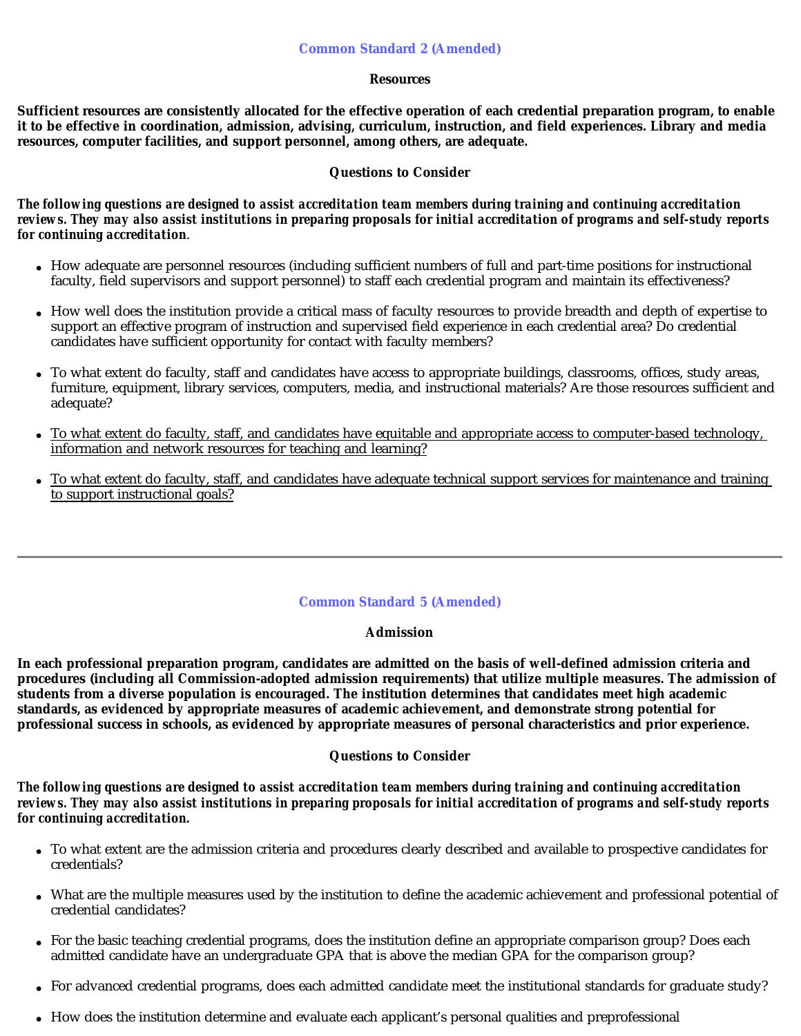## Common Standard 2 (Amended)

### Resources

**Sufficient resources are consistently allocated for the effective operation of each credential preparation program, to enable it to be effective in coordination, admission, advising, curriculum, instruction, and field experiences. Library and media resources, computer facilities, and support personnel, among others, are adequate.**

### Questions to Consider

***The following questions are designed to assist accreditation team members during training and continuing accreditation reviews. They may also assist institutions in preparing proposals for initial accreditation of programs and self-study reports for continuing accreditation*.**

- How adequate are personnel resources (including sufficient numbers of full and part-time positions for instructional faculty, field supervisors and support personnel) to staff each credential program and maintain its effectiveness?
- How well does the institution provide a critical mass of faculty resources to provide breadth and depth of expertise to support an effective program of instruction and supervised field experience in each credential area? Do credential candidates have sufficient opportunity for contact with faculty members?
- To what extent do faculty, staff and candidates have access to appropriate buildings, classrooms, offices, study areas, furniture, equipment, library services, computers, media, and instructional materials? Are those resources sufficient and adequate?
- <u>To what extent do faculty, staff, and candidates have equitable and appropriate access to computer-based technology, information and network resources for teaching and learning?</u>
- <u>To what extent do faculty, staff, and candidates have adequate technical support services for maintenance and training to support instructional goals?</u>

---

## Common Standard 5 (Amended)

### Admission

**In each professional preparation program, candidates are admitted on the basis of well-defined admission criteria and procedures (including all Commission-adopted admission requirements) that utilize multiple measures. The admission of students from a diverse population is encouraged. The institution determines that candidates meet high academic standards, as evidenced by appropriate measures of academic achievement, and demonstrate strong potential for professional success in schools, as evidenced by appropriate measures of personal characteristics and prior experience.**

### Questions to Consider

***The following questions are designed to assist accreditation team members during training and continuing accreditation reviews. They may also assist institutions in preparing proposals for initial accreditation of programs and self-study reports for continuing accreditation.***

- To what extent are the admission criteria and procedures clearly described and available to prospective candidates for credentials?
- What are the multiple measures used by the institution to define the academic achievement and professional potential of credential candidates?
- For the basic teaching credential programs, does the institution define an appropriate comparison group? Does each admitted candidate have an undergraduate GPA that is above the median GPA for the comparison group?
- For advanced credential programs, does each admitted candidate meet the institutional standards for graduate study?
- How does the institution determine and evaluate each applicant's personal qualities and preprofessional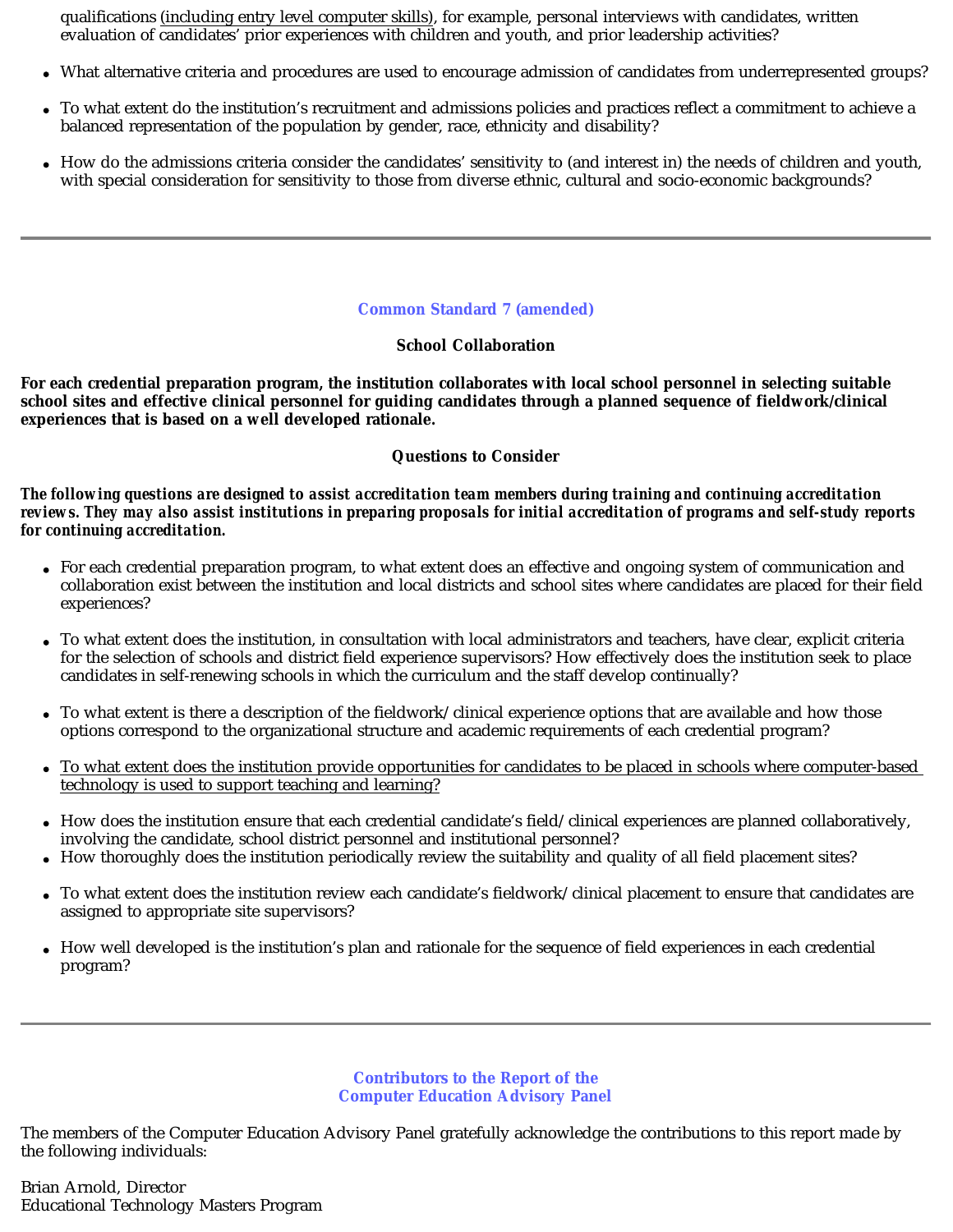qualifications <u>(including entry level computer skills)</u>, for example, personal interviews with candidates, written evaluation of candidates' prior experiences with children and youth, and prior leadership activities?

- What alternative criteria and procedures are used to encourage admission of candidates from underrepresented groups?
- To what extent do the institution's recruitment and admissions policies and practices reflect a commitment to achieve a balanced representation of the population by gender, race, ethnicity and disability?
- How do the admissions criteria consider the candidates' sensitivity to (and interest in) the needs of children and youth, with special consideration for sensitivity to those from diverse ethnic, cultural and socio-economic backgrounds?

---

## Common Standard 7 (amended)

### School Collaboration

**For each credential preparation program, the institution collaborates with local school personnel in selecting suitable school sites and effective clinical personnel for guiding candidates through a planned sequence of fieldwork/clinical experiences that is based on a well developed rationale.**

### Questions to Consider

***The following questions are designed to assist accreditation team members during training and continuing accreditation reviews. They may also assist institutions in preparing proposals for initial accreditation of programs and self-study reports for continuing accreditation.***

- For each credential preparation program, to what extent does an effective and ongoing system of communication and collaboration exist between the institution and local districts and school sites where candidates are placed for their field experiences?
- To what extent does the institution, in consultation with local administrators and teachers, have clear, explicit criteria for the selection of schools and district field experience supervisors? How effectively does the institution seek to place candidates in self-renewing schools in which the curriculum and the staff develop continually?
- To what extent is there a description of the fieldwork/clinical experience options that are available and how those options correspond to the organizational structure and academic requirements of each credential program?
- <u>To what extent does the institution provide opportunities for candidates to be placed in schools where computer-based technology is used to support teaching and learning?</u>
- How does the institution ensure that each credential candidate's field/clinical experiences are planned collaboratively, involving the candidate, school district personnel and institutional personnel?
- How thoroughly does the institution periodically review the suitability and quality of all field placement sites?
- To what extent does the institution review each candidate's fieldwork/clinical placement to ensure that candidates are assigned to appropriate site supervisors?
- How well developed is the institution's plan and rationale for the sequence of field experiences in each credential program?

---

## Contributors to the Report of the Computer Education Advisory Panel

The members of the Computer Education Advisory Panel gratefully acknowledge the contributions to this report made by the following individuals:

Brian Arnold, Director
Educational Technology Masters Program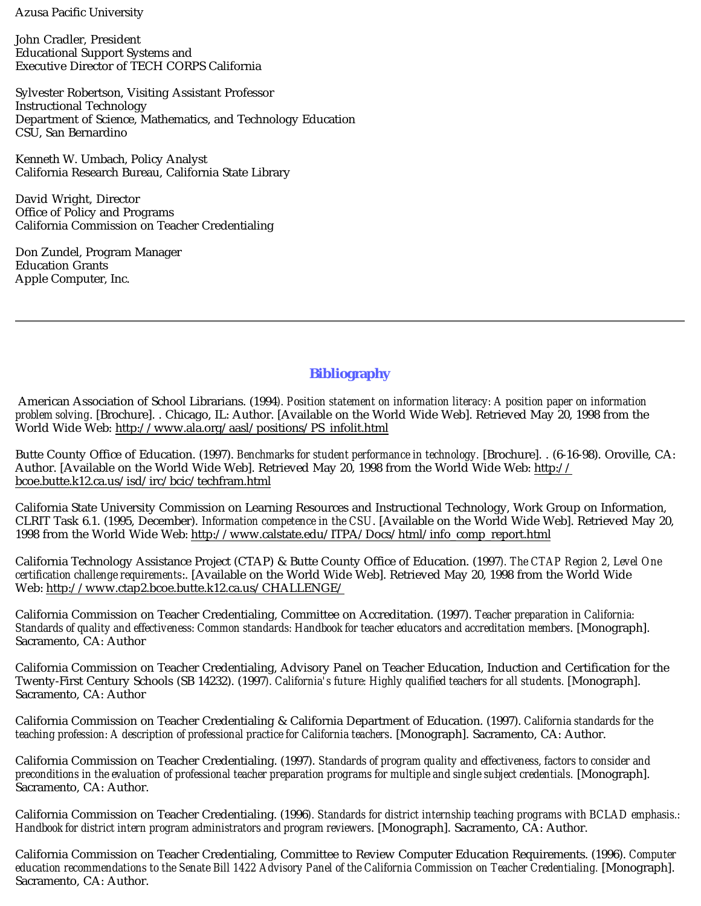Azusa Pacific University

John Cradler, President
Educational Support Systems and
Executive Director of TECH CORPS California

Sylvester Robertson, Visiting Assistant Professor
Instructional Technology
Department of Science, Mathematics, and Technology Education
CSU, San Bernardino

Kenneth W. Umbach, Policy Analyst
California Research Bureau, California State Library

David Wright, Director
Office of Policy and Programs
California Commission on Teacher Credentialing

Don Zundel, Program Manager
Education Grants
Apple Computer, Inc.

---

## Bibliography

American Association of School Librarians. (1994). *Position statement on information literacy: A position paper on information problem solving*. [Brochure]. . Chicago, IL: Author. [Available on the World Wide Web]. Retrieved May 20, 1998 from the World Wide Web: http://www.ala.org/aasl/positions/PS_infolit.html

Butte County Office of Education. (1997). *Benchmarks for student performance in technology.* [Brochure]. . (6-16-98). Oroville, CA: Author. [Available on the World Wide Web]. Retrieved May 20, 1998 from the World Wide Web: http://bcoe.butte.k12.ca.us/isd/irc/bcic/techfram.html

California State University Commission on Learning Resources and Instructional Technology, Work Group on Information, CLRIT Task 6.1. (1995, December). *Information competence in the CSU*. [Available on the World Wide Web]. Retrieved May 20, 1998 from the World Wide Web: http://www.calstate.edu/ITPA/Docs/html/info_comp_report.html

California Technology Assistance Project (CTAP) & Butte County Office of Education. (1997). *The CTAP Region 2, Level One certification challenge requirements*:. [Available on the World Wide Web]. Retrieved May 20, 1998 from the World Wide Web: http://www.ctap2.bcoe.butte.k12.ca.us/CHALLENGE/

California Commission on Teacher Credentialing, Committee on Accreditation. (1997). *Teacher preparation in California: Standards of quality and effectiveness: Common standards: Handbook for teacher educators and accreditation members*. [Monograph]. Sacramento, CA: Author

California Commission on Teacher Credentialing, Advisory Panel on Teacher Education, Induction and Certification for the Twenty-First Century Schools (SB 14232). (1997). *California's future: Highly qualified teachers for all students.* [Monograph]. Sacramento, CA: Author

California Commission on Teacher Credentialing & California Department of Education. (1997). *California standards for the teaching profession: A description of professional practice for California teachers*. [Monograph]. Sacramento, CA: Author.

California Commission on Teacher Credentialing. (1997). *Standards of program quality and effectiveness, factors to consider and preconditions in the evaluation of professional teacher preparation programs for multiple and single subject credentials.* [Monograph]. Sacramento, CA: Author.

California Commission on Teacher Credentialing. (1996). *Standards for district internship teaching programs with BCLAD emphasis.: Handbook for district intern program administrators and program reviewers*. [Monograph]. Sacramento, CA: Author.

California Commission on Teacher Credentialing, Committee to Review Computer Education Requirements. (1996). *Computer education recommendations to the Senate Bill 1422 Advisory Panel of the California Commission on Teacher Credentialing.* [Monograph]. Sacramento, CA: Author.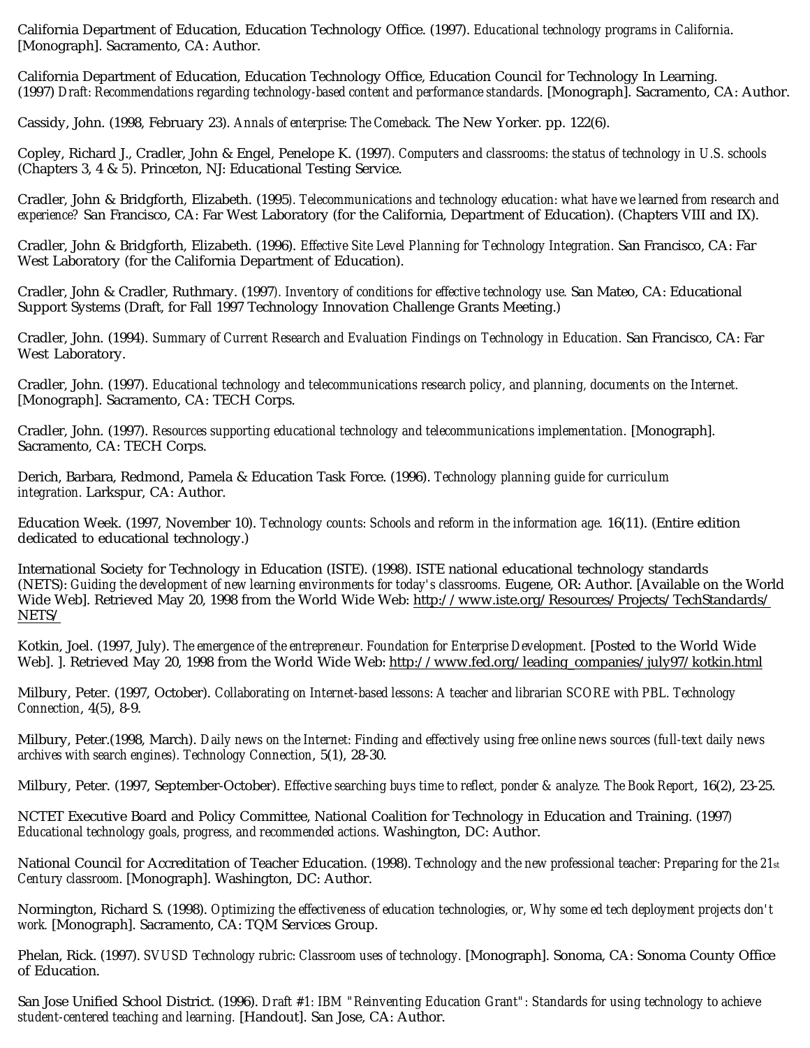California Department of Education, Education Technology Office. (1997). *Educational technology programs in California*. [Monograph]. Sacramento, CA: Author.

California Department of Education, Education Technology Office, Education Council for Technology In Learning. (1997) *Draft: Recommendations regarding technology-based content and performance standards*. [Monograph]. Sacramento, CA: Author.

Cassidy, John. (1998, February 23). *Annals of enterprise: The Comeback.* The New Yorker. pp. 122(6).

Copley, Richard J., Cradler, John & Engel, Penelope K. (1997). *Computers and classrooms: the status of technology in U.S. schools* (Chapters 3, 4 & 5). Princeton, NJ: Educational Testing Service.

Cradler, John & Bridgforth, Elizabeth. (1995). *Telecommunications and technology education: what have we learned from research and experience?* San Francisco, CA: Far West Laboratory (for the California, Department of Education). (Chapters VIII and IX).

Cradler, John & Bridgforth, Elizabeth. (1996). *Effective Site Level Planning for Technology Integration.* San Francisco, CA: Far West Laboratory (for the California Department of Education).

Cradler, John & Cradler, Ruthmary. (1997). *Inventory of conditions for effective technology use.* San Mateo, CA: Educational Support Systems (Draft, for Fall 1997 Technology Innovation Challenge Grants Meeting.)

Cradler, John. (1994). *Summary of Current Research and Evaluation Findings on Technology in Education.* San Francisco, CA: Far West Laboratory.

Cradler, John. (1997). *Educational technology and telecommunications research policy, and planning, documents on the Internet.* [Monograph]. Sacramento, CA: TECH Corps.

Cradler, John. (1997). *Resources supporting educational technology and telecommunications implementation.* [Monograph]. Sacramento, CA: TECH Corps.

Derich, Barbara, Redmond, Pamela & Education Task Force. (1996). *Technology planning guide for curriculum integration.* Larkspur, CA: Author.

Education Week. (1997, November 10). *Technology counts: Schools and reform in the information age.* 16(11). (Entire edition dedicated to educational technology.)

International Society for Technology in Education (ISTE). (1998). ISTE national educational technology standards (NETS): *Guiding the development of new learning environments for today's classrooms.* Eugene, OR: Author. [Available on the World Wide Web]. Retrieved May 20, 1998 from the World Wide Web: http://www.iste.org/Resources/Projects/TechStandards/NETS/

Kotkin, Joel. (1997, July). *The emergence of the entrepreneur. Foundation for Enterprise Development.* [Posted to the World Wide Web]. ]. Retrieved May 20, 1998 from the World Wide Web: http://www.fed.org/leading_companies/july97/kotkin.html

Milbury, Peter. (1997, October). *Collaborating on Internet-based lessons: A teacher and librarian SCORE with PBL. Technology Connection*, 4(5), 8-9.

Milbury, Peter.(1998, March). *Daily news on the Internet: Finding and effectively using free online news sources (full-text daily news archives with search engines). Technology Connection*, 5(1), 28-30.

Milbury, Peter. (1997, September-October). *Effective searching buys time to reflect, ponder & analyze. The Book Report*, 16(2), 23-25.

NCTET Executive Board and Policy Committee, National Coalition for Technology in Education and Training. (1997) *Educational technology goals, progress, and recommended actions.* Washington, DC: Author.

National Council for Accreditation of Teacher Education. (1998). *Technology and the new professional teacher: Preparing for the 21st Century classroom.* [Monograph]. Washington, DC: Author.

Normington, Richard S. (1998). *Optimizing the effectiveness of education technologies, or, Why some ed tech deployment projects don't work.* [Monograph]. Sacramento, CA: TQM Services Group.

Phelan, Rick. (1997). *SVUSD Technology rubric: Classroom uses of technology.* [Monograph]. Sonoma, CA: Sonoma County Office of Education.

San Jose Unified School District. (1996). *Draft #1: IBM "Reinventing Education Grant": Standards for using technology to achieve student-centered teaching and learning.* [Handout]. San Jose, CA: Author.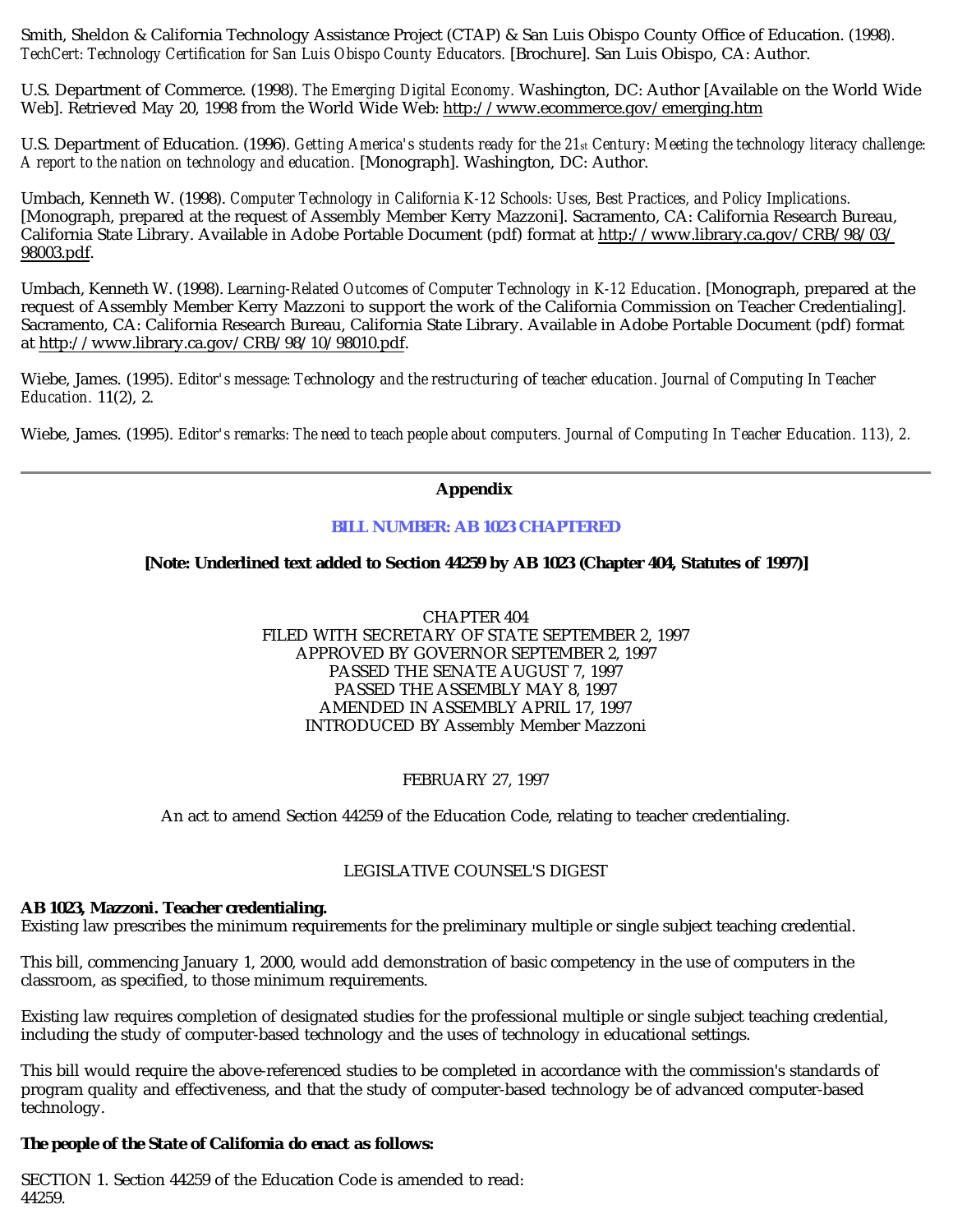Smith, Sheldon & California Technology Assistance Project (CTAP) & San Luis Obispo County Office of Education. (1998). *TechCert: Technology Certification for San Luis Obispo County Educators.* [Brochure]. San Luis Obispo, CA: Author.

U.S. Department of Commerce. (1998). *The Emerging Digital Economy.* Washington, DC: Author [Available on the World Wide Web]. Retrieved May 20, 1998 from the World Wide Web: http://www.ecommerce.gov/emerging.htm

U.S. Department of Education. (1996). *Getting America's students ready for the 21st Century: Meeting the technology literacy challenge: A report to the nation on technology and education.* [Monograph]. Washington, DC: Author.

Umbach, Kenneth W. (1998). *Computer Technology in California K-12 Schools: Uses, Best Practices, and Policy Implications.* [Monograph, prepared at the request of Assembly Member Kerry Mazzoni]. Sacramento, CA: California Research Bureau, California State Library. Available in Adobe Portable Document (pdf) format at http://www.library.ca.gov/CRB/98/03/98003.pdf.

Umbach, Kenneth W. (1998). *Learning-Related Outcomes of Computer Technology in K-12 Education*. [Monograph, prepared at the request of Assembly Member Kerry Mazzoni to support the work of the California Commission on Teacher Credentialing]. Sacramento, CA: California Research Bureau, California State Library. Available in Adobe Portable Document (pdf) format at http://www.library.ca.gov/CRB/98/10/98010.pdf.

Wiebe, James. (1995). *Editor's message: Technology and the restructuring of teacher education. Journal of Computing In Teacher Education.* 11(2), 2.

Wiebe, James. (1995). *Editor's remarks: The need to teach people about computers. Journal of Computing In Teacher Education. 113), 2.*

---

## Appendix

### BILL NUMBER: AB 1023 CHAPTERED

**[Note: Underlined text added to Section 44259 by AB 1023 (Chapter 404, Statutes of 1997)]**

CHAPTER 404
FILED WITH SECRETARY OF STATE SEPTEMBER 2, 1997
APPROVED BY GOVERNOR SEPTEMBER 2, 1997
PASSED THE SENATE AUGUST 7, 1997
PASSED THE ASSEMBLY MAY 8, 1997
AMENDED IN ASSEMBLY APRIL 17, 1997
INTRODUCED BY Assembly Member Mazzoni

FEBRUARY 27, 1997

An act to amend Section 44259 of the Education Code, relating to teacher credentialing.

LEGISLATIVE COUNSEL'S DIGEST

**AB 1023, Mazzoni. Teacher credentialing.**
Existing law prescribes the minimum requirements for the preliminary multiple or single subject teaching credential.

This bill, commencing January 1, 2000, would add demonstration of basic competency in the use of computers in the classroom, as specified, to those minimum requirements.

Existing law requires completion of designated studies for the professional multiple or single subject teaching credential, including the study of computer-based technology and the uses of technology in educational settings.

This bill would require the above-referenced studies to be completed in accordance with the commission's standards of program quality and effectiveness, and that the study of computer-based technology be of advanced computer-based technology.

**The people of the State of California do enact as follows:**

SECTION 1. Section 44259 of the Education Code is amended to read:
44259.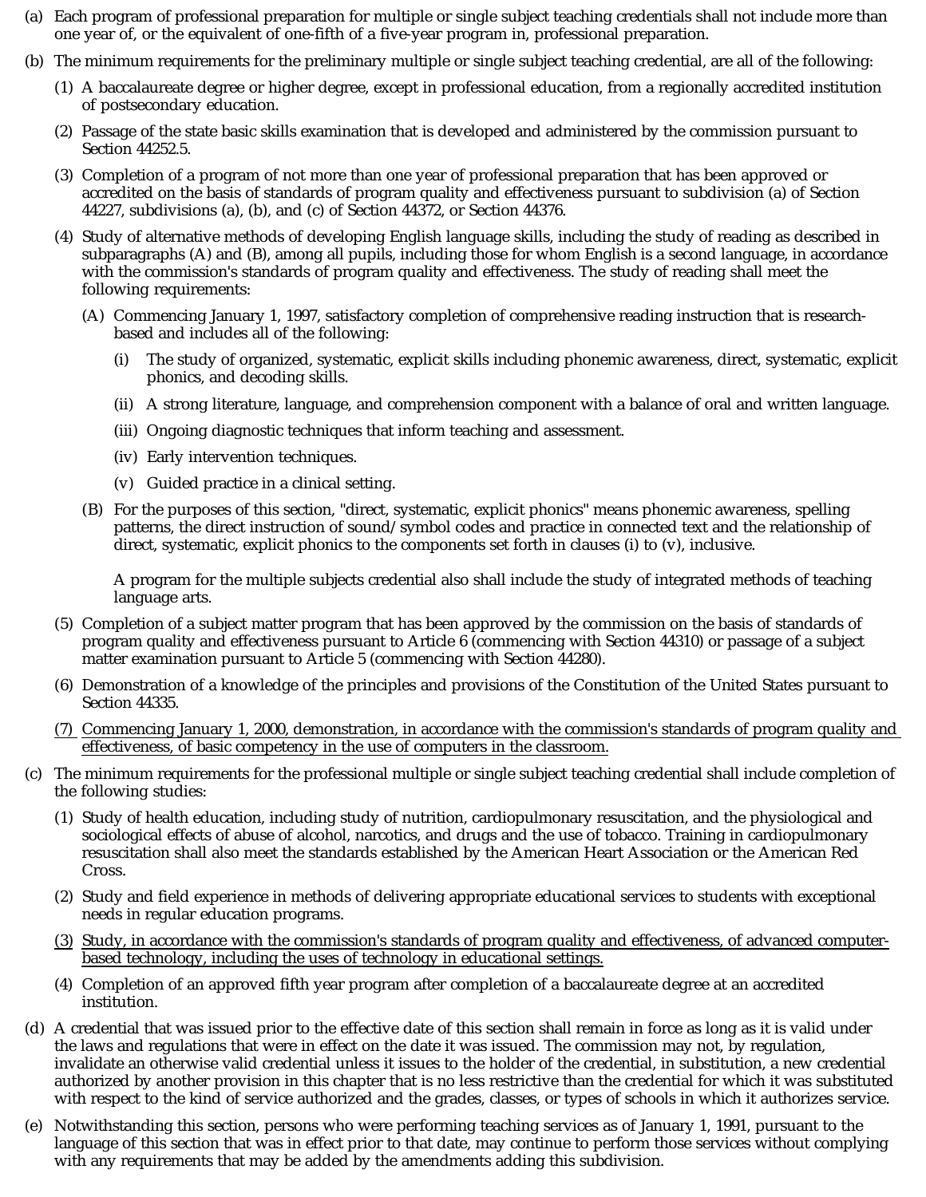(a) Each program of professional preparation for multiple or single subject teaching credentials shall not include more than one year of, or the equivalent of one-fifth of a five-year program in, professional preparation.

(b) The minimum requirements for the preliminary multiple or single subject teaching credential, are all of the following:

(1) A baccalaureate degree or higher degree, except in professional education, from a regionally accredited institution of postsecondary education.

(2) Passage of the state basic skills examination that is developed and administered by the commission pursuant to Section 44252.5.

(3) Completion of a program of not more than one year of professional preparation that has been approved or accredited on the basis of standards of program quality and effectiveness pursuant to subdivision (a) of Section 44227, subdivisions (a), (b), and (c) of Section 44372, or Section 44376.

(4) Study of alternative methods of developing English language skills, including the study of reading as described in subparagraphs (A) and (B), among all pupils, including those for whom English is a second language, in accordance with the commission's standards of program quality and effectiveness. The study of reading shall meet the following requirements:

(A) Commencing January 1, 1997, satisfactory completion of comprehensive reading instruction that is research-based and includes all of the following:

(i) The study of organized, systematic, explicit skills including phonemic awareness, direct, systematic, explicit phonics, and decoding skills.

(ii) A strong literature, language, and comprehension component with a balance of oral and written language.

(iii) Ongoing diagnostic techniques that inform teaching and assessment.

(iv) Early intervention techniques.

(v) Guided practice in a clinical setting.

(B) For the purposes of this section, "direct, systematic, explicit phonics" means phonemic awareness, spelling patterns, the direct instruction of sound/symbol codes and practice in connected text and the relationship of direct, systematic, explicit phonics to the components set forth in clauses (i) to (v), inclusive.

A program for the multiple subjects credential also shall include the study of integrated methods of teaching language arts.

(5) Completion of a subject matter program that has been approved by the commission on the basis of standards of program quality and effectiveness pursuant to Article 6 (commencing with Section 44310) or passage of a subject matter examination pursuant to Article 5 (commencing with Section 44280).

(6) Demonstration of a knowledge of the principles and provisions of the Constitution of the United States pursuant to Section 44335.

<u>(7) Commencing January 1, 2000, demonstration, in accordance with the commission's standards of program quality and effectiveness, of basic competency in the use of computers in the classroom.</u>

(c) The minimum requirements for the professional multiple or single subject teaching credential shall include completion of the following studies:

(1) Study of health education, including study of nutrition, cardiopulmonary resuscitation, and the physiological and sociological effects of abuse of alcohol, narcotics, and drugs and the use of tobacco. Training in cardiopulmonary resuscitation shall also meet the standards established by the American Heart Association or the American Red Cross.

(2) Study and field experience in methods of delivering appropriate educational services to students with exceptional needs in regular education programs.

<u>(3) Study, in accordance with the commission's standards of program quality and effectiveness, of advanced computer-based technology, including the uses of technology in educational settings.</u>

(4) Completion of an approved fifth year program after completion of a baccalaureate degree at an accredited institution.

(d) A credential that was issued prior to the effective date of this section shall remain in force as long as it is valid under the laws and regulations that were in effect on the date it was issued. The commission may not, by regulation, invalidate an otherwise valid credential unless it issues to the holder of the credential, in substitution, a new credential authorized by another provision in this chapter that is no less restrictive than the credential for which it was substituted with respect to the kind of service authorized and the grades, classes, or types of schools in which it authorizes service.

(e) Notwithstanding this section, persons who were performing teaching services as of January 1, 1991, pursuant to the language of this section that was in effect prior to that date, may continue to perform those services without complying with any requirements that may be added by the amendments adding this subdivision.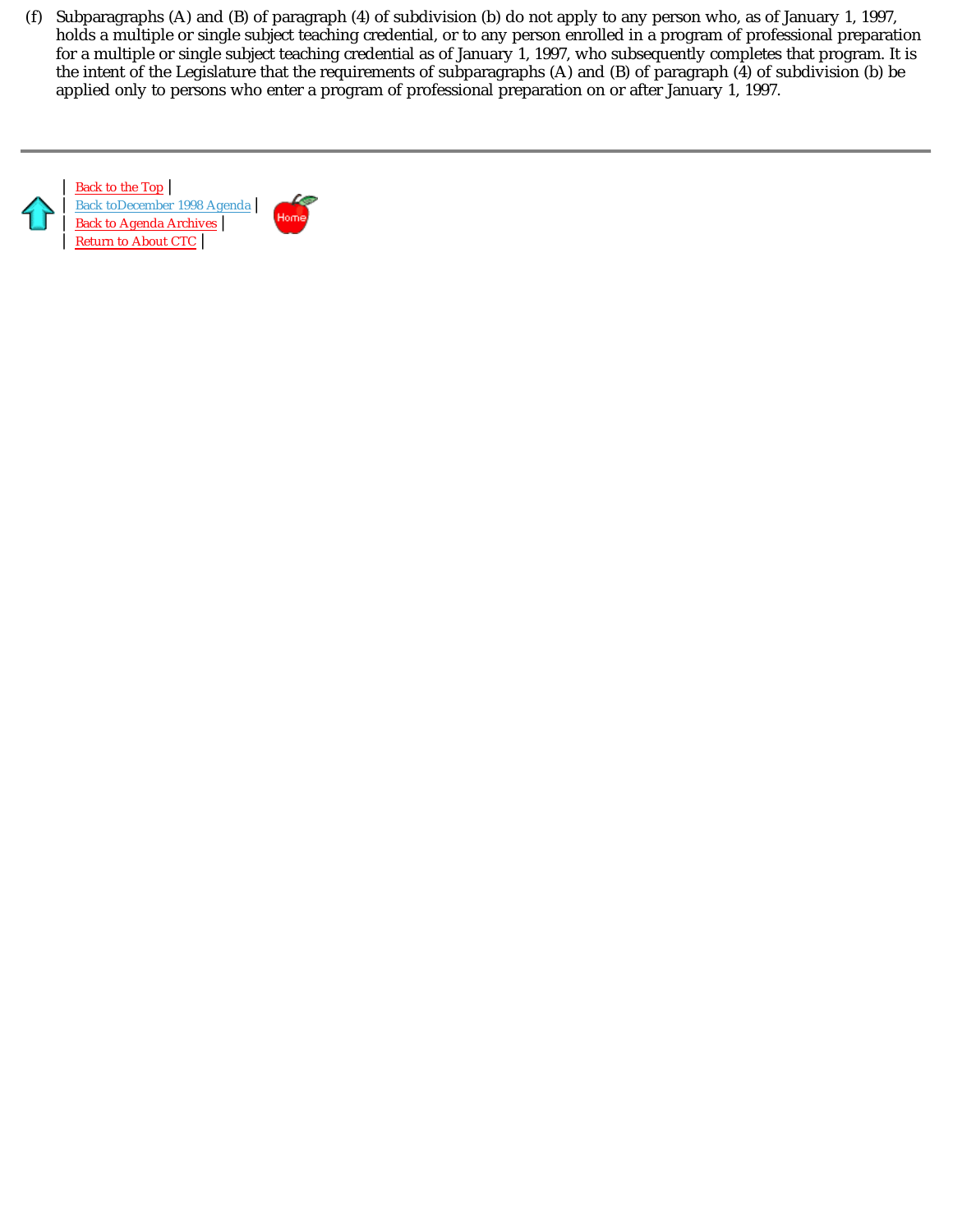(f) Subparagraphs (A) and (B) of paragraph (4) of subdivision (b) do not apply to any person who, as of January 1, 1997, holds a multiple or single subject teaching credential, or to any person enrolled in a program of professional preparation for a multiple or single subject teaching credential as of January 1, 1997, who subsequently completes that program. It is the intent of the Legislature that the requirements of subparagraphs (A) and (B) of paragraph (4) of subdivision (b) be applied only to persons who enter a program of professional preparation on or after January 1, 1997.

---

| Back to the Top |
| Back toDecember 1998 Agenda |
| Back to Agenda Archives |
| Return to About CTC |